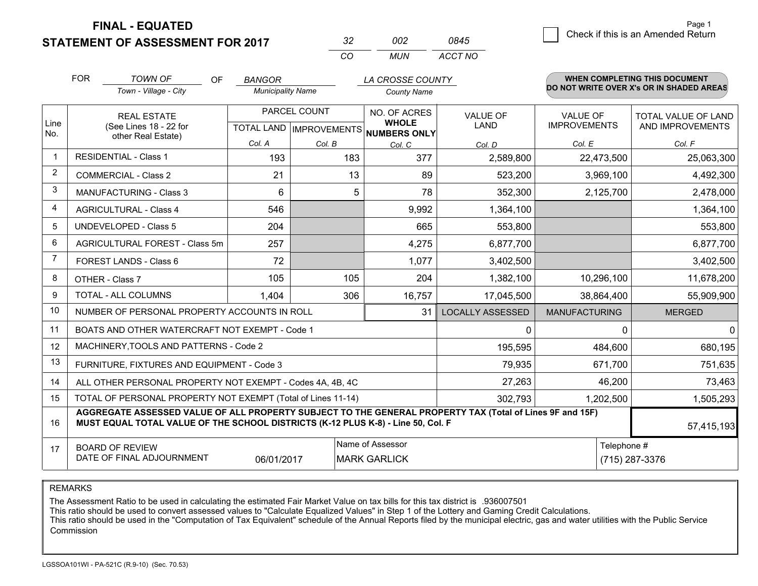# FINAL - EQUATED
## STATEMENT OF ASSESSMENT FOR 2017

| 32 | 002 | 0845 |
|---|---|---|
| CO | MUN | ACCT NO |

Page 1

☐ Check if this is an Amended Return

FOR *TOWN OF* (Town - Village - City) OF *BANGOR* (Municipality Name) *LA CROSSE COUNTY* (County Name)

**WHEN COMPLETING THIS DOCUMENT DO NOT WRITE OVER X's OR IN SHADED AREAS**

| Line No. | REAL ESTATE (See Lines 18 - 22 for other Real Estate) | PARCEL COUNT | | NO. OF ACRES WHOLE NUMBERS ONLY | VALUE OF LAND | VALUE OF IMPROVEMENTS | TOTAL VALUE OF LAND AND IMPROVEMENTS |
|---|---|---|---|---|---|---|---|
| | | TOTAL LAND Col. A | IMPROVEMENTS Col. B | Col. C | Col. D | Col. E | Col. F |
| 1 | RESIDENTIAL - Class 1 | 193 | 183 | 377 | 2,589,800 | 22,473,500 | 25,063,300 |
| 2 | COMMERCIAL - Class 2 | 21 | 13 | 89 | 523,200 | 3,969,100 | 4,492,300 |
| 3 | MANUFACTURING - Class 3 | 6 | 5 | 78 | 352,300 | 2,125,700 | 2,478,000 |
| 4 | AGRICULTURAL - Class 4 | 546 | | 9,992 | 1,364,100 | | 1,364,100 |
| 5 | UNDEVELOPED - Class 5 | 204 | | 665 | 553,800 | | 553,800 |
| 6 | AGRICULTURAL FOREST - Class 5m | 257 | | 4,275 | 6,877,700 | | 6,877,700 |
| 7 | FOREST LANDS - Class 6 | 72 | | 1,077 | 3,402,500 | | 3,402,500 |
| 8 | OTHER - Class 7 | 105 | 105 | 204 | 1,382,100 | 10,296,100 | 11,678,200 |
| 9 | TOTAL - ALL COLUMNS | 1,404 | 306 | 16,757 | 17,045,500 | 38,864,400 | 55,909,900 |
| 10 | NUMBER OF PERSONAL PROPERTY ACCOUNTS IN ROLL | | | 31 | LOCALLY ASSESSED | MANUFACTURING | MERGED |
| 11 | BOATS AND OTHER WATERCRAFT NOT EXEMPT - Code 1 | | | | 0 | 0 | 0 |
| 12 | MACHINERY,TOOLS AND PATTERNS - Code 2 | | | | 195,595 | 484,600 | 680,195 |
| 13 | FURNITURE, FIXTURES AND EQUIPMENT - Code 3 | | | | 79,935 | 671,700 | 751,635 |
| 14 | ALL OTHER PERSONAL PROPERTY NOT EXEMPT - Codes 4A, 4B, 4C | | | | 27,263 | 46,200 | 73,463 |
| 15 | TOTAL OF PERSONAL PROPERTY NOT EXEMPT (Total of Lines 11-14) | | | | 302,793 | 1,202,500 | 1,505,293 |
| 16 | **AGGREGATE ASSESSED VALUE OF ALL PROPERTY SUBJECT TO THE GENERAL PROPERTY TAX (Total of Lines 9F and 15F) MUST EQUAL TOTAL VALUE OF THE SCHOOL DISTRICTS (K-12 PLUS K-8) - Line 50, Col. F** | | | | | | 57,415,193 |
| 17 | BOARD OF REVIEW DATE OF FINAL ADJOURNMENT | 06/01/2017 | | Name of Assessor: MARK GARLICK | | Telephone #: (715) 287-3376 | |

REMARKS

The Assessment Ratio to be used in calculating the estimated Fair Market Value on tax bills for this tax district is .936007501
This ratio should be used to convert assessed values to "Calculate Equalized Values" in Step 1 of the Lottery and Gaming Credit Calculations.
This ratio should be used in the "Computation of Tax Equivalent" schedule of the Annual Reports filed by the municipal electric, gas and water utilities with the Public Service Commission

LGSSOA101WI - PA-521C (R.9-10) (Sec. 70.53)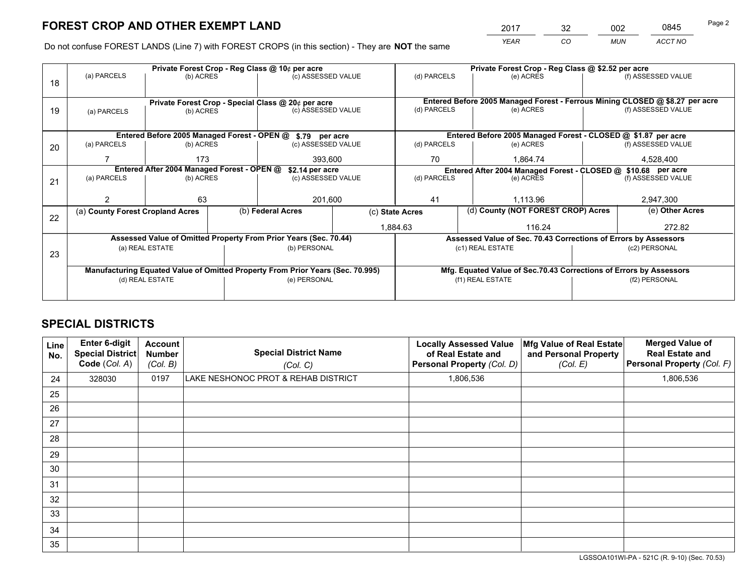# FOREST CROP AND OTHER EXEMPT LAND

| YEAR | CO | MUN | ACCT NO |
|---|---|---|---|
| 2017 | 32 | 002 | 0845 |

Do not confuse FOREST LANDS (Line 7) with FOREST CROPS (in this section) - They are **NOT** the same

| Line | Private Forest Crop - Reg Class @ 10¢ per acre | | | Private Forest Crop - Reg Class @ $2.52 per acre | | |
|---|---|---|---|---|---|---|
| 18 | (a) PARCELS | (b) ACRES | (c) ASSESSED VALUE | (d) PARCELS | (e) ACRES | (f) ASSESSED VALUE |
| | | | | | | |
| | **Private Forest Crop - Special Class @ 20¢ per acre** | | | **Entered Before 2005 Managed Forest - Ferrous Mining CLOSED @ $8.27 per acre** | | |
| 19 | (a) PARCELS | (b) ACRES | (c) ASSESSED VALUE | (d) PARCELS | (e) ACRES | (f) ASSESSED VALUE |
| | | | | | | |
| | **Entered Before 2005 Managed Forest - OPEN @ $.79 per acre** | | | **Entered Before 2005 Managed Forest - CLOSED @ $1.87 per acre** | | |
| 20 | (a) PARCELS | (b) ACRES | (c) ASSESSED VALUE | (d) PARCELS | (e) ACRES | (f) ASSESSED VALUE |
| | 7 | 173 | 393,600 | 70 | 1,864.74 | 4,528,400 |
| | **Entered After 2004 Managed Forest - OPEN @ $2.14 per acre** | | | **Entered After 2004 Managed Forest - CLOSED @ $10.68 per acre** | | |
| 21 | (a) PARCELS | (b) ACRES | (c) ASSESSED VALUE | (d) PARCELS | (e) ACRES | (f) ASSESSED VALUE |
| | 2 | 63 | 201,600 | 41 | 1,113.96 | 2,947,300 |

| Line | (a) County Forest Cropland Acres | (b) Federal Acres | (c) State Acres | (d) County (NOT FOREST CROP) Acres | (e) Other Acres |
|---|---|---|---|---|---|
| 22 | | | 1,884.63 | 116.24 | 272.82 |

| Line | Assessed Value of Omitted Property From Prior Years (Sec. 70.44) | | Assessed Value of Sec. 70.43 Corrections of Errors by Assessors | |
|---|---|---|---|---|
| 23 | (a) REAL ESTATE | (b) PERSONAL | (c1) REAL ESTATE | (c2) PERSONAL |
| | | | | |
| | **Manufacturing Equated Value of Omitted Property From Prior Years (Sec. 70.995)** | | **Mfg. Equated Value of Sec.70.43 Corrections of Errors by Assessors** | |
| | (d) REAL ESTATE | (e) PERSONAL | (f1) REAL ESTATE | (f2) PERSONAL |
| | | | | |

# SPECIAL DISTRICTS

| Line No. | Enter 6-digit Special District Code (Col. A) | Account Number (Col. B) | Special District Name (Col. C) | Locally Assessed Value of Real Estate and Personal Property (Col. D) | Mfg Value of Real Estate and Personal Property (Col. E) | Merged Value of Real Estate and Personal Property (Col. F) |
|---|---|---|---|---|---|---|
| 24 | 328030 | 0197 | LAKE NESHONOC PROT & REHAB DISTRICT | 1,806,536 | | 1,806,536 |
| 25 | | | | | | |
| 26 | | | | | | |
| 27 | | | | | | |
| 28 | | | | | | |
| 29 | | | | | | |
| 30 | | | | | | |
| 31 | | | | | | |
| 32 | | | | | | |
| 33 | | | | | | |
| 34 | | | | | | |
| 35 | | | | | | |

LGSSOA101WI-PA - 521C (R. 9-10) (Sec. 70.53)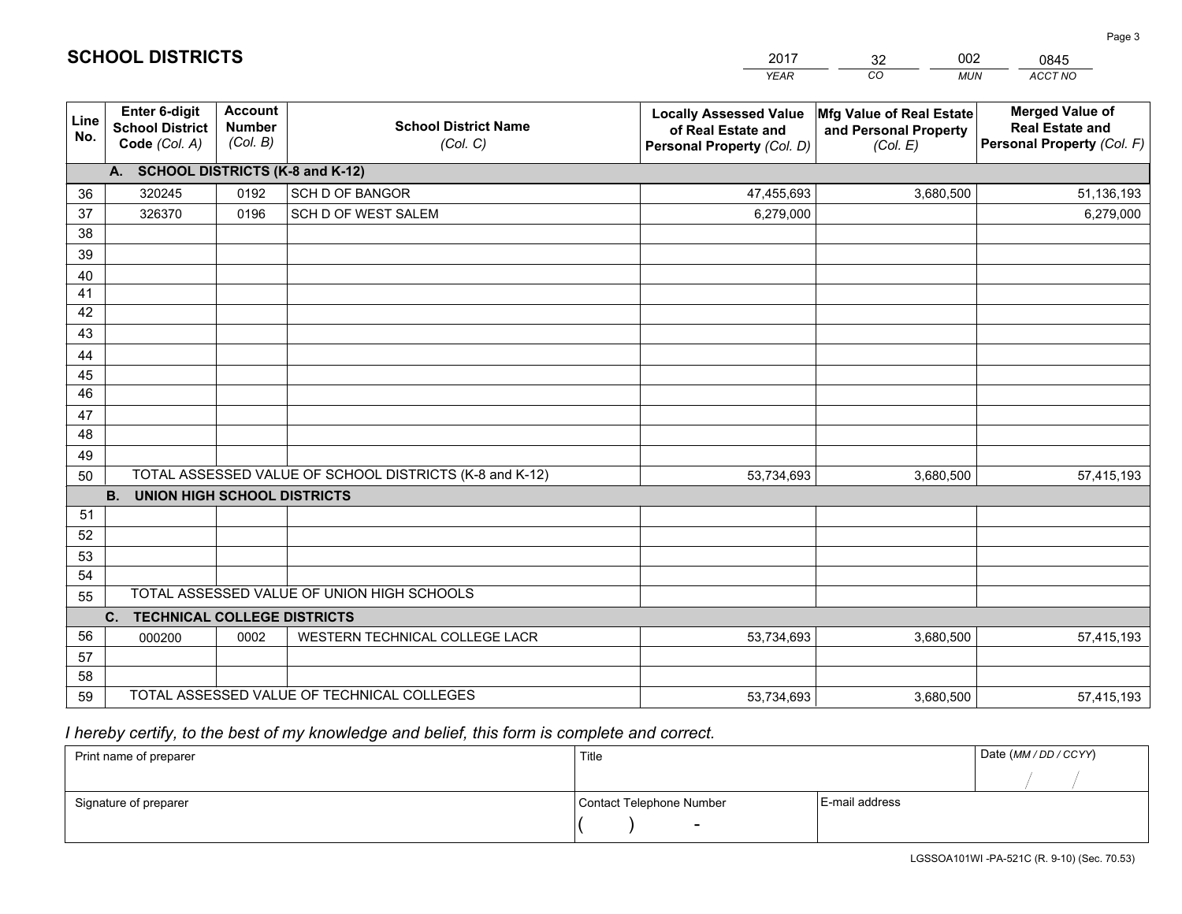# SCHOOL DISTRICTS

| 2017 | 32 | 002 | 0845 |
|---|---|---|---|
| *YEAR* | *CO* | *MUN* | *ACCT NO* |

| Line No. | Enter 6-digit School District Code *(Col. A)* | Account Number *(Col. B)* | School District Name *(Col. C)* | Locally Assessed Value of Real Estate and Personal Property *(Col. D)* | Mfg Value of Real Estate and Personal Property *(Col. E)* | Merged Value of Real Estate and Personal Property *(Col. F)* |
|---|---|---|---|---|---|---|
| | **A. SCHOOL DISTRICTS (K-8 and K-12)** | | | | | |
| 36 | 320245 | 0192 | SCH D OF BANGOR | 47,455,693 | 3,680,500 | 51,136,193 |
| 37 | 326370 | 0196 | SCH D OF WEST SALEM | 6,279,000 | | 6,279,000 |
| 38 | | | | | | |
| 39 | | | | | | |
| 40 | | | | | | |
| 41 | | | | | | |
| 42 | | | | | | |
| 43 | | | | | | |
| 44 | | | | | | |
| 45 | | | | | | |
| 46 | | | | | | |
| 47 | | | | | | |
| 48 | | | | | | |
| 49 | | | | | | |
| 50 | TOTAL ASSESSED VALUE OF SCHOOL DISTRICTS (K-8 and K-12) | | | 53,734,693 | 3,680,500 | 57,415,193 |
| | **B. UNION HIGH SCHOOL DISTRICTS** | | | | | |
| 51 | | | | | | |
| 52 | | | | | | |
| 53 | | | | | | |
| 54 | | | | | | |
| 55 | TOTAL ASSESSED VALUE OF UNION HIGH SCHOOLS | | | | | |
| | **C. TECHNICAL COLLEGE DISTRICTS** | | | | | |
| 56 | 000200 | 0002 | WESTERN TECHNICAL COLLEGE LACR | 53,734,693 | 3,680,500 | 57,415,193 |
| 57 | | | | | | |
| 58 | | | | | | |
| 59 | TOTAL ASSESSED VALUE OF TECHNICAL COLLEGES | | | 53,734,693 | 3,680,500 | 57,415,193 |

*I hereby certify, to the best of my knowledge and belief, this form is complete and correct.*

| Print name of preparer | Title | | Date *(MM / DD / CCYY)* |
|---|---|---|---|
| | | | / / |
| Signature of preparer | Contact Telephone Number | E-mail address | |
| | ( ) - | | |

LGSSOA101WI -PA-521C (R. 9-10) (Sec. 70.53)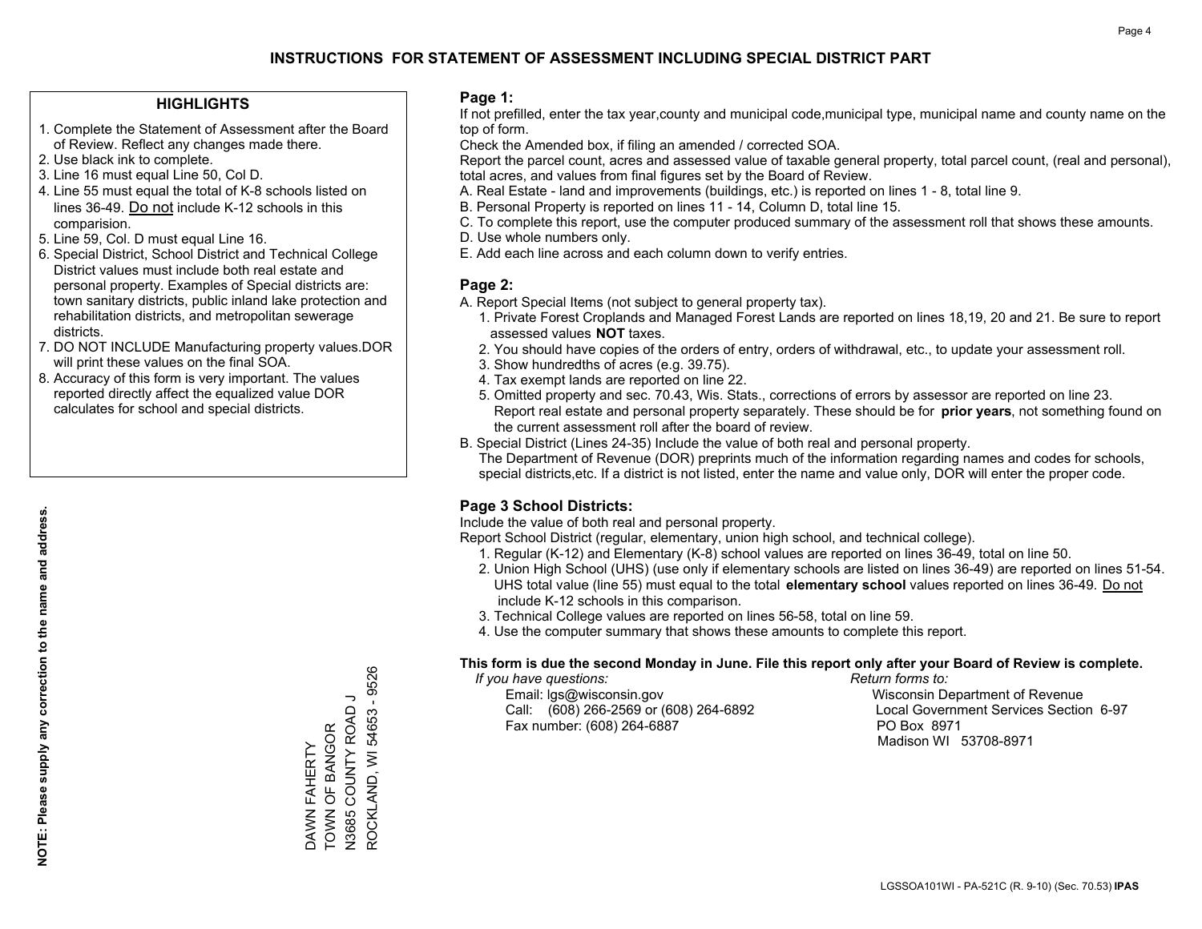# INSTRUCTIONS FOR STATEMENT OF ASSESSMENT INCLUDING SPECIAL DISTRICT PART

## HIGHLIGHTS

1. Complete the Statement of Assessment after the Board of Review. Reflect any changes made there.
2. Use black ink to complete.
3. Line 16 must equal Line 50, Col D.
4. Line 55 must equal the total of K-8 schools listed on lines 36-49. Do not include K-12 schools in this comparision.
5. Line 59, Col. D must equal Line 16.
6. Special District, School District and Technical College District values must include both real estate and personal property. Examples of Special districts are: town sanitary districts, public inland lake protection and rehabilitation districts, and metropolitan sewerage districts.
7. DO NOT INCLUDE Manufacturing property values.DOR will print these values on the final SOA.
8. Accuracy of this form is very important. The values reported directly affect the equalized value DOR calculates for school and special districts.

**NOTE: Please supply any correction to the name and address.**

DAWN FAHERTY
TOWN OF BANGOR
N3685 COUNTY ROAD J
ROCKLAND, WI 54653 - 9526

## Page 1:

If not prefilled, enter the tax year,county and municipal code,municipal type, municipal name and county name on the top of form.

Check the Amended box, if filing an amended / corrected SOA.

Report the parcel count, acres and assessed value of taxable general property, total parcel count, (real and personal), total acres, and values from final figures set by the Board of Review.

A. Real Estate - land and improvements (buildings, etc.) is reported on lines 1 - 8, total line 9.
B. Personal Property is reported on lines 11 - 14, Column D, total line 15.
C. To complete this report, use the computer produced summary of the assessment roll that shows these amounts.
D. Use whole numbers only.
E. Add each line across and each column down to verify entries.

## Page 2:

A. Report Special Items (not subject to general property tax).
   1. Private Forest Croplands and Managed Forest Lands are reported on lines 18,19, 20 and 21. Be sure to report assessed values **NOT** taxes.
   2. You should have copies of the orders of entry, orders of withdrawal, etc., to update your assessment roll.
   3. Show hundredths of acres (e.g. 39.75).
   4. Tax exempt lands are reported on line 22.
   5. Omitted property and sec. 70.43, Wis. Stats., corrections of errors by assessor are reported on line 23. Report real estate and personal property separately. These should be for **prior years**, not something found on the current assessment roll after the board of review.
B. Special District (Lines 24-35) Include the value of both real and personal property.
   The Department of Revenue (DOR) preprints much of the information regarding names and codes for schools, special districts,etc. If a district is not listed, enter the name and value only, DOR will enter the proper code.

## Page 3 School Districts:

Include the value of both real and personal property.

Report School District (regular, elementary, union high school, and technical college).

1. Regular (K-12) and Elementary (K-8) school values are reported on lines 36-49, total on line 50.
2. Union High School (UHS) (use only if elementary schools are listed on lines 36-49) are reported on lines 51-54. UHS total value (line 55) must equal to the total **elementary school** values reported on lines 36-49. Do not include K-12 schools in this comparison.
3. Technical College values are reported on lines 56-58, total on line 59.
4. Use the computer summary that shows these amounts to complete this report.

**This form is due the second Monday in June. File this report only after your Board of Review is complete.**

*If you have questions:*
Email: lgs@wisconsin.gov
Call: (608) 266-2569 or (608) 264-6892
Fax number: (608) 264-6887

*Return forms to:*
Wisconsin Department of Revenue
Local Government Services Section 6-97
PO Box 8971
Madison WI 53708-8971

LGSSOA101WI - PA-521C (R. 9-10) (Sec. 70.53) **IPAS**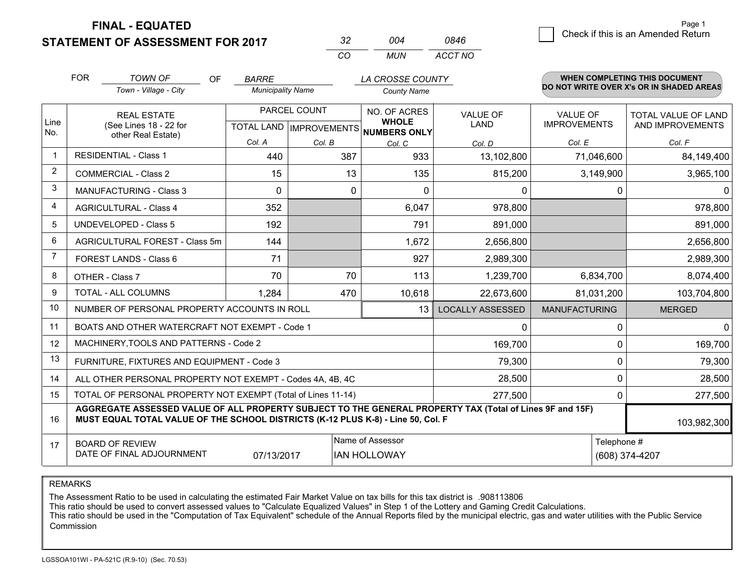**FINAL - EQUATED**
**STATEMENT OF ASSESSMENT FOR 2017**

| 32 | 004 | 0846 |
|---|---|---|
| CO | MUN | ACCT NO |

Page 1

☐ Check if this is an Amended Return

FOR *TOWN OF* (Town - Village - City) OF *BARRE* (Municipality Name) *LA CROSSE COUNTY* (County Name)

**WHEN COMPLETING THIS DOCUMENT DO NOT WRITE OVER X's OR IN SHADED AREAS**

| Line No. | REAL ESTATE (See Lines 18 - 22 for other Real Estate) | PARCEL COUNT TOTAL LAND Col. A | PARCEL COUNT IMPROVEMENTS Col. B | NO. OF ACRES WHOLE NUMBERS ONLY Col. C | VALUE OF LAND Col. D | VALUE OF IMPROVEMENTS Col. E | TOTAL VALUE OF LAND AND IMPROVEMENTS Col. F |
|---|---|---|---|---|---|---|---|
| 1 | RESIDENTIAL - Class 1 | 440 | 387 | 933 | 13,102,800 | 71,046,600 | 84,149,400 |
| 2 | COMMERCIAL - Class 2 | 15 | 13 | 135 | 815,200 | 3,149,900 | 3,965,100 |
| 3 | MANUFACTURING - Class 3 | 0 | 0 | 0 | 0 | 0 | 0 |
| 4 | AGRICULTURAL - Class 4 | 352 | | 6,047 | 978,800 | | 978,800 |
| 5 | UNDEVELOPED - Class 5 | 192 | | 791 | 891,000 | | 891,000 |
| 6 | AGRICULTURAL FOREST - Class 5m | 144 | | 1,672 | 2,656,800 | | 2,656,800 |
| 7 | FOREST LANDS - Class 6 | 71 | | 927 | 2,989,300 | | 2,989,300 |
| 8 | OTHER - Class 7 | 70 | 70 | 113 | 1,239,700 | 6,834,700 | 8,074,400 |
| 9 | TOTAL - ALL COLUMNS | 1,284 | 470 | 10,618 | 22,673,600 | 81,031,200 | 103,704,800 |
| 10 | NUMBER OF PERSONAL PROPERTY ACCOUNTS IN ROLL | | | 13 | LOCALLY ASSESSED | MANUFACTURING | MERGED |
| 11 | BOATS AND OTHER WATERCRAFT NOT EXEMPT - Code 1 | | | | 0 | 0 | 0 |
| 12 | MACHINERY,TOOLS AND PATTERNS - Code 2 | | | | 169,700 | 0 | 169,700 |
| 13 | FURNITURE, FIXTURES AND EQUIPMENT - Code 3 | | | | 79,300 | 0 | 79,300 |
| 14 | ALL OTHER PERSONAL PROPERTY NOT EXEMPT - Codes 4A, 4B, 4C | | | | 28,500 | 0 | 28,500 |
| 15 | TOTAL OF PERSONAL PROPERTY NOT EXEMPT (Total of Lines 11-14) | | | | 277,500 | 0 | 277,500 |
| 16 | **AGGREGATE ASSESSED VALUE OF ALL PROPERTY SUBJECT TO THE GENERAL PROPERTY TAX (Total of Lines 9F and 15F) MUST EQUAL TOTAL VALUE OF THE SCHOOL DISTRICTS (K-12 PLUS K-8) - Line 50, Col. F** | | | | | | 103,982,300 |
| 17 | BOARD OF REVIEW DATE OF FINAL ADJOURNMENT | 07/13/2017 | | Name of Assessor: IAN HOLLOWAY | | Telephone #: (608) 374-4207 | |

REMARKS

The Assessment Ratio to be used in calculating the estimated Fair Market Value on tax bills for this tax district is .908113806
This ratio should be used to convert assessed values to "Calculate Equalized Values" in Step 1 of the Lottery and Gaming Credit Calculations.
This ratio should be used in the "Computation of Tax Equivalent" schedule of the Annual Reports filed by the municipal electric, gas and water utilities with the Public Service Commission

LGSSOA101WI - PA-521C (R.9-10) (Sec. 70.53)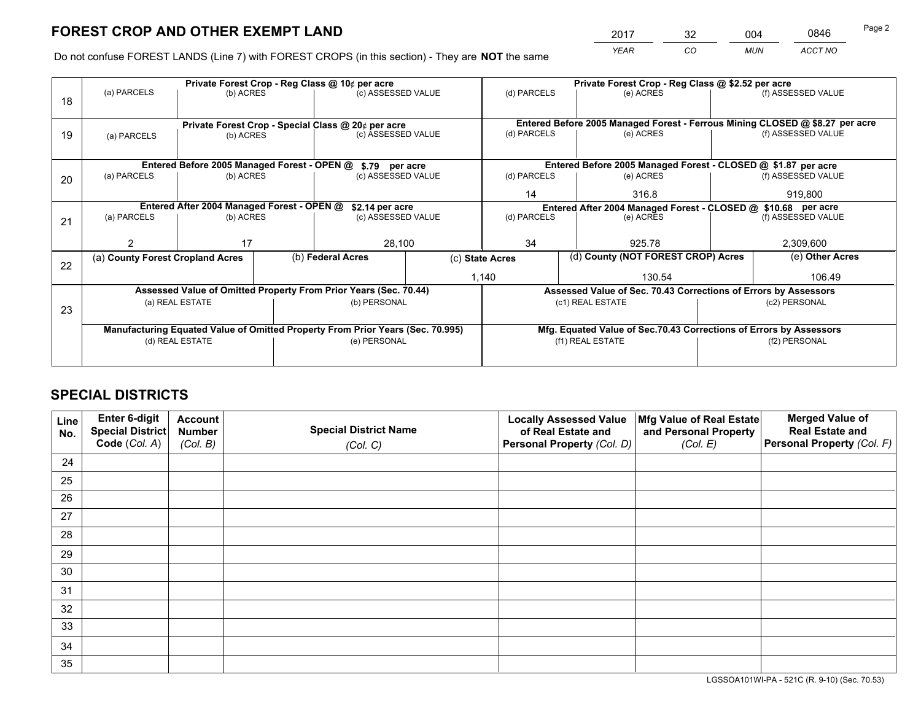# FOREST CROP AND OTHER EXEMPT LAND

| YEAR | CO | MUN | ACCT NO |
|---|---|---|---|
| 2017 | 32 | 004 | 0846 |

Do not confuse FOREST LANDS (Line 7) with FOREST CROPS (in this section) - They are **NOT** the same

| Line | Private Forest Crop - Reg Class @ 10¢ per acre | | | Private Forest Crop - Reg Class @ $2.52 per acre | | |
|---|---|---|---|---|---|---|
| 18 | (a) PARCELS | (b) ACRES | (c) ASSESSED VALUE | (d) PARCELS | (e) ACRES | (f) ASSESSED VALUE |
| | | | | | | |
| | **Private Forest Crop - Special Class @ 20¢ per acre** | | | **Entered Before 2005 Managed Forest - Ferrous Mining CLOSED @ $8.27 per acre** | | |
| 19 | (a) PARCELS | (b) ACRES | (c) ASSESSED VALUE | (d) PARCELS | (e) ACRES | (f) ASSESSED VALUE |
| | | | | | | |
| | **Entered Before 2005 Managed Forest - OPEN @ $.79 per acre** | | | **Entered Before 2005 Managed Forest - CLOSED @ $1.87 per acre** | | |
| 20 | (a) PARCELS | (b) ACRES | (c) ASSESSED VALUE | (d) PARCELS | (e) ACRES | (f) ASSESSED VALUE |
| | | | | 14 | 316.8 | 919,800 |
| | **Entered After 2004 Managed Forest - OPEN @ $2.14 per acre** | | | **Entered After 2004 Managed Forest - CLOSED @ $10.68 per acre** | | |
| 21 | (a) PARCELS | (b) ACRES | (c) ASSESSED VALUE | (d) PARCELS | (e) ACRES | (f) ASSESSED VALUE |
| | 2 | 17 | 28,100 | 34 | 925.78 | 2,309,600 |

| Line | (a) County Forest Cropland Acres | (b) Federal Acres | (c) State Acres | (d) County (NOT FOREST CROP) Acres | (e) Other Acres |
|---|---|---|---|---|---|
| 22 | | | 1,140 | 130.54 | 106.49 |

| Line | Assessed Value of Omitted Property From Prior Years (Sec. 70.44) | | Assessed Value of Sec. 70.43 Corrections of Errors by Assessors | |
|---|---|---|---|---|
| 23 | (a) REAL ESTATE | (b) PERSONAL | (c1) REAL ESTATE | (c2) PERSONAL |
| | | | | |
| | **Manufacturing Equated Value of Omitted Property From Prior Years (Sec. 70.995)** | | **Mfg. Equated Value of Sec.70.43 Corrections of Errors by Assessors** | |
| | (d) REAL ESTATE | (e) PERSONAL | (f1) REAL ESTATE | (f2) PERSONAL |
| | | | | |

# SPECIAL DISTRICTS

| Line No. | Enter 6-digit Special District Code (Col. A) | Account Number (Col. B) | Special District Name (Col. C) | Locally Assessed Value of Real Estate and Personal Property (Col. D) | Mfg Value of Real Estate and Personal Property (Col. E) | Merged Value of Real Estate and Personal Property (Col. F) |
|---|---|---|---|---|---|---|
| 24 | | | | | | |
| 25 | | | | | | |
| 26 | | | | | | |
| 27 | | | | | | |
| 28 | | | | | | |
| 29 | | | | | | |
| 30 | | | | | | |
| 31 | | | | | | |
| 32 | | | | | | |
| 33 | | | | | | |
| 34 | | | | | | |
| 35 | | | | | | |

LGSSOA101WI-PA - 521C (R. 9-10) (Sec. 70.53)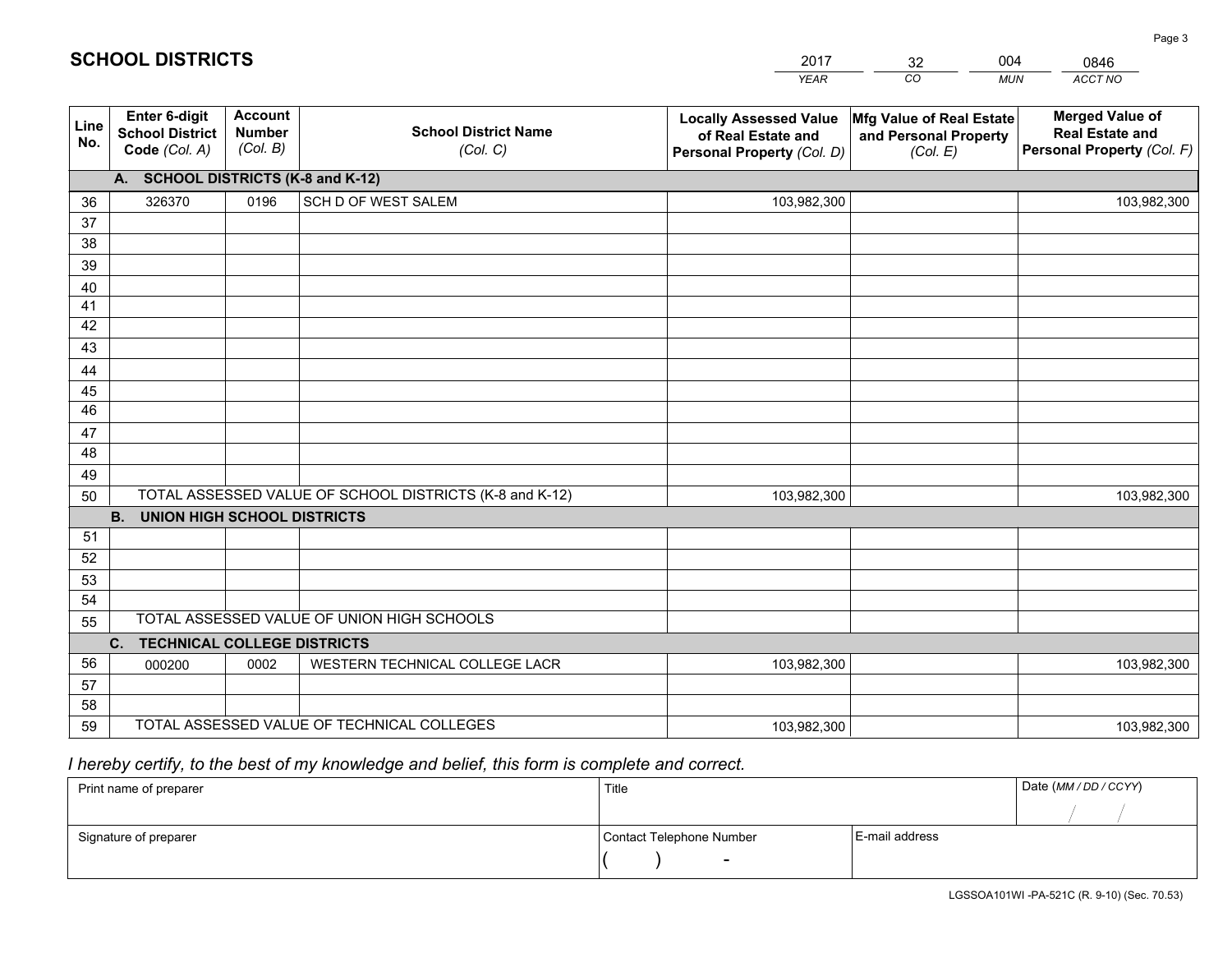# SCHOOL DISTRICTS

| 2017 | 32 | 004 | 0846 |
|---|---|---|---|
| *YEAR* | *CO* | *MUN* | *ACCT NO* |

| Line No. | Enter 6-digit School District Code *(Col. A)* | Account Number *(Col. B)* | School District Name *(Col. C)* | Locally Assessed Value of Real Estate and Personal Property *(Col. D)* | Mfg Value of Real Estate and Personal Property *(Col. E)* | Merged Value of Real Estate and Personal Property *(Col. F)* |
|---|---|---|---|---|---|---|
| **A. SCHOOL DISTRICTS (K-8 and K-12)** | | | | | | |
| 36 | 326370 | 0196 | SCH D OF WEST SALEM | 103,982,300 | | 103,982,300 |
| 37 | | | | | | |
| 38 | | | | | | |
| 39 | | | | | | |
| 40 | | | | | | |
| 41 | | | | | | |
| 42 | | | | | | |
| 43 | | | | | | |
| 44 | | | | | | |
| 45 | | | | | | |
| 46 | | | | | | |
| 47 | | | | | | |
| 48 | | | | | | |
| 49 | | | | | | |
| 50 | TOTAL ASSESSED VALUE OF SCHOOL DISTRICTS (K-8 and K-12) | | | 103,982,300 | | 103,982,300 |
| **B. UNION HIGH SCHOOL DISTRICTS** | | | | | | |
| 51 | | | | | | |
| 52 | | | | | | |
| 53 | | | | | | |
| 54 | | | | | | |
| 55 | TOTAL ASSESSED VALUE OF UNION HIGH SCHOOLS | | | | | |
| **C. TECHNICAL COLLEGE DISTRICTS** | | | | | | |
| 56 | 000200 | 0002 | WESTERN TECHNICAL COLLEGE LACR | 103,982,300 | | 103,982,300 |
| 57 | | | | | | |
| 58 | | | | | | |
| 59 | TOTAL ASSESSED VALUE OF TECHNICAL COLLEGES | | | 103,982,300 | | 103,982,300 |

*I hereby certify, to the best of my knowledge and belief, this form is complete and correct.*

| Print name of preparer | Title | | Date *(MM / DD / CCYY)* |
|---|---|---|---|
| | | | / / |
| Signature of preparer | Contact Telephone Number | E-mail address | |
| | ( ) - | | |

LGSSOA101WI -PA-521C (R. 9-10) (Sec. 70.53)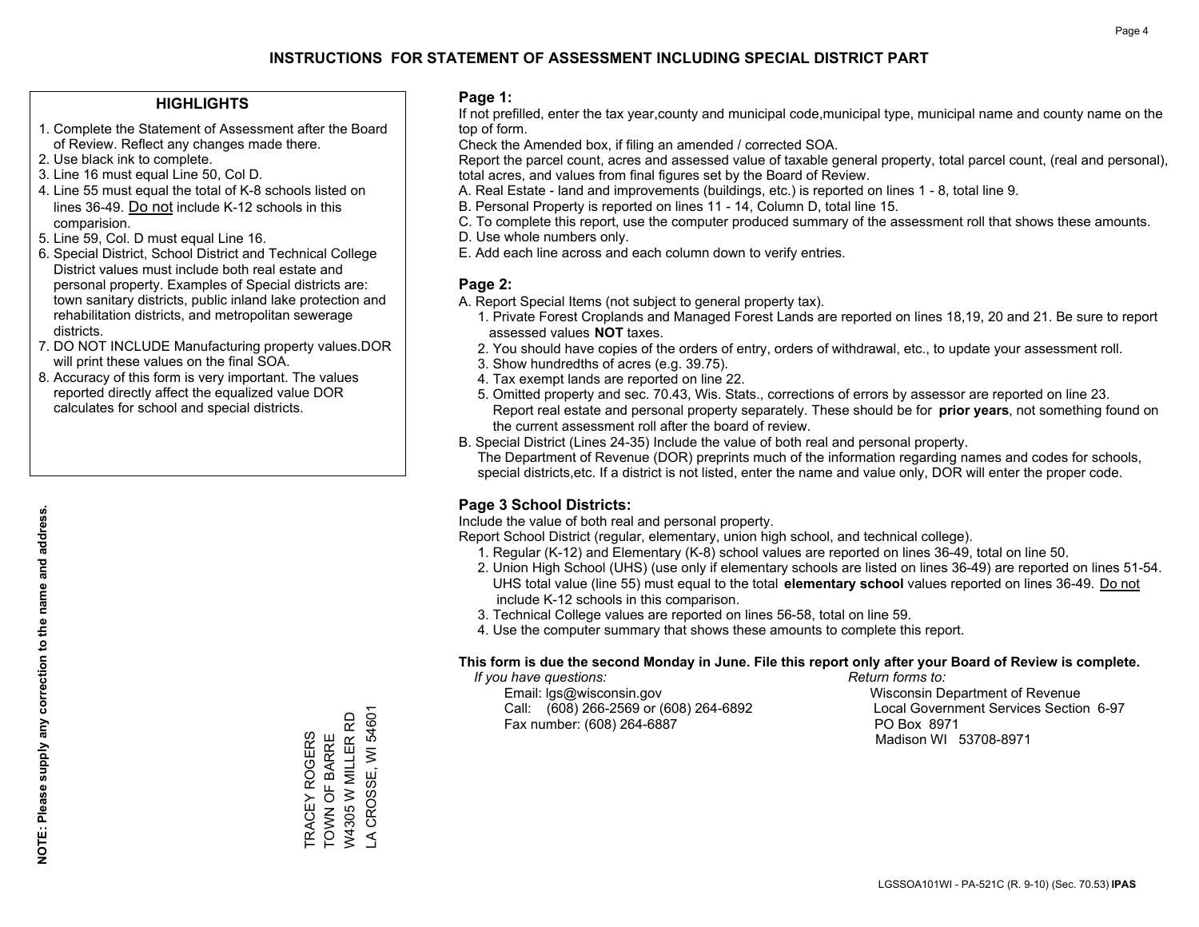# INSTRUCTIONS FOR STATEMENT OF ASSESSMENT INCLUDING SPECIAL DISTRICT PART

## HIGHLIGHTS

1. Complete the Statement of Assessment after the Board of Review. Reflect any changes made there.
2. Use black ink to complete.
3. Line 16 must equal Line 50, Col D.
4. Line 55 must equal the total of K-8 schools listed on lines 36-49. Do not include K-12 schools in this comparision.
5. Line 59, Col. D must equal Line 16.
6. Special District, School District and Technical College District values must include both real estate and personal property. Examples of Special districts are: town sanitary districts, public inland lake protection and rehabilitation districts, and metropolitan sewerage districts.
7. DO NOT INCLUDE Manufacturing property values.DOR will print these values on the final SOA.
8. Accuracy of this form is very important. The values reported directly affect the equalized value DOR calculates for school and special districts.

**NOTE: Please supply any correction to the name and address.**

TRACEY ROGERS
TOWN OF BARRE
W4305 W MILLER RD
LA CROSSE, WI 54601

## Page 1:

If not prefilled, enter the tax year,county and municipal code,municipal type, municipal name and county name on the top of form.

Check the Amended box, if filing an amended / corrected SOA.

Report the parcel count, acres and assessed value of taxable general property, total parcel count, (real and personal), total acres, and values from final figures set by the Board of Review.

A. Real Estate - land and improvements (buildings, etc.) is reported on lines 1 - 8, total line 9.
B. Personal Property is reported on lines 11 - 14, Column D, total line 15.
C. To complete this report, use the computer produced summary of the assessment roll that shows these amounts.
D. Use whole numbers only.
E. Add each line across and each column down to verify entries.

## Page 2:

A. Report Special Items (not subject to general property tax).
   1. Private Forest Croplands and Managed Forest Lands are reported on lines 18,19, 20 and 21. Be sure to report assessed values **NOT** taxes.
   2. You should have copies of the orders of entry, orders of withdrawal, etc., to update your assessment roll.
   3. Show hundredths of acres (e.g. 39.75).
   4. Tax exempt lands are reported on line 22.
   5. Omitted property and sec. 70.43, Wis. Stats., corrections of errors by assessor are reported on line 23. Report real estate and personal property separately. These should be for **prior years**, not something found on the current assessment roll after the board of review.
B. Special District (Lines 24-35) Include the value of both real and personal property.
   The Department of Revenue (DOR) preprints much of the information regarding names and codes for schools, special districts,etc. If a district is not listed, enter the name and value only, DOR will enter the proper code.

## Page 3 School Districts:

Include the value of both real and personal property.

Report School District (regular, elementary, union high school, and technical college).

1. Regular (K-12) and Elementary (K-8) school values are reported on lines 36-49, total on line 50.
2. Union High School (UHS) (use only if elementary schools are listed on lines 36-49) are reported on lines 51-54. UHS total value (line 55) must equal to the total **elementary school** values reported on lines 36-49. Do not include K-12 schools in this comparison.
3. Technical College values are reported on lines 56-58, total on line 59.
4. Use the computer summary that shows these amounts to complete this report.

**This form is due the second Monday in June. File this report only after your Board of Review is complete.**

*If you have questions:*
Email: lgs@wisconsin.gov
Call: (608) 266-2569 or (608) 264-6892
Fax number: (608) 264-6887

*Return forms to:*
Wisconsin Department of Revenue
Local Government Services Section 6-97
PO Box 8971
Madison WI 53708-8971

LGSSOA101WI - PA-521C (R. 9-10) (Sec. 70.53) **IPAS**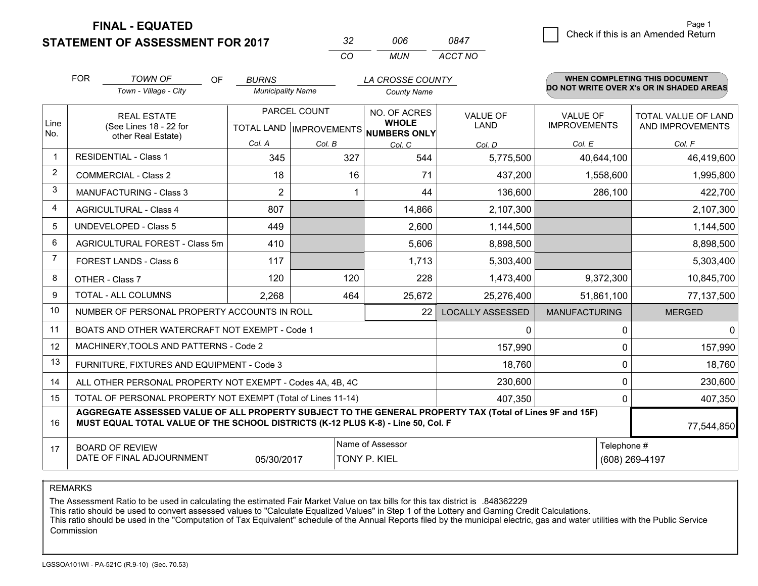# FINAL - EQUATED
# STATEMENT OF ASSESSMENT FOR 2017

| 32 | 006 | 0847 |
|---|---|---|
| CO | MUN | ACCT NO |

Page 1

☐ Check if this is an Amended Return

FOR *TOWN OF* (Town - Village - City) OF *BURNS* (Municipality Name) *LA CROSSE COUNTY* (County Name)

**WHEN COMPLETING THIS DOCUMENT DO NOT WRITE OVER X's OR IN SHADED AREAS**

| Line No. | REAL ESTATE (See Lines 18 - 22 for other Real Estate) | PARCEL COUNT TOTAL LAND Col. A | PARCEL COUNT IMPROVEMENTS Col. B | NO. OF ACRES WHOLE NUMBERS ONLY Col. C | VALUE OF LAND Col. D | VALUE OF IMPROVEMENTS Col. E | TOTAL VALUE OF LAND AND IMPROVEMENTS Col. F |
|---|---|---|---|---|---|---|---|
| 1 | RESIDENTIAL - Class 1 | 345 | 327 | 544 | 5,775,500 | 40,644,100 | 46,419,600 |
| 2 | COMMERCIAL - Class 2 | 18 | 16 | 71 | 437,200 | 1,558,600 | 1,995,800 |
| 3 | MANUFACTURING - Class 3 | 2 | 1 | 44 | 136,600 | 286,100 | 422,700 |
| 4 | AGRICULTURAL - Class 4 | 807 | | 14,866 | 2,107,300 | | 2,107,300 |
| 5 | UNDEVELOPED - Class 5 | 449 | | 2,600 | 1,144,500 | | 1,144,500 |
| 6 | AGRICULTURAL FOREST - Class 5m | 410 | | 5,606 | 8,898,500 | | 8,898,500 |
| 7 | FOREST LANDS - Class 6 | 117 | | 1,713 | 5,303,400 | | 5,303,400 |
| 8 | OTHER - Class 7 | 120 | 120 | 228 | 1,473,400 | 9,372,300 | 10,845,700 |
| 9 | TOTAL - ALL COLUMNS | 2,268 | 464 | 25,672 | 25,276,400 | 51,861,100 | 77,137,500 |
| 10 | NUMBER OF PERSONAL PROPERTY ACCOUNTS IN ROLL | | | 22 | LOCALLY ASSESSED | MANUFACTURING | MERGED |
| 11 | BOATS AND OTHER WATERCRAFT NOT EXEMPT - Code 1 | | | | 0 | 0 | 0 |
| 12 | MACHINERY,TOOLS AND PATTERNS - Code 2 | | | | 157,990 | 0 | 157,990 |
| 13 | FURNITURE, FIXTURES AND EQUIPMENT - Code 3 | | | | 18,760 | 0 | 18,760 |
| 14 | ALL OTHER PERSONAL PROPERTY NOT EXEMPT - Codes 4A, 4B, 4C | | | | 230,600 | 0 | 230,600 |
| 15 | TOTAL OF PERSONAL PROPERTY NOT EXEMPT (Total of Lines 11-14) | | | | 407,350 | 0 | 407,350 |
| 16 | **AGGREGATE ASSESSED VALUE OF ALL PROPERTY SUBJECT TO THE GENERAL PROPERTY TAX (Total of Lines 9F and 15F) MUST EQUAL TOTAL VALUE OF THE SCHOOL DISTRICTS (K-12 PLUS K-8) - Line 50, Col. F** | | | | | | 77,544,850 |
| 17 | BOARD OF REVIEW DATE OF FINAL ADJOURNMENT | 05/30/2017 | Name of Assessor | TONY P. KIEL | | Telephone # | (608) 269-4197 |

REMARKS

The Assessment Ratio to be used in calculating the estimated Fair Market Value on tax bills for this tax district is .848362229
This ratio should be used to convert assessed values to "Calculate Equalized Values" in Step 1 of the Lottery and Gaming Credit Calculations.
This ratio should be used in the "Computation of Tax Equivalent" schedule of the Annual Reports filed by the municipal electric, gas and water utilities with the Public Service Commission

LGSSOA101WI - PA-521C (R.9-10) (Sec. 70.53)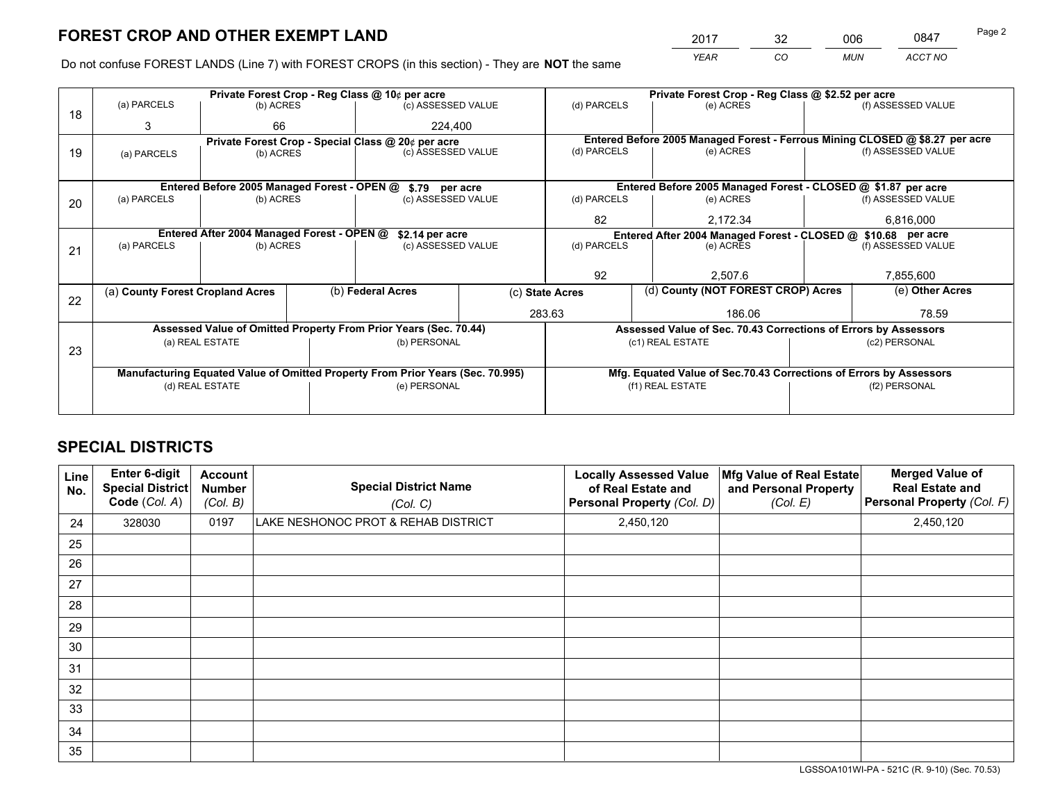# FOREST CROP AND OTHER EXEMPT LAND

| 2017 | 32 | 006 | 0847 |
|---|---|---|---|
| *YEAR* | *CO* | *MUN* | *ACCT NO* |

Do not confuse FOREST LANDS (Line 7) with FOREST CROPS (in this section) - They are **NOT** the same

| Line | Private Forest Crop - Reg Class @ 10¢ per acre | | | Private Forest Crop - Reg Class @ $2.52 per acre | | |
|---|---|---|---|---|---|---|
| 18 | (a) PARCELS | (b) ACRES | (c) ASSESSED VALUE | (d) PARCELS | (e) ACRES | (f) ASSESSED VALUE |
| | 3 | 66 | 224,400 | | | |
| | **Private Forest Crop - Special Class @ 20¢ per acre** | | | **Entered Before 2005 Managed Forest - Ferrous Mining CLOSED @ $8.27 per acre** | | |
| 19 | (a) PARCELS | (b) ACRES | (c) ASSESSED VALUE | (d) PARCELS | (e) ACRES | (f) ASSESSED VALUE |
| | | | | | | |
| | **Entered Before 2005 Managed Forest - OPEN @ $.79 per acre** | | | **Entered Before 2005 Managed Forest - CLOSED @ $1.87 per acre** | | |
| 20 | (a) PARCELS | (b) ACRES | (c) ASSESSED VALUE | (d) PARCELS | (e) ACRES | (f) ASSESSED VALUE |
| | | | | 82 | 2,172.34 | 6,816,000 |
| | **Entered After 2004 Managed Forest - OPEN @ $2.14 per acre** | | | **Entered After 2004 Managed Forest - CLOSED @ $10.68 per acre** | | |
| 21 | (a) PARCELS | (b) ACRES | (c) ASSESSED VALUE | (d) PARCELS | (e) ACRES | (f) ASSESSED VALUE |
| | | | | 92 | 2,507.6 | 7,855,600 |

| Line | (a) County Forest Cropland Acres | (b) Federal Acres | (c) State Acres | (d) County (NOT FOREST CROP) Acres | (e) Other Acres |
|---|---|---|---|---|---|
| 22 | | | 283.63 | 186.06 | 78.59 |

| Line | Assessed Value of Omitted Property From Prior Years (Sec. 70.44) | | Assessed Value of Sec. 70.43 Corrections of Errors by Assessors | |
|---|---|---|---|---|
| 23 | (a) REAL ESTATE | (b) PERSONAL | (c1) REAL ESTATE | (c2) PERSONAL |
| | | | | |
| | **Manufacturing Equated Value of Omitted Property From Prior Years (Sec. 70.995)** | | **Mfg. Equated Value of Sec.70.43 Corrections of Errors by Assessors** | |
| | (d) REAL ESTATE | (e) PERSONAL | (f1) REAL ESTATE | (f2) PERSONAL |
| | | | | |

# SPECIAL DISTRICTS

| Line No. | Enter 6-digit Special District Code (Col. A) | Account Number (Col. B) | Special District Name (Col. C) | Locally Assessed Value of Real Estate and Personal Property (Col. D) | Mfg Value of Real Estate and Personal Property (Col. E) | Merged Value of Real Estate and Personal Property (Col. F) |
|---|---|---|---|---|---|---|
| 24 | 328030 | 0197 | LAKE NESHONOC PROT & REHAB DISTRICT | 2,450,120 | | 2,450,120 |
| 25 | | | | | | |
| 26 | | | | | | |
| 27 | | | | | | |
| 28 | | | | | | |
| 29 | | | | | | |
| 30 | | | | | | |
| 31 | | | | | | |
| 32 | | | | | | |
| 33 | | | | | | |
| 34 | | | | | | |
| 35 | | | | | | |

LGSSOA101WI-PA - 521C (R. 9-10) (Sec. 70.53)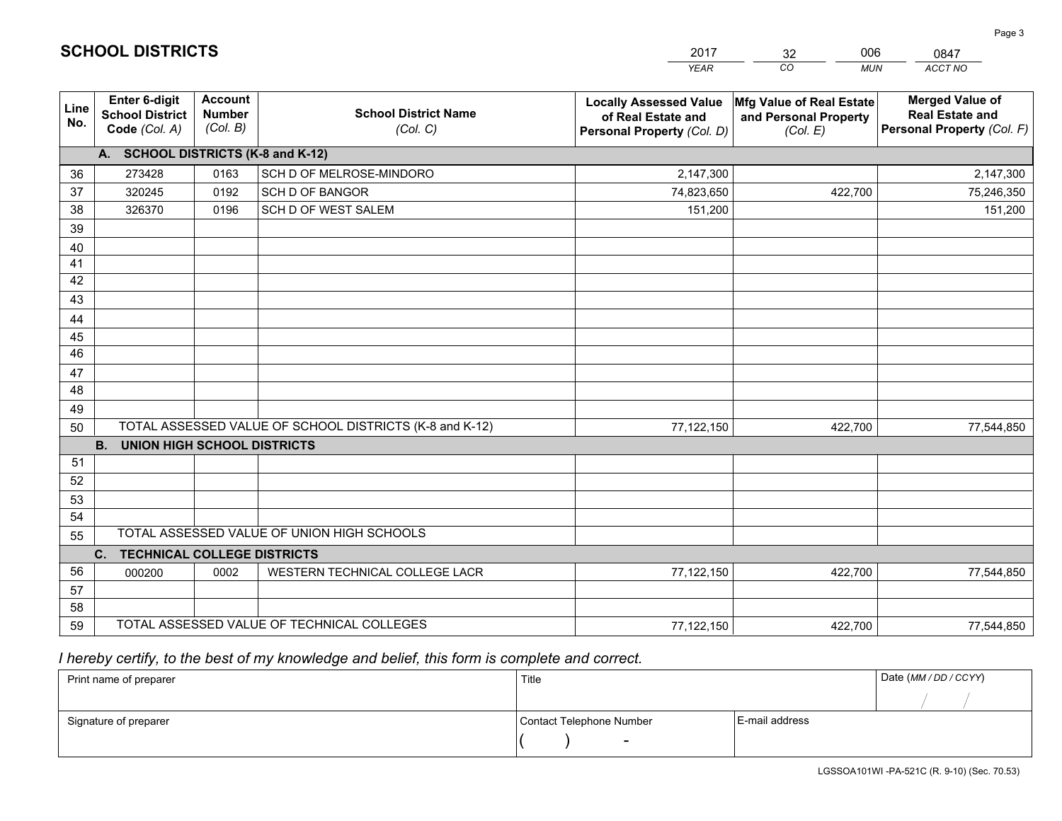# SCHOOL DISTRICTS

| 2017 | 32 | 006 | 0847 |
|---|---|---|---|
| *YEAR* | *CO* | *MUN* | *ACCT NO* |

| Line No. | Enter 6-digit School District Code *(Col. A)* | Account Number *(Col. B)* | School District Name *(Col. C)* | Locally Assessed Value of Real Estate and Personal Property *(Col. D)* | Mfg Value of Real Estate and Personal Property *(Col. E)* | Merged Value of Real Estate and Personal Property *(Col. F)* |
|---|---|---|---|---|---|---|
| | **A. SCHOOL DISTRICTS (K-8 and K-12)** | | | | | |
| 36 | 273428 | 0163 | SCH D OF MELROSE-MINDORO | 2,147,300 | | 2,147,300 |
| 37 | 320245 | 0192 | SCH D OF BANGOR | 74,823,650 | 422,700 | 75,246,350 |
| 38 | 326370 | 0196 | SCH D OF WEST SALEM | 151,200 | | 151,200 |
| 39 | | | | | | |
| 40 | | | | | | |
| 41 | | | | | | |
| 42 | | | | | | |
| 43 | | | | | | |
| 44 | | | | | | |
| 45 | | | | | | |
| 46 | | | | | | |
| 47 | | | | | | |
| 48 | | | | | | |
| 49 | | | | | | |
| 50 | TOTAL ASSESSED VALUE OF SCHOOL DISTRICTS (K-8 and K-12) | | | 77,122,150 | 422,700 | 77,544,850 |
| | **B. UNION HIGH SCHOOL DISTRICTS** | | | | | |
| 51 | | | | | | |
| 52 | | | | | | |
| 53 | | | | | | |
| 54 | | | | | | |
| 55 | TOTAL ASSESSED VALUE OF UNION HIGH SCHOOLS | | | | | |
| | **C. TECHNICAL COLLEGE DISTRICTS** | | | | | |
| 56 | 000200 | 0002 | WESTERN TECHNICAL COLLEGE LACR | 77,122,150 | 422,700 | 77,544,850 |
| 57 | | | | | | |
| 58 | | | | | | |
| 59 | TOTAL ASSESSED VALUE OF TECHNICAL COLLEGES | | | 77,122,150 | 422,700 | 77,544,850 |

*I hereby certify, to the best of my knowledge and belief, this form is complete and correct.*

| Print name of preparer | Title | | Date *(MM / DD / CCYY)* |
|---|---|---|---|
| | | | / / |
| Signature of preparer | Contact Telephone Number | E-mail address | |
| | ( ) - | | |

LGSSOA101WI -PA-521C (R. 9-10) (Sec. 70.53)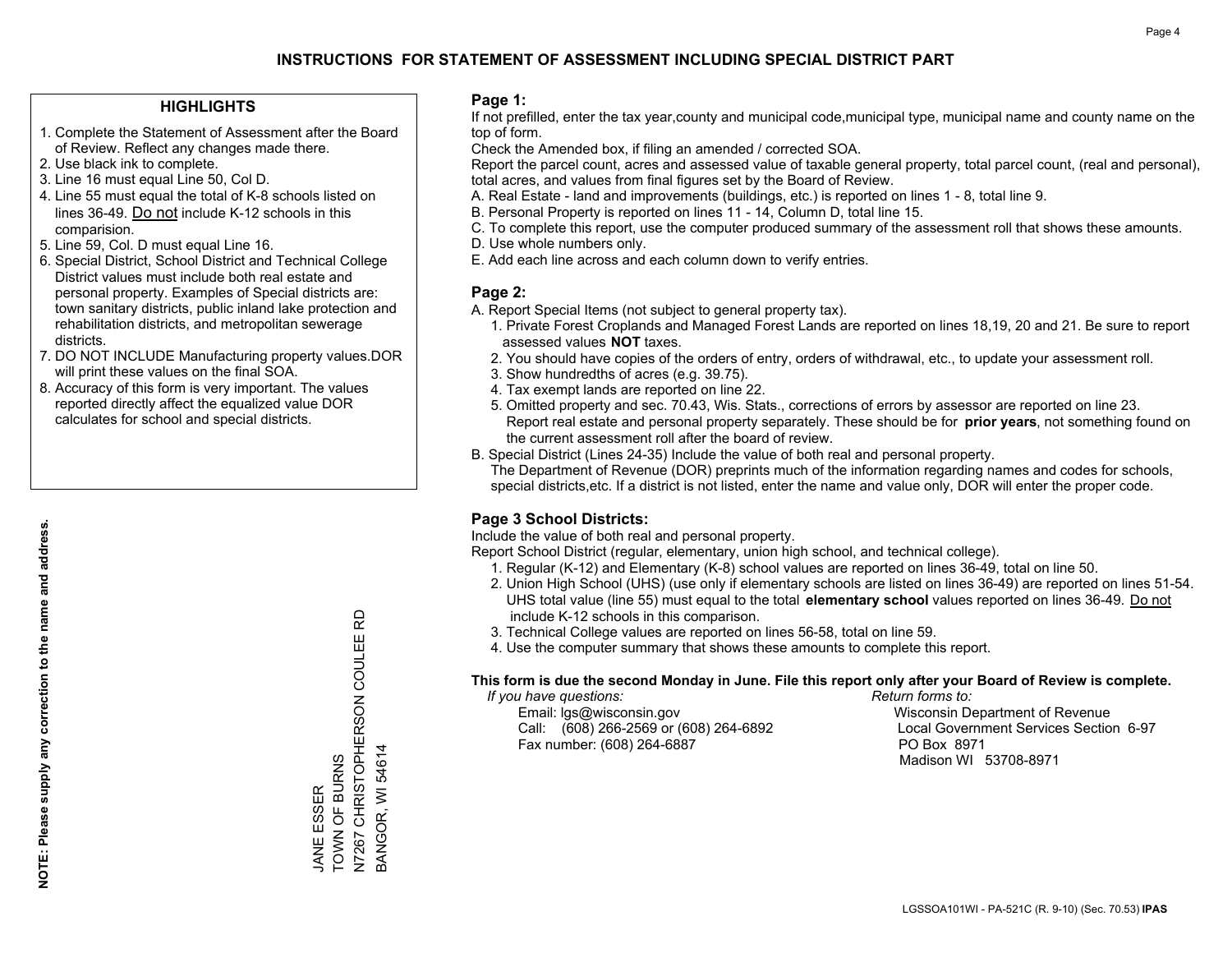# INSTRUCTIONS FOR STATEMENT OF ASSESSMENT INCLUDING SPECIAL DISTRICT PART

## HIGHLIGHTS

1. Complete the Statement of Assessment after the Board of Review. Reflect any changes made there.
2. Use black ink to complete.
3. Line 16 must equal Line 50, Col D.
4. Line 55 must equal the total of K-8 schools listed on lines 36-49. Do not include K-12 schools in this comparision.
5. Line 59, Col. D must equal Line 16.
6. Special District, School District and Technical College District values must include both real estate and personal property. Examples of Special districts are: town sanitary districts, public inland lake protection and rehabilitation districts, and metropolitan sewerage districts.
7. DO NOT INCLUDE Manufacturing property values.DOR will print these values on the final SOA.
8. Accuracy of this form is very important. The values reported directly affect the equalized value DOR calculates for school and special districts.

**NOTE: Please supply any correction to the name and address.**

JANE ESSER
TOWN OF BURNS
N7267 CHRISTOPHERSON COULEE RD
BANGOR, WI 54614

## Page 1:

If not prefilled, enter the tax year,county and municipal code,municipal type, municipal name and county name on the top of form.

Check the Amended box, if filing an amended / corrected SOA.

Report the parcel count, acres and assessed value of taxable general property, total parcel count, (real and personal), total acres, and values from final figures set by the Board of Review.

A. Real Estate - land and improvements (buildings, etc.) is reported on lines 1 - 8, total line 9.
B. Personal Property is reported on lines 11 - 14, Column D, total line 15.
C. To complete this report, use the computer produced summary of the assessment roll that shows these amounts.
D. Use whole numbers only.
E. Add each line across and each column down to verify entries.

## Page 2:

A. Report Special Items (not subject to general property tax).
   1. Private Forest Croplands and Managed Forest Lands are reported on lines 18,19, 20 and 21. Be sure to report assessed values **NOT** taxes.
   2. You should have copies of the orders of entry, orders of withdrawal, etc., to update your assessment roll.
   3. Show hundredths of acres (e.g. 39.75).
   4. Tax exempt lands are reported on line 22.
   5. Omitted property and sec. 70.43, Wis. Stats., corrections of errors by assessor are reported on line 23. Report real estate and personal property separately. These should be for **prior years**, not something found on the current assessment roll after the board of review.
B. Special District (Lines 24-35) Include the value of both real and personal property. The Department of Revenue (DOR) preprints much of the information regarding names and codes for schools, special districts,etc. If a district is not listed, enter the name and value only, DOR will enter the proper code.

## Page 3 School Districts:

Include the value of both real and personal property.

Report School District (regular, elementary, union high school, and technical college).

1. Regular (K-12) and Elementary (K-8) school values are reported on lines 36-49, total on line 50.
2. Union High School (UHS) (use only if elementary schools are listed on lines 36-49) are reported on lines 51-54. UHS total value (line 55) must equal to the total **elementary school** values reported on lines 36-49. Do not include K-12 schools in this comparison.
3. Technical College values are reported on lines 56-58, total on line 59.
4. Use the computer summary that shows these amounts to complete this report.

**This form is due the second Monday in June. File this report only after your Board of Review is complete.**

*If you have questions:*
Email: lgs@wisconsin.gov
Call: (608) 266-2569 or (608) 264-6892
Fax number: (608) 264-6887

*Return forms to:*
Wisconsin Department of Revenue
Local Government Services Section 6-97
PO Box 8971
Madison WI 53708-8971

LGSSOA101WI - PA-521C (R. 9-10) (Sec. 70.53) **IPAS**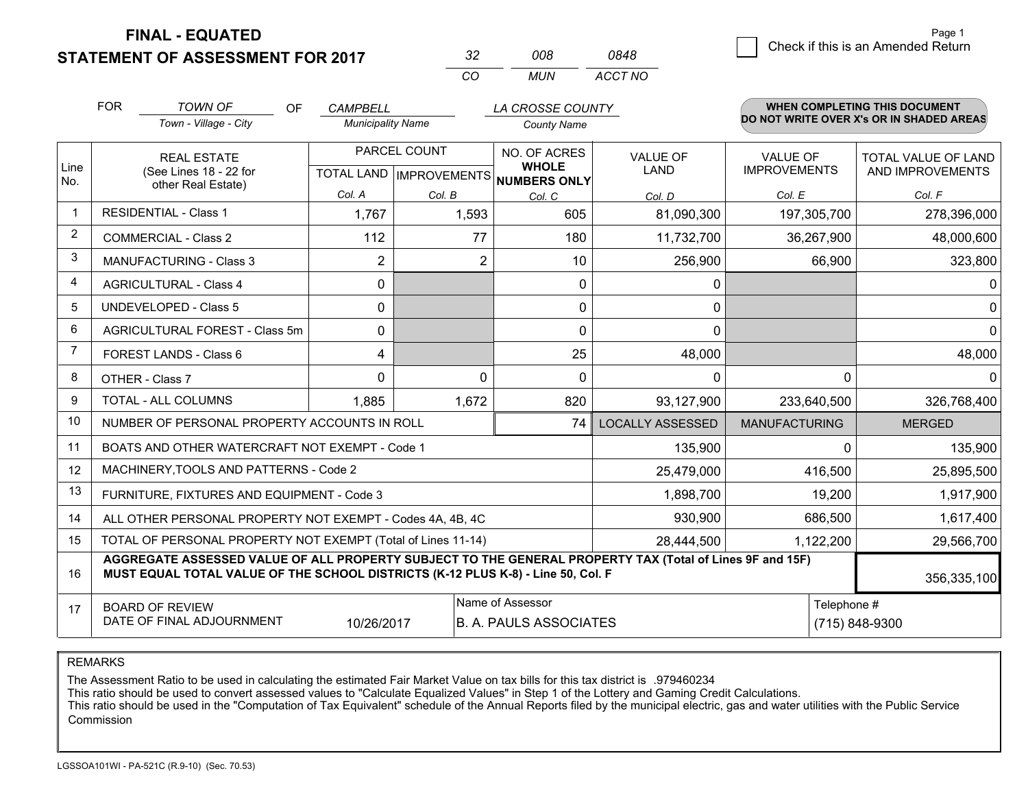# FINAL - EQUATED
# STATEMENT OF ASSESSMENT FOR 2017

| 32 | 008 | 0848 |
|---|---|---|
| CO | MUN | ACCT NO |

Page 1

☐ Check if this is an Amended Return

FOR *TOWN OF* (Town - Village - City) OF *CAMPBELL* (Municipality Name) *LA CROSSE COUNTY* (County Name)

**WHEN COMPLETING THIS DOCUMENT DO NOT WRITE OVER X's OR IN SHADED AREAS**

| Line No. | REAL ESTATE (See Lines 18 - 22 for other Real Estate) | PARCEL COUNT TOTAL LAND Col. A | PARCEL COUNT IMPROVEMENTS Col. B | NO. OF ACRES WHOLE NUMBERS ONLY Col. C | VALUE OF LAND Col. D | VALUE OF IMPROVEMENTS Col. E | TOTAL VALUE OF LAND AND IMPROVEMENTS Col. F |
|---|---|---|---|---|---|---|---|
| 1 | RESIDENTIAL - Class 1 | 1,767 | 1,593 | 605 | 81,090,300 | 197,305,700 | 278,396,000 |
| 2 | COMMERCIAL - Class 2 | 112 | 77 | 180 | 11,732,700 | 36,267,900 | 48,000,600 |
| 3 | MANUFACTURING - Class 3 | 2 | 2 | 10 | 256,900 | 66,900 | 323,800 |
| 4 | AGRICULTURAL - Class 4 | 0 | | 0 | 0 | | 0 |
| 5 | UNDEVELOPED - Class 5 | 0 | | 0 | 0 | | 0 |
| 6 | AGRICULTURAL FOREST - Class 5m | 0 | | 0 | 0 | | 0 |
| 7 | FOREST LANDS - Class 6 | 4 | | 25 | 48,000 | | 48,000 |
| 8 | OTHER - Class 7 | 0 | 0 | 0 | 0 | 0 | 0 |
| 9 | TOTAL - ALL COLUMNS | 1,885 | 1,672 | 820 | 93,127,900 | 233,640,500 | 326,768,400 |
| 10 | NUMBER OF PERSONAL PROPERTY ACCOUNTS IN ROLL | | | 74 | LOCALLY ASSESSED | MANUFACTURING | MERGED |
| 11 | BOATS AND OTHER WATERCRAFT NOT EXEMPT - Code 1 | | | | 135,900 | 0 | 135,900 |
| 12 | MACHINERY,TOOLS AND PATTERNS - Code 2 | | | | 25,479,000 | 416,500 | 25,895,500 |
| 13 | FURNITURE, FIXTURES AND EQUIPMENT - Code 3 | | | | 1,898,700 | 19,200 | 1,917,900 |
| 14 | ALL OTHER PERSONAL PROPERTY NOT EXEMPT - Codes 4A, 4B, 4C | | | | 930,900 | 686,500 | 1,617,400 |
| 15 | TOTAL OF PERSONAL PROPERTY NOT EXEMPT (Total of Lines 11-14) | | | | 28,444,500 | 1,122,200 | 29,566,700 |
| 16 | **AGGREGATE ASSESSED VALUE OF ALL PROPERTY SUBJECT TO THE GENERAL PROPERTY TAX (Total of Lines 9F and 15F) MUST EQUAL TOTAL VALUE OF THE SCHOOL DISTRICTS (K-12 PLUS K-8) - Line 50, Col. F** | | | | | | 356,335,100 |
| 17 | BOARD OF REVIEW DATE OF FINAL ADJOURNMENT | 10/26/2017 | Name of Assessor: B. A. PAULS ASSOCIATES | | | Telephone #: (715) 848-9300 | |

REMARKS

The Assessment Ratio to be used in calculating the estimated Fair Market Value on tax bills for this tax district is .979460234
This ratio should be used to convert assessed values to "Calculate Equalized Values" in Step 1 of the Lottery and Gaming Credit Calculations.
This ratio should be used in the "Computation of Tax Equivalent" schedule of the Annual Reports filed by the municipal electric, gas and water utilities with the Public Service Commission

LGSSOA101WI - PA-521C (R.9-10) (Sec. 70.53)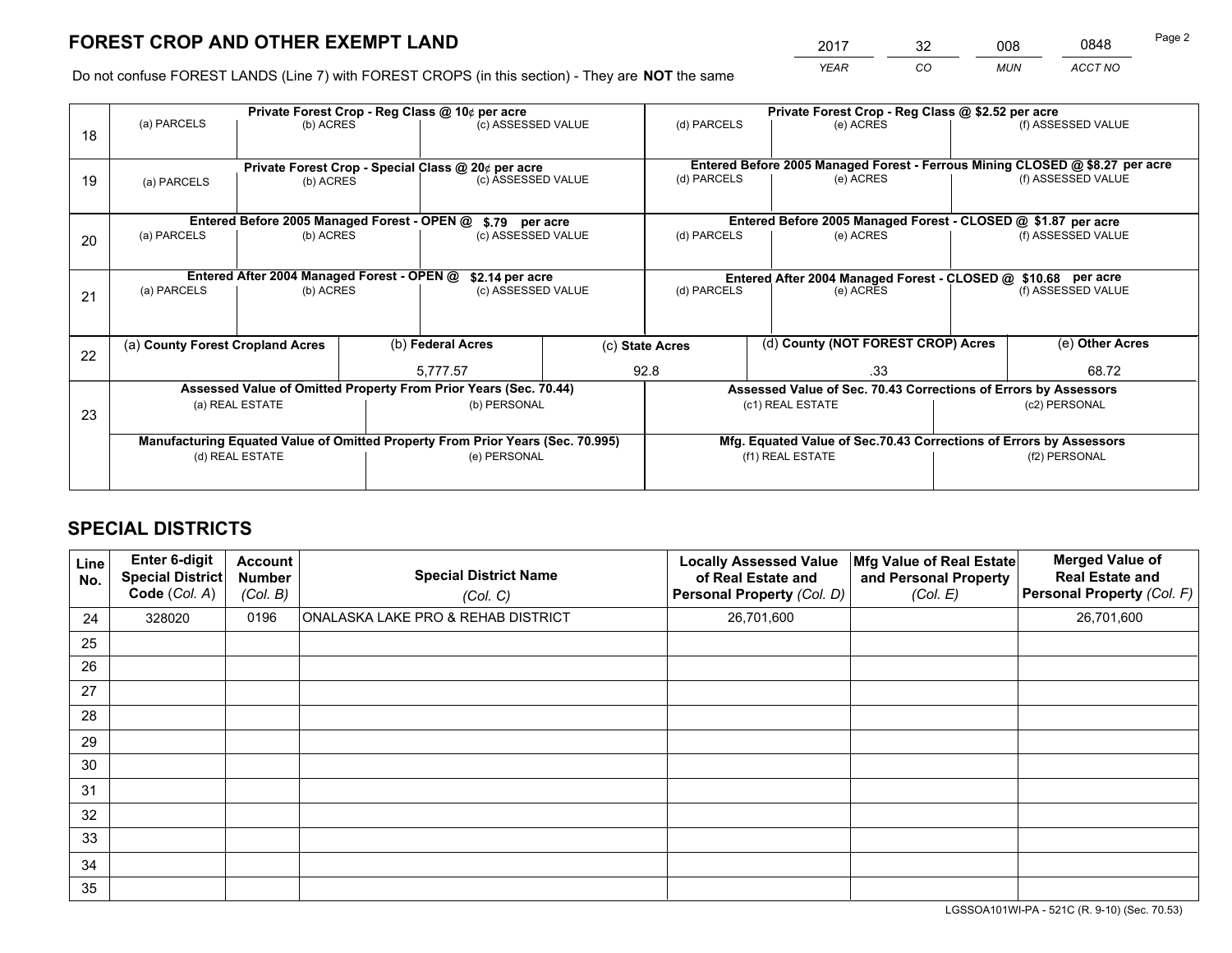# FOREST CROP AND OTHER EXEMPT LAND

| 2017 | 32 | 008 | 0848 |
|---|---|---|---|
| *YEAR* | *CO* | *MUN* | *ACCT NO* |

Do not confuse FOREST LANDS (Line 7) with FOREST CROPS (in this section) - They are **NOT** the same

| Line | Private Forest Crop - Reg Class @ 10¢ per acre | | | Private Forest Crop - Reg Class @ $2.52 per acre | | |
|---|---|---|---|---|---|---|
| 18 | (a) PARCELS | (b) ACRES | (c) ASSESSED VALUE | (d) PARCELS | (e) ACRES | (f) ASSESSED VALUE |
| | | | | | | |
| | **Private Forest Crop - Special Class @ 20¢ per acre** | | | **Entered Before 2005 Managed Forest - Ferrous Mining CLOSED @ $8.27 per acre** | | |
| 19 | (a) PARCELS | (b) ACRES | (c) ASSESSED VALUE | (d) PARCELS | (e) ACRES | (f) ASSESSED VALUE |
| | | | | | | |
| | **Entered Before 2005 Managed Forest - OPEN @ $.79 per acre** | | | **Entered Before 2005 Managed Forest - CLOSED @ $1.87 per acre** | | |
| 20 | (a) PARCELS | (b) ACRES | (c) ASSESSED VALUE | (d) PARCELS | (e) ACRES | (f) ASSESSED VALUE |
| | | | | | | |
| | **Entered After 2004 Managed Forest - OPEN @ $2.14 per acre** | | | **Entered After 2004 Managed Forest - CLOSED @ $10.68 per acre** | | |
| 21 | (a) PARCELS | (b) ACRES | (c) ASSESSED VALUE | (d) PARCELS | (e) ACRES | (f) ASSESSED VALUE |
| | | | | | | |

| Line | (a) County Forest Cropland Acres | (b) Federal Acres | (c) State Acres | (d) County (NOT FOREST CROP) Acres | (e) Other Acres |
|---|---|---|---|---|---|
| 22 | | 5,777.57 | 92.8 | .33 | 68.72 |

| Line | Assessed Value of Omitted Property From Prior Years (Sec. 70.44) | | Assessed Value of Sec. 70.43 Corrections of Errors by Assessors | |
|---|---|---|---|---|
| 23 | (a) REAL ESTATE | (b) PERSONAL | (c1) REAL ESTATE | (c2) PERSONAL |
| | | | | |
| | **Manufacturing Equated Value of Omitted Property From Prior Years (Sec. 70.995)** | | **Mfg. Equated Value of Sec.70.43 Corrections of Errors by Assessors** | |
| | (d) REAL ESTATE | (e) PERSONAL | (f1) REAL ESTATE | (f2) PERSONAL |
| | | | | |

# SPECIAL DISTRICTS

| Line No. | Enter 6-digit Special District Code (*Col. A*) | Account Number (*Col. B*) | Special District Name (*Col. C*) | Locally Assessed Value of Real Estate and Personal Property (*Col. D*) | Mfg Value of Real Estate and Personal Property (*Col. E*) | Merged Value of Real Estate and Personal Property (*Col. F*) |
|---|---|---|---|---|---|---|
| 24 | 328020 | 0196 | ONALASKA LAKE PRO & REHAB DISTRICT | 26,701,600 | | 26,701,600 |
| 25 | | | | | | |
| 26 | | | | | | |
| 27 | | | | | | |
| 28 | | | | | | |
| 29 | | | | | | |
| 30 | | | | | | |
| 31 | | | | | | |
| 32 | | | | | | |
| 33 | | | | | | |
| 34 | | | | | | |
| 35 | | | | | | |

LGSSOA101WI-PA - 521C (R. 9-10) (Sec. 70.53)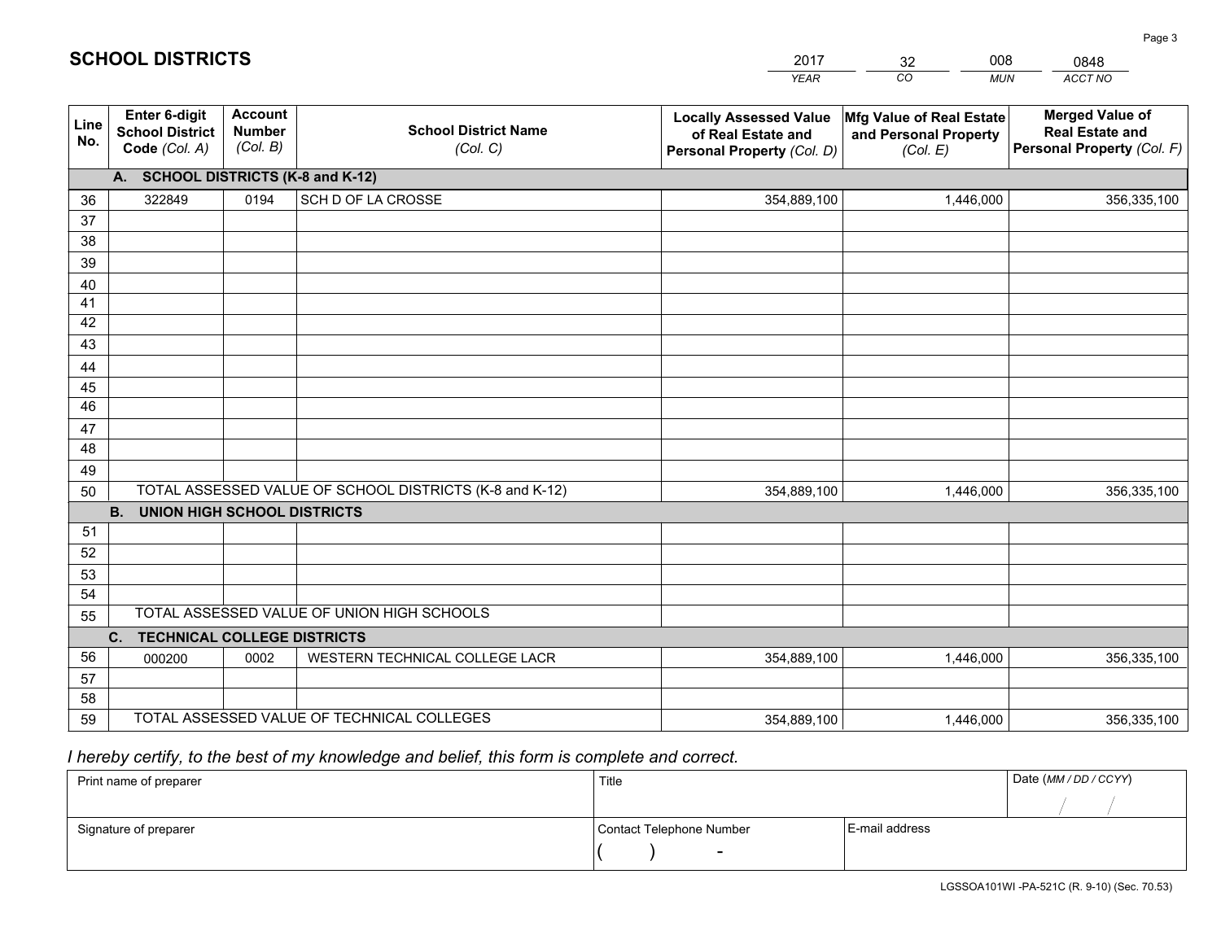# SCHOOL DISTRICTS

| 2017 | 32 | 008 | 0848 |
|---|---|---|---|
| *YEAR* | *CO* | *MUN* | *ACCT NO* |

| Line No. | Enter 6-digit School District Code *(Col. A)* | Account Number *(Col. B)* | School District Name *(Col. C)* | Locally Assessed Value of Real Estate and Personal Property *(Col. D)* | Mfg Value of Real Estate and Personal Property *(Col. E)* | Merged Value of Real Estate and Personal Property *(Col. F)* |
|---|---|---|---|---|---|---|
| **A. SCHOOL DISTRICTS (K-8 and K-12)** | | | | | | |
| 36 | 322849 | 0194 | SCH D OF LA CROSSE | 354,889,100 | 1,446,000 | 356,335,100 |
| 37 | | | | | | |
| 38 | | | | | | |
| 39 | | | | | | |
| 40 | | | | | | |
| 41 | | | | | | |
| 42 | | | | | | |
| 43 | | | | | | |
| 44 | | | | | | |
| 45 | | | | | | |
| 46 | | | | | | |
| 47 | | | | | | |
| 48 | | | | | | |
| 49 | | | | | | |
| 50 | TOTAL ASSESSED VALUE OF SCHOOL DISTRICTS (K-8 and K-12) | | | 354,889,100 | 1,446,000 | 356,335,100 |
| **B. UNION HIGH SCHOOL DISTRICTS** | | | | | | |
| 51 | | | | | | |
| 52 | | | | | | |
| 53 | | | | | | |
| 54 | | | | | | |
| 55 | TOTAL ASSESSED VALUE OF UNION HIGH SCHOOLS | | | | | |
| **C. TECHNICAL COLLEGE DISTRICTS** | | | | | | |
| 56 | 000200 | 0002 | WESTERN TECHNICAL COLLEGE LACR | 354,889,100 | 1,446,000 | 356,335,100 |
| 57 | | | | | | |
| 58 | | | | | | |
| 59 | TOTAL ASSESSED VALUE OF TECHNICAL COLLEGES | | | 354,889,100 | 1,446,000 | 356,335,100 |

*I hereby certify, to the best of my knowledge and belief, this form is complete and correct.*

| Print name of preparer | Title | | Date *(MM / DD / CCYY)* |
|---|---|---|---|
| | | | / / |
| Signature of preparer | Contact Telephone Number | E-mail address | |
| | ( ) - | | |

LGSSOA101WI -PA-521C (R. 9-10) (Sec. 70.53)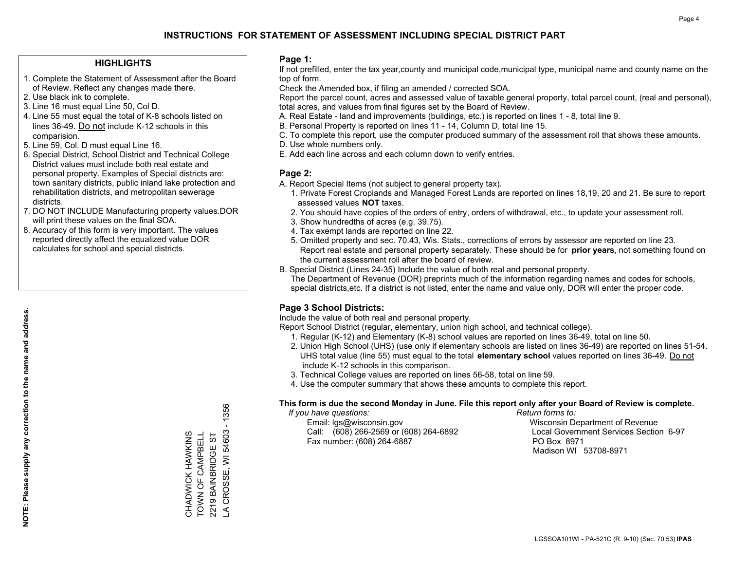# INSTRUCTIONS FOR STATEMENT OF ASSESSMENT INCLUDING SPECIAL DISTRICT PART

## HIGHLIGHTS

1. Complete the Statement of Assessment after the Board of Review. Reflect any changes made there.
2. Use black ink to complete.
3. Line 16 must equal Line 50, Col D.
4. Line 55 must equal the total of K-8 schools listed on lines 36-49. Do not include K-12 schools in this comparision.
5. Line 59, Col. D must equal Line 16.
6. Special District, School District and Technical College District values must include both real estate and personal property. Examples of Special districts are: town sanitary districts, public inland lake protection and rehabilitation districts, and metropolitan sewerage districts.
7. DO NOT INCLUDE Manufacturing property values.DOR will print these values on the final SOA.
8. Accuracy of this form is very important. The values reported directly affect the equalized value DOR calculates for school and special districts.

**NOTE: Please supply any correction to the name and address.**

CHADWICK HAWKINS
TOWN OF CAMPBELL
2219 BAINBRIDGE ST
LA CROSSE, WI 54603 - 1356

## Page 1:

If not prefilled, enter the tax year,county and municipal code,municipal type, municipal name and county name on the top of form.

Check the Amended box, if filing an amended / corrected SOA.

Report the parcel count, acres and assessed value of taxable general property, total parcel count, (real and personal), total acres, and values from final figures set by the Board of Review.

A. Real Estate - land and improvements (buildings, etc.) is reported on lines 1 - 8, total line 9.
B. Personal Property is reported on lines 11 - 14, Column D, total line 15.
C. To complete this report, use the computer produced summary of the assessment roll that shows these amounts.
D. Use whole numbers only.
E. Add each line across and each column down to verify entries.

## Page 2:

A. Report Special Items (not subject to general property tax).
   1. Private Forest Croplands and Managed Forest Lands are reported on lines 18,19, 20 and 21. Be sure to report assessed values **NOT** taxes.
   2. You should have copies of the orders of entry, orders of withdrawal, etc., to update your assessment roll.
   3. Show hundredths of acres (e.g. 39.75).
   4. Tax exempt lands are reported on line 22.
   5. Omitted property and sec. 70.43, Wis. Stats., corrections of errors by assessor are reported on line 23. Report real estate and personal property separately. These should be for **prior years**, not something found on the current assessment roll after the board of review.
B. Special District (Lines 24-35) Include the value of both real and personal property.
   The Department of Revenue (DOR) preprints much of the information regarding names and codes for schools, special districts,etc. If a district is not listed, enter the name and value only, DOR will enter the proper code.

## Page 3 School Districts:

Include the value of both real and personal property.

Report School District (regular, elementary, union high school, and technical college).

1. Regular (K-12) and Elementary (K-8) school values are reported on lines 36-49, total on line 50.
2. Union High School (UHS) (use only if elementary schools are listed on lines 36-49) are reported on lines 51-54. UHS total value (line 55) must equal to the total **elementary school** values reported on lines 36-49. Do not include K-12 schools in this comparison.
3. Technical College values are reported on lines 56-58, total on line 59.
4. Use the computer summary that shows these amounts to complete this report.

**This form is due the second Monday in June. File this report only after your Board of Review is complete.**

*If you have questions:*
Email: lgs@wisconsin.gov
Call: (608) 266-2569 or (608) 264-6892
Fax number: (608) 264-6887

*Return forms to:*
Wisconsin Department of Revenue
Local Government Services Section 6-97
PO Box 8971
Madison WI 53708-8971

LGSSOA101WI - PA-521C (R. 9-10) (Sec. 70.53) **IPAS**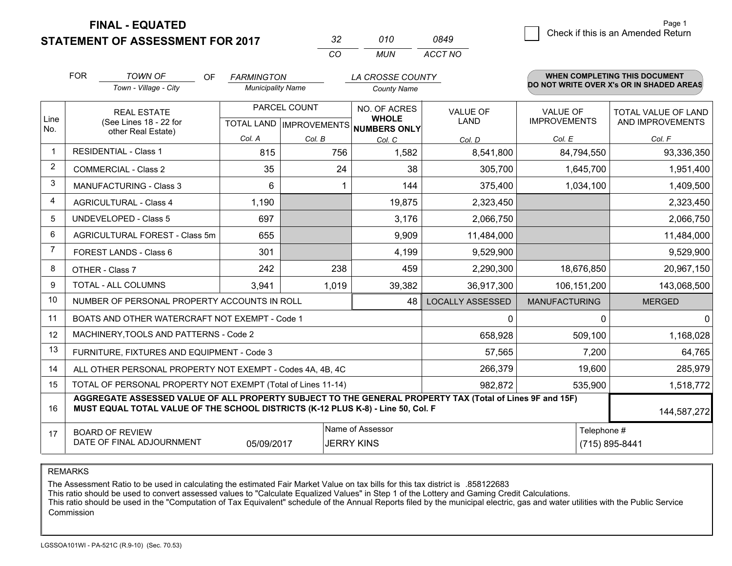**FINAL - EQUATED**
**STATEMENT OF ASSESSMENT FOR 2017**

| 32 | 010 | 0849 |
|---|---|---|
| CO | MUN | ACCT NO |

☐ Check if this is an Amended Return

FOR *TOWN OF* (Town - Village - City) OF *FARMINGTON* (Municipality Name) *LA CROSSE COUNTY* (County Name)

**WHEN COMPLETING THIS DOCUMENT DO NOT WRITE OVER X's OR IN SHADED AREAS**

| Line No. | REAL ESTATE (See Lines 18 - 22 for other Real Estate) | PARCEL COUNT TOTAL LAND Col. A | PARCEL COUNT IMPROVEMENTS Col. B | NO. OF ACRES WHOLE NUMBERS ONLY Col. C | VALUE OF LAND Col. D | VALUE OF IMPROVEMENTS Col. E | TOTAL VALUE OF LAND AND IMPROVEMENTS Col. F |
|---|---|---|---|---|---|---|---|
| 1 | RESIDENTIAL - Class 1 | 815 | 756 | 1,582 | 8,541,800 | 84,794,550 | 93,336,350 |
| 2 | COMMERCIAL - Class 2 | 35 | 24 | 38 | 305,700 | 1,645,700 | 1,951,400 |
| 3 | MANUFACTURING - Class 3 | 6 | 1 | 144 | 375,400 | 1,034,100 | 1,409,500 |
| 4 | AGRICULTURAL - Class 4 | 1,190 | | 19,875 | 2,323,450 | | 2,323,450 |
| 5 | UNDEVELOPED - Class 5 | 697 | | 3,176 | 2,066,750 | | 2,066,750 |
| 6 | AGRICULTURAL FOREST - Class 5m | 655 | | 9,909 | 11,484,000 | | 11,484,000 |
| 7 | FOREST LANDS - Class 6 | 301 | | 4,199 | 9,529,900 | | 9,529,900 |
| 8 | OTHER - Class 7 | 242 | 238 | 459 | 2,290,300 | 18,676,850 | 20,967,150 |
| 9 | TOTAL - ALL COLUMNS | 3,941 | 1,019 | 39,382 | 36,917,300 | 106,151,200 | 143,068,500 |
| 10 | NUMBER OF PERSONAL PROPERTY ACCOUNTS IN ROLL | | | 48 | LOCALLY ASSESSED | MANUFACTURING | MERGED |
| 11 | BOATS AND OTHER WATERCRAFT NOT EXEMPT - Code 1 | | | | 0 | 0 | 0 |
| 12 | MACHINERY,TOOLS AND PATTERNS - Code 2 | | | | 658,928 | 509,100 | 1,168,028 |
| 13 | FURNITURE, FIXTURES AND EQUIPMENT - Code 3 | | | | 57,565 | 7,200 | 64,765 |
| 14 | ALL OTHER PERSONAL PROPERTY NOT EXEMPT - Codes 4A, 4B, 4C | | | | 266,379 | 19,600 | 285,979 |
| 15 | TOTAL OF PERSONAL PROPERTY NOT EXEMPT (Total of Lines 11-14) | | | | 982,872 | 535,900 | 1,518,772 |
| 16 | **AGGREGATE ASSESSED VALUE OF ALL PROPERTY SUBJECT TO THE GENERAL PROPERTY TAX (Total of Lines 9F and 15F) MUST EQUAL TOTAL VALUE OF THE SCHOOL DISTRICTS (K-12 PLUS K-8) - Line 50, Col. F** | | | | | | 144,587,272 |
| 17 | BOARD OF REVIEW DATE OF FINAL ADJOURNMENT | 05/09/2017 | | Name of Assessor: JERRY KINS | | Telephone #: (715) 895-8441 | |

REMARKS

The Assessment Ratio to be used in calculating the estimated Fair Market Value on tax bills for this tax district is .858122683
This ratio should be used to convert assessed values to "Calculate Equalized Values" in Step 1 of the Lottery and Gaming Credit Calculations.
This ratio should be used in the "Computation of Tax Equivalent" schedule of the Annual Reports filed by the municipal electric, gas and water utilities with the Public Service Commission

LGSSOA101WI - PA-521C (R.9-10) (Sec. 70.53)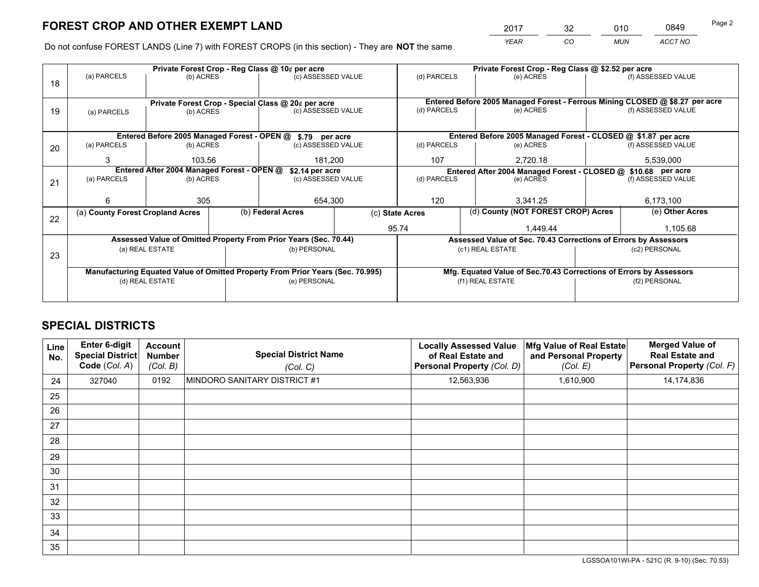## FOREST CROP AND OTHER EXEMPT LAND

| YEAR | CO | MUN | ACCT NO |
|---|---|---|---|
| 2017 | 32 | 010 | 0849 |

Do not confuse FOREST LANDS (Line 7) with FOREST CROPS (in this section) - They are **NOT** the same

| Line | Private Forest Crop - Reg Class @ 10¢ per acre | | | Private Forest Crop - Reg Class @ $2.52 per acre | | |
|---|---|---|---|---|---|---|
| | (a) PARCELS | (b) ACRES | (c) ASSESSED VALUE | (d) PARCELS | (e) ACRES | (f) ASSESSED VALUE |
| 18 | | | | | | |
| | **Private Forest Crop - Special Class @ 20¢ per acre** | | | **Entered Before 2005 Managed Forest - Ferrous Mining CLOSED @ $8.27 per acre** | | |
| | (a) PARCELS | (b) ACRES | (c) ASSESSED VALUE | (d) PARCELS | (e) ACRES | (f) ASSESSED VALUE |
| 19 | | | | | | |
| | **Entered Before 2005 Managed Forest - OPEN @ $.79 per acre** | | | **Entered Before 2005 Managed Forest - CLOSED @ $1.87 per acre** | | |
| | (a) PARCELS | (b) ACRES | (c) ASSESSED VALUE | (d) PARCELS | (e) ACRES | (f) ASSESSED VALUE |
| 20 | 3 | 103.56 | 181,200 | 107 | 2,720.18 | 5,539,000 |
| | **Entered After 2004 Managed Forest - OPEN @ $2.14 per acre** | | | **Entered After 2004 Managed Forest - CLOSED @ $10.68 per acre** | | |
| | (a) PARCELS | (b) ACRES | (c) ASSESSED VALUE | (d) PARCELS | (e) ACRES | (f) ASSESSED VALUE |
| 21 | 6 | 305 | 654,300 | 120 | 3,341.25 | 6,173,100 |

| Line | (a) County Forest Cropland Acres | (b) Federal Acres | (c) State Acres | (d) County (NOT FOREST CROP) Acres | (e) Other Acres |
|---|---|---|---|---|---|
| 22 | | | 95.74 | 1,449.44 | 1,105.68 |

| Line | Assessed Value of Omitted Property From Prior Years (Sec. 70.44) | | Assessed Value of Sec. 70.43 Corrections of Errors by Assessors | |
|---|---|---|---|---|
| | (a) REAL ESTATE | (b) PERSONAL | (c1) REAL ESTATE | (c2) PERSONAL |
| 23 | | | | |
| | **Manufacturing Equated Value of Omitted Property From Prior Years (Sec. 70.995)** | | **Mfg. Equated Value of Sec.70.43 Corrections of Errors by Assessors** | |
| | (d) REAL ESTATE | (e) PERSONAL | (f1) REAL ESTATE | (f2) PERSONAL |
| | | | | |

## SPECIAL DISTRICTS

| Line No. | Enter 6-digit Special District Code (Col. A) | Account Number (Col. B) | Special District Name (Col. C) | Locally Assessed Value of Real Estate and Personal Property (Col. D) | Mfg Value of Real Estate and Personal Property (Col. E) | Merged Value of Real Estate and Personal Property (Col. F) |
|---|---|---|---|---|---|---|
| 24 | 327040 | 0192 | MINDORO SANITARY DISTRICT #1 | 12,563,936 | 1,610,900 | 14,174,836 |
| 25 | | | | | | |
| 26 | | | | | | |
| 27 | | | | | | |
| 28 | | | | | | |
| 29 | | | | | | |
| 30 | | | | | | |
| 31 | | | | | | |
| 32 | | | | | | |
| 33 | | | | | | |
| 34 | | | | | | |
| 35 | | | | | | |

LGSSOA101WI-PA - 521C (R. 9-10) (Sec. 70.53)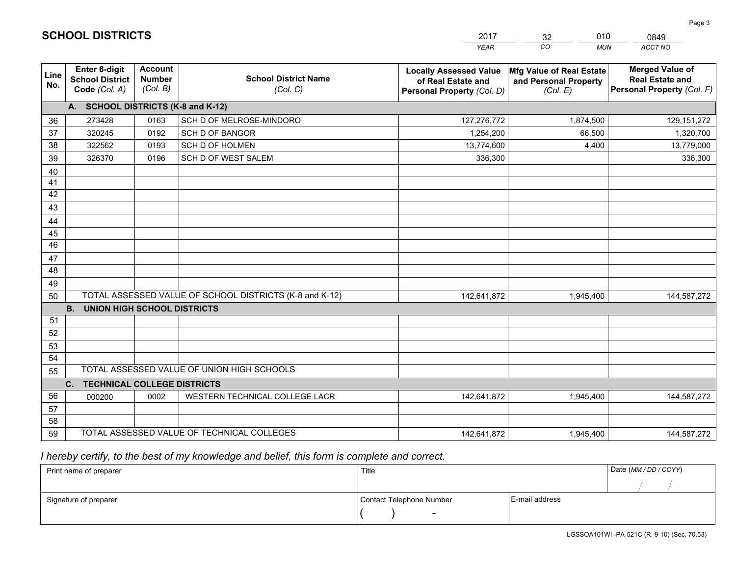# SCHOOL DISTRICTS

| 2017 | 32 | 010 | 0849 |
|---|---|---|---|
| *YEAR* | *CO* | *MUN* | *ACCT NO* |

| Line No. | Enter 6-digit School District Code *(Col. A)* | Account Number *(Col. B)* | School District Name *(Col. C)* | Locally Assessed Value of Real Estate and Personal Property *(Col. D)* | Mfg Value of Real Estate and Personal Property *(Col. E)* | Merged Value of Real Estate and Personal Property *(Col. F)* |
|---|---|---|---|---|---|---|
| **A.** | **SCHOOL DISTRICTS (K-8 and K-12)** | | | | | |
| 36 | 273428 | 0163 | SCH D OF MELROSE-MINDORO | 127,276,772 | 1,874,500 | 129,151,272 |
| 37 | 320245 | 0192 | SCH D OF BANGOR | 1,254,200 | 66,500 | 1,320,700 |
| 38 | 322562 | 0193 | SCH D OF HOLMEN | 13,774,600 | 4,400 | 13,779,000 |
| 39 | 326370 | 0196 | SCH D OF WEST SALEM | 336,300 | | 336,300 |
| 40 | | | | | | |
| 41 | | | | | | |
| 42 | | | | | | |
| 43 | | | | | | |
| 44 | | | | | | |
| 45 | | | | | | |
| 46 | | | | | | |
| 47 | | | | | | |
| 48 | | | | | | |
| 49 | | | | | | |
| 50 | TOTAL ASSESSED VALUE OF SCHOOL DISTRICTS (K-8 and K-12) | | | 142,641,872 | 1,945,400 | 144,587,272 |
| **B.** | **UNION HIGH SCHOOL DISTRICTS** | | | | | |
| 51 | | | | | | |
| 52 | | | | | | |
| 53 | | | | | | |
| 54 | | | | | | |
| 55 | TOTAL ASSESSED VALUE OF UNION HIGH SCHOOLS | | | | | |
| **C.** | **TECHNICAL COLLEGE DISTRICTS** | | | | | |
| 56 | 000200 | 0002 | WESTERN TECHNICAL COLLEGE LACR | 142,641,872 | 1,945,400 | 144,587,272 |
| 57 | | | | | | |
| 58 | | | | | | |
| 59 | TOTAL ASSESSED VALUE OF TECHNICAL COLLEGES | | | 142,641,872 | 1,945,400 | 144,587,272 |

*I hereby certify, to the best of my knowledge and belief, this form is complete and correct.*

| Print name of preparer | Title | | Date *(MM / DD / CCYY)* |
|---|---|---|---|
| | | | / / |
| Signature of preparer | Contact Telephone Number | E-mail address | |
| | ( ) - | | |

LGSSOA101WI -PA-521C (R. 9-10) (Sec. 70.53)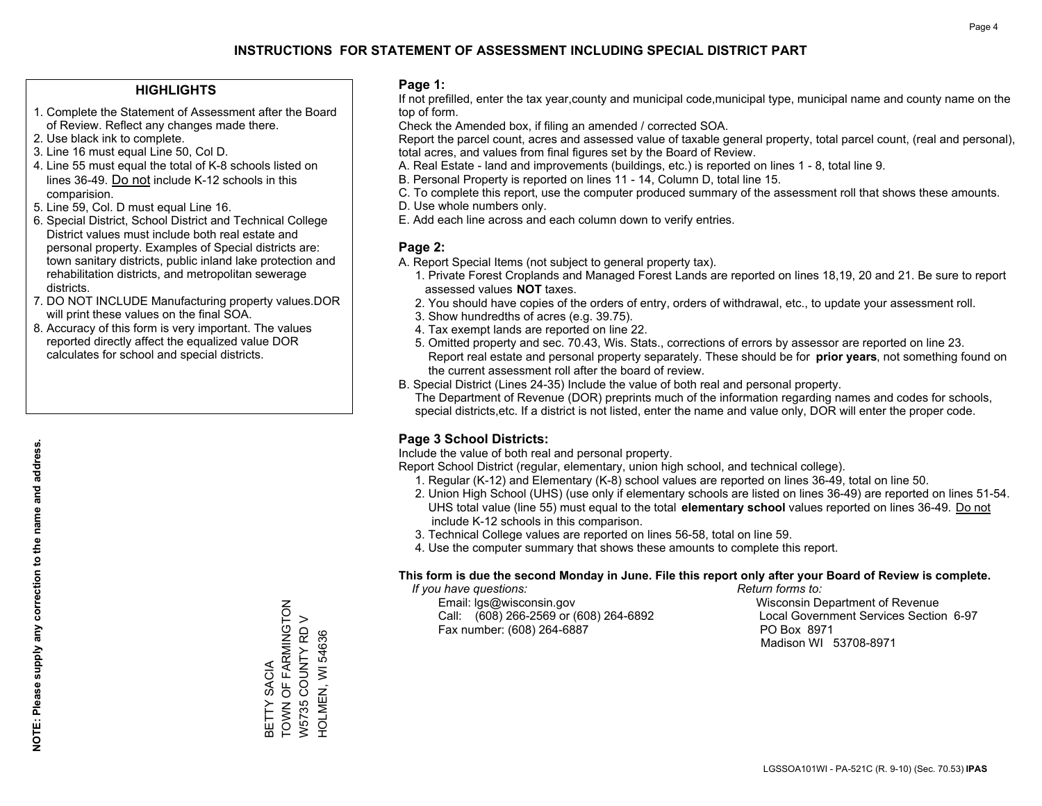# INSTRUCTIONS FOR STATEMENT OF ASSESSMENT INCLUDING SPECIAL DISTRICT PART

## HIGHLIGHTS

1. Complete the Statement of Assessment after the Board of Review. Reflect any changes made there.
2. Use black ink to complete.
3. Line 16 must equal Line 50, Col D.
4. Line 55 must equal the total of K-8 schools listed on lines 36-49. Do not include K-12 schools in this comparision.
5. Line 59, Col. D must equal Line 16.
6. Special District, School District and Technical College District values must include both real estate and personal property. Examples of Special districts are: town sanitary districts, public inland lake protection and rehabilitation districts, and metropolitan sewerage districts.
7. DO NOT INCLUDE Manufacturing property values.DOR will print these values on the final SOA.
8. Accuracy of this form is very important. The values reported directly affect the equalized value DOR calculates for school and special districts.

**NOTE: Please supply any correction to the name and address.**

BETTY SACIA
TOWN OF FARMINGTON
W5735 COUNTY RD V
HOLMEN, WI 54636

## Page 1:

If not prefilled, enter the tax year,county and municipal code,municipal type, municipal name and county name on the top of form.

Check the Amended box, if filing an amended / corrected SOA.

Report the parcel count, acres and assessed value of taxable general property, total parcel count, (real and personal), total acres, and values from final figures set by the Board of Review.

A. Real Estate - land and improvements (buildings, etc.) is reported on lines 1 - 8, total line 9.
B. Personal Property is reported on lines 11 - 14, Column D, total line 15.
C. To complete this report, use the computer produced summary of the assessment roll that shows these amounts.
D. Use whole numbers only.
E. Add each line across and each column down to verify entries.

## Page 2:

A. Report Special Items (not subject to general property tax).
   1. Private Forest Croplands and Managed Forest Lands are reported on lines 18,19, 20 and 21. Be sure to report assessed values **NOT** taxes.
   2. You should have copies of the orders of entry, orders of withdrawal, etc., to update your assessment roll.
   3. Show hundredths of acres (e.g. 39.75).
   4. Tax exempt lands are reported on line 22.
   5. Omitted property and sec. 70.43, Wis. Stats., corrections of errors by assessor are reported on line 23. Report real estate and personal property separately. These should be for **prior years**, not something found on the current assessment roll after the board of review.
B. Special District (Lines 24-35) Include the value of both real and personal property.
   The Department of Revenue (DOR) preprints much of the information regarding names and codes for schools, special districts,etc. If a district is not listed, enter the name and value only, DOR will enter the proper code.

## Page 3 School Districts:

Include the value of both real and personal property.

Report School District (regular, elementary, union high school, and technical college).

1. Regular (K-12) and Elementary (K-8) school values are reported on lines 36-49, total on line 50.
2. Union High School (UHS) (use only if elementary schools are listed on lines 36-49) are reported on lines 51-54. UHS total value (line 55) must equal to the total **elementary school** values reported on lines 36-49. Do not include K-12 schools in this comparison.
3. Technical College values are reported on lines 56-58, total on line 59.
4. Use the computer summary that shows these amounts to complete this report.

**This form is due the second Monday in June. File this report only after your Board of Review is complete.**

*If you have questions:*
Email: lgs@wisconsin.gov
Call: (608) 266-2569 or (608) 264-6892
Fax number: (608) 264-6887

*Return forms to:*
Wisconsin Department of Revenue
Local Government Services Section 6-97
PO Box 8971
Madison WI 53708-8971

LGSSOA101WI - PA-521C (R. 9-10) (Sec. 70.53) **IPAS**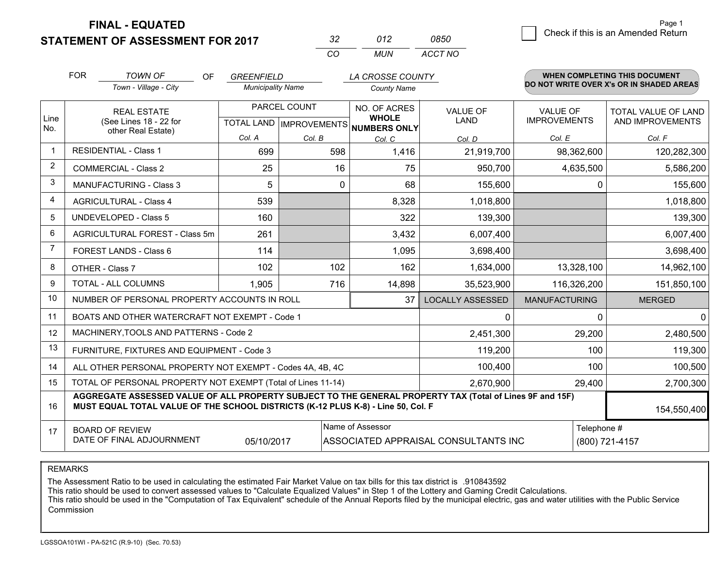**FINAL - EQUATED**
**STATEMENT OF ASSESSMENT FOR 2017**

| 32 | 012 | 0850 |
|---|---|---|
| CO | MUN | ACCT NO |

Page 1

☐ Check if this is an Amended Return

FOR *TOWN OF* (Town - Village - City) OF *GREENFIELD* (Municipality Name) *LA CROSSE COUNTY* (County Name)

**WHEN COMPLETING THIS DOCUMENT DO NOT WRITE OVER X's OR IN SHADED AREAS**

| Line No. | REAL ESTATE (See Lines 18 - 22 for other Real Estate) | PARCEL COUNT TOTAL LAND Col. A | PARCEL COUNT IMPROVEMENTS Col. B | NO. OF ACRES WHOLE NUMBERS ONLY Col. C | VALUE OF LAND Col. D | VALUE OF IMPROVEMENTS Col. E | TOTAL VALUE OF LAND AND IMPROVEMENTS Col. F |
|---|---|---|---|---|---|---|---|
| 1 | RESIDENTIAL - Class 1 | 699 | 598 | 1,416 | 21,919,700 | 98,362,600 | 120,282,300 |
| 2 | COMMERCIAL - Class 2 | 25 | 16 | 75 | 950,700 | 4,635,500 | 5,586,200 |
| 3 | MANUFACTURING - Class 3 | 5 | 0 | 68 | 155,600 | 0 | 155,600 |
| 4 | AGRICULTURAL - Class 4 | 539 | | 8,328 | 1,018,800 | | 1,018,800 |
| 5 | UNDEVELOPED - Class 5 | 160 | | 322 | 139,300 | | 139,300 |
| 6 | AGRICULTURAL FOREST - Class 5m | 261 | | 3,432 | 6,007,400 | | 6,007,400 |
| 7 | FOREST LANDS - Class 6 | 114 | | 1,095 | 3,698,400 | | 3,698,400 |
| 8 | OTHER - Class 7 | 102 | 102 | 162 | 1,634,000 | 13,328,100 | 14,962,100 |
| 9 | TOTAL - ALL COLUMNS | 1,905 | 716 | 14,898 | 35,523,900 | 116,326,200 | 151,850,100 |
| 10 | NUMBER OF PERSONAL PROPERTY ACCOUNTS IN ROLL | | | 37 | LOCALLY ASSESSED | MANUFACTURING | MERGED |
| 11 | BOATS AND OTHER WATERCRAFT NOT EXEMPT - Code 1 | | | | 0 | 0 | 0 |
| 12 | MACHINERY,TOOLS AND PATTERNS - Code 2 | | | | 2,451,300 | 29,200 | 2,480,500 |
| 13 | FURNITURE, FIXTURES AND EQUIPMENT - Code 3 | | | | 119,200 | 100 | 119,300 |
| 14 | ALL OTHER PERSONAL PROPERTY NOT EXEMPT - Codes 4A, 4B, 4C | | | | 100,400 | 100 | 100,500 |
| 15 | TOTAL OF PERSONAL PROPERTY NOT EXEMPT (Total of Lines 11-14) | | | | 2,670,900 | 29,400 | 2,700,300 |
| 16 | **AGGREGATE ASSESSED VALUE OF ALL PROPERTY SUBJECT TO THE GENERAL PROPERTY TAX (Total of Lines 9F and 15F) MUST EQUAL TOTAL VALUE OF THE SCHOOL DISTRICTS (K-12 PLUS K-8) - Line 50, Col. F** | | | | | | 154,550,400 |
| 17 | BOARD OF REVIEW DATE OF FINAL ADJOURNMENT | 05/10/2017 | Name of Assessor | ASSOCIATED APPRAISAL CONSULTANTS INC | | Telephone # | (800) 721-4157 |

REMARKS

The Assessment Ratio to be used in calculating the estimated Fair Market Value on tax bills for this tax district is .910843592
This ratio should be used to convert assessed values to "Calculate Equalized Values" in Step 1 of the Lottery and Gaming Credit Calculations.
This ratio should be used in the "Computation of Tax Equivalent" schedule of the Annual Reports filed by the municipal electric, gas and water utilities with the Public Service Commission

LGSSOA101WI - PA-521C (R.9-10) (Sec. 70.53)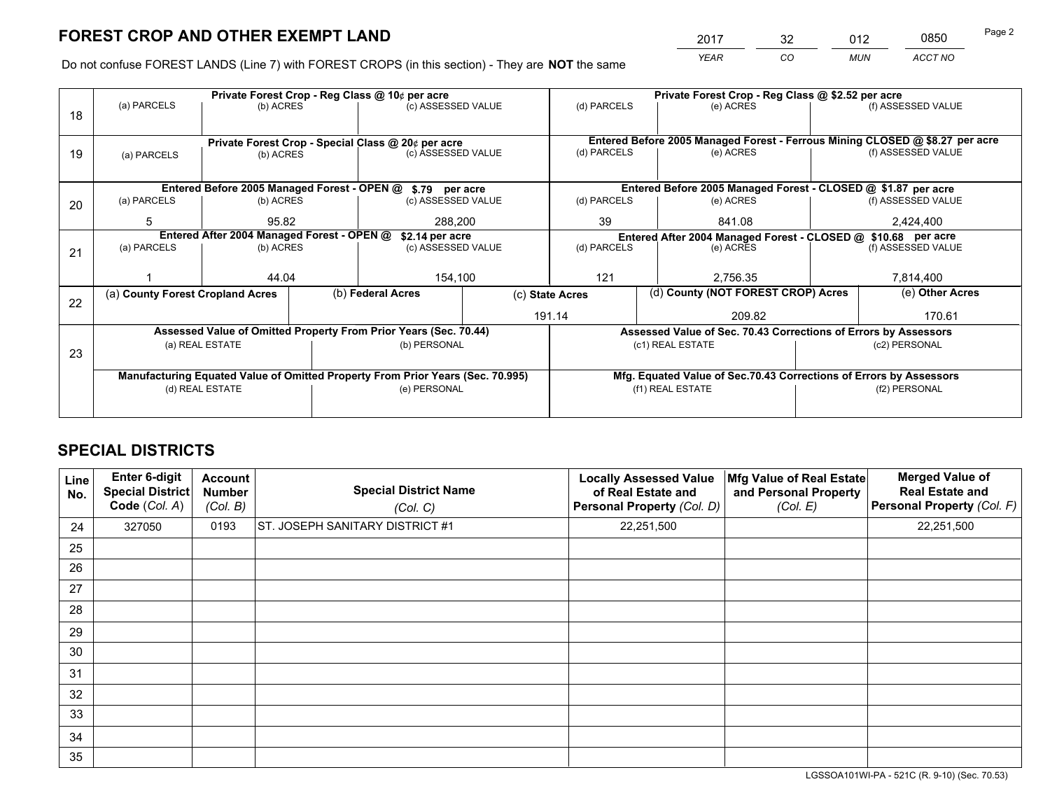# FOREST CROP AND OTHER EXEMPT LAND

| 2017 | 32 | 012 | 0850 |
|---|---|---|---|
| *YEAR* | *CO* | *MUN* | *ACCT NO* |

Do not confuse FOREST LANDS (Line 7) with FOREST CROPS (in this section) - They are **NOT** the same

| Line | Private Forest Crop - Reg Class @ 10¢ per acre | | | Private Forest Crop - Reg Class @ $2.52 per acre | | |
|---|---|---|---|---|---|---|
| 18 | (a) PARCELS | (b) ACRES | (c) ASSESSED VALUE | (d) PARCELS | (e) ACRES | (f) ASSESSED VALUE |
| | | | | | | |
| | **Private Forest Crop - Special Class @ 20¢ per acre** | | | **Entered Before 2005 Managed Forest - Ferrous Mining CLOSED @ $8.27 per acre** | | |
| 19 | (a) PARCELS | (b) ACRES | (c) ASSESSED VALUE | (d) PARCELS | (e) ACRES | (f) ASSESSED VALUE |
| | | | | | | |
| | **Entered Before 2005 Managed Forest - OPEN @ $.79 per acre** | | | **Entered Before 2005 Managed Forest - CLOSED @ $1.87 per acre** | | |
| 20 | (a) PARCELS | (b) ACRES | (c) ASSESSED VALUE | (d) PARCELS | (e) ACRES | (f) ASSESSED VALUE |
| | 5 | 95.82 | 288,200 | 39 | 841.08 | 2,424,400 |
| | **Entered After 2004 Managed Forest - OPEN @ $2.14 per acre** | | | **Entered After 2004 Managed Forest - CLOSED @ $10.68 per acre** | | |
| 21 | (a) PARCELS | (b) ACRES | (c) ASSESSED VALUE | (d) PARCELS | (e) ACRES | (f) ASSESSED VALUE |
| | 1 | 44.04 | 154,100 | 121 | 2,756.35 | 7,814,400 |

| Line | (a) County Forest Cropland Acres | (b) Federal Acres | (c) State Acres | (d) County (NOT FOREST CROP) Acres | (e) Other Acres |
|---|---|---|---|---|---|
| 22 | | | 191.14 | 209.82 | 170.61 |

| Line | Assessed Value of Omitted Property From Prior Years (Sec. 70.44) | | Assessed Value of Sec. 70.43 Corrections of Errors by Assessors | |
|---|---|---|---|---|
| 23 | (a) REAL ESTATE | (b) PERSONAL | (c1) REAL ESTATE | (c2) PERSONAL |
| | | | | |
| | **Manufacturing Equated Value of Omitted Property From Prior Years (Sec. 70.995)** | | **Mfg. Equated Value of Sec.70.43 Corrections of Errors by Assessors** | |
| | (d) REAL ESTATE | (e) PERSONAL | (f1) REAL ESTATE | (f2) PERSONAL |
| | | | | |

## SPECIAL DISTRICTS

| Line No. | Enter 6-digit Special District Code (Col. A) | Account Number (Col. B) | Special District Name (Col. C) | Locally Assessed Value of Real Estate and Personal Property (Col. D) | Mfg Value of Real Estate and Personal Property (Col. E) | Merged Value of Real Estate and Personal Property (Col. F) |
|---|---|---|---|---|---|---|
| 24 | 327050 | 0193 | ST. JOSEPH SANITARY DISTRICT #1 | 22,251,500 | | 22,251,500 |
| 25 | | | | | | |
| 26 | | | | | | |
| 27 | | | | | | |
| 28 | | | | | | |
| 29 | | | | | | |
| 30 | | | | | | |
| 31 | | | | | | |
| 32 | | | | | | |
| 33 | | | | | | |
| 34 | | | | | | |
| 35 | | | | | | |

LGSSOA101WI-PA - 521C (R. 9-10) (Sec. 70.53)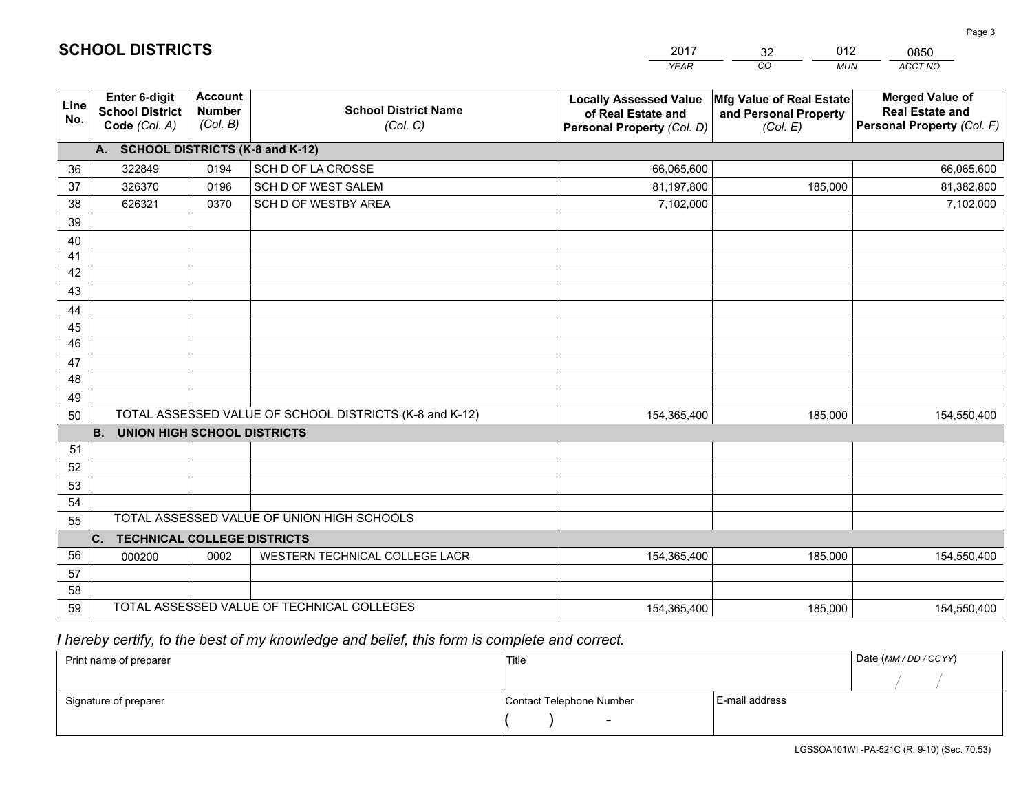# SCHOOL DISTRICTS

| 2017 | 32 | 012 | 0850 |
|---|---|---|---|
| *YEAR* | *CO* | *MUN* | *ACCT NO* |

| Line No. | Enter 6-digit School District Code *(Col. A)* | Account Number *(Col. B)* | School District Name *(Col. C)* | Locally Assessed Value of Real Estate and Personal Property *(Col. D)* | Mfg Value of Real Estate and Personal Property *(Col. E)* | Merged Value of Real Estate and Personal Property *(Col. F)* |
|---|---|---|---|---|---|---|
| **A. SCHOOL DISTRICTS (K-8 and K-12)** | | | | | | |
| 36 | 322849 | 0194 | SCH D OF LA CROSSE | 66,065,600 | | 66,065,600 |
| 37 | 326370 | 0196 | SCH D OF WEST SALEM | 81,197,800 | 185,000 | 81,382,800 |
| 38 | 626321 | 0370 | SCH D OF WESTBY AREA | 7,102,000 | | 7,102,000 |
| 39 | | | | | | |
| 40 | | | | | | |
| 41 | | | | | | |
| 42 | | | | | | |
| 43 | | | | | | |
| 44 | | | | | | |
| 45 | | | | | | |
| 46 | | | | | | |
| 47 | | | | | | |
| 48 | | | | | | |
| 49 | | | | | | |
| 50 | TOTAL ASSESSED VALUE OF SCHOOL DISTRICTS (K-8 and K-12) | | | 154,365,400 | 185,000 | 154,550,400 |
| **B. UNION HIGH SCHOOL DISTRICTS** | | | | | | |
| 51 | | | | | | |
| 52 | | | | | | |
| 53 | | | | | | |
| 54 | | | | | | |
| 55 | TOTAL ASSESSED VALUE OF UNION HIGH SCHOOLS | | | | | |
| **C. TECHNICAL COLLEGE DISTRICTS** | | | | | | |
| 56 | 000200 | 0002 | WESTERN TECHNICAL COLLEGE LACR | 154,365,400 | 185,000 | 154,550,400 |
| 57 | | | | | | |
| 58 | | | | | | |
| 59 | TOTAL ASSESSED VALUE OF TECHNICAL COLLEGES | | | 154,365,400 | 185,000 | 154,550,400 |

*I hereby certify, to the best of my knowledge and belief, this form is complete and correct.*

| Print name of preparer | Title | | Date *(MM / DD / CCYY)* |
|---|---|---|---|
| | | | / / |
| Signature of preparer | Contact Telephone Number | E-mail address | |
| | ( ) - | | |

LGSSOA101WI -PA-521C (R. 9-10) (Sec. 70.53)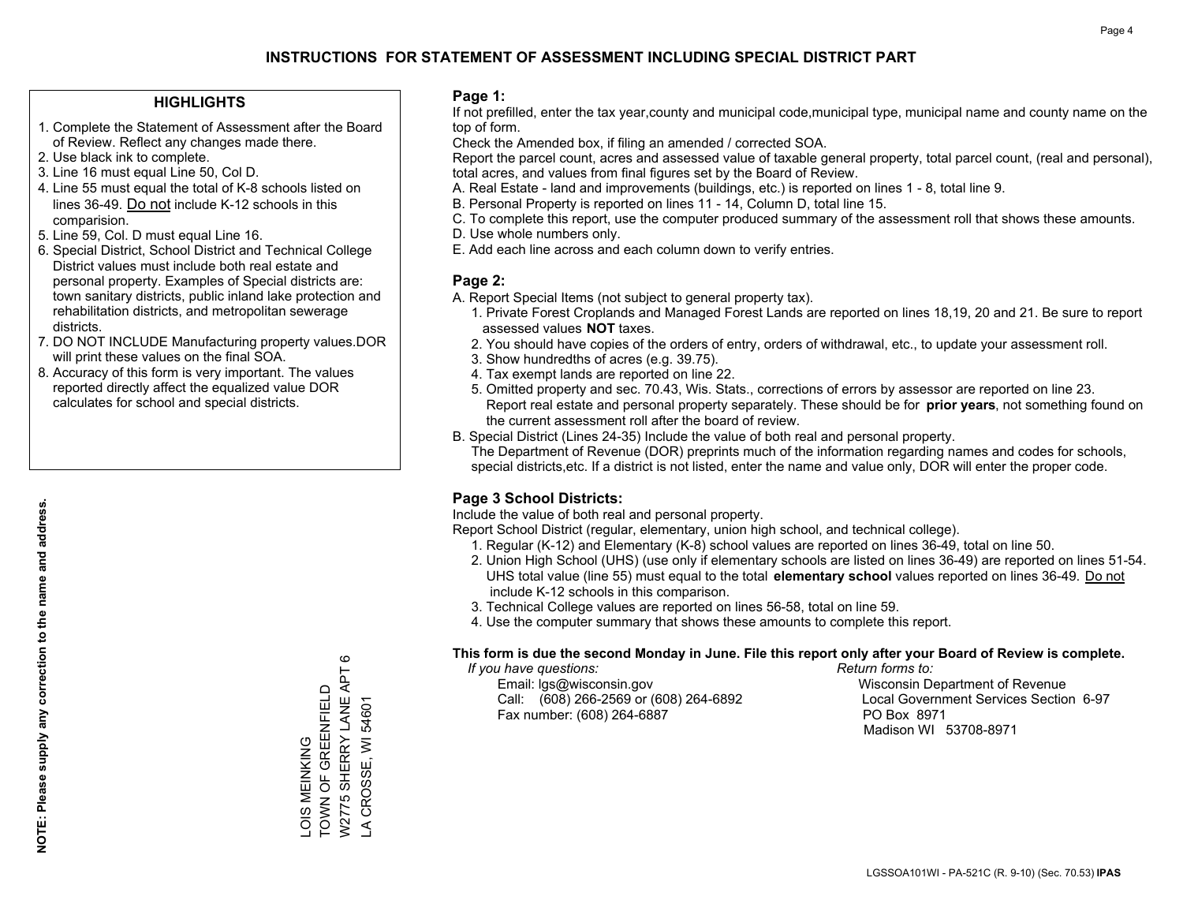# INSTRUCTIONS FOR STATEMENT OF ASSESSMENT INCLUDING SPECIAL DISTRICT PART

## HIGHLIGHTS

1. Complete the Statement of Assessment after the Board of Review. Reflect any changes made there.
2. Use black ink to complete.
3. Line 16 must equal Line 50, Col D.
4. Line 55 must equal the total of K-8 schools listed on lines 36-49. Do not include K-12 schools in this comparision.
5. Line 59, Col. D must equal Line 16.
6. Special District, School District and Technical College District values must include both real estate and personal property. Examples of Special districts are: town sanitary districts, public inland lake protection and rehabilitation districts, and metropolitan sewerage districts.
7. DO NOT INCLUDE Manufacturing property values.DOR will print these values on the final SOA.
8. Accuracy of this form is very important. The values reported directly affect the equalized value DOR calculates for school and special districts.

**NOTE: Please supply any correction to the name and address.**

LOIS MEINKING
TOWN OF GREENFIELD
W2775 SHERRY LANE APT 6
LA CROSSE, WI 54601

## Page 1:

If not prefilled, enter the tax year,county and municipal code,municipal type, municipal name and county name on the top of form.

Check the Amended box, if filing an amended / corrected SOA.

Report the parcel count, acres and assessed value of taxable general property, total parcel count, (real and personal), total acres, and values from final figures set by the Board of Review.

A. Real Estate - land and improvements (buildings, etc.) is reported on lines 1 - 8, total line 9.
B. Personal Property is reported on lines 11 - 14, Column D, total line 15.
C. To complete this report, use the computer produced summary of the assessment roll that shows these amounts.
D. Use whole numbers only.
E. Add each line across and each column down to verify entries.

## Page 2:

A. Report Special Items (not subject to general property tax).
   1. Private Forest Croplands and Managed Forest Lands are reported on lines 18,19, 20 and 21. Be sure to report assessed values **NOT** taxes.
   2. You should have copies of the orders of entry, orders of withdrawal, etc., to update your assessment roll.
   3. Show hundredths of acres (e.g. 39.75).
   4. Tax exempt lands are reported on line 22.
   5. Omitted property and sec. 70.43, Wis. Stats., corrections of errors by assessor are reported on line 23. Report real estate and personal property separately. These should be for **prior years**, not something found on the current assessment roll after the board of review.
B. Special District (Lines 24-35) Include the value of both real and personal property.
   The Department of Revenue (DOR) preprints much of the information regarding names and codes for schools, special districts,etc. If a district is not listed, enter the name and value only, DOR will enter the proper code.

## Page 3 School Districts:

Include the value of both real and personal property.

Report School District (regular, elementary, union high school, and technical college).

1. Regular (K-12) and Elementary (K-8) school values are reported on lines 36-49, total on line 50.
2. Union High School (UHS) (use only if elementary schools are listed on lines 36-49) are reported on lines 51-54. UHS total value (line 55) must equal to the total **elementary school** values reported on lines 36-49. Do not include K-12 schools in this comparison.
3. Technical College values are reported on lines 56-58, total on line 59.
4. Use the computer summary that shows these amounts to complete this report.

**This form is due the second Monday in June. File this report only after your Board of Review is complete.**

*If you have questions:*
Email: lgs@wisconsin.gov
Call: (608) 266-2569 or (608) 264-6892
Fax number: (608) 264-6887

*Return forms to:*
Wisconsin Department of Revenue
Local Government Services Section 6-97
PO Box 8971
Madison WI 53708-8971

LGSSOA101WI - PA-521C (R. 9-10) (Sec. 70.53) **IPAS**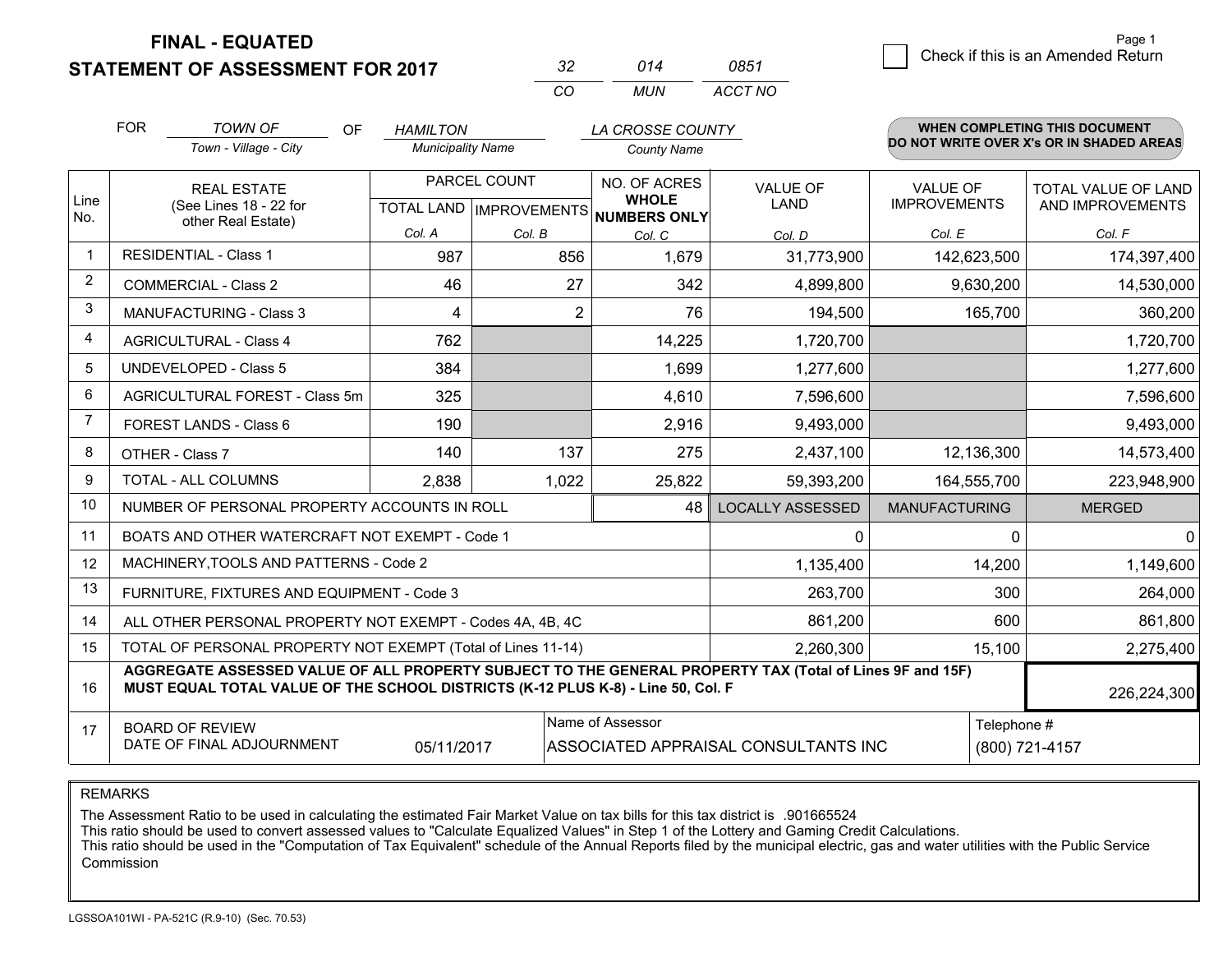# FINAL - EQUATED
# STATEMENT OF ASSESSMENT FOR 2017

| 32 | 014 | 0851 |
|---|---|---|
| CO | MUN | ACCT NO |

☐ Check if this is an Amended Return

Page 1

FOR *TOWN OF* (Town - Village - City) OF *HAMILTON* (Municipality Name) *LA CROSSE COUNTY* (County Name)

**WHEN COMPLETING THIS DOCUMENT DO NOT WRITE OVER X's OR IN SHADED AREAS**

| Line No. | REAL ESTATE (See Lines 18 - 22 for other Real Estate) | PARCEL COUNT TOTAL LAND Col. A | PARCEL COUNT IMPROVEMENTS Col. B | NO. OF ACRES WHOLE NUMBERS ONLY Col. C | VALUE OF LAND Col. D | VALUE OF IMPROVEMENTS Col. E | TOTAL VALUE OF LAND AND IMPROVEMENTS Col. F |
|---|---|---|---|---|---|---|---|
| 1 | RESIDENTIAL - Class 1 | 987 | 856 | 1,679 | 31,773,900 | 142,623,500 | 174,397,400 |
| 2 | COMMERCIAL - Class 2 | 46 | 27 | 342 | 4,899,800 | 9,630,200 | 14,530,000 |
| 3 | MANUFACTURING - Class 3 | 4 | 2 | 76 | 194,500 | 165,700 | 360,200 |
| 4 | AGRICULTURAL - Class 4 | 762 | | 14,225 | 1,720,700 | | 1,720,700 |
| 5 | UNDEVELOPED - Class 5 | 384 | | 1,699 | 1,277,600 | | 1,277,600 |
| 6 | AGRICULTURAL FOREST - Class 5m | 325 | | 4,610 | 7,596,600 | | 7,596,600 |
| 7 | FOREST LANDS - Class 6 | 190 | | 2,916 | 9,493,000 | | 9,493,000 |
| 8 | OTHER - Class 7 | 140 | 137 | 275 | 2,437,100 | 12,136,300 | 14,573,400 |
| 9 | TOTAL - ALL COLUMNS | 2,838 | 1,022 | 25,822 | 59,393,200 | 164,555,700 | 223,948,900 |
| 10 | NUMBER OF PERSONAL PROPERTY ACCOUNTS IN ROLL | | | 48 | LOCALLY ASSESSED | MANUFACTURING | MERGED |
| 11 | BOATS AND OTHER WATERCRAFT NOT EXEMPT - Code 1 | | | | 0 | 0 | 0 |
| 12 | MACHINERY,TOOLS AND PATTERNS - Code 2 | | | | 1,135,400 | 14,200 | 1,149,600 |
| 13 | FURNITURE, FIXTURES AND EQUIPMENT - Code 3 | | | | 263,700 | 300 | 264,000 |
| 14 | ALL OTHER PERSONAL PROPERTY NOT EXEMPT - Codes 4A, 4B, 4C | | | | 861,200 | 600 | 861,800 |
| 15 | TOTAL OF PERSONAL PROPERTY NOT EXEMPT (Total of Lines 11-14) | | | | 2,260,300 | 15,100 | 2,275,400 |
| 16 | **AGGREGATE ASSESSED VALUE OF ALL PROPERTY SUBJECT TO THE GENERAL PROPERTY TAX (Total of Lines 9F and 15F) MUST EQUAL TOTAL VALUE OF THE SCHOOL DISTRICTS (K-12 PLUS K-8) - Line 50, Col. F** | | | | | | 226,224,300 |
| 17 | BOARD OF REVIEW DATE OF FINAL ADJOURNMENT | 05/11/2017 | | Name of Assessor: ASSOCIATED APPRAISAL CONSULTANTS INC | | | Telephone #: (800) 721-4157 |

REMARKS

The Assessment Ratio to be used in calculating the estimated Fair Market Value on tax bills for this tax district is .901665524
This ratio should be used to convert assessed values to "Calculate Equalized Values" in Step 1 of the Lottery and Gaming Credit Calculations.
This ratio should be used in the "Computation of Tax Equivalent" schedule of the Annual Reports filed by the municipal electric, gas and water utilities with the Public Service Commission

LGSSOA101WI - PA-521C (R.9-10) (Sec. 70.53)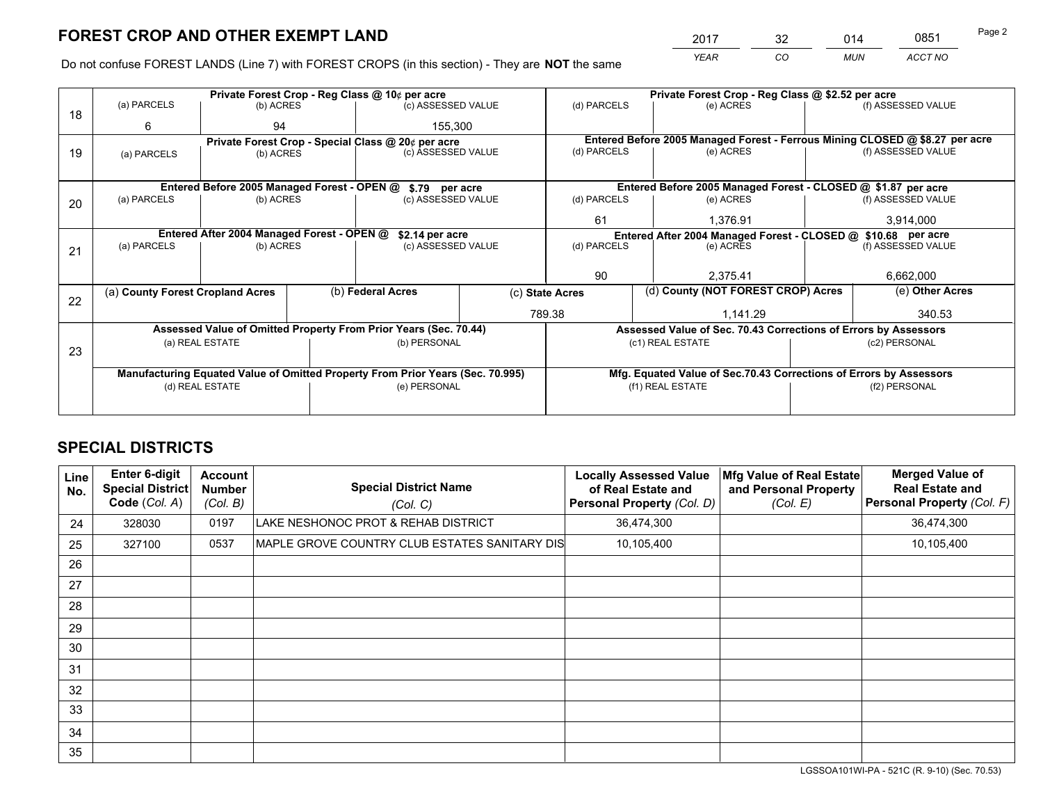# FOREST CROP AND OTHER EXEMPT LAND

| 2017 | 32 | 014 | 0851 |
|---|---|---|---|
| *YEAR* | *CO* | *MUN* | *ACCT NO* |

Do not confuse FOREST LANDS (Line 7) with FOREST CROPS (in this section) - They are **NOT** the same

| Line | Private Forest Crop - Reg Class @ 10¢ per acre | | | Private Forest Crop - Reg Class @ $2.52 per acre | | |
|---|---|---|---|---|---|---|
| | (a) PARCELS | (b) ACRES | (c) ASSESSED VALUE | (d) PARCELS | (e) ACRES | (f) ASSESSED VALUE |
| 18 | 6 | 94 | 155,300 | | | |
| | **Private Forest Crop - Special Class @ 20¢ per acre** | | | **Entered Before 2005 Managed Forest - Ferrous Mining CLOSED @ $8.27 per acre** | | |
| 19 | (a) PARCELS | (b) ACRES | (c) ASSESSED VALUE | (d) PARCELS | (e) ACRES | (f) ASSESSED VALUE |
| | | | | | | |
| | **Entered Before 2005 Managed Forest - OPEN @ $.79 per acre** | | | **Entered Before 2005 Managed Forest - CLOSED @ $1.87 per acre** | | |
| 20 | (a) PARCELS | (b) ACRES | (c) ASSESSED VALUE | (d) PARCELS | (e) ACRES | (f) ASSESSED VALUE |
| | | | | 61 | 1,376.91 | 3,914,000 |
| | **Entered After 2004 Managed Forest - OPEN @ $2.14 per acre** | | | **Entered After 2004 Managed Forest - CLOSED @ $10.68 per acre** | | |
| 21 | (a) PARCELS | (b) ACRES | (c) ASSESSED VALUE | (d) PARCELS | (e) ACRES | (f) ASSESSED VALUE |
| | | | | 90 | 2,375.41 | 6,662,000 |

| Line | (a) County Forest Cropland Acres | (b) Federal Acres | (c) State Acres | (d) County (NOT FOREST CROP) Acres | (e) Other Acres |
|---|---|---|---|---|---|
| 22 | | | 789.38 | 1,141.29 | 340.53 |

| Line | Assessed Value of Omitted Property From Prior Years (Sec. 70.44) | | Assessed Value of Sec. 70.43 Corrections of Errors by Assessors | |
|---|---|---|---|---|
| 23 | (a) REAL ESTATE | (b) PERSONAL | (c1) REAL ESTATE | (c2) PERSONAL |
| | | | | |
| | **Manufacturing Equated Value of Omitted Property From Prior Years (Sec. 70.995)** | | **Mfg. Equated Value of Sec.70.43 Corrections of Errors by Assessors** | |
| | (d) REAL ESTATE | (e) PERSONAL | (f1) REAL ESTATE | (f2) PERSONAL |
| | | | | |

# SPECIAL DISTRICTS

| Line No. | Enter 6-digit Special District Code (*Col. A*) | Account Number (*Col. B*) | Special District Name (*Col. C*) | Locally Assessed Value of Real Estate and Personal Property (*Col. D*) | Mfg Value of Real Estate and Personal Property (*Col. E*) | Merged Value of Real Estate and Personal Property (*Col. F*) |
|---|---|---|---|---|---|---|
| 24 | 328030 | 0197 | LAKE NESHONOC PROT & REHAB DISTRICT | 36,474,300 | | 36,474,300 |
| 25 | 327100 | 0537 | MAPLE GROVE COUNTRY CLUB ESTATES SANITARY DIS | 10,105,400 | | 10,105,400 |
| 26 | | | | | | |
| 27 | | | | | | |
| 28 | | | | | | |
| 29 | | | | | | |
| 30 | | | | | | |
| 31 | | | | | | |
| 32 | | | | | | |
| 33 | | | | | | |
| 34 | | | | | | |
| 35 | | | | | | |

LGSSOA101WI-PA - 521C (R. 9-10) (Sec. 70.53)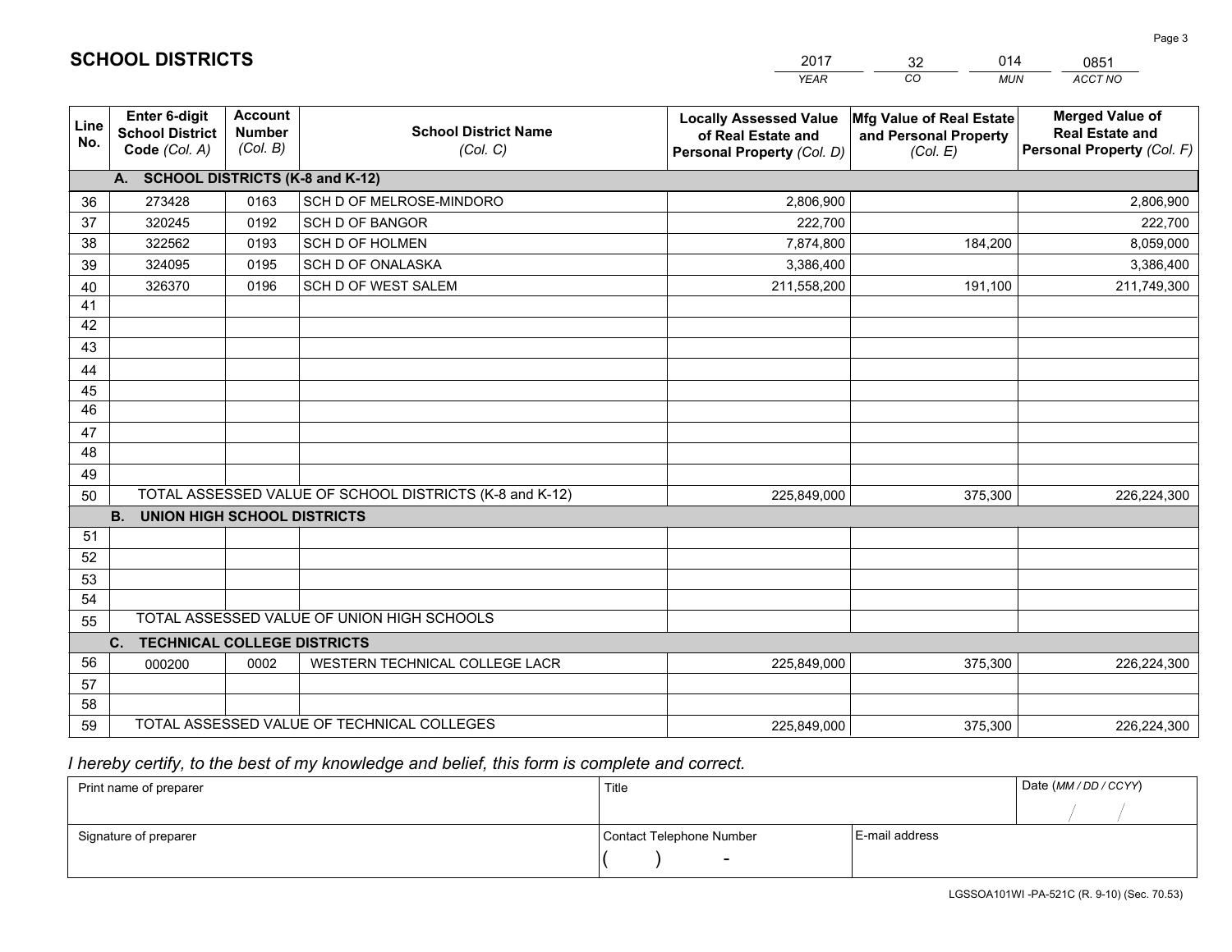# SCHOOL DISTRICTS

| 2017 | 32 | 014 | 0851 |
|---|---|---|---|
| *YEAR* | *CO* | *MUN* | *ACCT NO* |

| Line No. | Enter 6-digit School District Code *(Col. A)* | Account Number *(Col. B)* | School District Name *(Col. C)* | Locally Assessed Value of Real Estate and Personal Property *(Col. D)* | Mfg Value of Real Estate and Personal Property *(Col. E)* | Merged Value of Real Estate and Personal Property *(Col. F)* |
|---|---|---|---|---|---|---|
| **A.** | **SCHOOL DISTRICTS (K-8 and K-12)** | | | | | |
| 36 | 273428 | 0163 | SCH D OF MELROSE-MINDORO | 2,806,900 | | 2,806,900 |
| 37 | 320245 | 0192 | SCH D OF BANGOR | 222,700 | | 222,700 |
| 38 | 322562 | 0193 | SCH D OF HOLMEN | 7,874,800 | 184,200 | 8,059,000 |
| 39 | 324095 | 0195 | SCH D OF ONALASKA | 3,386,400 | | 3,386,400 |
| 40 | 326370 | 0196 | SCH D OF WEST SALEM | 211,558,200 | 191,100 | 211,749,300 |
| 41 | | | | | | |
| 42 | | | | | | |
| 43 | | | | | | |
| 44 | | | | | | |
| 45 | | | | | | |
| 46 | | | | | | |
| 47 | | | | | | |
| 48 | | | | | | |
| 49 | | | | | | |
| 50 | TOTAL ASSESSED VALUE OF SCHOOL DISTRICTS (K-8 and K-12) | | | 225,849,000 | 375,300 | 226,224,300 |
| **B.** | **UNION HIGH SCHOOL DISTRICTS** | | | | | |
| 51 | | | | | | |
| 52 | | | | | | |
| 53 | | | | | | |
| 54 | | | | | | |
| 55 | TOTAL ASSESSED VALUE OF UNION HIGH SCHOOLS | | | | | |
| **C.** | **TECHNICAL COLLEGE DISTRICTS** | | | | | |
| 56 | 000200 | 0002 | WESTERN TECHNICAL COLLEGE LACR | 225,849,000 | 375,300 | 226,224,300 |
| 57 | | | | | | |
| 58 | | | | | | |
| 59 | TOTAL ASSESSED VALUE OF TECHNICAL COLLEGES | | | 225,849,000 | 375,300 | 226,224,300 |

*I hereby certify, to the best of my knowledge and belief, this form is complete and correct.*

| Print name of preparer | Title | | Date *(MM / DD / CCYY)* |
|---|---|---|---|
| | | | / / |
| Signature of preparer | Contact Telephone Number | E-mail address | |
| | ( ) - | | |

LGSSOA101WI -PA-521C (R. 9-10) (Sec. 70.53)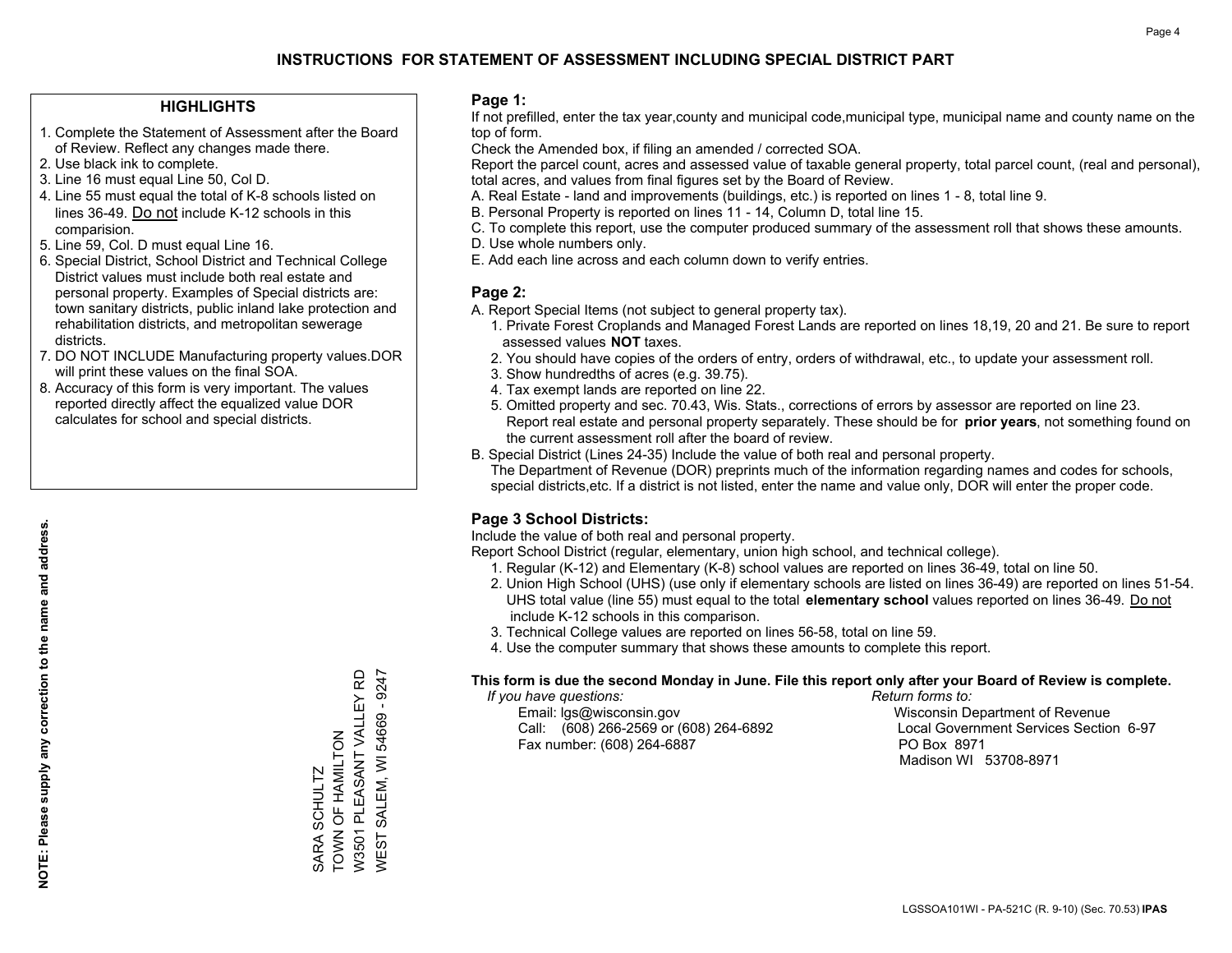# INSTRUCTIONS FOR STATEMENT OF ASSESSMENT INCLUDING SPECIAL DISTRICT PART

## HIGHLIGHTS

1. Complete the Statement of Assessment after the Board of Review. Reflect any changes made there.
2. Use black ink to complete.
3. Line 16 must equal Line 50, Col D.
4. Line 55 must equal the total of K-8 schools listed on lines 36-49. Do not include K-12 schools in this comparision.
5. Line 59, Col. D must equal Line 16.
6. Special District, School District and Technical College District values must include both real estate and personal property. Examples of Special districts are: town sanitary districts, public inland lake protection and rehabilitation districts, and metropolitan sewerage districts.
7. DO NOT INCLUDE Manufacturing property values.DOR will print these values on the final SOA.
8. Accuracy of this form is very important. The values reported directly affect the equalized value DOR calculates for school and special districts.

**NOTE: Please supply any correction to the name and address.**

SARA SCHULTZ
TOWN OF HAMILTON
W3501 PLEASANT VALLEY RD
WEST SALEM, WI 54669 - 9247

## Page 1:

If not prefilled, enter the tax year,county and municipal code,municipal type, municipal name and county name on the top of form.

Check the Amended box, if filing an amended / corrected SOA.

Report the parcel count, acres and assessed value of taxable general property, total parcel count, (real and personal), total acres, and values from final figures set by the Board of Review.

A. Real Estate - land and improvements (buildings, etc.) is reported on lines 1 - 8, total line 9.
B. Personal Property is reported on lines 11 - 14, Column D, total line 15.
C. To complete this report, use the computer produced summary of the assessment roll that shows these amounts.
D. Use whole numbers only.
E. Add each line across and each column down to verify entries.

## Page 2:

A. Report Special Items (not subject to general property tax).
  1. Private Forest Croplands and Managed Forest Lands are reported on lines 18,19, 20 and 21. Be sure to report assessed values **NOT** taxes.
  2. You should have copies of the orders of entry, orders of withdrawal, etc., to update your assessment roll.
  3. Show hundredths of acres (e.g. 39.75).
  4. Tax exempt lands are reported on line 22.
  5. Omitted property and sec. 70.43, Wis. Stats., corrections of errors by assessor are reported on line 23. Report real estate and personal property separately. These should be for **prior years**, not something found on the current assessment roll after the board of review.

B. Special District (Lines 24-35) Include the value of both real and personal property.
  The Department of Revenue (DOR) preprints much of the information regarding names and codes for schools, special districts,etc. If a district is not listed, enter the name and value only, DOR will enter the proper code.

## Page 3 School Districts:

Include the value of both real and personal property.

Report School District (regular, elementary, union high school, and technical college).

1. Regular (K-12) and Elementary (K-8) school values are reported on lines 36-49, total on line 50.
2. Union High School (UHS) (use only if elementary schools are listed on lines 36-49) are reported on lines 51-54. UHS total value (line 55) must equal to the total **elementary school** values reported on lines 36-49. Do not include K-12 schools in this comparison.
3. Technical College values are reported on lines 56-58, total on line 59.
4. Use the computer summary that shows these amounts to complete this report.

**This form is due the second Monday in June. File this report only after your Board of Review is complete.**

*If you have questions:*
Email: lgs@wisconsin.gov
Call: (608) 266-2569 or (608) 264-6892
Fax number: (608) 264-6887

*Return forms to:*
Wisconsin Department of Revenue
Local Government Services Section 6-97
PO Box 8971
Madison WI 53708-8971

LGSSOA101WI - PA-521C (R. 9-10) (Sec. 70.53) **IPAS**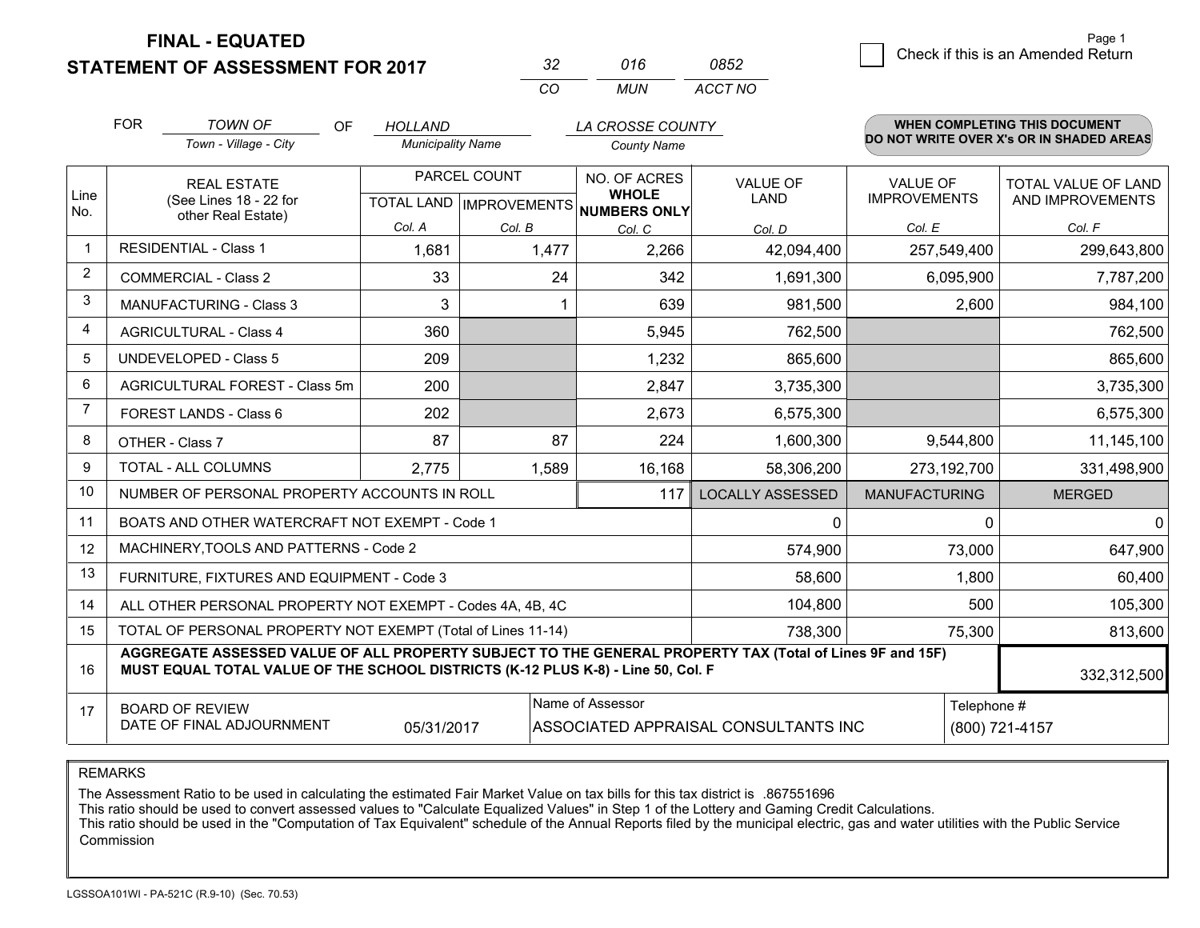**FINAL - EQUATED**
**STATEMENT OF ASSESSMENT FOR 2017**

| 32 | 016 | 0852 |
|---|---|---|
| CO | MUN | ACCT NO |

Check if this is an Amended Return

FOR *TOWN OF* (Town - Village - City) OF *HOLLAND* (Municipality Name) *LA CROSSE COUNTY* (County Name)

**WHEN COMPLETING THIS DOCUMENT DO NOT WRITE OVER X's OR IN SHADED AREAS**

| Line No. | REAL ESTATE (See Lines 18 - 22 for other Real Estate) | PARCEL COUNT | | NO. OF ACRES WHOLE NUMBERS ONLY | VALUE OF LAND | VALUE OF IMPROVEMENTS | TOTAL VALUE OF LAND AND IMPROVEMENTS |
|---|---|---|---|---|---|---|---|
| | | TOTAL LAND Col. A | IMPROVEMENTS Col. B | Col. C | Col. D | Col. E | Col. F |
| 1 | RESIDENTIAL - Class 1 | 1,681 | 1,477 | 2,266 | 42,094,400 | 257,549,400 | 299,643,800 |
| 2 | COMMERCIAL - Class 2 | 33 | 24 | 342 | 1,691,300 | 6,095,900 | 7,787,200 |
| 3 | MANUFACTURING - Class 3 | 3 | 1 | 639 | 981,500 | 2,600 | 984,100 |
| 4 | AGRICULTURAL - Class 4 | 360 | | 5,945 | 762,500 | | 762,500 |
| 5 | UNDEVELOPED - Class 5 | 209 | | 1,232 | 865,600 | | 865,600 |
| 6 | AGRICULTURAL FOREST - Class 5m | 200 | | 2,847 | 3,735,300 | | 3,735,300 |
| 7 | FOREST LANDS - Class 6 | 202 | | 2,673 | 6,575,300 | | 6,575,300 |
| 8 | OTHER - Class 7 | 87 | 87 | 224 | 1,600,300 | 9,544,800 | 11,145,100 |
| 9 | TOTAL - ALL COLUMNS | 2,775 | 1,589 | 16,168 | 58,306,200 | 273,192,700 | 331,498,900 |
| 10 | NUMBER OF PERSONAL PROPERTY ACCOUNTS IN ROLL | | | 117 | LOCALLY ASSESSED | MANUFACTURING | MERGED |
| 11 | BOATS AND OTHER WATERCRAFT NOT EXEMPT - Code 1 | | | | 0 | 0 | 0 |
| 12 | MACHINERY,TOOLS AND PATTERNS - Code 2 | | | | 574,900 | 73,000 | 647,900 |
| 13 | FURNITURE, FIXTURES AND EQUIPMENT - Code 3 | | | | 58,600 | 1,800 | 60,400 |
| 14 | ALL OTHER PERSONAL PROPERTY NOT EXEMPT - Codes 4A, 4B, 4C | | | | 104,800 | 500 | 105,300 |
| 15 | TOTAL OF PERSONAL PROPERTY NOT EXEMPT (Total of Lines 11-14) | | | | 738,300 | 75,300 | 813,600 |
| 16 | **AGGREGATE ASSESSED VALUE OF ALL PROPERTY SUBJECT TO THE GENERAL PROPERTY TAX (Total of Lines 9F and 15F) MUST EQUAL TOTAL VALUE OF THE SCHOOL DISTRICTS (K-12 PLUS K-8) - Line 50, Col. F** | | | | | | 332,312,500 |
| 17 | BOARD OF REVIEW DATE OF FINAL ADJOURNMENT | 05/31/2017 | Name of Assessor | ASSOCIATED APPRAISAL CONSULTANTS INC | | Telephone # | (800) 721-4157 |

REMARKS

The Assessment Ratio to be used in calculating the estimated Fair Market Value on tax bills for this tax district is .867551696
This ratio should be used to convert assessed values to "Calculate Equalized Values" in Step 1 of the Lottery and Gaming Credit Calculations.
This ratio should be used in the "Computation of Tax Equivalent" schedule of the Annual Reports filed by the municipal electric, gas and water utilities with the Public Service Commission

LGSSOA101WI - PA-521C (R.9-10) (Sec. 70.53)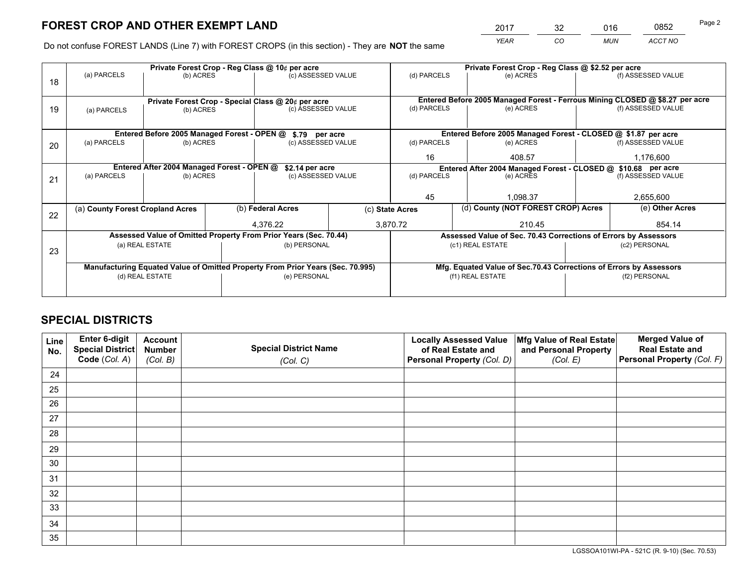# FOREST CROP AND OTHER EXEMPT LAND

| 2017 | 32 | 016 | 0852 |
|---|---|---|---|
| *YEAR* | *CO* | *MUN* | *ACCT NO* |

Do not confuse FOREST LANDS (Line 7) with FOREST CROPS (in this section) - They are **NOT** the same

| Line | Private Forest Crop - Reg Class @ 10¢ per acre | | | Private Forest Crop - Reg Class @ $2.52 per acre | | |
|---|---|---|---|---|---|---|
| 18 | (a) PARCELS | (b) ACRES | (c) ASSESSED VALUE | (d) PARCELS | (e) ACRES | (f) ASSESSED VALUE |
| | | | | | | |
| | **Private Forest Crop - Special Class @ 20¢ per acre** | | | **Entered Before 2005 Managed Forest - Ferrous Mining CLOSED @ $8.27 per acre** | | |
| 19 | (a) PARCELS | (b) ACRES | (c) ASSESSED VALUE | (d) PARCELS | (e) ACRES | (f) ASSESSED VALUE |
| | | | | | | |
| | **Entered Before 2005 Managed Forest - OPEN @ $.79 per acre** | | | **Entered Before 2005 Managed Forest - CLOSED @ $1.87 per acre** | | |
| 20 | (a) PARCELS | (b) ACRES | (c) ASSESSED VALUE | (d) PARCELS | (e) ACRES | (f) ASSESSED VALUE |
| | | | | 16 | 408.57 | 1,176,600 |
| | **Entered After 2004 Managed Forest - OPEN @ $2.14 per acre** | | | **Entered After 2004 Managed Forest - CLOSED @ $10.68 per acre** | | |
| 21 | (a) PARCELS | (b) ACRES | (c) ASSESSED VALUE | (d) PARCELS | (e) ACRES | (f) ASSESSED VALUE |
| | | | | 45 | 1,098.37 | 2,655,600 |

| Line | (a) County Forest Cropland Acres | (b) Federal Acres | (c) State Acres | (d) County (NOT FOREST CROP) Acres | (e) Other Acres |
|---|---|---|---|---|---|
| 22 | | 4,376.22 | 3,870.72 | 210.45 | 854.14 |

| Line | Assessed Value of Omitted Property From Prior Years (Sec. 70.44) | | Assessed Value of Sec. 70.43 Corrections of Errors by Assessors | |
|---|---|---|---|---|
| 23 | (a) REAL ESTATE | (b) PERSONAL | (c1) REAL ESTATE | (c2) PERSONAL |
| | | | | |
| | **Manufacturing Equated Value of Omitted Property From Prior Years (Sec. 70.995)** | | **Mfg. Equated Value of Sec.70.43 Corrections of Errors by Assessors** | |
| | (d) REAL ESTATE | (e) PERSONAL | (f1) REAL ESTATE | (f2) PERSONAL |
| | | | | |

# SPECIAL DISTRICTS

| Line No. | Enter 6-digit Special District Code (Col. A) | Account Number (Col. B) | Special District Name (Col. C) | Locally Assessed Value of Real Estate and Personal Property (Col. D) | Mfg Value of Real Estate and Personal Property (Col. E) | Merged Value of Real Estate and Personal Property (Col. F) |
|---|---|---|---|---|---|---|
| 24 | | | | | | |
| 25 | | | | | | |
| 26 | | | | | | |
| 27 | | | | | | |
| 28 | | | | | | |
| 29 | | | | | | |
| 30 | | | | | | |
| 31 | | | | | | |
| 32 | | | | | | |
| 33 | | | | | | |
| 34 | | | | | | |
| 35 | | | | | | |

LGSSOA101WI-PA - 521C (R. 9-10) (Sec. 70.53)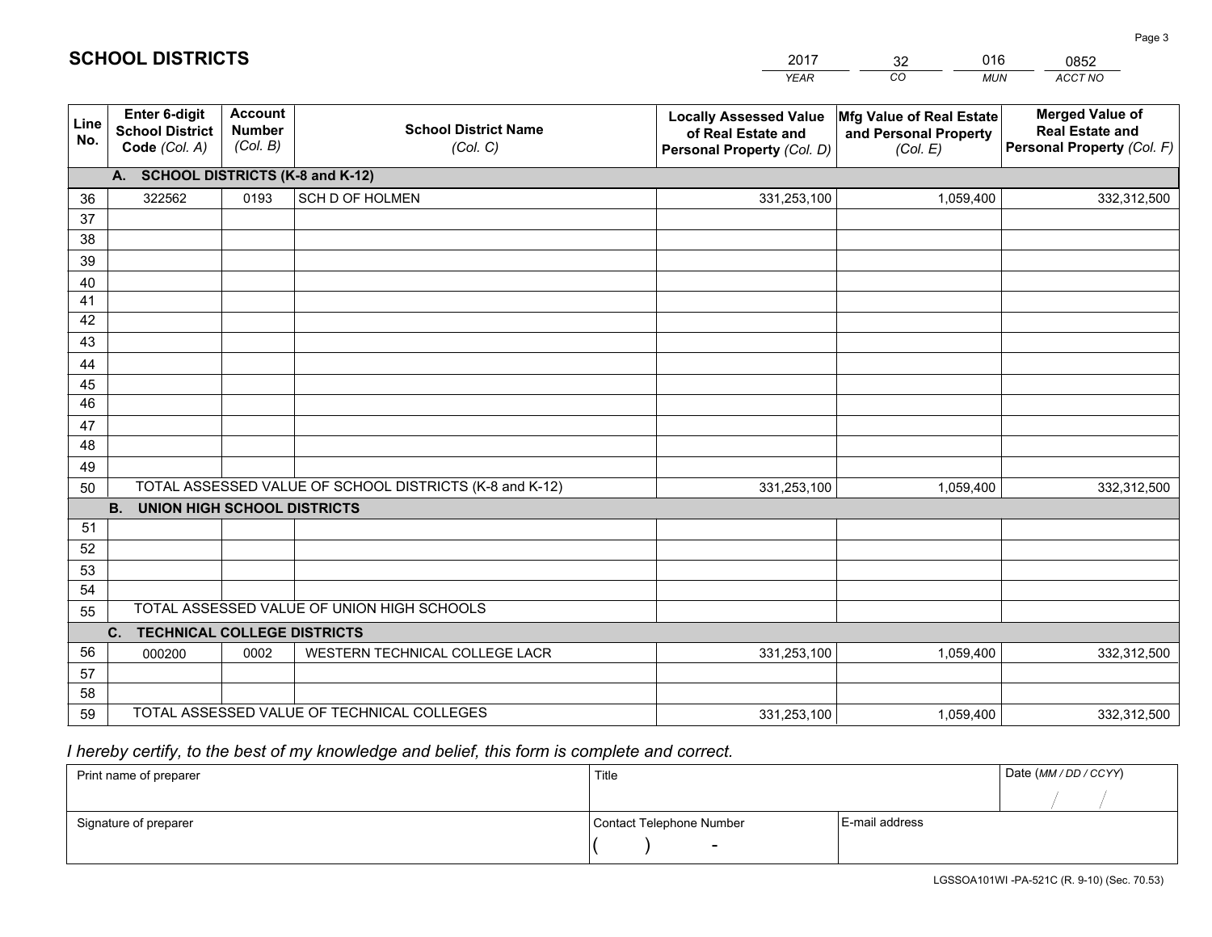# SCHOOL DISTRICTS

| 2017 | 32 | 016 | 0852 |
|---|---|---|---|
| *YEAR* | *CO* | *MUN* | *ACCT NO* |

| Line No. | Enter 6-digit School District Code *(Col. A)* | Account Number *(Col. B)* | School District Name *(Col. C)* | Locally Assessed Value of Real Estate and Personal Property *(Col. D)* | Mfg Value of Real Estate and Personal Property *(Col. E)* | Merged Value of Real Estate and Personal Property *(Col. F)* |
|---|---|---|---|---|---|---|
| | **A. SCHOOL DISTRICTS (K-8 and K-12)** | | | | | |
| 36 | 322562 | 0193 | SCH D OF HOLMEN | 331,253,100 | 1,059,400 | 332,312,500 |
| 37 | | | | | | |
| 38 | | | | | | |
| 39 | | | | | | |
| 40 | | | | | | |
| 41 | | | | | | |
| 42 | | | | | | |
| 43 | | | | | | |
| 44 | | | | | | |
| 45 | | | | | | |
| 46 | | | | | | |
| 47 | | | | | | |
| 48 | | | | | | |
| 49 | | | | | | |
| 50 | TOTAL ASSESSED VALUE OF SCHOOL DISTRICTS (K-8 and K-12) | | | 331,253,100 | 1,059,400 | 332,312,500 |
| | **B. UNION HIGH SCHOOL DISTRICTS** | | | | | |
| 51 | | | | | | |
| 52 | | | | | | |
| 53 | | | | | | |
| 54 | | | | | | |
| 55 | TOTAL ASSESSED VALUE OF UNION HIGH SCHOOLS | | | | | |
| | **C. TECHNICAL COLLEGE DISTRICTS** | | | | | |
| 56 | 000200 | 0002 | WESTERN TECHNICAL COLLEGE LACR | 331,253,100 | 1,059,400 | 332,312,500 |
| 57 | | | | | | |
| 58 | | | | | | |
| 59 | TOTAL ASSESSED VALUE OF TECHNICAL COLLEGES | | | 331,253,100 | 1,059,400 | 332,312,500 |

*I hereby certify, to the best of my knowledge and belief, this form is complete and correct.*

| Print name of preparer | Title | | Date *(MM / DD / CCYY)* |
|---|---|---|---|
| | | | / / |
| Signature of preparer | Contact Telephone Number | E-mail address | |
| | ( ) - | | |

LGSSOA101WI -PA-521C (R. 9-10) (Sec. 70.53)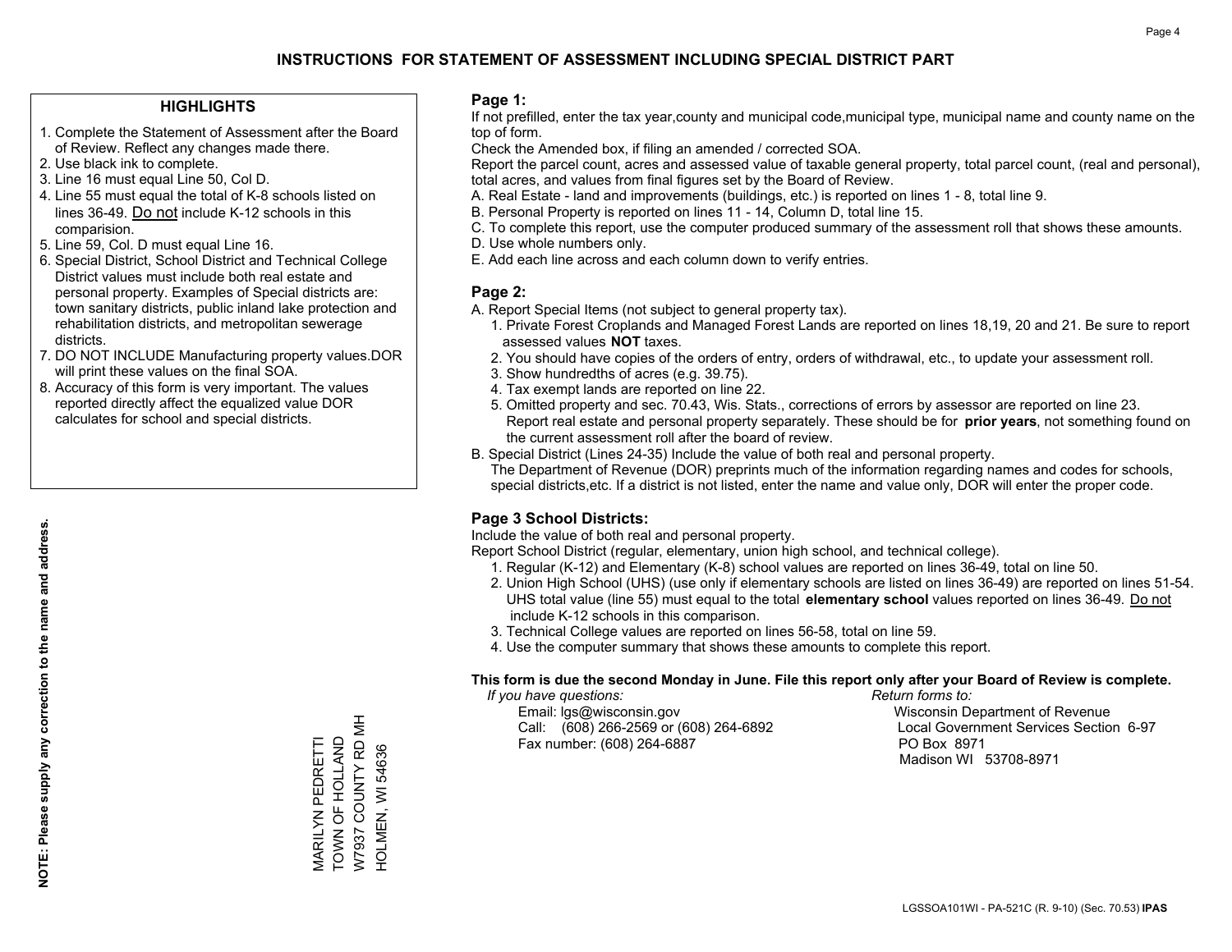# INSTRUCTIONS FOR STATEMENT OF ASSESSMENT INCLUDING SPECIAL DISTRICT PART

## HIGHLIGHTS

1. Complete the Statement of Assessment after the Board of Review. Reflect any changes made there.
2. Use black ink to complete.
3. Line 16 must equal Line 50, Col D.
4. Line 55 must equal the total of K-8 schools listed on lines 36-49. Do not include K-12 schools in this comparision.
5. Line 59, Col. D must equal Line 16.
6. Special District, School District and Technical College District values must include both real estate and personal property. Examples of Special districts are: town sanitary districts, public inland lake protection and rehabilitation districts, and metropolitan sewerage districts.
7. DO NOT INCLUDE Manufacturing property values.DOR will print these values on the final SOA.
8. Accuracy of this form is very important. The values reported directly affect the equalized value DOR calculates for school and special districts.

**NOTE: Please supply any correction to the name and address.**

MARILYN PEDRETTI
TOWN OF HOLLAND
W7937 COUNTY RD MH
HOLMEN, WI 54636

## Page 1:

If not prefilled, enter the tax year,county and municipal code,municipal type, municipal name and county name on the top of form.

Check the Amended box, if filing an amended / corrected SOA.

Report the parcel count, acres and assessed value of taxable general property, total parcel count, (real and personal), total acres, and values from final figures set by the Board of Review.

A. Real Estate - land and improvements (buildings, etc.) is reported on lines 1 - 8, total line 9.
B. Personal Property is reported on lines 11 - 14, Column D, total line 15.
C. To complete this report, use the computer produced summary of the assessment roll that shows these amounts.
D. Use whole numbers only.
E. Add each line across and each column down to verify entries.

## Page 2:

A. Report Special Items (not subject to general property tax).
   1. Private Forest Croplands and Managed Forest Lands are reported on lines 18,19, 20 and 21. Be sure to report assessed values **NOT** taxes.
   2. You should have copies of the orders of entry, orders of withdrawal, etc., to update your assessment roll.
   3. Show hundredths of acres (e.g. 39.75).
   4. Tax exempt lands are reported on line 22.
   5. Omitted property and sec. 70.43, Wis. Stats., corrections of errors by assessor are reported on line 23. Report real estate and personal property separately. These should be for **prior years**, not something found on the current assessment roll after the board of review.
B. Special District (Lines 24-35) Include the value of both real and personal property.
   The Department of Revenue (DOR) preprints much of the information regarding names and codes for schools, special districts,etc. If a district is not listed, enter the name and value only, DOR will enter the proper code.

## Page 3 School Districts:

Include the value of both real and personal property.

Report School District (regular, elementary, union high school, and technical college).

1. Regular (K-12) and Elementary (K-8) school values are reported on lines 36-49, total on line 50.
2. Union High School (UHS) (use only if elementary schools are listed on lines 36-49) are reported on lines 51-54. UHS total value (line 55) must equal to the total **elementary school** values reported on lines 36-49. Do not include K-12 schools in this comparison.
3. Technical College values are reported on lines 56-58, total on line 59.
4. Use the computer summary that shows these amounts to complete this report.

**This form is due the second Monday in June. File this report only after your Board of Review is complete.**

*If you have questions:*
Email: lgs@wisconsin.gov
Call: (608) 266-2569 or (608) 264-6892
Fax number: (608) 264-6887

*Return forms to:*
Wisconsin Department of Revenue
Local Government Services Section 6-97
PO Box 8971
Madison WI 53708-8971

LGSSOA101WI - PA-521C (R. 9-10) (Sec. 70.53) **IPAS**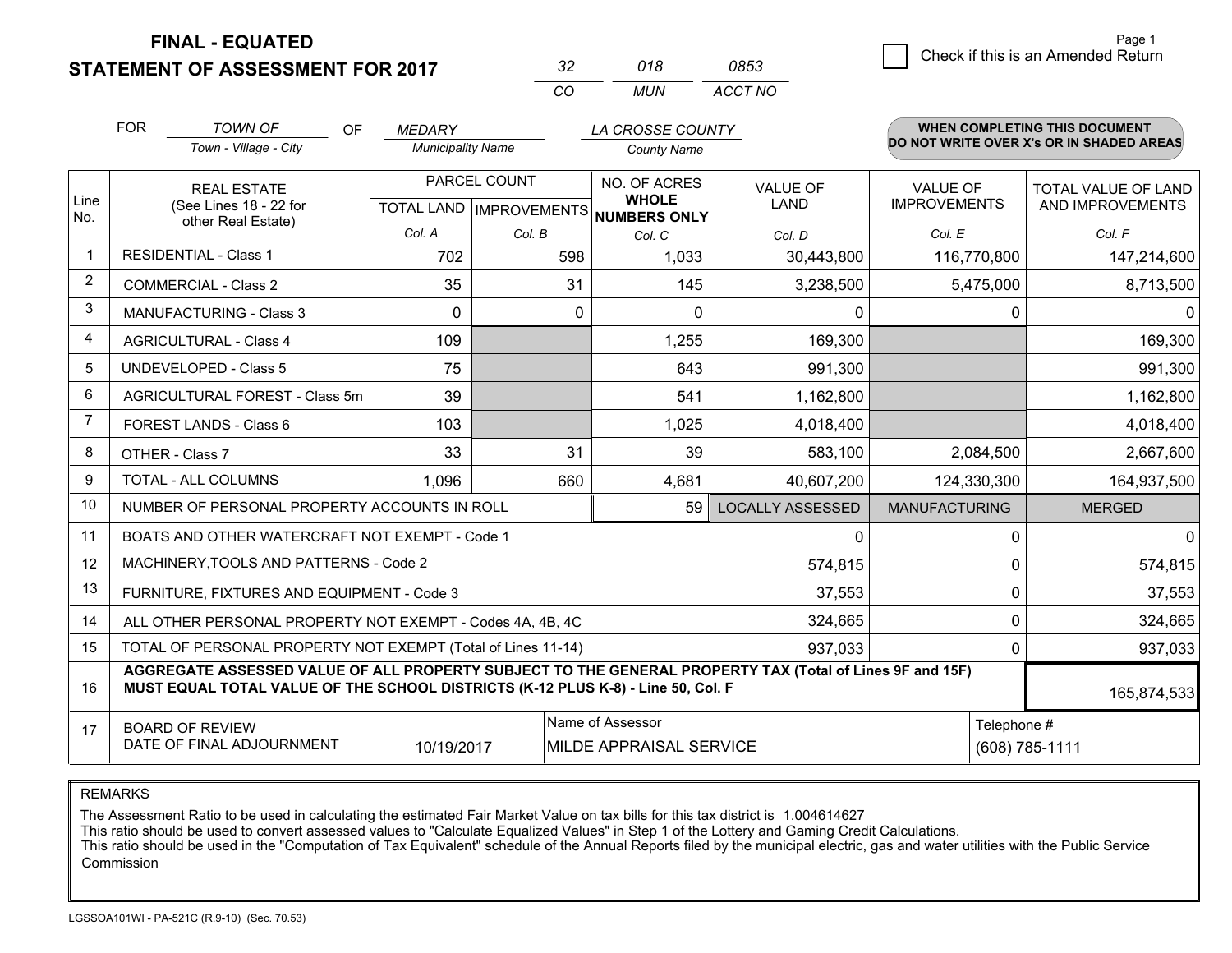# FINAL - EQUATED
## STATEMENT OF ASSESSMENT FOR 2017

| 32 | 018 | 0853 |
|---|---|---|
| CO | MUN | ACCT NO |

Check if this is an Amended Return

FOR *TOWN OF* (Town - Village - City) OF *MEDARY* (Municipality Name) *LA CROSSE COUNTY* (County Name)

**WHEN COMPLETING THIS DOCUMENT DO NOT WRITE OVER X's OR IN SHADED AREAS**

| Line No. | REAL ESTATE (See Lines 18 - 22 for other Real Estate) | PARCEL COUNT TOTAL LAND Col. A | IMPROVEMENTS Col. B | NO. OF ACRES WHOLE NUMBERS ONLY Col. C | VALUE OF LAND Col. D | VALUE OF IMPROVEMENTS Col. E | TOTAL VALUE OF LAND AND IMPROVEMENTS Col. F |
|---|---|---|---|---|---|---|---|
| 1 | RESIDENTIAL - Class 1 | 702 | 598 | 1,033 | 30,443,800 | 116,770,800 | 147,214,600 |
| 2 | COMMERCIAL - Class 2 | 35 | 31 | 145 | 3,238,500 | 5,475,000 | 8,713,500 |
| 3 | MANUFACTURING - Class 3 | 0 | 0 | 0 | 0 | 0 | 0 |
| 4 | AGRICULTURAL - Class 4 | 109 | | 1,255 | 169,300 | | 169,300 |
| 5 | UNDEVELOPED - Class 5 | 75 | | 643 | 991,300 | | 991,300 |
| 6 | AGRICULTURAL FOREST - Class 5m | 39 | | 541 | 1,162,800 | | 1,162,800 |
| 7 | FOREST LANDS - Class 6 | 103 | | 1,025 | 4,018,400 | | 4,018,400 |
| 8 | OTHER - Class 7 | 33 | 31 | 39 | 583,100 | 2,084,500 | 2,667,600 |
| 9 | TOTAL - ALL COLUMNS | 1,096 | 660 | 4,681 | 40,607,200 | 124,330,300 | 164,937,500 |
| 10 | NUMBER OF PERSONAL PROPERTY ACCOUNTS IN ROLL | | | 59 | LOCALLY ASSESSED | MANUFACTURING | MERGED |
| 11 | BOATS AND OTHER WATERCRAFT NOT EXEMPT - Code 1 | | | | 0 | 0 | 0 |
| 12 | MACHINERY,TOOLS AND PATTERNS - Code 2 | | | | 574,815 | 0 | 574,815 |
| 13 | FURNITURE, FIXTURES AND EQUIPMENT - Code 3 | | | | 37,553 | 0 | 37,553 |
| 14 | ALL OTHER PERSONAL PROPERTY NOT EXEMPT - Codes 4A, 4B, 4C | | | | 324,665 | 0 | 324,665 |
| 15 | TOTAL OF PERSONAL PROPERTY NOT EXEMPT (Total of Lines 11-14) | | | | 937,033 | 0 | 937,033 |
| 16 | **AGGREGATE ASSESSED VALUE OF ALL PROPERTY SUBJECT TO THE GENERAL PROPERTY TAX (Total of Lines 9F and 15F) MUST EQUAL TOTAL VALUE OF THE SCHOOL DISTRICTS (K-12 PLUS K-8) - Line 50, Col. F** | | | | | | 165,874,533 |
| 17 | BOARD OF REVIEW DATE OF FINAL ADJOURNMENT | 10/19/2017 | | Name of Assessor: MILDE APPRAISAL SERVICE | | | Telephone #: (608) 785-1111 |

REMARKS

The Assessment Ratio to be used in calculating the estimated Fair Market Value on tax bills for this tax district is 1.004614627
This ratio should be used to convert assessed values to "Calculate Equalized Values" in Step 1 of the Lottery and Gaming Credit Calculations.
This ratio should be used in the "Computation of Tax Equivalent" schedule of the Annual Reports filed by the municipal electric, gas and water utilities with the Public Service Commission

LGSSOA101WI - PA-521C (R.9-10) (Sec. 70.53)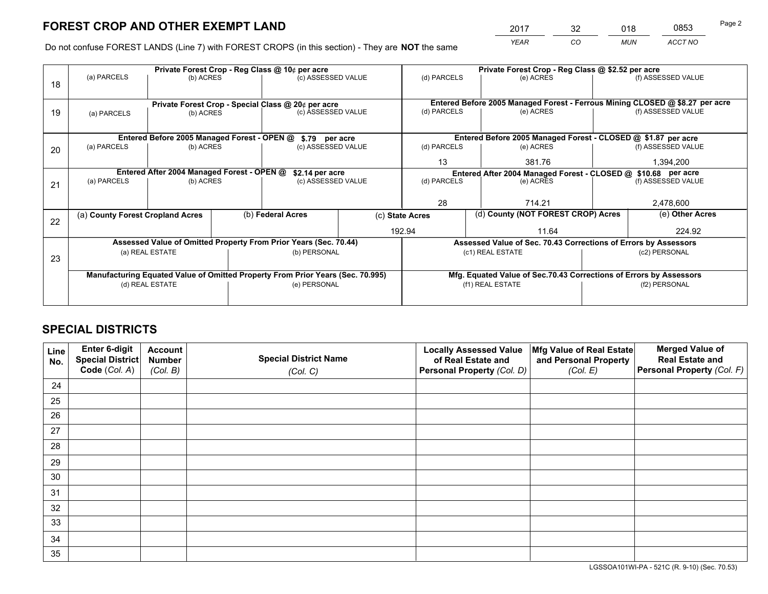# FOREST CROP AND OTHER EXEMPT LAND

| 2017 | 32 | 018 | 0853 |
|---|---|---|---|
| *YEAR* | *CO* | *MUN* | *ACCT NO* |

Do not confuse FOREST LANDS (Line 7) with FOREST CROPS (in this section) - They are **NOT** the same

| Line | Private Forest Crop - Reg Class @ 10¢ per acre | | | Private Forest Crop - Reg Class @ $2.52 per acre | | |
|---|---|---|---|---|---|---|
| 18 | (a) PARCELS | (b) ACRES | (c) ASSESSED VALUE | (d) PARCELS | (e) ACRES | (f) ASSESSED VALUE |
| | | | | | | |
| | **Private Forest Crop - Special Class @ 20¢ per acre** | | | **Entered Before 2005 Managed Forest - Ferrous Mining CLOSED @ $8.27 per acre** | | |
| 19 | (a) PARCELS | (b) ACRES | (c) ASSESSED VALUE | (d) PARCELS | (e) ACRES | (f) ASSESSED VALUE |
| | | | | | | |
| | **Entered Before 2005 Managed Forest - OPEN @ $.79 per acre** | | | **Entered Before 2005 Managed Forest - CLOSED @ $1.87 per acre** | | |
| 20 | (a) PARCELS | (b) ACRES | (c) ASSESSED VALUE | (d) PARCELS | (e) ACRES | (f) ASSESSED VALUE |
| | | | | 13 | 381.76 | 1,394,200 |
| | **Entered After 2004 Managed Forest - OPEN @ $2.14 per acre** | | | **Entered After 2004 Managed Forest - CLOSED @ $10.68 per acre** | | |
| 21 | (a) PARCELS | (b) ACRES | (c) ASSESSED VALUE | (d) PARCELS | (e) ACRES | (f) ASSESSED VALUE |
| | | | | 28 | 714.21 | 2,478,600 |

| Line | (a) County Forest Cropland Acres | (b) Federal Acres | (c) State Acres | (d) County (NOT FOREST CROP) Acres | (e) Other Acres |
|---|---|---|---|---|---|
| 22 | | | 192.94 | 11.64 | 224.92 |

| Line | Assessed Value of Omitted Property From Prior Years (Sec. 70.44) | | Assessed Value of Sec. 70.43 Corrections of Errors by Assessors | |
|---|---|---|---|---|
| 23 | (a) REAL ESTATE | (b) PERSONAL | (c1) REAL ESTATE | (c2) PERSONAL |
| | | | | |
| | **Manufacturing Equated Value of Omitted Property From Prior Years (Sec. 70.995)** | | **Mfg. Equated Value of Sec.70.43 Corrections of Errors by Assessors** | |
| | (d) REAL ESTATE | (e) PERSONAL | (f1) REAL ESTATE | (f2) PERSONAL |
| | | | | |

# SPECIAL DISTRICTS

| Line No. | Enter 6-digit Special District Code (*Col. A*) | Account Number (*Col. B*) | Special District Name (*Col. C*) | Locally Assessed Value of Real Estate and Personal Property (*Col. D*) | Mfg Value of Real Estate and Personal Property (*Col. E*) | Merged Value of Real Estate and Personal Property (*Col. F*) |
|---|---|---|---|---|---|---|
| 24 | | | | | | |
| 25 | | | | | | |
| 26 | | | | | | |
| 27 | | | | | | |
| 28 | | | | | | |
| 29 | | | | | | |
| 30 | | | | | | |
| 31 | | | | | | |
| 32 | | | | | | |
| 33 | | | | | | |
| 34 | | | | | | |
| 35 | | | | | | |

LGSSOA101WI-PA - 521C (R. 9-10) (Sec. 70.53)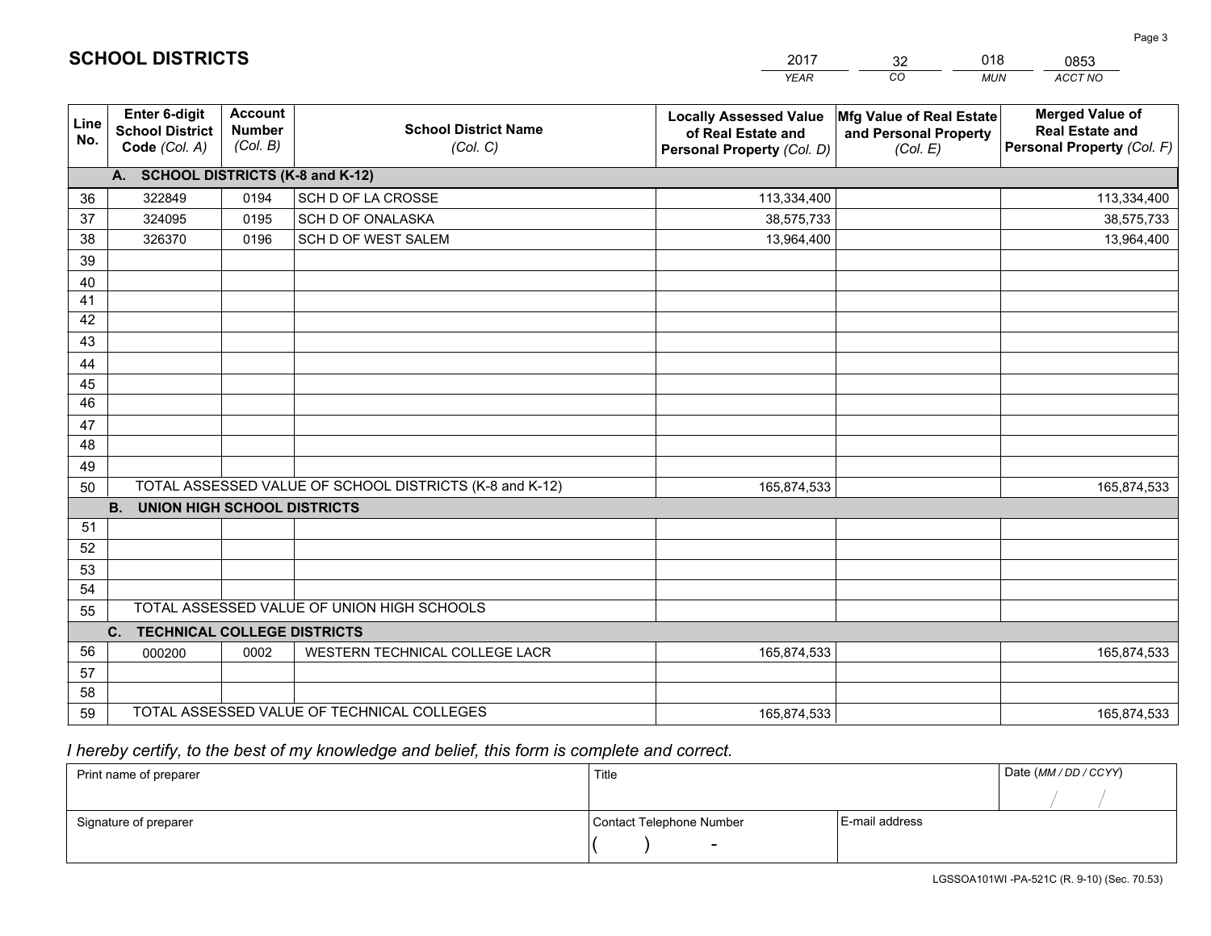# SCHOOL DISTRICTS

| 2017 | 32 | 018 | 0853 |
|---|---|---|---|
| *YEAR* | *CO* | *MUN* | *ACCT NO* |

| Line No. | Enter 6-digit School District Code *(Col. A)* | Account Number *(Col. B)* | School District Name *(Col. C)* | Locally Assessed Value of Real Estate and Personal Property *(Col. D)* | Mfg Value of Real Estate and Personal Property *(Col. E)* | Merged Value of Real Estate and Personal Property *(Col. F)* |
|---|---|---|---|---|---|---|
| | **A. SCHOOL DISTRICTS (K-8 and K-12)** | | | | | |
| 36 | 322849 | 0194 | SCH D OF LA CROSSE | 113,334,400 | | 113,334,400 |
| 37 | 324095 | 0195 | SCH D OF ONALASKA | 38,575,733 | | 38,575,733 |
| 38 | 326370 | 0196 | SCH D OF WEST SALEM | 13,964,400 | | 13,964,400 |
| 39 | | | | | | |
| 40 | | | | | | |
| 41 | | | | | | |
| 42 | | | | | | |
| 43 | | | | | | |
| 44 | | | | | | |
| 45 | | | | | | |
| 46 | | | | | | |
| 47 | | | | | | |
| 48 | | | | | | |
| 49 | | | | | | |
| 50 | TOTAL ASSESSED VALUE OF SCHOOL DISTRICTS (K-8 and K-12) | | | 165,874,533 | | 165,874,533 |
| | **B. UNION HIGH SCHOOL DISTRICTS** | | | | | |
| 51 | | | | | | |
| 52 | | | | | | |
| 53 | | | | | | |
| 54 | | | | | | |
| 55 | TOTAL ASSESSED VALUE OF UNION HIGH SCHOOLS | | | | | |
| | **C. TECHNICAL COLLEGE DISTRICTS** | | | | | |
| 56 | 000200 | 0002 | WESTERN TECHNICAL COLLEGE LACR | 165,874,533 | | 165,874,533 |
| 57 | | | | | | |
| 58 | | | | | | |
| 59 | TOTAL ASSESSED VALUE OF TECHNICAL COLLEGES | | | 165,874,533 | | 165,874,533 |

*I hereby certify, to the best of my knowledge and belief, this form is complete and correct.*

| Print name of preparer | Title | | Date *(MM / DD / CCYY)* |
|---|---|---|---|
| | | | / / |
| Signature of preparer | Contact Telephone Number | E-mail address | |
| | ( ) - | | |

LGSSOA101WI -PA-521C (R. 9-10) (Sec. 70.53)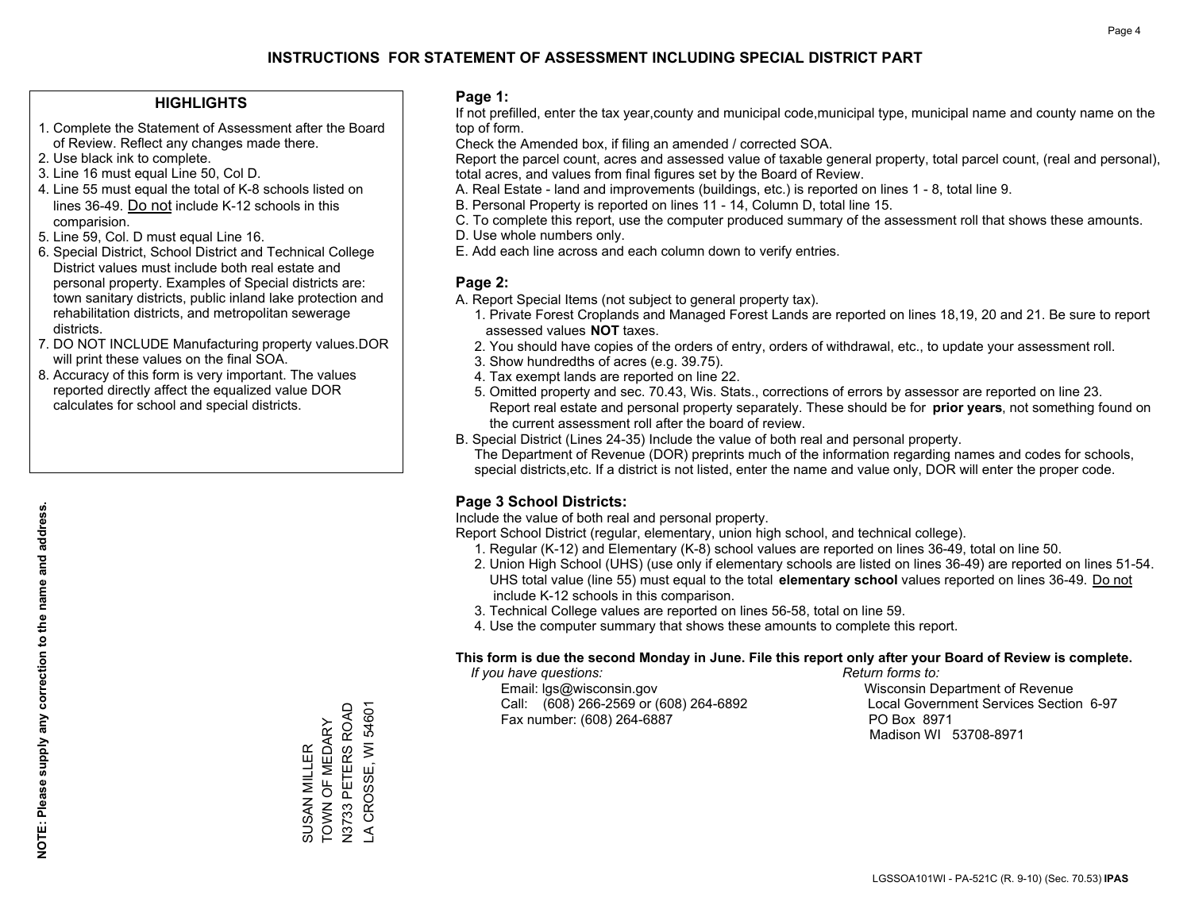# INSTRUCTIONS FOR STATEMENT OF ASSESSMENT INCLUDING SPECIAL DISTRICT PART

## HIGHLIGHTS

1. Complete the Statement of Assessment after the Board of Review. Reflect any changes made there.
2. Use black ink to complete.
3. Line 16 must equal Line 50, Col D.
4. Line 55 must equal the total of K-8 schools listed on lines 36-49. Do not include K-12 schools in this comparision.
5. Line 59, Col. D must equal Line 16.
6. Special District, School District and Technical College District values must include both real estate and personal property. Examples of Special districts are: town sanitary districts, public inland lake protection and rehabilitation districts, and metropolitan sewerage districts.
7. DO NOT INCLUDE Manufacturing property values.DOR will print these values on the final SOA.
8. Accuracy of this form is very important. The values reported directly affect the equalized value DOR calculates for school and special districts.

**NOTE: Please supply any correction to the name and address.**

SUSAN MILLER
TOWN OF MEDARY
N3733 PETERS ROAD
LA CROSSE, WI 54601

## Page 1:

If not prefilled, enter the tax year,county and municipal code,municipal type, municipal name and county name on the top of form.

Check the Amended box, if filing an amended / corrected SOA.

Report the parcel count, acres and assessed value of taxable general property, total parcel count, (real and personal), total acres, and values from final figures set by the Board of Review.

A. Real Estate - land and improvements (buildings, etc.) is reported on lines 1 - 8, total line 9.
B. Personal Property is reported on lines 11 - 14, Column D, total line 15.
C. To complete this report, use the computer produced summary of the assessment roll that shows these amounts.
D. Use whole numbers only.
E. Add each line across and each column down to verify entries.

## Page 2:

A. Report Special Items (not subject to general property tax).
   1. Private Forest Croplands and Managed Forest Lands are reported on lines 18,19, 20 and 21. Be sure to report assessed values **NOT** taxes.
   2. You should have copies of the orders of entry, orders of withdrawal, etc., to update your assessment roll.
   3. Show hundredths of acres (e.g. 39.75).
   4. Tax exempt lands are reported on line 22.
   5. Omitted property and sec. 70.43, Wis. Stats., corrections of errors by assessor are reported on line 23. Report real estate and personal property separately. These should be for **prior years**, not something found on the current assessment roll after the board of review.
B. Special District (Lines 24-35) Include the value of both real and personal property.
   The Department of Revenue (DOR) preprints much of the information regarding names and codes for schools, special districts,etc. If a district is not listed, enter the name and value only, DOR will enter the proper code.

## Page 3 School Districts:

Include the value of both real and personal property.

Report School District (regular, elementary, union high school, and technical college).

1. Regular (K-12) and Elementary (K-8) school values are reported on lines 36-49, total on line 50.
2. Union High School (UHS) (use only if elementary schools are listed on lines 36-49) are reported on lines 51-54. UHS total value (line 55) must equal to the total **elementary school** values reported on lines 36-49. Do not include K-12 schools in this comparison.
3. Technical College values are reported on lines 56-58, total on line 59.
4. Use the computer summary that shows these amounts to complete this report.

**This form is due the second Monday in June. File this report only after your Board of Review is complete.**

*If you have questions:*
Email: lgs@wisconsin.gov
Call: (608) 266-2569 or (608) 264-6892
Fax number: (608) 264-6887

*Return forms to:*
Wisconsin Department of Revenue
Local Government Services Section 6-97
PO Box 8971
Madison WI 53708-8971

LGSSOA101WI - PA-521C (R. 9-10) (Sec. 70.53) **IPAS**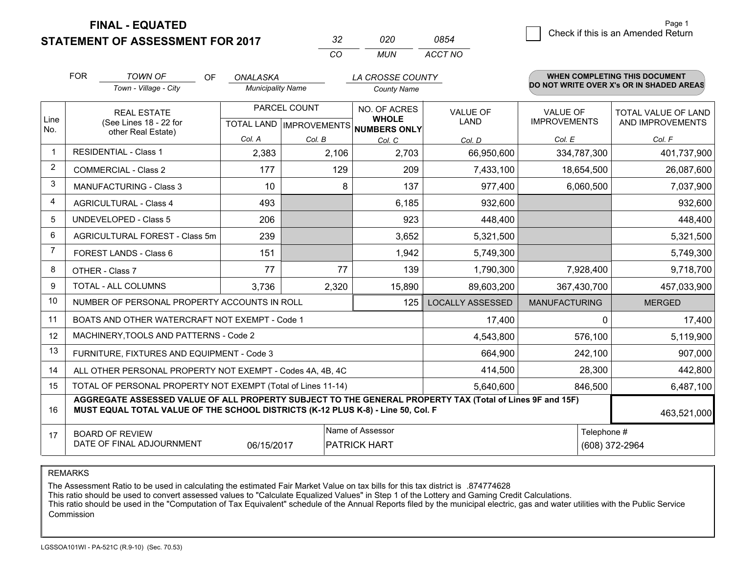**FINAL - EQUATED**
**STATEMENT OF ASSESSMENT FOR 2017**

| 32 | 020 | 0854 |
|---|---|---|
| CO | MUN | ACCT NO |

☐ Check if this is an Amended Return

FOR *TOWN OF* (Town - Village - City) OF *ONALASKA* (Municipality Name) *LA CROSSE COUNTY* (County Name)

**WHEN COMPLETING THIS DOCUMENT DO NOT WRITE OVER X's OR IN SHADED AREAS**

| Line No. | REAL ESTATE (See Lines 18 - 22 for other Real Estate) | PARCEL COUNT TOTAL LAND Col. A | PARCEL COUNT IMPROVEMENTS Col. B | NO. OF ACRES WHOLE NUMBERS ONLY Col. C | VALUE OF LAND Col. D | VALUE OF IMPROVEMENTS Col. E | TOTAL VALUE OF LAND AND IMPROVEMENTS Col. F |
|---|---|---|---|---|---|---|---|
| 1 | RESIDENTIAL - Class 1 | 2,383 | 2,106 | 2,703 | 66,950,600 | 334,787,300 | 401,737,900 |
| 2 | COMMERCIAL - Class 2 | 177 | 129 | 209 | 7,433,100 | 18,654,500 | 26,087,600 |
| 3 | MANUFACTURING - Class 3 | 10 | 8 | 137 | 977,400 | 6,060,500 | 7,037,900 |
| 4 | AGRICULTURAL - Class 4 | 493 | | 6,185 | 932,600 | | 932,600 |
| 5 | UNDEVELOPED - Class 5 | 206 | | 923 | 448,400 | | 448,400 |
| 6 | AGRICULTURAL FOREST - Class 5m | 239 | | 3,652 | 5,321,500 | | 5,321,500 |
| 7 | FOREST LANDS - Class 6 | 151 | | 1,942 | 5,749,300 | | 5,749,300 |
| 8 | OTHER - Class 7 | 77 | 77 | 139 | 1,790,300 | 7,928,400 | 9,718,700 |
| 9 | TOTAL - ALL COLUMNS | 3,736 | 2,320 | 15,890 | 89,603,200 | 367,430,700 | 457,033,900 |
| 10 | NUMBER OF PERSONAL PROPERTY ACCOUNTS IN ROLL | | | 125 | LOCALLY ASSESSED | MANUFACTURING | MERGED |
| 11 | BOATS AND OTHER WATERCRAFT NOT EXEMPT - Code 1 | | | | 17,400 | 0 | 17,400 |
| 12 | MACHINERY,TOOLS AND PATTERNS - Code 2 | | | | 4,543,800 | 576,100 | 5,119,900 |
| 13 | FURNITURE, FIXTURES AND EQUIPMENT - Code 3 | | | | 664,900 | 242,100 | 907,000 |
| 14 | ALL OTHER PERSONAL PROPERTY NOT EXEMPT - Codes 4A, 4B, 4C | | | | 414,500 | 28,300 | 442,800 |
| 15 | TOTAL OF PERSONAL PROPERTY NOT EXEMPT (Total of Lines 11-14) | | | | 5,640,600 | 846,500 | 6,487,100 |
| 16 | **AGGREGATE ASSESSED VALUE OF ALL PROPERTY SUBJECT TO THE GENERAL PROPERTY TAX (Total of Lines 9F and 15F) MUST EQUAL TOTAL VALUE OF THE SCHOOL DISTRICTS (K-12 PLUS K-8) - Line 50, Col. F** | | | | | | 463,521,000 |
| 17 | BOARD OF REVIEW DATE OF FINAL ADJOURNMENT | 06/15/2017 | Name of Assessor: PATRICK HART | | | Telephone #: (608) 372-2964 | |

REMARKS

The Assessment Ratio to be used in calculating the estimated Fair Market Value on tax bills for this tax district is .874774628
This ratio should be used to convert assessed values to "Calculate Equalized Values" in Step 1 of the Lottery and Gaming Credit Calculations.
This ratio should be used in the "Computation of Tax Equivalent" schedule of the Annual Reports filed by the municipal electric, gas and water utilities with the Public Service Commission

LGSSOA101WI - PA-521C (R.9-10) (Sec. 70.53)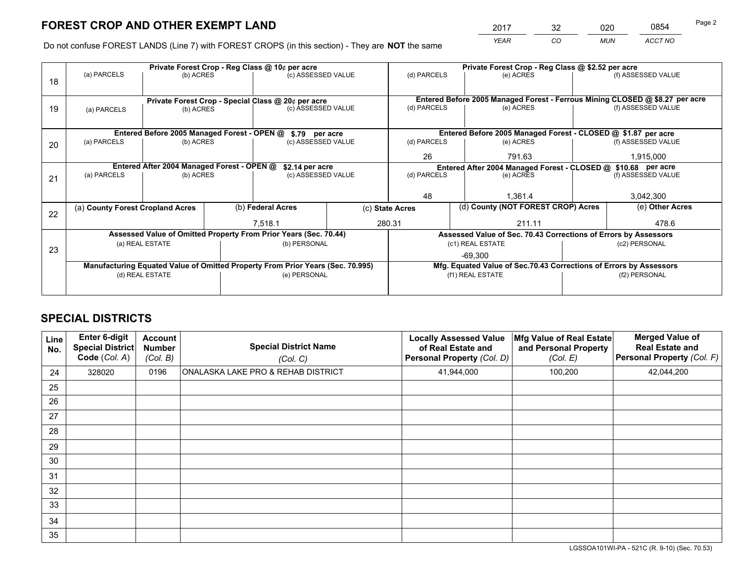# FOREST CROP AND OTHER EXEMPT LAND

| YEAR | CO | MUN | ACCT NO |
|---|---|---|---|
| 2017 | 32 | 020 | 0854 |

Do not confuse FOREST LANDS (Line 7) with FOREST CROPS (in this section) - They are **NOT** the same

| Line | Private Forest Crop - Reg Class @ 10¢ per acre | | | Private Forest Crop - Reg Class @ $2.52 per acre | | |
|---|---|---|---|---|---|---|
| 18 | (a) PARCELS | (b) ACRES | (c) ASSESSED VALUE | (d) PARCELS | (e) ACRES | (f) ASSESSED VALUE |
| | | | | | | |
| | **Private Forest Crop - Special Class @ 20¢ per acre** | | | **Entered Before 2005 Managed Forest - Ferrous Mining CLOSED @ $8.27 per acre** | | |
| 19 | (a) PARCELS | (b) ACRES | (c) ASSESSED VALUE | (d) PARCELS | (e) ACRES | (f) ASSESSED VALUE |
| | | | | | | |
| | **Entered Before 2005 Managed Forest - OPEN @ $.79 per acre** | | | **Entered Before 2005 Managed Forest - CLOSED @ $1.87 per acre** | | |
| 20 | (a) PARCELS | (b) ACRES | (c) ASSESSED VALUE | (d) PARCELS | (e) ACRES | (f) ASSESSED VALUE |
| | | | | 26 | 791.63 | 1,915,000 |
| | **Entered After 2004 Managed Forest - OPEN @ $2.14 per acre** | | | **Entered After 2004 Managed Forest - CLOSED @ $10.68 per acre** | | |
| 21 | (a) PARCELS | (b) ACRES | (c) ASSESSED VALUE | (d) PARCELS | (e) ACRES | (f) ASSESSED VALUE |
| | | | | 48 | 1,361.4 | 3,042,300 |

| Line | (a) County Forest Cropland Acres | (b) Federal Acres | (c) State Acres | (d) County (NOT FOREST CROP) Acres | (e) Other Acres |
|---|---|---|---|---|---|
| 22 | | 7,518.1 | 280.31 | 211.11 | 478.6 |

| Line | Assessed Value of Omitted Property From Prior Years (Sec. 70.44) | | Assessed Value of Sec. 70.43 Corrections of Errors by Assessors | |
|---|---|---|---|---|
| 23 | (a) REAL ESTATE | (b) PERSONAL | (c1) REAL ESTATE | (c2) PERSONAL |
| | | | -69,300 | |
| | **Manufacturing Equated Value of Omitted Property From Prior Years (Sec. 70.995)** | | **Mfg. Equated Value of Sec.70.43 Corrections of Errors by Assessors** | |
| | (d) REAL ESTATE | (e) PERSONAL | (f1) REAL ESTATE | (f2) PERSONAL |
| | | | | |

# SPECIAL DISTRICTS

| Line No. | Enter 6-digit Special District Code (Col. A) | Account Number (Col. B) | Special District Name (Col. C) | Locally Assessed Value of Real Estate and Personal Property (Col. D) | Mfg Value of Real Estate and Personal Property (Col. E) | Merged Value of Real Estate and Personal Property (Col. F) |
|---|---|---|---|---|---|---|
| 24 | 328020 | 0196 | ONALASKA LAKE PRO & REHAB DISTRICT | 41,944,000 | 100,200 | 42,044,200 |
| 25 | | | | | | |
| 26 | | | | | | |
| 27 | | | | | | |
| 28 | | | | | | |
| 29 | | | | | | |
| 30 | | | | | | |
| 31 | | | | | | |
| 32 | | | | | | |
| 33 | | | | | | |
| 34 | | | | | | |
| 35 | | | | | | |

LGSSOA101WI-PA - 521C (R. 9-10) (Sec. 70.53)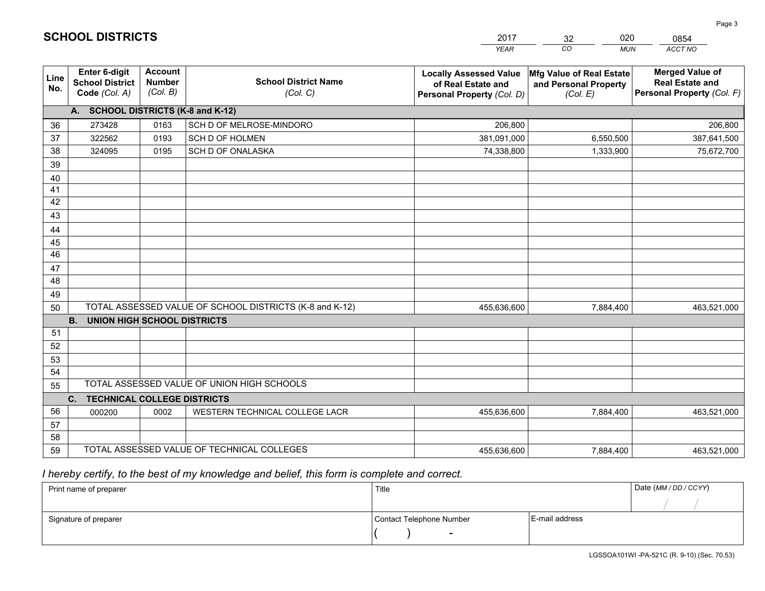# SCHOOL DISTRICTS

| 2017 | 32 | 020 | 0854 |
|---|---|---|---|
| *YEAR* | *CO* | *MUN* | *ACCT NO* |

| Line No. | Enter 6-digit School District Code *(Col. A)* | Account Number *(Col. B)* | School District Name *(Col. C)* | Locally Assessed Value of Real Estate and Personal Property *(Col. D)* | Mfg Value of Real Estate and Personal Property *(Col. E)* | Merged Value of Real Estate and Personal Property *(Col. F)* |
|---|---|---|---|---|---|---|
| | **A. SCHOOL DISTRICTS (K-8 and K-12)** | | | | | |
| 36 | 273428 | 0163 | SCH D OF MELROSE-MINDORO | 206,800 | | 206,800 |
| 37 | 322562 | 0193 | SCH D OF HOLMEN | 381,091,000 | 6,550,500 | 387,641,500 |
| 38 | 324095 | 0195 | SCH D OF ONALASKA | 74,338,800 | 1,333,900 | 75,672,700 |
| 39 | | | | | | |
| 40 | | | | | | |
| 41 | | | | | | |
| 42 | | | | | | |
| 43 | | | | | | |
| 44 | | | | | | |
| 45 | | | | | | |
| 46 | | | | | | |
| 47 | | | | | | |
| 48 | | | | | | |
| 49 | | | | | | |
| 50 | TOTAL ASSESSED VALUE OF SCHOOL DISTRICTS (K-8 and K-12) | | | 455,636,600 | 7,884,400 | 463,521,000 |
| | **B. UNION HIGH SCHOOL DISTRICTS** | | | | | |
| 51 | | | | | | |
| 52 | | | | | | |
| 53 | | | | | | |
| 54 | | | | | | |
| 55 | TOTAL ASSESSED VALUE OF UNION HIGH SCHOOLS | | | | | |
| | **C. TECHNICAL COLLEGE DISTRICTS** | | | | | |
| 56 | 000200 | 0002 | WESTERN TECHNICAL COLLEGE LACR | 455,636,600 | 7,884,400 | 463,521,000 |
| 57 | | | | | | |
| 58 | | | | | | |
| 59 | TOTAL ASSESSED VALUE OF TECHNICAL COLLEGES | | | 455,636,600 | 7,884,400 | 463,521,000 |

*I hereby certify, to the best of my knowledge and belief, this form is complete and correct.*

| Print name of preparer | Title | | Date *(MM / DD / CCYY)* |
|---|---|---|---|
| | | | / / |
| Signature of preparer | Contact Telephone Number | E-mail address | |
| | ( ) - | | |

LGSSOA101WI -PA-521C (R. 9-10) (Sec. 70.53)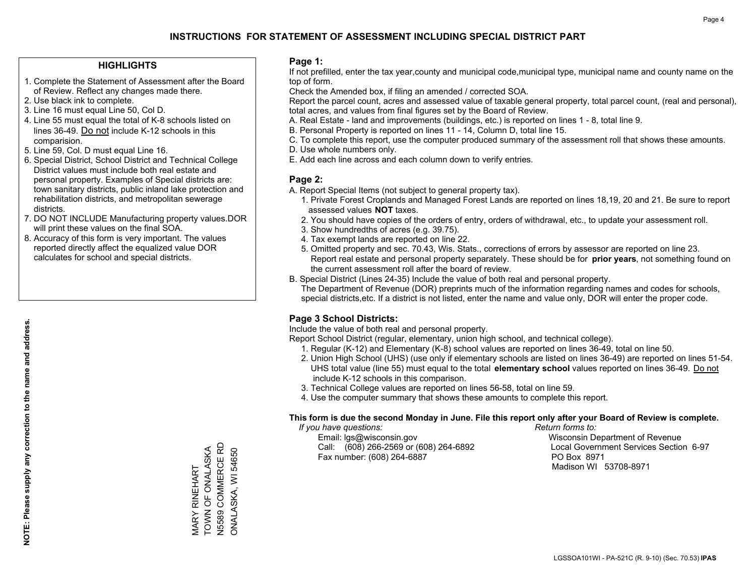# INSTRUCTIONS FOR STATEMENT OF ASSESSMENT INCLUDING SPECIAL DISTRICT PART

## HIGHLIGHTS

1. Complete the Statement of Assessment after the Board of Review. Reflect any changes made there.
2. Use black ink to complete.
3. Line 16 must equal Line 50, Col D.
4. Line 55 must equal the total of K-8 schools listed on lines 36-49. Do not include K-12 schools in this comparision.
5. Line 59, Col. D must equal Line 16.
6. Special District, School District and Technical College District values must include both real estate and personal property. Examples of Special districts are: town sanitary districts, public inland lake protection and rehabilitation districts, and metropolitan sewerage districts.
7. DO NOT INCLUDE Manufacturing property values.DOR will print these values on the final SOA.
8. Accuracy of this form is very important. The values reported directly affect the equalized value DOR calculates for school and special districts.

**NOTE: Please supply any correction to the name and address.**

MARY RINEHART
TOWN OF ONALASKA
N5589 COMMERCE RD
ONALASKA, WI 54650

## Page 1:

If not prefilled, enter the tax year,county and municipal code,municipal type, municipal name and county name on the top of form.

Check the Amended box, if filing an amended / corrected SOA.

Report the parcel count, acres and assessed value of taxable general property, total parcel count, (real and personal), total acres, and values from final figures set by the Board of Review.

A. Real Estate - land and improvements (buildings, etc.) is reported on lines 1 - 8, total line 9.
B. Personal Property is reported on lines 11 - 14, Column D, total line 15.
C. To complete this report, use the computer produced summary of the assessment roll that shows these amounts.
D. Use whole numbers only.
E. Add each line across and each column down to verify entries.

## Page 2:

A. Report Special Items (not subject to general property tax).
  1. Private Forest Croplands and Managed Forest Lands are reported on lines 18,19, 20 and 21. Be sure to report assessed values **NOT** taxes.
  2. You should have copies of the orders of entry, orders of withdrawal, etc., to update your assessment roll.
  3. Show hundredths of acres (e.g. 39.75).
  4. Tax exempt lands are reported on line 22.
  5. Omitted property and sec. 70.43, Wis. Stats., corrections of errors by assessor are reported on line 23. Report real estate and personal property separately. These should be for **prior years**, not something found on the current assessment roll after the board of review.
B. Special District (Lines 24-35) Include the value of both real and personal property.
  The Department of Revenue (DOR) preprints much of the information regarding names and codes for schools, special districts,etc. If a district is not listed, enter the name and value only, DOR will enter the proper code.

## Page 3 School Districts:

Include the value of both real and personal property.

Report School District (regular, elementary, union high school, and technical college).

1. Regular (K-12) and Elementary (K-8) school values are reported on lines 36-49, total on line 50.
2. Union High School (UHS) (use only if elementary schools are listed on lines 36-49) are reported on lines 51-54. UHS total value (line 55) must equal to the total **elementary school** values reported on lines 36-49. Do not include K-12 schools in this comparison.
3. Technical College values are reported on lines 56-58, total on line 59.
4. Use the computer summary that shows these amounts to complete this report.

**This form is due the second Monday in June. File this report only after your Board of Review is complete.**

*If you have questions:*
Email: lgs@wisconsin.gov
Call: (608) 266-2569 or (608) 264-6892
Fax number: (608) 264-6887

*Return forms to:*
Wisconsin Department of Revenue
Local Government Services Section 6-97
PO Box 8971
Madison WI 53708-8971

LGSSOA101WI - PA-521C (R. 9-10) (Sec. 70.53) **IPAS**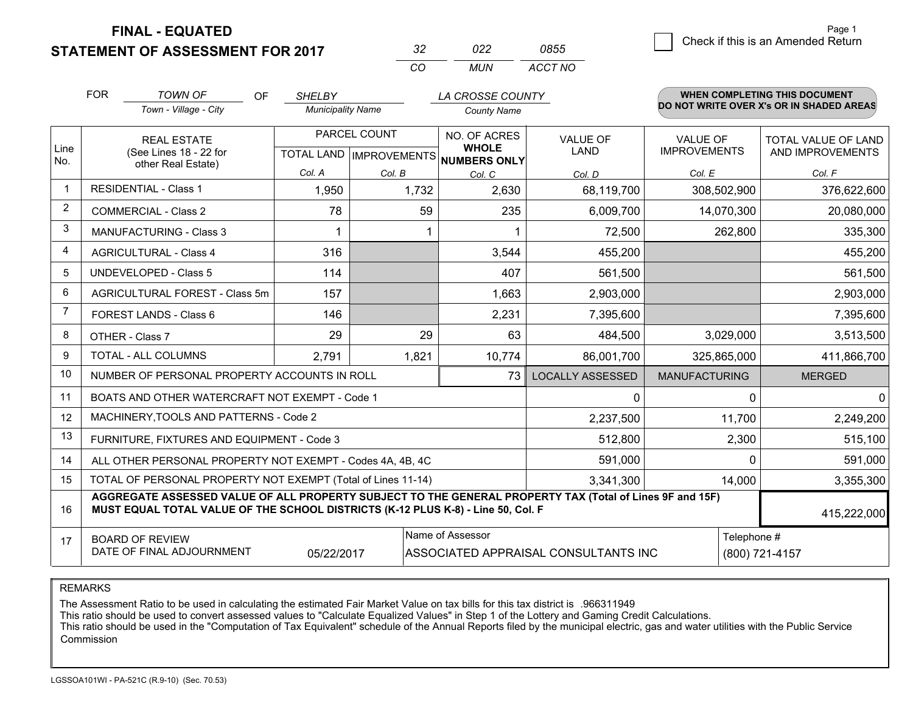**FINAL - EQUATED**
**STATEMENT OF ASSESSMENT FOR 2017**

| 32 | 022 | 0855 |
|---|---|---|
| CO | MUN | ACCT NO |

Page 1

☐ Check if this is an Amended Return

FOR *TOWN OF* (Town - Village - City) OF *SHELBY* (Municipality Name) *LA CROSSE COUNTY* (County Name)

**WHEN COMPLETING THIS DOCUMENT DO NOT WRITE OVER X's OR IN SHADED AREAS**

| Line No. | REAL ESTATE (See Lines 18 - 22 for other Real Estate) | PARCEL COUNT | | NO. OF ACRES **WHOLE NUMBERS ONLY** | VALUE OF LAND | VALUE OF IMPROVEMENTS | TOTAL VALUE OF LAND AND IMPROVEMENTS |
|---|---|---|---|---|---|---|---|
| | | TOTAL LAND | IMPROVEMENTS | | | | |
| | | Col. A | Col. B | Col. C | Col. D | Col. E | Col. F |
| 1 | RESIDENTIAL - Class 1 | 1,950 | 1,732 | 2,630 | 68,119,700 | 308,502,900 | 376,622,600 |
| 2 | COMMERCIAL - Class 2 | 78 | 59 | 235 | 6,009,700 | 14,070,300 | 20,080,000 |
| 3 | MANUFACTURING - Class 3 | 1 | 1 | 1 | 72,500 | 262,800 | 335,300 |
| 4 | AGRICULTURAL - Class 4 | 316 | | 3,544 | 455,200 | | 455,200 |
| 5 | UNDEVELOPED - Class 5 | 114 | | 407 | 561,500 | | 561,500 |
| 6 | AGRICULTURAL FOREST - Class 5m | 157 | | 1,663 | 2,903,000 | | 2,903,000 |
| 7 | FOREST LANDS - Class 6 | 146 | | 2,231 | 7,395,600 | | 7,395,600 |
| 8 | OTHER - Class 7 | 29 | 29 | 63 | 484,500 | 3,029,000 | 3,513,500 |
| 9 | TOTAL - ALL COLUMNS | 2,791 | 1,821 | 10,774 | 86,001,700 | 325,865,000 | 411,866,700 |
| 10 | NUMBER OF PERSONAL PROPERTY ACCOUNTS IN ROLL | | | 73 | LOCALLY ASSESSED | MANUFACTURING | MERGED |
| 11 | BOATS AND OTHER WATERCRAFT NOT EXEMPT - Code 1 | | | | 0 | 0 | 0 |
| 12 | MACHINERY,TOOLS AND PATTERNS - Code 2 | | | | 2,237,500 | 11,700 | 2,249,200 |
| 13 | FURNITURE, FIXTURES AND EQUIPMENT - Code 3 | | | | 512,800 | 2,300 | 515,100 |
| 14 | ALL OTHER PERSONAL PROPERTY NOT EXEMPT - Codes 4A, 4B, 4C | | | | 591,000 | 0 | 591,000 |
| 15 | TOTAL OF PERSONAL PROPERTY NOT EXEMPT (Total of Lines 11-14) | | | | 3,341,300 | 14,000 | 3,355,300 |
| 16 | **AGGREGATE ASSESSED VALUE OF ALL PROPERTY SUBJECT TO THE GENERAL PROPERTY TAX (Total of Lines 9F and 15F) MUST EQUAL TOTAL VALUE OF THE SCHOOL DISTRICTS (K-12 PLUS K-8) - Line 50, Col. F** | | | | | | 415,222,000 |
| 17 | BOARD OF REVIEW DATE OF FINAL ADJOURNMENT | 05/22/2017 | | Name of Assessor: ASSOCIATED APPRAISAL CONSULTANTS INC | | | Telephone #: (800) 721-4157 |

REMARKS

The Assessment Ratio to be used in calculating the estimated Fair Market Value on tax bills for this tax district is .966311949
This ratio should be used to convert assessed values to "Calculate Equalized Values" in Step 1 of the Lottery and Gaming Credit Calculations.
This ratio should be used in the "Computation of Tax Equivalent" schedule of the Annual Reports filed by the municipal electric, gas and water utilities with the Public Service Commission

LGSSOA101WI - PA-521C (R.9-10) (Sec. 70.53)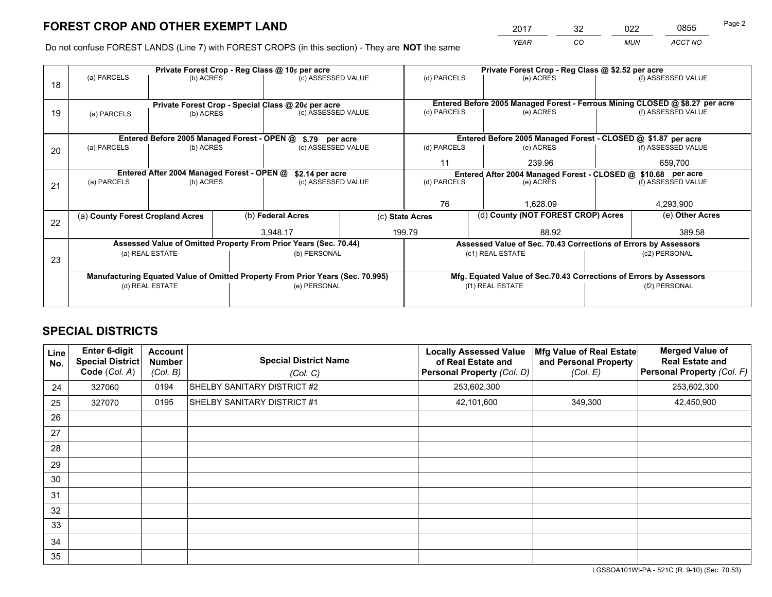# FOREST CROP AND OTHER EXEMPT LAND

| 2017 | 32 | 022 | 0855 |
|---|---|---|---|
| *YEAR* | *CO* | *MUN* | *ACCT NO* |

Page 2

Do not confuse FOREST LANDS (Line 7) with FOREST CROPS (in this section) - They are **NOT** the same

| Line | Private Forest Crop - Reg Class @ 10¢ per acre | | | Private Forest Crop - Reg Class @ $2.52 per acre | | |
|---|---|---|---|---|---|---|
| 18 | (a) PARCELS | (b) ACRES | (c) ASSESSED VALUE | (d) PARCELS | (e) ACRES | (f) ASSESSED VALUE |
| | | | | | | |
| | **Private Forest Crop - Special Class @ 20¢ per acre** | | | **Entered Before 2005 Managed Forest - Ferrous Mining CLOSED @ $8.27 per acre** | | |
| 19 | (a) PARCELS | (b) ACRES | (c) ASSESSED VALUE | (d) PARCELS | (e) ACRES | (f) ASSESSED VALUE |
| | | | | | | |
| | **Entered Before 2005 Managed Forest - OPEN @ $.79 per acre** | | | **Entered Before 2005 Managed Forest - CLOSED @ $1.87 per acre** | | |
| 20 | (a) PARCELS | (b) ACRES | (c) ASSESSED VALUE | (d) PARCELS | (e) ACRES | (f) ASSESSED VALUE |
| | | | | 11 | 239.96 | 659,700 |
| | **Entered After 2004 Managed Forest - OPEN @ $2.14 per acre** | | | **Entered After 2004 Managed Forest - CLOSED @ $10.68 per acre** | | |
| 21 | (a) PARCELS | (b) ACRES | (c) ASSESSED VALUE | (d) PARCELS | (e) ACRES | (f) ASSESSED VALUE |
| | | | | 76 | 1,628.09 | 4,293,900 |

| Line | (a) County Forest Cropland Acres | (b) Federal Acres | (c) State Acres | (d) County (NOT FOREST CROP) Acres | (e) Other Acres |
|---|---|---|---|---|---|
| 22 | | 3,948.17 | 199.79 | 88.92 | 389.58 |

| Line | Assessed Value of Omitted Property From Prior Years (Sec. 70.44) | | Assessed Value of Sec. 70.43 Corrections of Errors by Assessors | |
|---|---|---|---|---|
| 23 | (a) REAL ESTATE | (b) PERSONAL | (c1) REAL ESTATE | (c2) PERSONAL |
| | | | | |
| | **Manufacturing Equated Value of Omitted Property From Prior Years (Sec. 70.995)** | | **Mfg. Equated Value of Sec.70.43 Corrections of Errors by Assessors** | |
| | (d) REAL ESTATE | (e) PERSONAL | (f1) REAL ESTATE | (f2) PERSONAL |
| | | | | |

# SPECIAL DISTRICTS

| Line No. | Enter 6-digit Special District Code (*Col. A*) | Account Number (*Col. B*) | Special District Name (*Col. C*) | Locally Assessed Value of Real Estate and Personal Property (*Col. D*) | Mfg Value of Real Estate and Personal Property (*Col. E*) | Merged Value of Real Estate and Personal Property (*Col. F*) |
|---|---|---|---|---|---|---|
| 24 | 327060 | 0194 | SHELBY SANITARY DISTRICT #2 | 253,602,300 | | 253,602,300 |
| 25 | 327070 | 0195 | SHELBY SANITARY DISTRICT #1 | 42,101,600 | 349,300 | 42,450,900 |
| 26 | | | | | | |
| 27 | | | | | | |
| 28 | | | | | | |
| 29 | | | | | | |
| 30 | | | | | | |
| 31 | | | | | | |
| 32 | | | | | | |
| 33 | | | | | | |
| 34 | | | | | | |
| 35 | | | | | | |

LGSSOA101WI-PA - 521C (R. 9-10) (Sec. 70.53)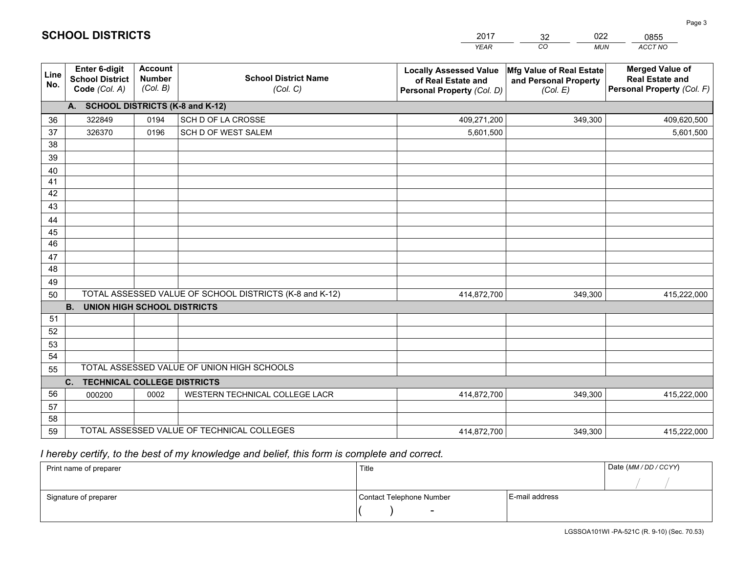# SCHOOL DISTRICTS

| 2017 | 32 | 022 | 0855 |
|---|---|---|---|
| *YEAR* | *CO* | *MUN* | *ACCT NO* |

| Line No. | Enter 6-digit School District Code *(Col. A)* | Account Number *(Col. B)* | School District Name *(Col. C)* | Locally Assessed Value of Real Estate and Personal Property *(Col. D)* | Mfg Value of Real Estate and Personal Property *(Col. E)* | Merged Value of Real Estate and Personal Property *(Col. F)* |
|---|---|---|---|---|---|---|
| **A. SCHOOL DISTRICTS (K-8 and K-12)** | | | | | | |
| 36 | 322849 | 0194 | SCH D OF LA CROSSE | 409,271,200 | 349,300 | 409,620,500 |
| 37 | 326370 | 0196 | SCH D OF WEST SALEM | 5,601,500 | | 5,601,500 |
| 38 | | | | | | |
| 39 | | | | | | |
| 40 | | | | | | |
| 41 | | | | | | |
| 42 | | | | | | |
| 43 | | | | | | |
| 44 | | | | | | |
| 45 | | | | | | |
| 46 | | | | | | |
| 47 | | | | | | |
| 48 | | | | | | |
| 49 | | | | | | |
| 50 | TOTAL ASSESSED VALUE OF SCHOOL DISTRICTS (K-8 and K-12) | | | 414,872,700 | 349,300 | 415,222,000 |
| **B. UNION HIGH SCHOOL DISTRICTS** | | | | | | |
| 51 | | | | | | |
| 52 | | | | | | |
| 53 | | | | | | |
| 54 | | | | | | |
| 55 | TOTAL ASSESSED VALUE OF UNION HIGH SCHOOLS | | | | | |
| **C. TECHNICAL COLLEGE DISTRICTS** | | | | | | |
| 56 | 000200 | 0002 | WESTERN TECHNICAL COLLEGE LACR | 414,872,700 | 349,300 | 415,222,000 |
| 57 | | | | | | |
| 58 | | | | | | |
| 59 | TOTAL ASSESSED VALUE OF TECHNICAL COLLEGES | | | 414,872,700 | 349,300 | 415,222,000 |

*I hereby certify, to the best of my knowledge and belief, this form is complete and correct.*

| Print name of preparer | Title | | Date *(MM / DD / CCYY)* |
|---|---|---|---|
| | | | / / |
| Signature of preparer | Contact Telephone Number | E-mail address | |
| | ( ) - | | |

LGSSOA101WI -PA-521C (R. 9-10) (Sec. 70.53)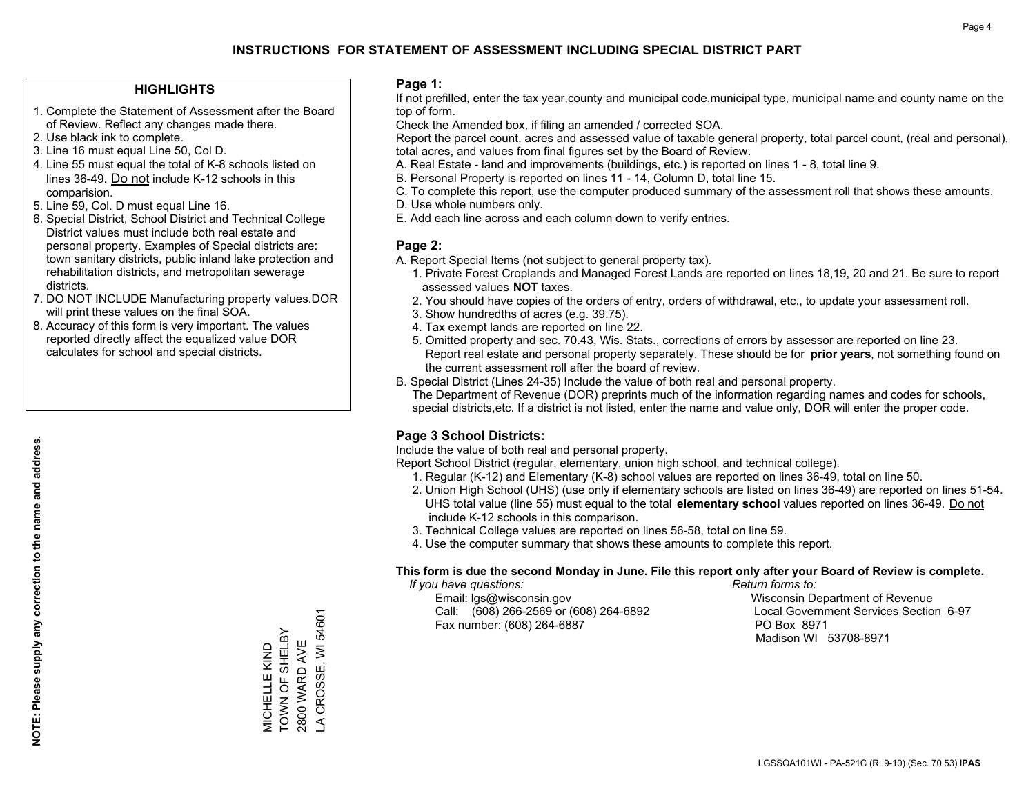# INSTRUCTIONS FOR STATEMENT OF ASSESSMENT INCLUDING SPECIAL DISTRICT PART

## HIGHLIGHTS

1. Complete the Statement of Assessment after the Board of Review. Reflect any changes made there.
2. Use black ink to complete.
3. Line 16 must equal Line 50, Col D.
4. Line 55 must equal the total of K-8 schools listed on lines 36-49. Do not include K-12 schools in this comparision.
5. Line 59, Col. D must equal Line 16.
6. Special District, School District and Technical College District values must include both real estate and personal property. Examples of Special districts are: town sanitary districts, public inland lake protection and rehabilitation districts, and metropolitan sewerage districts.
7. DO NOT INCLUDE Manufacturing property values.DOR will print these values on the final SOA.
8. Accuracy of this form is very important. The values reported directly affect the equalized value DOR calculates for school and special districts.

**NOTE: Please supply any correction to the name and address.**

MICHELLE KIND
TOWN OF SHELBY
2800 WARD AVE
LA CROSSE, WI 54601

## Page 1:

If not prefilled, enter the tax year,county and municipal code,municipal type, municipal name and county name on the top of form.

Check the Amended box, if filing an amended / corrected SOA.

Report the parcel count, acres and assessed value of taxable general property, total parcel count, (real and personal), total acres, and values from final figures set by the Board of Review.

A. Real Estate - land and improvements (buildings, etc.) is reported on lines 1 - 8, total line 9.
B. Personal Property is reported on lines 11 - 14, Column D, total line 15.
C. To complete this report, use the computer produced summary of the assessment roll that shows these amounts.
D. Use whole numbers only.
E. Add each line across and each column down to verify entries.

## Page 2:

A. Report Special Items (not subject to general property tax).
   1. Private Forest Croplands and Managed Forest Lands are reported on lines 18,19, 20 and 21. Be sure to report assessed values **NOT** taxes.
   2. You should have copies of the orders of entry, orders of withdrawal, etc., to update your assessment roll.
   3. Show hundredths of acres (e.g. 39.75).
   4. Tax exempt lands are reported on line 22.
   5. Omitted property and sec. 70.43, Wis. Stats., corrections of errors by assessor are reported on line 23. Report real estate and personal property separately. These should be for **prior years**, not something found on the current assessment roll after the board of review.
B. Special District (Lines 24-35) Include the value of both real and personal property.
   The Department of Revenue (DOR) preprints much of the information regarding names and codes for schools, special districts,etc. If a district is not listed, enter the name and value only, DOR will enter the proper code.

## Page 3 School Districts:

Include the value of both real and personal property.

Report School District (regular, elementary, union high school, and technical college).

1. Regular (K-12) and Elementary (K-8) school values are reported on lines 36-49, total on line 50.
2. Union High School (UHS) (use only if elementary schools are listed on lines 36-49) are reported on lines 51-54. UHS total value (line 55) must equal to the total **elementary school** values reported on lines 36-49. Do not include K-12 schools in this comparison.
3. Technical College values are reported on lines 56-58, total on line 59.
4. Use the computer summary that shows these amounts to complete this report.

**This form is due the second Monday in June. File this report only after your Board of Review is complete.**

*If you have questions:*
Email: lgs@wisconsin.gov
Call: (608) 266-2569 or (608) 264-6892
Fax number: (608) 264-6887

*Return forms to:*
Wisconsin Department of Revenue
Local Government Services Section 6-97
PO Box 8971
Madison WI 53708-8971

LGSSOA101WI - PA-521C (R. 9-10) (Sec. 70.53) **IPAS**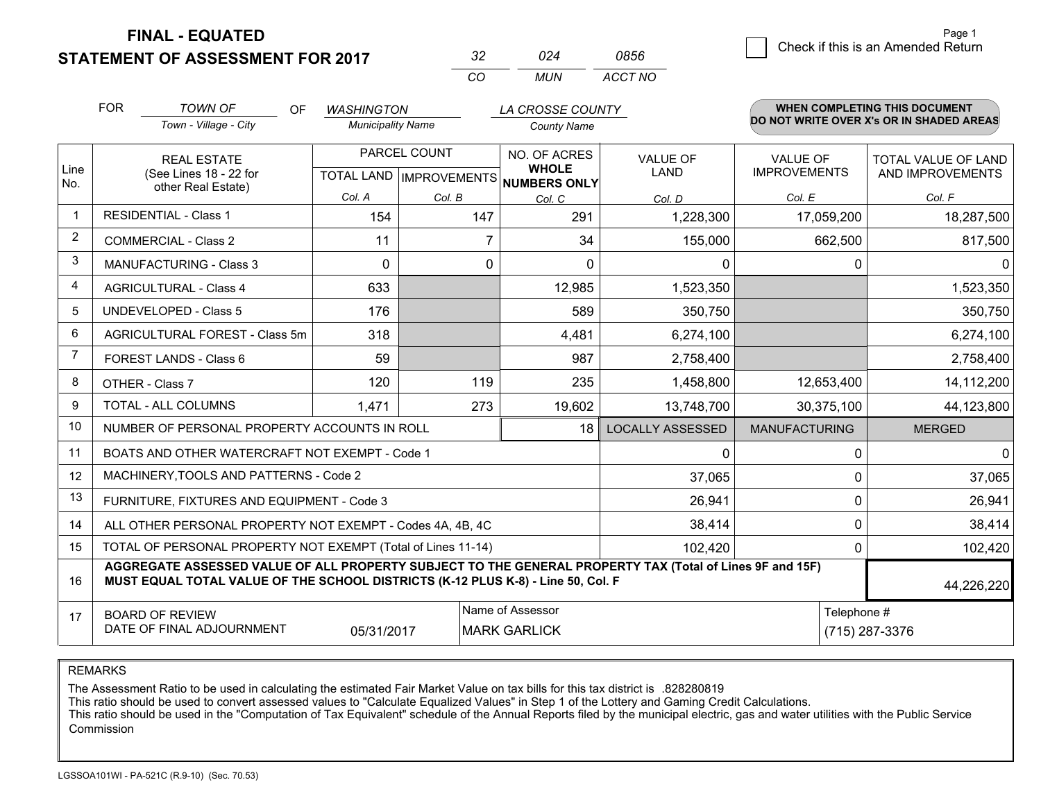# FINAL - EQUATED
## STATEMENT OF ASSESSMENT FOR 2017

| 32 | 024 | 0856 |
|---|---|---|
| CO | MUN | ACCT NO |

Page 1

☐ Check if this is an Amended Return

FOR *TOWN OF* (Town - Village - City) OF *WASHINGTON* (Municipality Name) *LA CROSSE COUNTY* (County Name)

**WHEN COMPLETING THIS DOCUMENT DO NOT WRITE OVER X's OR IN SHADED AREAS**

| Line No. | REAL ESTATE (See Lines 18 - 22 for other Real Estate) | PARCEL COUNT TOTAL LAND Col. A | PARCEL COUNT IMPROVEMENTS Col. B | NO. OF ACRES WHOLE NUMBERS ONLY Col. C | VALUE OF LAND Col. D | VALUE OF IMPROVEMENTS Col. E | TOTAL VALUE OF LAND AND IMPROVEMENTS Col. F |
|---|---|---|---|---|---|---|---|
| 1 | RESIDENTIAL - Class 1 | 154 | 147 | 291 | 1,228,300 | 17,059,200 | 18,287,500 |
| 2 | COMMERCIAL - Class 2 | 11 | 7 | 34 | 155,000 | 662,500 | 817,500 |
| 3 | MANUFACTURING - Class 3 | 0 | 0 | 0 | 0 | 0 | 0 |
| 4 | AGRICULTURAL - Class 4 | 633 | | 12,985 | 1,523,350 | | 1,523,350 |
| 5 | UNDEVELOPED - Class 5 | 176 | | 589 | 350,750 | | 350,750 |
| 6 | AGRICULTURAL FOREST - Class 5m | 318 | | 4,481 | 6,274,100 | | 6,274,100 |
| 7 | FOREST LANDS - Class 6 | 59 | | 987 | 2,758,400 | | 2,758,400 |
| 8 | OTHER - Class 7 | 120 | 119 | 235 | 1,458,800 | 12,653,400 | 14,112,200 |
| 9 | TOTAL - ALL COLUMNS | 1,471 | 273 | 19,602 | 13,748,700 | 30,375,100 | 44,123,800 |
| 10 | NUMBER OF PERSONAL PROPERTY ACCOUNTS IN ROLL | | | 18 | LOCALLY ASSESSED | MANUFACTURING | MERGED |
| 11 | BOATS AND OTHER WATERCRAFT NOT EXEMPT - Code 1 | | | | 0 | 0 | 0 |
| 12 | MACHINERY,TOOLS AND PATTERNS - Code 2 | | | | 37,065 | 0 | 37,065 |
| 13 | FURNITURE, FIXTURES AND EQUIPMENT - Code 3 | | | | 26,941 | 0 | 26,941 |
| 14 | ALL OTHER PERSONAL PROPERTY NOT EXEMPT - Codes 4A, 4B, 4C | | | | 38,414 | 0 | 38,414 |
| 15 | TOTAL OF PERSONAL PROPERTY NOT EXEMPT (Total of Lines 11-14) | | | | 102,420 | 0 | 102,420 |
| 16 | **AGGREGATE ASSESSED VALUE OF ALL PROPERTY SUBJECT TO THE GENERAL PROPERTY TAX (Total of Lines 9F and 15F) MUST EQUAL TOTAL VALUE OF THE SCHOOL DISTRICTS (K-12 PLUS K-8) - Line 50, Col. F** | | | | | | 44,226,220 |
| 17 | BOARD OF REVIEW DATE OF FINAL ADJOURNMENT | 05/31/2017 | | Name of Assessor: MARK GARLICK | | Telephone #: (715) 287-3376 | |

REMARKS

The Assessment Ratio to be used in calculating the estimated Fair Market Value on tax bills for this tax district is .828280819
This ratio should be used to convert assessed values to "Calculate Equalized Values" in Step 1 of the Lottery and Gaming Credit Calculations.
This ratio should be used in the "Computation of Tax Equivalent" schedule of the Annual Reports filed by the municipal electric, gas and water utilities with the Public Service Commission

LGSSOA101WI - PA-521C (R.9-10) (Sec. 70.53)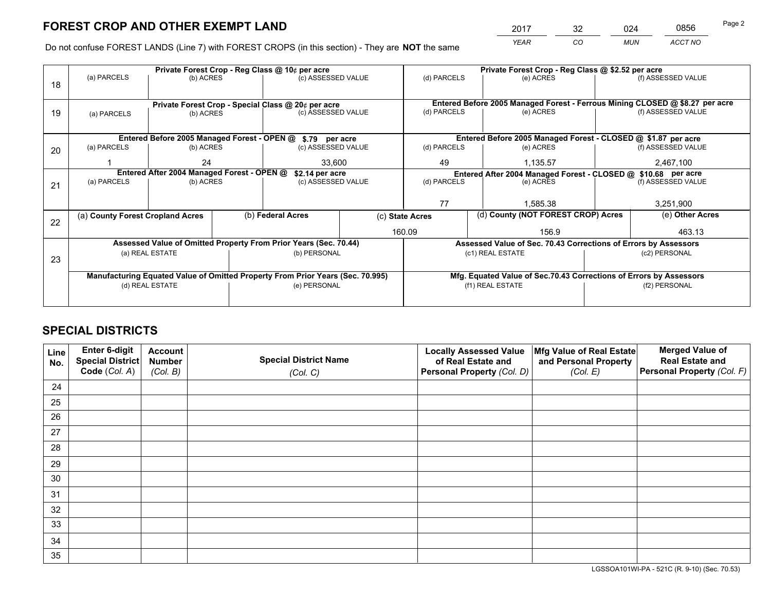# FOREST CROP AND OTHER EXEMPT LAND

| 2017 | 32 | 024 | 0856 |
|---|---|---|---|
| *YEAR* | *CO* | *MUN* | *ACCT NO* |

Do not confuse FOREST LANDS (Line 7) with FOREST CROPS (in this section) - They are **NOT** the same

| Line | Private Forest Crop - Reg Class @ 10¢ per acre | | | Private Forest Crop - Reg Class @ $2.52 per acre | | |
|---|---|---|---|---|---|---|
| 18 | (a) PARCELS | (b) ACRES | (c) ASSESSED VALUE | (d) PARCELS | (e) ACRES | (f) ASSESSED VALUE |
| | | | | | | |
| | **Private Forest Crop - Special Class @ 20¢ per acre** | | | **Entered Before 2005 Managed Forest - Ferrous Mining CLOSED @ $8.27 per acre** | | |
| 19 | (a) PARCELS | (b) ACRES | (c) ASSESSED VALUE | (d) PARCELS | (e) ACRES | (f) ASSESSED VALUE |
| | | | | | | |
| | **Entered Before 2005 Managed Forest - OPEN @ $.79 per acre** | | | **Entered Before 2005 Managed Forest - CLOSED @ $1.87 per acre** | | |
| 20 | (a) PARCELS | (b) ACRES | (c) ASSESSED VALUE | (d) PARCELS | (e) ACRES | (f) ASSESSED VALUE |
| | 1 | 24 | 33,600 | 49 | 1,135.57 | 2,467,100 |
| | **Entered After 2004 Managed Forest - OPEN @ $2.14 per acre** | | | **Entered After 2004 Managed Forest - CLOSED @ $10.68 per acre** | | |
| 21 | (a) PARCELS | (b) ACRES | (c) ASSESSED VALUE | (d) PARCELS | (e) ACRES | (f) ASSESSED VALUE |
| | | | | 77 | 1,585.38 | 3,251,900 |

| Line | (a) County Forest Cropland Acres | (b) Federal Acres | (c) State Acres | (d) County (NOT FOREST CROP) Acres | (e) Other Acres |
|---|---|---|---|---|---|
| 22 | | | 160.09 | 156.9 | 463.13 |

| Line | Assessed Value of Omitted Property From Prior Years (Sec. 70.44) | | Assessed Value of Sec. 70.43 Corrections of Errors by Assessors | |
|---|---|---|---|---|
| 23 | (a) REAL ESTATE | (b) PERSONAL | (c1) REAL ESTATE | (c2) PERSONAL |
| | | | | |
| | **Manufacturing Equated Value of Omitted Property From Prior Years (Sec. 70.995)** | | **Mfg. Equated Value of Sec.70.43 Corrections of Errors by Assessors** | |
| | (d) REAL ESTATE | (e) PERSONAL | (f1) REAL ESTATE | (f2) PERSONAL |
| | | | | |

# SPECIAL DISTRICTS

| Line No. | Enter 6-digit Special District Code (Col. A) | Account Number (Col. B) | Special District Name (Col. C) | Locally Assessed Value of Real Estate and Personal Property (Col. D) | Mfg Value of Real Estate and Personal Property (Col. E) | Merged Value of Real Estate and Personal Property (Col. F) |
|---|---|---|---|---|---|---|
| 24 | | | | | | |
| 25 | | | | | | |
| 26 | | | | | | |
| 27 | | | | | | |
| 28 | | | | | | |
| 29 | | | | | | |
| 30 | | | | | | |
| 31 | | | | | | |
| 32 | | | | | | |
| 33 | | | | | | |
| 34 | | | | | | |
| 35 | | | | | | |

LGSSOA101WI-PA - 521C (R. 9-10) (Sec. 70.53)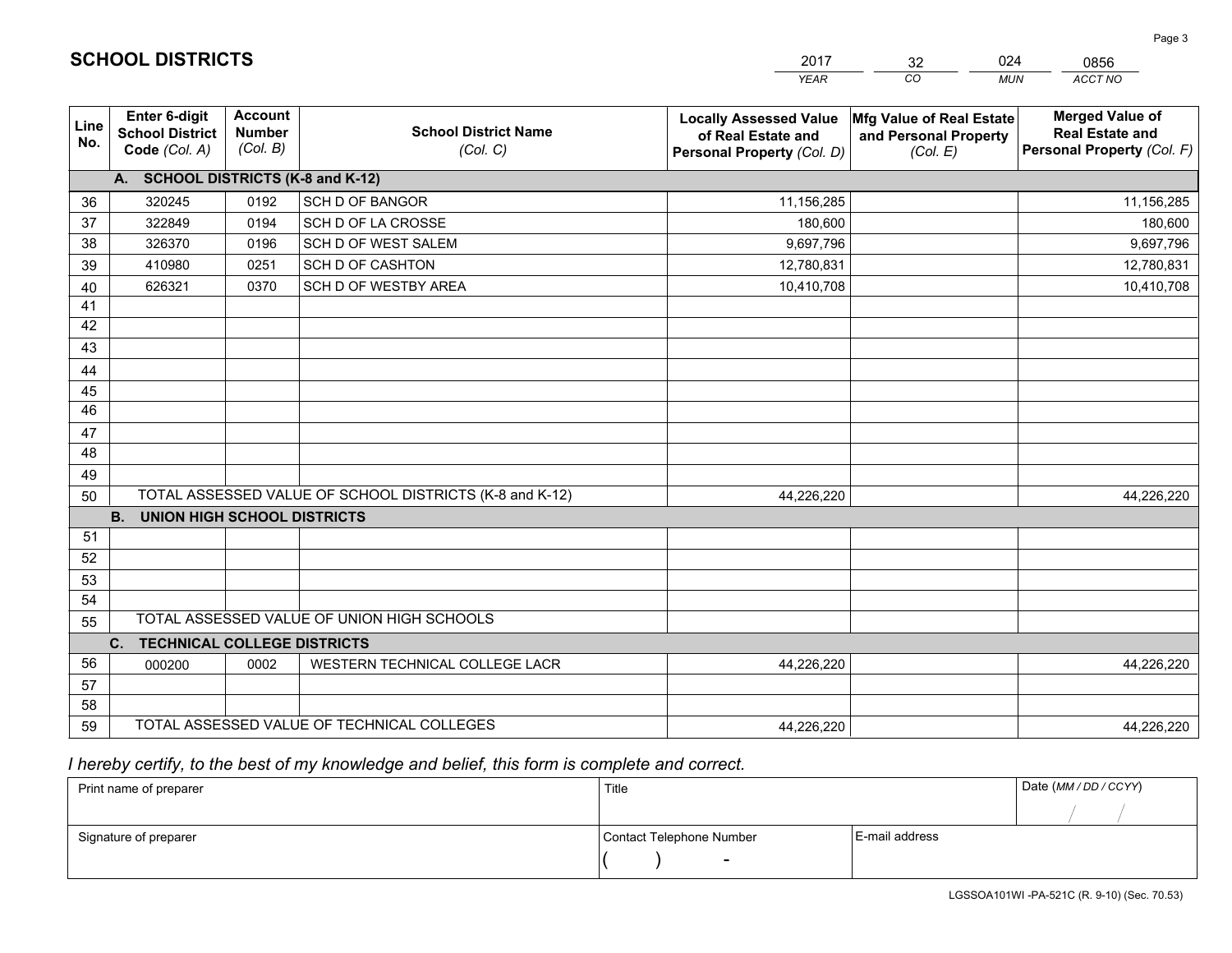# SCHOOL DISTRICTS

| 2017 | 32 | 024 | 0856 |
|---|---|---|---|
| YEAR | CO | MUN | ACCT NO |

| Line No. | Enter 6-digit School District Code (Col. A) | Account Number (Col. B) | School District Name (Col. C) | Locally Assessed Value of Real Estate and Personal Property (Col. D) | Mfg Value of Real Estate and Personal Property (Col. E) | Merged Value of Real Estate and Personal Property (Col. F) |
|---|---|---|---|---|---|---|
| **A. SCHOOL DISTRICTS (K-8 and K-12)** | | | | | | |
| 36 | 320245 | 0192 | SCH D OF BANGOR | 11,156,285 | | 11,156,285 |
| 37 | 322849 | 0194 | SCH D OF LA CROSSE | 180,600 | | 180,600 |
| 38 | 326370 | 0196 | SCH D OF WEST SALEM | 9,697,796 | | 9,697,796 |
| 39 | 410980 | 0251 | SCH D OF CASHTON | 12,780,831 | | 12,780,831 |
| 40 | 626321 | 0370 | SCH D OF WESTBY AREA | 10,410,708 | | 10,410,708 |
| 41 | | | | | | |
| 42 | | | | | | |
| 43 | | | | | | |
| 44 | | | | | | |
| 45 | | | | | | |
| 46 | | | | | | |
| 47 | | | | | | |
| 48 | | | | | | |
| 49 | | | | | | |
| 50 | TOTAL ASSESSED VALUE OF SCHOOL DISTRICTS (K-8 and K-12) | | | 44,226,220 | | 44,226,220 |
| **B. UNION HIGH SCHOOL DISTRICTS** | | | | | | |
| 51 | | | | | | |
| 52 | | | | | | |
| 53 | | | | | | |
| 54 | | | | | | |
| 55 | TOTAL ASSESSED VALUE OF UNION HIGH SCHOOLS | | | | | |
| **C. TECHNICAL COLLEGE DISTRICTS** | | | | | | |
| 56 | 000200 | 0002 | WESTERN TECHNICAL COLLEGE LACR | 44,226,220 | | 44,226,220 |
| 57 | | | | | | |
| 58 | | | | | | |
| 59 | TOTAL ASSESSED VALUE OF TECHNICAL COLLEGES | | | 44,226,220 | | 44,226,220 |

*I hereby certify, to the best of my knowledge and belief, this form is complete and correct.*

| Print name of preparer | Title | | Date (MM / DD / CCYY) |
|---|---|---|---|
| | | | / / |
| Signature of preparer | Contact Telephone Number | E-mail address | |
| | ( ) - | | |

LGSSOA101WI -PA-521C (R. 9-10) (Sec. 70.53)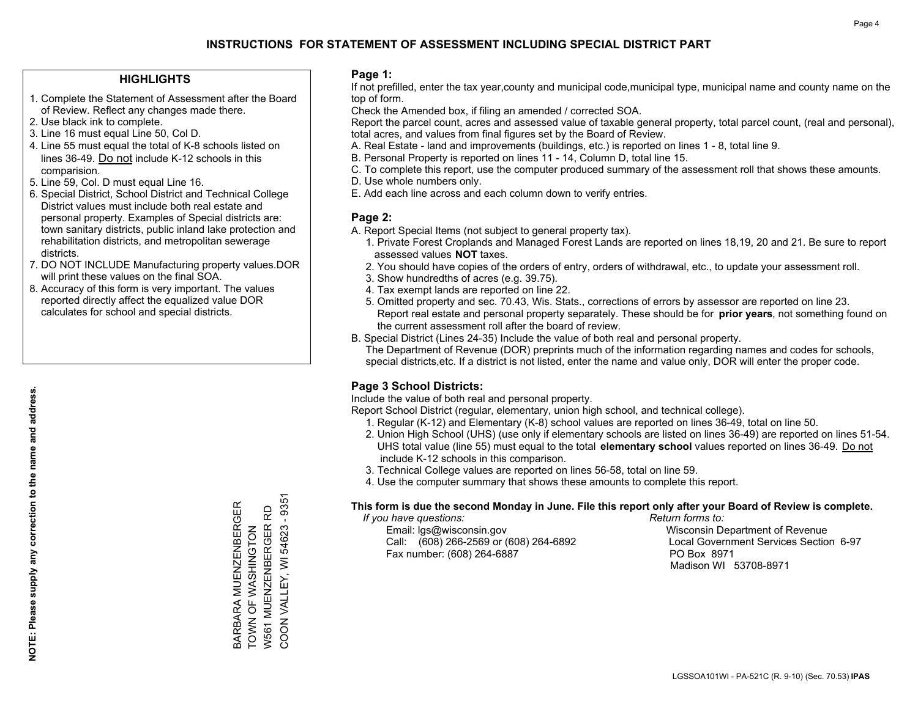# INSTRUCTIONS FOR STATEMENT OF ASSESSMENT INCLUDING SPECIAL DISTRICT PART

## HIGHLIGHTS

1. Complete the Statement of Assessment after the Board of Review. Reflect any changes made there.
2. Use black ink to complete.
3. Line 16 must equal Line 50, Col D.
4. Line 55 must equal the total of K-8 schools listed on lines 36-49. Do not include K-12 schools in this comparision.
5. Line 59, Col. D must equal Line 16.
6. Special District, School District and Technical College District values must include both real estate and personal property. Examples of Special districts are: town sanitary districts, public inland lake protection and rehabilitation districts, and metropolitan sewerage districts.
7. DO NOT INCLUDE Manufacturing property values.DOR will print these values on the final SOA.
8. Accuracy of this form is very important. The values reported directly affect the equalized value DOR calculates for school and special districts.

**NOTE: Please supply any correction to the name and address.**

BARBARA MUENZENBERGER
TOWN OF WASHINGTON
W561 MUENZENBERGER RD
COON VALLEY, WI 54623 - 9351

## Page 1:

If not prefilled, enter the tax year,county and municipal code,municipal type, municipal name and county name on the top of form.

Check the Amended box, if filing an amended / corrected SOA.

Report the parcel count, acres and assessed value of taxable general property, total parcel count, (real and personal), total acres, and values from final figures set by the Board of Review.

A. Real Estate - land and improvements (buildings, etc.) is reported on lines 1 - 8, total line 9.
B. Personal Property is reported on lines 11 - 14, Column D, total line 15.
C. To complete this report, use the computer produced summary of the assessment roll that shows these amounts.
D. Use whole numbers only.
E. Add each line across and each column down to verify entries.

## Page 2:

A. Report Special Items (not subject to general property tax).
   1. Private Forest Croplands and Managed Forest Lands are reported on lines 18,19, 20 and 21. Be sure to report assessed values **NOT** taxes.
   2. You should have copies of the orders of entry, orders of withdrawal, etc., to update your assessment roll.
   3. Show hundredths of acres (e.g. 39.75).
   4. Tax exempt lands are reported on line 22.
   5. Omitted property and sec. 70.43, Wis. Stats., corrections of errors by assessor are reported on line 23. Report real estate and personal property separately. These should be for **prior years**, not something found on the current assessment roll after the board of review.
B. Special District (Lines 24-35) Include the value of both real and personal property.
   The Department of Revenue (DOR) preprints much of the information regarding names and codes for schools, special districts,etc. If a district is not listed, enter the name and value only, DOR will enter the proper code.

## Page 3 School Districts:

Include the value of both real and personal property.

Report School District (regular, elementary, union high school, and technical college).

1. Regular (K-12) and Elementary (K-8) school values are reported on lines 36-49, total on line 50.
2. Union High School (UHS) (use only if elementary schools are listed on lines 36-49) are reported on lines 51-54. UHS total value (line 55) must equal to the total **elementary school** values reported on lines 36-49. Do not include K-12 schools in this comparison.
3. Technical College values are reported on lines 56-58, total on line 59.
4. Use the computer summary that shows these amounts to complete this report.

**This form is due the second Monday in June. File this report only after your Board of Review is complete.**

*If you have questions:*
Email: lgs@wisconsin.gov
Call: (608) 266-2569 or (608) 264-6892
Fax number: (608) 264-6887

*Return forms to:*
Wisconsin Department of Revenue
Local Government Services Section 6-97
PO Box 8971
Madison WI 53708-8971

LGSSOA101WI - PA-521C (R. 9-10) (Sec. 70.53) **IPAS**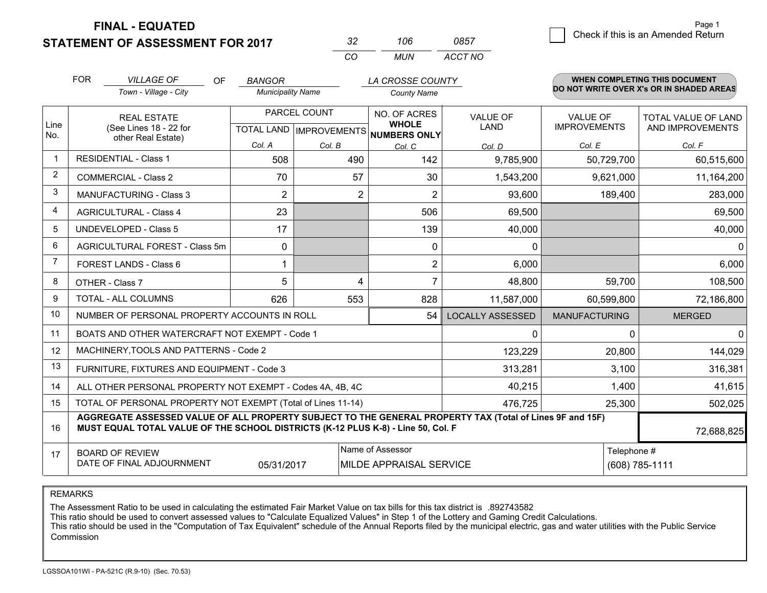# FINAL - EQUATED
## STATEMENT OF ASSESSMENT FOR 2017

| 32 | 106 | 0857 |
|---|---|---|
| CO | MUN | ACCT NO |

Page 1

☐ Check if this is an Amended Return

FOR *VILLAGE OF* (Town - Village - City) OF *BANGOR* (Municipality Name) *LA CROSSE COUNTY* (County Name)

**WHEN COMPLETING THIS DOCUMENT DO NOT WRITE OVER X's OR IN SHADED AREAS**

| Line No. | REAL ESTATE (See Lines 18 - 22 for other Real Estate) | PARCEL COUNT TOTAL LAND Col. A | PARCEL COUNT IMPROVEMENTS Col. B | NO. OF ACRES WHOLE NUMBERS ONLY Col. C | VALUE OF LAND Col. D | VALUE OF IMPROVEMENTS Col. E | TOTAL VALUE OF LAND AND IMPROVEMENTS Col. F |
|---|---|---|---|---|---|---|---|
| 1 | RESIDENTIAL - Class 1 | 508 | 490 | 142 | 9,785,900 | 50,729,700 | 60,515,600 |
| 2 | COMMERCIAL - Class 2 | 70 | 57 | 30 | 1,543,200 | 9,621,000 | 11,164,200 |
| 3 | MANUFACTURING - Class 3 | 2 | 2 | 2 | 93,600 | 189,400 | 283,000 |
| 4 | AGRICULTURAL - Class 4 | 23 | | 506 | 69,500 | | 69,500 |
| 5 | UNDEVELOPED - Class 5 | 17 | | 139 | 40,000 | | 40,000 |
| 6 | AGRICULTURAL FOREST - Class 5m | 0 | | 0 | 0 | | 0 |
| 7 | FOREST LANDS - Class 6 | 1 | | 2 | 6,000 | | 6,000 |
| 8 | OTHER - Class 7 | 5 | 4 | 7 | 48,800 | 59,700 | 108,500 |
| 9 | TOTAL - ALL COLUMNS | 626 | 553 | 828 | 11,587,000 | 60,599,800 | 72,186,800 |
| 10 | NUMBER OF PERSONAL PROPERTY ACCOUNTS IN ROLL | | | 54 | LOCALLY ASSESSED | MANUFACTURING | MERGED |
| 11 | BOATS AND OTHER WATERCRAFT NOT EXEMPT - Code 1 | | | | 0 | 0 | 0 |
| 12 | MACHINERY,TOOLS AND PATTERNS - Code 2 | | | | 123,229 | 20,800 | 144,029 |
| 13 | FURNITURE, FIXTURES AND EQUIPMENT - Code 3 | | | | 313,281 | 3,100 | 316,381 |
| 14 | ALL OTHER PERSONAL PROPERTY NOT EXEMPT - Codes 4A, 4B, 4C | | | | 40,215 | 1,400 | 41,615 |
| 15 | TOTAL OF PERSONAL PROPERTY NOT EXEMPT (Total of Lines 11-14) | | | | 476,725 | 25,300 | 502,025 |
| 16 | **AGGREGATE ASSESSED VALUE OF ALL PROPERTY SUBJECT TO THE GENERAL PROPERTY TAX (Total of Lines 9F and 15F) MUST EQUAL TOTAL VALUE OF THE SCHOOL DISTRICTS (K-12 PLUS K-8) - Line 50, Col. F** | | | | | | 72,688,825 |
| 17 | BOARD OF REVIEW DATE OF FINAL ADJOURNMENT | 05/31/2017 | | Name of Assessor: MILDE APPRAISAL SERVICE | | Telephone #: (608) 785-1111 | |

REMARKS

The Assessment Ratio to be used in calculating the estimated Fair Market Value on tax bills for this tax district is .892743582
This ratio should be used to convert assessed values to "Calculate Equalized Values" in Step 1 of the Lottery and Gaming Credit Calculations.
This ratio should be used in the "Computation of Tax Equivalent" schedule of the Annual Reports filed by the municipal electric, gas and water utilities with the Public Service Commission

LGSSOA101WI - PA-521C (R.9-10) (Sec. 70.53)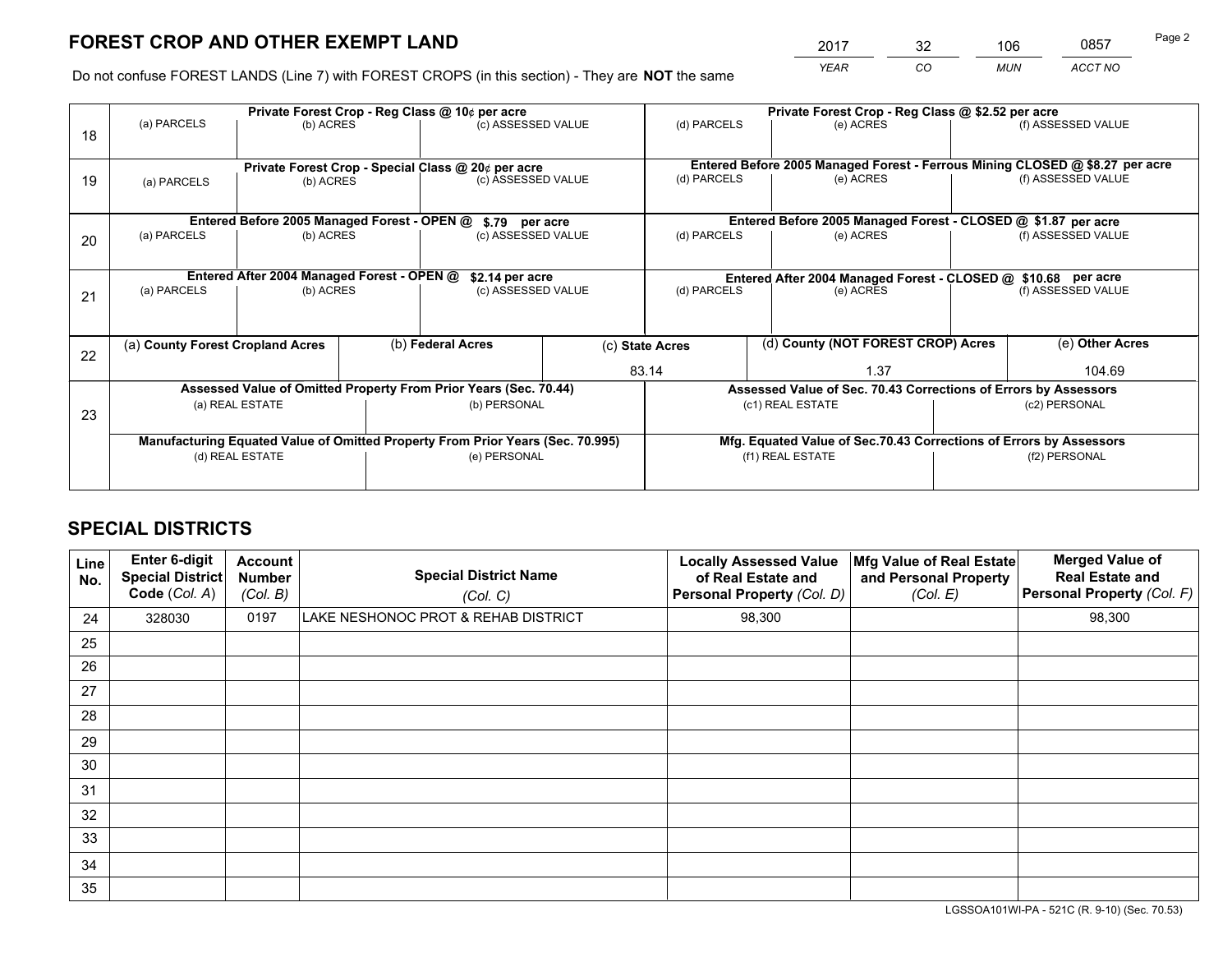# FOREST CROP AND OTHER EXEMPT LAND

| 2017 | 32 | 106 | 0857 |
|---|---|---|---|
| *YEAR* | *CO* | *MUN* | *ACCT NO* |

Do not confuse FOREST LANDS (Line 7) with FOREST CROPS (in this section) - They are **NOT** the same

| Line | Private Forest Crop - Reg Class @ 10¢ per acre | | | Private Forest Crop - Reg Class @ $2.52 per acre | | |
|---|---|---|---|---|---|---|
| 18 | (a) PARCELS | (b) ACRES | (c) ASSESSED VALUE | (d) PARCELS | (e) ACRES | (f) ASSESSED VALUE |
| | | | | | | |
| | **Private Forest Crop - Special Class @ 20¢ per acre** | | | **Entered Before 2005 Managed Forest - Ferrous Mining CLOSED @ $8.27 per acre** | | |
| 19 | (a) PARCELS | (b) ACRES | (c) ASSESSED VALUE | (d) PARCELS | (e) ACRES | (f) ASSESSED VALUE |
| | | | | | | |
| | **Entered Before 2005 Managed Forest - OPEN @ $.79 per acre** | | | **Entered Before 2005 Managed Forest - CLOSED @ $1.87 per acre** | | |
| 20 | (a) PARCELS | (b) ACRES | (c) ASSESSED VALUE | (d) PARCELS | (e) ACRES | (f) ASSESSED VALUE |
| | | | | | | |
| | **Entered After 2004 Managed Forest - OPEN @ $2.14 per acre** | | | **Entered After 2004 Managed Forest - CLOSED @ $10.68 per acre** | | |
| 21 | (a) PARCELS | (b) ACRES | (c) ASSESSED VALUE | (d) PARCELS | (e) ACRES | (f) ASSESSED VALUE |
| | | | | | | |

| Line | (a) **County Forest Cropland Acres** | (b) **Federal Acres** | (c) **State Acres** | (d) **County (NOT FOREST CROP) Acres** | (e) **Other Acres** |
|---|---|---|---|---|---|
| 22 | | | 83.14 | 1.37 | 104.69 |

| Line | Assessed Value of Omitted Property From Prior Years (Sec. 70.44) | | Assessed Value of Sec. 70.43 Corrections of Errors by Assessors | |
|---|---|---|---|---|
| 23 | (a) REAL ESTATE | (b) PERSONAL | (c1) REAL ESTATE | (c2) PERSONAL |
| | | | | |
| | **Manufacturing Equated Value of Omitted Property From Prior Years (Sec. 70.995)** | | **Mfg. Equated Value of Sec.70.43 Corrections of Errors by Assessors** | |
| | (d) REAL ESTATE | (e) PERSONAL | (f1) REAL ESTATE | (f2) PERSONAL |
| | | | | |

# SPECIAL DISTRICTS

| Line No. | Enter 6-digit Special District Code (*Col. A*) | Account Number (*Col. B*) | Special District Name (*Col. C*) | Locally Assessed Value of Real Estate and Personal Property (*Col. D*) | Mfg Value of Real Estate and Personal Property (*Col. E*) | Merged Value of Real Estate and Personal Property (*Col. F*) |
|---|---|---|---|---|---|---|
| 24 | 328030 | 0197 | LAKE NESHONOC PROT & REHAB DISTRICT | 98,300 | | 98,300 |
| 25 | | | | | | |
| 26 | | | | | | |
| 27 | | | | | | |
| 28 | | | | | | |
| 29 | | | | | | |
| 30 | | | | | | |
| 31 | | | | | | |
| 32 | | | | | | |
| 33 | | | | | | |
| 34 | | | | | | |
| 35 | | | | | | |

LGSSOA101WI-PA - 521C (R. 9-10) (Sec. 70.53)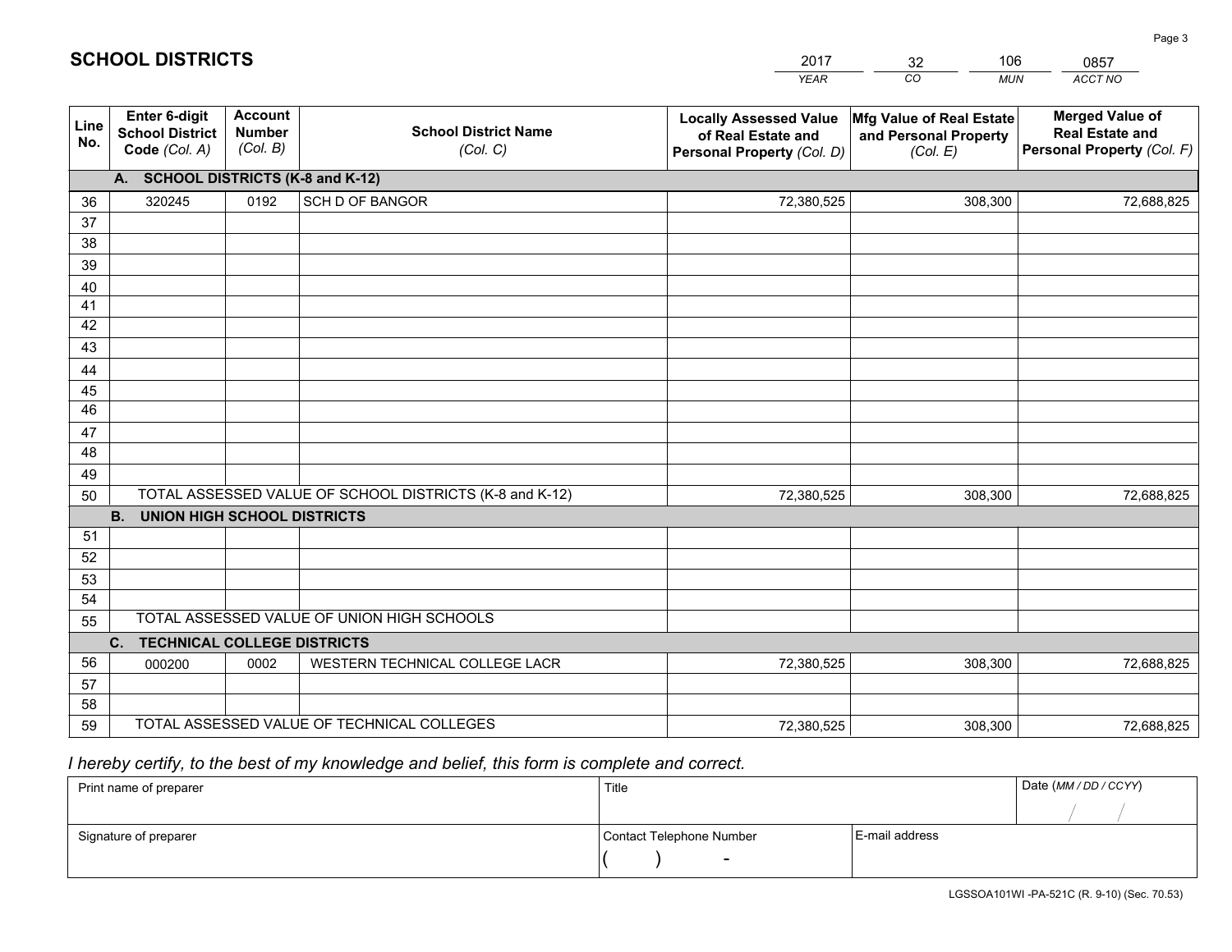# SCHOOL DISTRICTS

| 2017 | 32 | 106 | 0857 |
|---|---|---|---|
| *YEAR* | *CO* | *MUN* | *ACCT NO* |

| Line No. | Enter 6-digit School District Code (Col. A) | Account Number (Col. B) | School District Name (Col. C) | Locally Assessed Value of Real Estate and Personal Property (Col. D) | Mfg Value of Real Estate and Personal Property (Col. E) | Merged Value of Real Estate and Personal Property (Col. F) |
|---|---|---|---|---|---|---|
| | **A. SCHOOL DISTRICTS (K-8 and K-12)** | | | | | |
| 36 | 320245 | 0192 | SCH D OF BANGOR | 72,380,525 | 308,300 | 72,688,825 |
| 37 | | | | | | |
| 38 | | | | | | |
| 39 | | | | | | |
| 40 | | | | | | |
| 41 | | | | | | |
| 42 | | | | | | |
| 43 | | | | | | |
| 44 | | | | | | |
| 45 | | | | | | |
| 46 | | | | | | |
| 47 | | | | | | |
| 48 | | | | | | |
| 49 | | | | | | |
| 50 | TOTAL ASSESSED VALUE OF SCHOOL DISTRICTS (K-8 and K-12) | | | 72,380,525 | 308,300 | 72,688,825 |
| | **B. UNION HIGH SCHOOL DISTRICTS** | | | | | |
| 51 | | | | | | |
| 52 | | | | | | |
| 53 | | | | | | |
| 54 | | | | | | |
| 55 | TOTAL ASSESSED VALUE OF UNION HIGH SCHOOLS | | | | | |
| | **C. TECHNICAL COLLEGE DISTRICTS** | | | | | |
| 56 | 000200 | 0002 | WESTERN TECHNICAL COLLEGE LACR | 72,380,525 | 308,300 | 72,688,825 |
| 57 | | | | | | |
| 58 | | | | | | |
| 59 | TOTAL ASSESSED VALUE OF TECHNICAL COLLEGES | | | 72,380,525 | 308,300 | 72,688,825 |

*I hereby certify, to the best of my knowledge and belief, this form is complete and correct.*

| Print name of preparer | Title | | Date (MM / DD / CCYY) |
|---|---|---|---|
| | | | / / |
| Signature of preparer | Contact Telephone Number | E-mail address | |
| | ( ) - | | |

LGSSOA101WI -PA-521C (R. 9-10) (Sec. 70.53)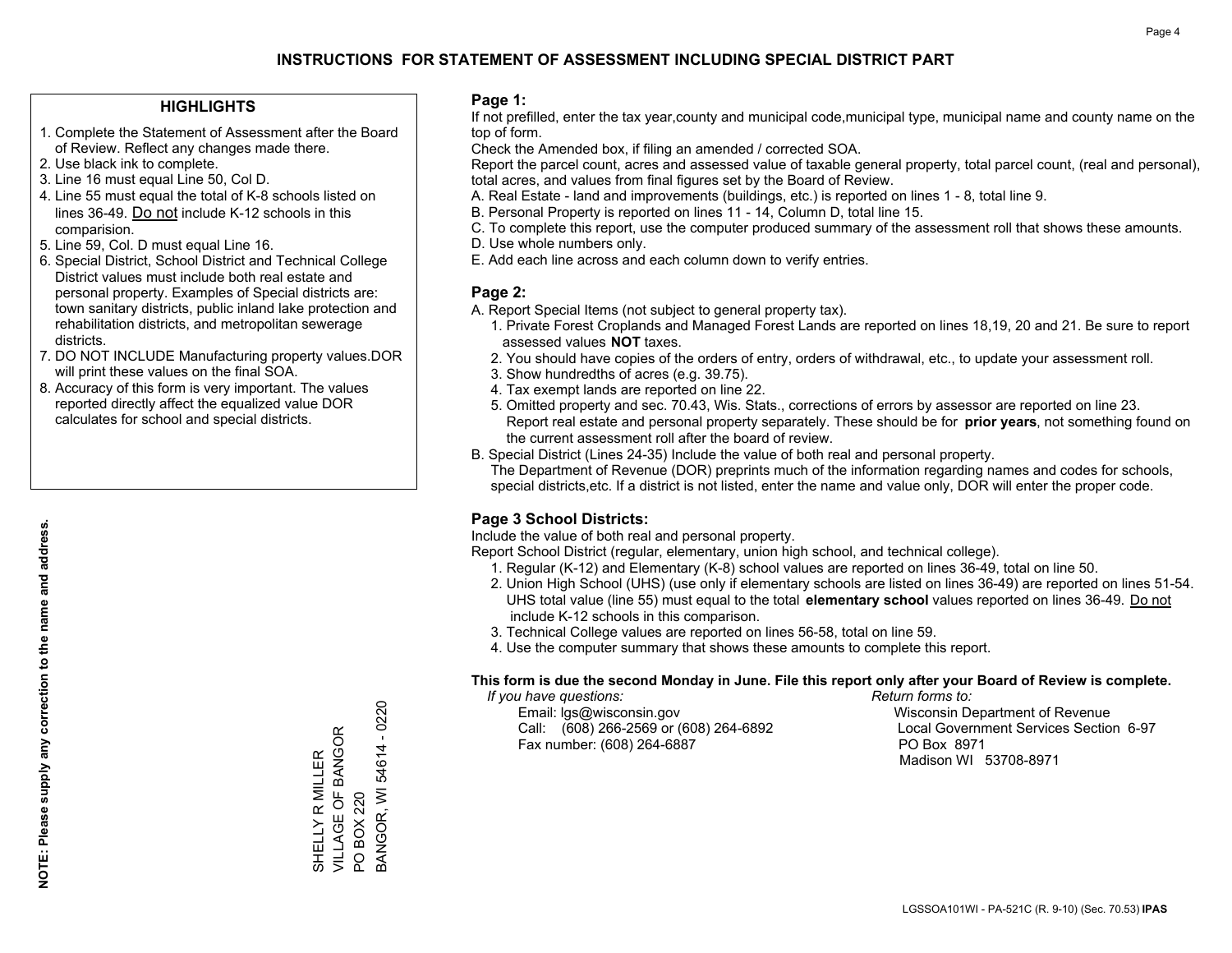# INSTRUCTIONS FOR STATEMENT OF ASSESSMENT INCLUDING SPECIAL DISTRICT PART

## HIGHLIGHTS

1. Complete the Statement of Assessment after the Board of Review. Reflect any changes made there.
2. Use black ink to complete.
3. Line 16 must equal Line 50, Col D.
4. Line 55 must equal the total of K-8 schools listed on lines 36-49. Do not include K-12 schools in this comparision.
5. Line 59, Col. D must equal Line 16.
6. Special District, School District and Technical College District values must include both real estate and personal property. Examples of Special districts are: town sanitary districts, public inland lake protection and rehabilitation districts, and metropolitan sewerage districts.
7. DO NOT INCLUDE Manufacturing property values.DOR will print these values on the final SOA.
8. Accuracy of this form is very important. The values reported directly affect the equalized value DOR calculates for school and special districts.

**NOTE: Please supply any correction to the name and address.**

SHELLY R MILLER
VILLAGE OF BANGOR
PO BOX 220
BANGOR, WI 54614 - 0220

## Page 1:

If not prefilled, enter the tax year,county and municipal code,municipal type, municipal name and county name on the top of form.

Check the Amended box, if filing an amended / corrected SOA.

Report the parcel count, acres and assessed value of taxable general property, total parcel count, (real and personal), total acres, and values from final figures set by the Board of Review.

A. Real Estate - land and improvements (buildings, etc.) is reported on lines 1 - 8, total line 9.
B. Personal Property is reported on lines 11 - 14, Column D, total line 15.
C. To complete this report, use the computer produced summary of the assessment roll that shows these amounts.
D. Use whole numbers only.
E. Add each line across and each column down to verify entries.

## Page 2:

A. Report Special Items (not subject to general property tax).
   1. Private Forest Croplands and Managed Forest Lands are reported on lines 18,19, 20 and 21. Be sure to report assessed values **NOT** taxes.
   2. You should have copies of the orders of entry, orders of withdrawal, etc., to update your assessment roll.
   3. Show hundredths of acres (e.g. 39.75).
   4. Tax exempt lands are reported on line 22.
   5. Omitted property and sec. 70.43, Wis. Stats., corrections of errors by assessor are reported on line 23. Report real estate and personal property separately. These should be for **prior years**, not something found on the current assessment roll after the board of review.

B. Special District (Lines 24-35) Include the value of both real and personal property.
   The Department of Revenue (DOR) preprints much of the information regarding names and codes for schools, special districts,etc. If a district is not listed, enter the name and value only, DOR will enter the proper code.

## Page 3 School Districts:

Include the value of both real and personal property.

Report School District (regular, elementary, union high school, and technical college).

1. Regular (K-12) and Elementary (K-8) school values are reported on lines 36-49, total on line 50.
2. Union High School (UHS) (use only if elementary schools are listed on lines 36-49) are reported on lines 51-54. UHS total value (line 55) must equal to the total **elementary school** values reported on lines 36-49. Do not include K-12 schools in this comparison.
3. Technical College values are reported on lines 56-58, total on line 59.
4. Use the computer summary that shows these amounts to complete this report.

**This form is due the second Monday in June. File this report only after your Board of Review is complete.**

*If you have questions:*
Email: lgs@wisconsin.gov
Call: (608) 266-2569 or (608) 264-6892
Fax number: (608) 264-6887

*Return forms to:*
Wisconsin Department of Revenue
Local Government Services Section 6-97
PO Box 8971
Madison WI 53708-8971

LGSSOA101WI - PA-521C (R. 9-10) (Sec. 70.53) **IPAS**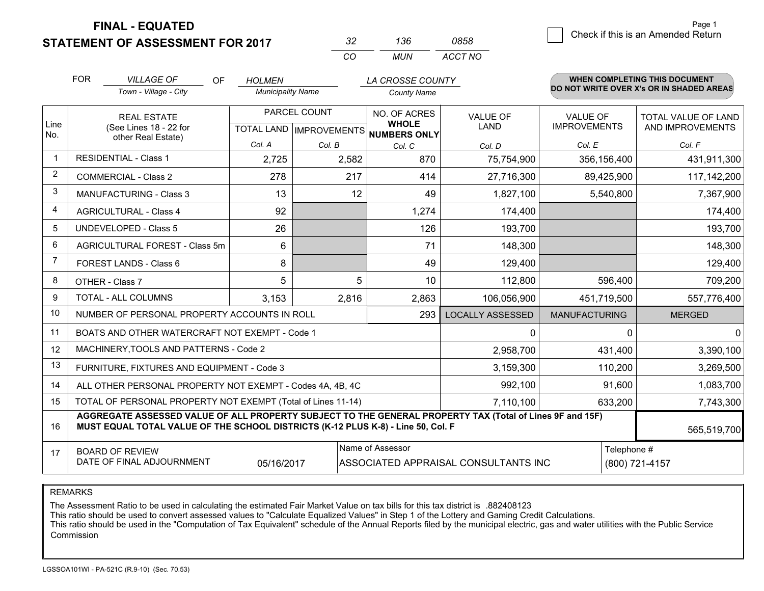# FINAL - EQUATED
# STATEMENT OF ASSESSMENT FOR 2017

| 32 | 136 | 0858 |
|---|---|---|
| CO | MUN | ACCT NO |

Page 1

☐ Check if this is an Amended Return

FOR *VILLAGE OF* (Town - Village - City) OF *HOLMEN* (Municipality Name) *LA CROSSE COUNTY* (County Name)

**WHEN COMPLETING THIS DOCUMENT DO NOT WRITE OVER X's OR IN SHADED AREAS**

| Line No. | REAL ESTATE (See Lines 18 - 22 for other Real Estate) | PARCEL COUNT TOTAL LAND Col. A | PARCEL COUNT IMPROVEMENTS Col. B | NO. OF ACRES WHOLE NUMBERS ONLY Col. C | VALUE OF LAND Col. D | VALUE OF IMPROVEMENTS Col. E | TOTAL VALUE OF LAND AND IMPROVEMENTS Col. F |
|---|---|---|---|---|---|---|---|
| 1 | RESIDENTIAL - Class 1 | 2,725 | 2,582 | 870 | 75,754,900 | 356,156,400 | 431,911,300 |
| 2 | COMMERCIAL - Class 2 | 278 | 217 | 414 | 27,716,300 | 89,425,900 | 117,142,200 |
| 3 | MANUFACTURING - Class 3 | 13 | 12 | 49 | 1,827,100 | 5,540,800 | 7,367,900 |
| 4 | AGRICULTURAL - Class 4 | 92 | | 1,274 | 174,400 | | 174,400 |
| 5 | UNDEVELOPED - Class 5 | 26 | | 126 | 193,700 | | 193,700 |
| 6 | AGRICULTURAL FOREST - Class 5m | 6 | | 71 | 148,300 | | 148,300 |
| 7 | FOREST LANDS - Class 6 | 8 | | 49 | 129,400 | | 129,400 |
| 8 | OTHER - Class 7 | 5 | 5 | 10 | 112,800 | 596,400 | 709,200 |
| 9 | TOTAL - ALL COLUMNS | 3,153 | 2,816 | 2,863 | 106,056,900 | 451,719,500 | 557,776,400 |
| 10 | NUMBER OF PERSONAL PROPERTY ACCOUNTS IN ROLL | | | 293 | LOCALLY ASSESSED | MANUFACTURING | MERGED |
| 11 | BOATS AND OTHER WATERCRAFT NOT EXEMPT - Code 1 | | | | 0 | 0 | 0 |
| 12 | MACHINERY,TOOLS AND PATTERNS - Code 2 | | | | 2,958,700 | 431,400 | 3,390,100 |
| 13 | FURNITURE, FIXTURES AND EQUIPMENT - Code 3 | | | | 3,159,300 | 110,200 | 3,269,500 |
| 14 | ALL OTHER PERSONAL PROPERTY NOT EXEMPT - Codes 4A, 4B, 4C | | | | 992,100 | 91,600 | 1,083,700 |
| 15 | TOTAL OF PERSONAL PROPERTY NOT EXEMPT (Total of Lines 11-14) | | | | 7,110,100 | 633,200 | 7,743,300 |
| 16 | **AGGREGATE ASSESSED VALUE OF ALL PROPERTY SUBJECT TO THE GENERAL PROPERTY TAX (Total of Lines 9F and 15F) MUST EQUAL TOTAL VALUE OF THE SCHOOL DISTRICTS (K-12 PLUS K-8) - Line 50, Col. F** | | | | | | 565,519,700 |
| 17 | BOARD OF REVIEW DATE OF FINAL ADJOURNMENT | 05/16/2017 | | Name of Assessor: ASSOCIATED APPRAISAL CONSULTANTS INC | | | Telephone #: (800) 721-4157 |

REMARKS

The Assessment Ratio to be used in calculating the estimated Fair Market Value on tax bills for this tax district is .882408123
This ratio should be used to convert assessed values to "Calculate Equalized Values" in Step 1 of the Lottery and Gaming Credit Calculations.
This ratio should be used in the "Computation of Tax Equivalent" schedule of the Annual Reports filed by the municipal electric, gas and water utilities with the Public Service Commission

LGSSOA101WI - PA-521C (R.9-10) (Sec. 70.53)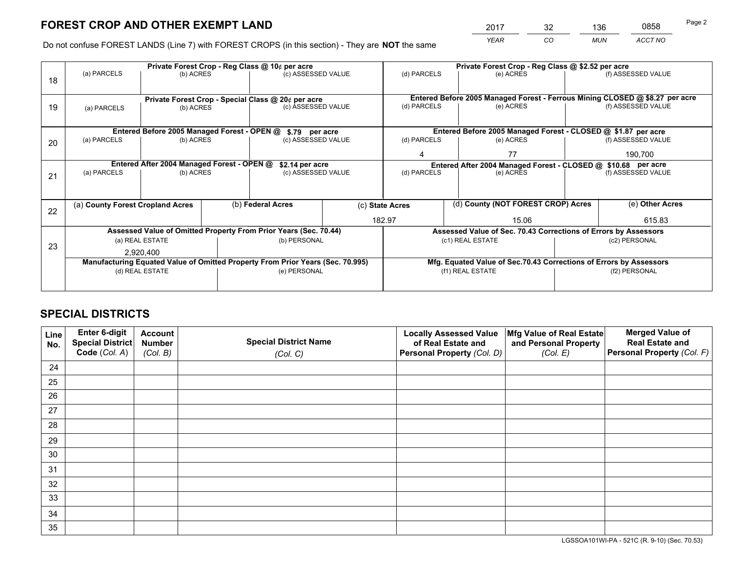# FOREST CROP AND OTHER EXEMPT LAND

| 2017 | 32 | 136 | 0858 |
|---|---|---|---|
| *YEAR* | *CO* | *MUN* | *ACCT NO* |

Do not confuse FOREST LANDS (Line 7) with FOREST CROPS (in this section) - They are **NOT** the same

| Line | Private Forest Crop - Reg Class @ 10¢ per acre | | | Private Forest Crop - Reg Class @ $2.52 per acre | | |
|---|---|---|---|---|---|---|
| 18 | (a) PARCELS | (b) ACRES | (c) ASSESSED VALUE | (d) PARCELS | (e) ACRES | (f) ASSESSED VALUE |
| | | | | | | |
| | **Private Forest Crop - Special Class @ 20¢ per acre** | | | **Entered Before 2005 Managed Forest - Ferrous Mining CLOSED @ $8.27 per acre** | | |
| 19 | (a) PARCELS | (b) ACRES | (c) ASSESSED VALUE | (d) PARCELS | (e) ACRES | (f) ASSESSED VALUE |
| | | | | | | |
| | **Entered Before 2005 Managed Forest - OPEN @ $.79 per acre** | | | **Entered Before 2005 Managed Forest - CLOSED @ $1.87 per acre** | | |
| 20 | (a) PARCELS | (b) ACRES | (c) ASSESSED VALUE | (d) PARCELS | (e) ACRES | (f) ASSESSED VALUE |
| | | | | 4 | 77 | 190,700 |
| | **Entered After 2004 Managed Forest - OPEN @ $2.14 per acre** | | | **Entered After 2004 Managed Forest - CLOSED @ $10.68 per acre** | | |
| 21 | (a) PARCELS | (b) ACRES | (c) ASSESSED VALUE | (d) PARCELS | (e) ACRES | (f) ASSESSED VALUE |
| | | | | | | |

| Line | (a) County Forest Cropland Acres | (b) Federal Acres | (c) State Acres | (d) County (NOT FOREST CROP) Acres | (e) Other Acres |
|---|---|---|---|---|---|
| 22 | | | 182.97 | 15.06 | 615.83 |

| Line | Assessed Value of Omitted Property From Prior Years (Sec. 70.44) | | Assessed Value of Sec. 70.43 Corrections of Errors by Assessors | |
|---|---|---|---|---|
| 23 | (a) REAL ESTATE | (b) PERSONAL | (c1) REAL ESTATE | (c2) PERSONAL |
| | 2,920,400 | | | |
| | **Manufacturing Equated Value of Omitted Property From Prior Years (Sec. 70.995)** | | **Mfg. Equated Value of Sec.70.43 Corrections of Errors by Assessors** | |
| | (d) REAL ESTATE | (e) PERSONAL | (f1) REAL ESTATE | (f2) PERSONAL |
| | | | | |

# SPECIAL DISTRICTS

| Line No. | Enter 6-digit Special District Code (Col. A) | Account Number (Col. B) | Special District Name (Col. C) | Locally Assessed Value of Real Estate and Personal Property (Col. D) | Mfg Value of Real Estate and Personal Property (Col. E) | Merged Value of Real Estate and Personal Property (Col. F) |
|---|---|---|---|---|---|---|
| 24 | | | | | | |
| 25 | | | | | | |
| 26 | | | | | | |
| 27 | | | | | | |
| 28 | | | | | | |
| 29 | | | | | | |
| 30 | | | | | | |
| 31 | | | | | | |
| 32 | | | | | | |
| 33 | | | | | | |
| 34 | | | | | | |
| 35 | | | | | | |

LGSSOA101WI-PA - 521C (R. 9-10) (Sec. 70.53)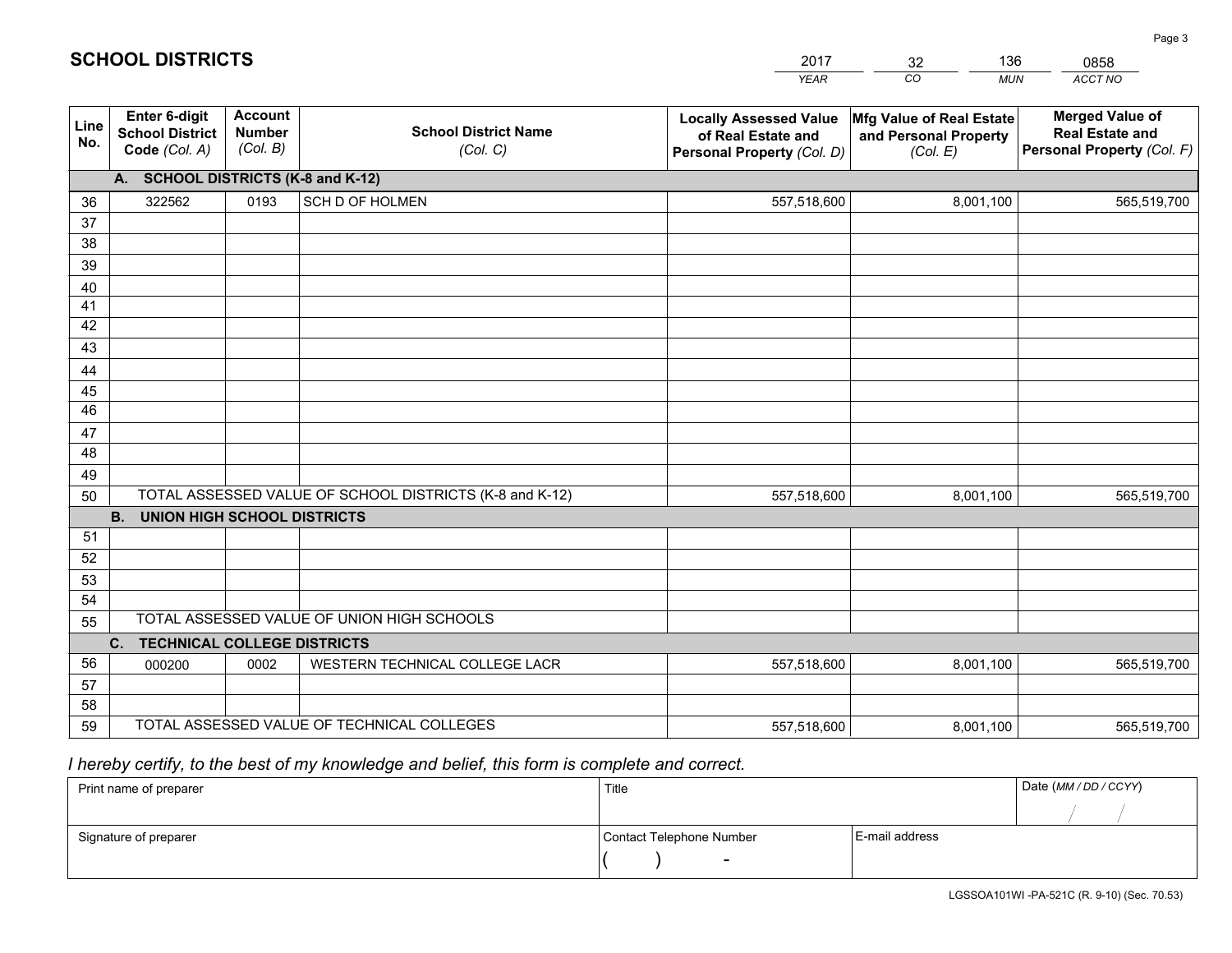# SCHOOL DISTRICTS

| 2017 | 32 | 136 | 0858 |
|---|---|---|---|
| *YEAR* | *CO* | *MUN* | *ACCT NO* |

| Line No. | Enter 6-digit School District Code *(Col. A)* | Account Number *(Col. B)* | School District Name *(Col. C)* | Locally Assessed Value of Real Estate and Personal Property *(Col. D)* | Mfg Value of Real Estate and Personal Property *(Col. E)* | Merged Value of Real Estate and Personal Property *(Col. F)* |
|---|---|---|---|---|---|---|
| **A. SCHOOL DISTRICTS (K-8 and K-12)** | | | | | | |
| 36 | 322562 | 0193 | SCH D OF HOLMEN | 557,518,600 | 8,001,100 | 565,519,700 |
| 37 | | | | | | |
| 38 | | | | | | |
| 39 | | | | | | |
| 40 | | | | | | |
| 41 | | | | | | |
| 42 | | | | | | |
| 43 | | | | | | |
| 44 | | | | | | |
| 45 | | | | | | |
| 46 | | | | | | |
| 47 | | | | | | |
| 48 | | | | | | |
| 49 | | | | | | |
| 50 | TOTAL ASSESSED VALUE OF SCHOOL DISTRICTS (K-8 and K-12) | | | 557,518,600 | 8,001,100 | 565,519,700 |
| **B. UNION HIGH SCHOOL DISTRICTS** | | | | | | |
| 51 | | | | | | |
| 52 | | | | | | |
| 53 | | | | | | |
| 54 | | | | | | |
| 55 | TOTAL ASSESSED VALUE OF UNION HIGH SCHOOLS | | | | | |
| **C. TECHNICAL COLLEGE DISTRICTS** | | | | | | |
| 56 | 000200 | 0002 | WESTERN TECHNICAL COLLEGE LACR | 557,518,600 | 8,001,100 | 565,519,700 |
| 57 | | | | | | |
| 58 | | | | | | |
| 59 | TOTAL ASSESSED VALUE OF TECHNICAL COLLEGES | | | 557,518,600 | 8,001,100 | 565,519,700 |

*I hereby certify, to the best of my knowledge and belief, this form is complete and correct.*

| Print name of preparer | Title | | Date *(MM / DD / CCYY)* |
|---|---|---|---|
| | | | / / |
| Signature of preparer | Contact Telephone Number | E-mail address | |
| | ( ) - | | |

LGSSOA101WI -PA-521C (R. 9-10) (Sec. 70.53)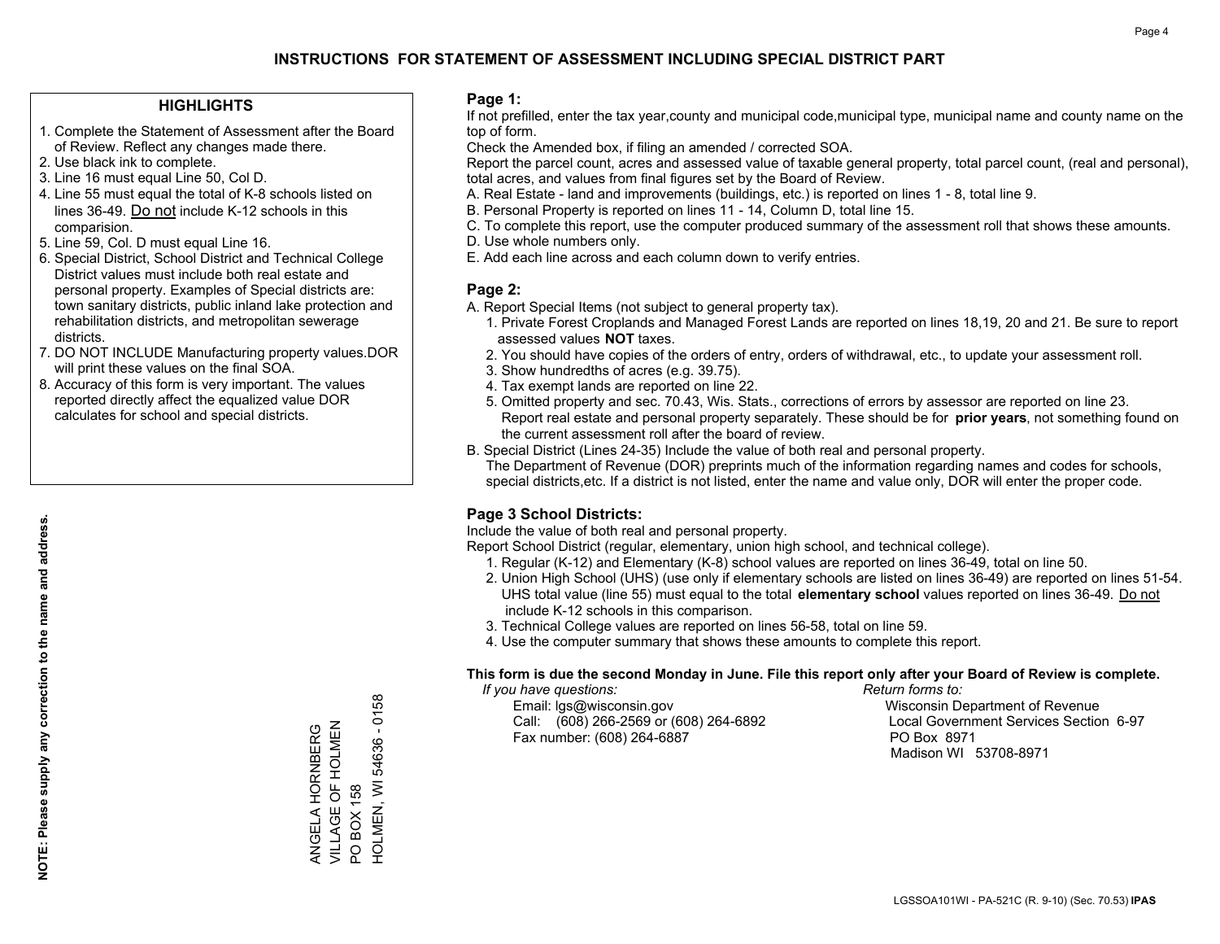# INSTRUCTIONS FOR STATEMENT OF ASSESSMENT INCLUDING SPECIAL DISTRICT PART

## HIGHLIGHTS

1. Complete the Statement of Assessment after the Board of Review. Reflect any changes made there.
2. Use black ink to complete.
3. Line 16 must equal Line 50, Col D.
4. Line 55 must equal the total of K-8 schools listed on lines 36-49. Do not include K-12 schools in this comparision.
5. Line 59, Col. D must equal Line 16.
6. Special District, School District and Technical College District values must include both real estate and personal property. Examples of Special districts are: town sanitary districts, public inland lake protection and rehabilitation districts, and metropolitan sewerage districts.
7. DO NOT INCLUDE Manufacturing property values.DOR will print these values on the final SOA.
8. Accuracy of this form is very important. The values reported directly affect the equalized value DOR calculates for school and special districts.

**NOTE: Please supply any correction to the name and address.**

ANGELA HORNBERG
VILLAGE OF HOLMEN
PO BOX 158
HOLMEN, WI 54636 - 0158

## Page 1:

If not prefilled, enter the tax year,county and municipal code,municipal type, municipal name and county name on the top of form.

Check the Amended box, if filing an amended / corrected SOA.

Report the parcel count, acres and assessed value of taxable general property, total parcel count, (real and personal), total acres, and values from final figures set by the Board of Review.

A. Real Estate - land and improvements (buildings, etc.) is reported on lines 1 - 8, total line 9.
B. Personal Property is reported on lines 11 - 14, Column D, total line 15.
C. To complete this report, use the computer produced summary of the assessment roll that shows these amounts.
D. Use whole numbers only.
E. Add each line across and each column down to verify entries.

## Page 2:

A. Report Special Items (not subject to general property tax).
   1. Private Forest Croplands and Managed Forest Lands are reported on lines 18,19, 20 and 21. Be sure to report assessed values **NOT** taxes.
   2. You should have copies of the orders of entry, orders of withdrawal, etc., to update your assessment roll.
   3. Show hundredths of acres (e.g. 39.75).
   4. Tax exempt lands are reported on line 22.
   5. Omitted property and sec. 70.43, Wis. Stats., corrections of errors by assessor are reported on line 23. Report real estate and personal property separately. These should be for **prior years**, not something found on the current assessment roll after the board of review.
B. Special District (Lines 24-35) Include the value of both real and personal property.
   The Department of Revenue (DOR) preprints much of the information regarding names and codes for schools, special districts,etc. If a district is not listed, enter the name and value only, DOR will enter the proper code.

## Page 3 School Districts:

Include the value of both real and personal property.

Report School District (regular, elementary, union high school, and technical college).

1. Regular (K-12) and Elementary (K-8) school values are reported on lines 36-49, total on line 50.
2. Union High School (UHS) (use only if elementary schools are listed on lines 36-49) are reported on lines 51-54. UHS total value (line 55) must equal to the total **elementary school** values reported on lines 36-49. Do not include K-12 schools in this comparison.
3. Technical College values are reported on lines 56-58, total on line 59.
4. Use the computer summary that shows these amounts to complete this report.

**This form is due the second Monday in June. File this report only after your Board of Review is complete.**

*If you have questions:*
Email: lgs@wisconsin.gov
Call: (608) 266-2569 or (608) 264-6892
Fax number: (608) 264-6887

*Return forms to:*
Wisconsin Department of Revenue
Local Government Services Section 6-97
PO Box 8971
Madison WI 53708-8971

LGSSOA101WI - PA-521C (R. 9-10) (Sec. 70.53) **IPAS**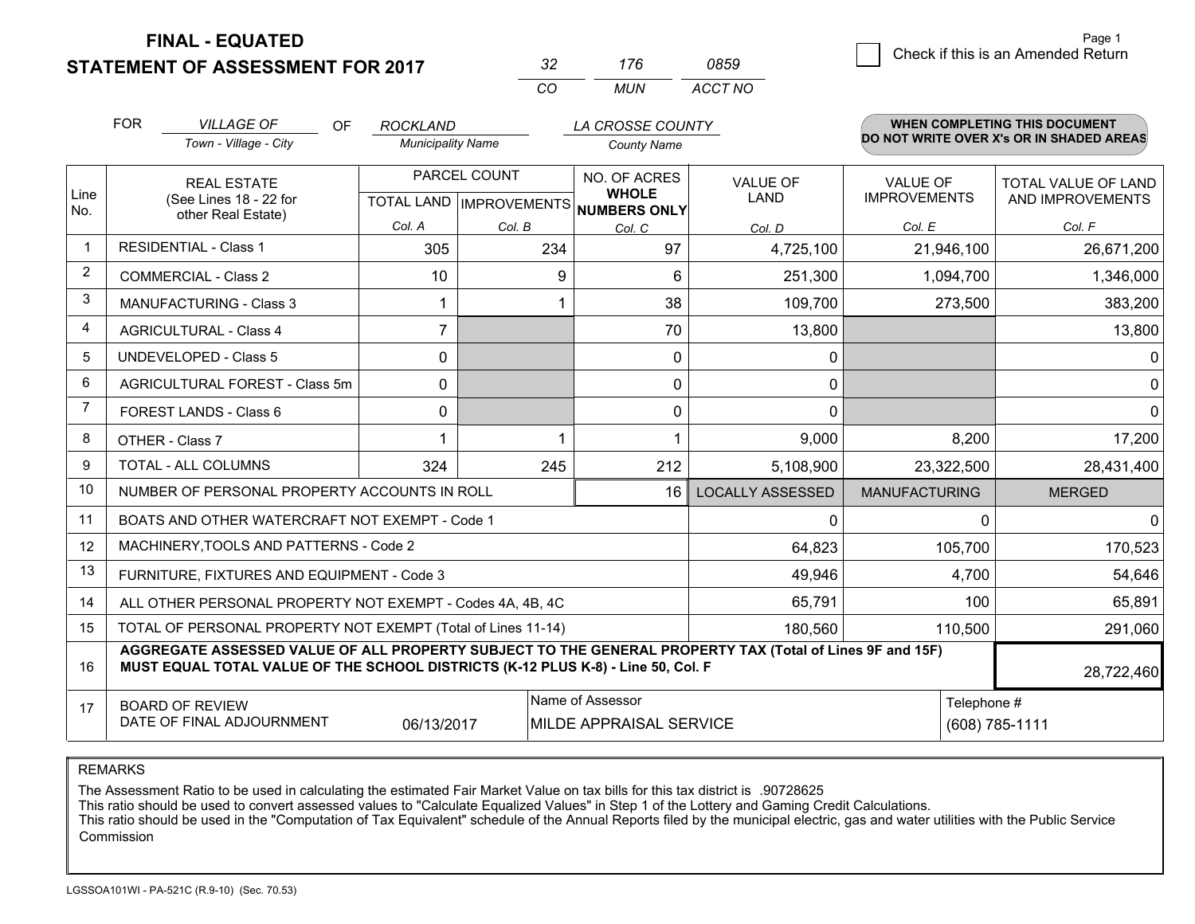**FINAL - EQUATED**
**STATEMENT OF ASSESSMENT FOR 2017**

| 32 | 176 | 0859 |
|---|---|---|
| CO | MUN | ACCT NO |

☐ Check if this is an Amended Return

Page 1

FOR *VILLAGE OF* (Town - Village - City) OF *ROCKLAND* (Municipality Name) *LA CROSSE COUNTY* (County Name)

**WHEN COMPLETING THIS DOCUMENT DO NOT WRITE OVER X's OR IN SHADED AREAS**

| Line No. | REAL ESTATE (See Lines 18 - 22 for other Real Estate) | PARCEL COUNT TOTAL LAND Col. A | PARCEL COUNT IMPROVEMENTS Col. B | NO. OF ACRES WHOLE NUMBERS ONLY Col. C | VALUE OF LAND Col. D | VALUE OF IMPROVEMENTS Col. E | TOTAL VALUE OF LAND AND IMPROVEMENTS Col. F |
|---|---|---|---|---|---|---|---|
| 1 | RESIDENTIAL - Class 1 | 305 | 234 | 97 | 4,725,100 | 21,946,100 | 26,671,200 |
| 2 | COMMERCIAL - Class 2 | 10 | 9 | 6 | 251,300 | 1,094,700 | 1,346,000 |
| 3 | MANUFACTURING - Class 3 | 1 | 1 | 38 | 109,700 | 273,500 | 383,200 |
| 4 | AGRICULTURAL - Class 4 | 7 | | 70 | 13,800 | | 13,800 |
| 5 | UNDEVELOPED - Class 5 | 0 | | 0 | 0 | | 0 |
| 6 | AGRICULTURAL FOREST - Class 5m | 0 | | 0 | 0 | | 0 |
| 7 | FOREST LANDS - Class 6 | 0 | | 0 | 0 | | 0 |
| 8 | OTHER - Class 7 | 1 | 1 | 1 | 9,000 | 8,200 | 17,200 |
| 9 | TOTAL - ALL COLUMNS | 324 | 245 | 212 | 5,108,900 | 23,322,500 | 28,431,400 |
| 10 | NUMBER OF PERSONAL PROPERTY ACCOUNTS IN ROLL | | | 16 | LOCALLY ASSESSED | MANUFACTURING | MERGED |
| 11 | BOATS AND OTHER WATERCRAFT NOT EXEMPT - Code 1 | | | | 0 | 0 | 0 |
| 12 | MACHINERY,TOOLS AND PATTERNS - Code 2 | | | | 64,823 | 105,700 | 170,523 |
| 13 | FURNITURE, FIXTURES AND EQUIPMENT - Code 3 | | | | 49,946 | 4,700 | 54,646 |
| 14 | ALL OTHER PERSONAL PROPERTY NOT EXEMPT - Codes 4A, 4B, 4C | | | | 65,791 | 100 | 65,891 |
| 15 | TOTAL OF PERSONAL PROPERTY NOT EXEMPT (Total of Lines 11-14) | | | | 180,560 | 110,500 | 291,060 |
| 16 | **AGGREGATE ASSESSED VALUE OF ALL PROPERTY SUBJECT TO THE GENERAL PROPERTY TAX (Total of Lines 9F and 15F) MUST EQUAL TOTAL VALUE OF THE SCHOOL DISTRICTS (K-12 PLUS K-8) - Line 50, Col. F** | | | | | | 28,722,460 |
| 17 | BOARD OF REVIEW DATE OF FINAL ADJOURNMENT | 06/13/2017 | Name of Assessor | MILDE APPRAISAL SERVICE | | Telephone # | (608) 785-1111 |

REMARKS

The Assessment Ratio to be used in calculating the estimated Fair Market Value on tax bills for this tax district is .90728625
This ratio should be used to convert assessed values to "Calculate Equalized Values" in Step 1 of the Lottery and Gaming Credit Calculations.
This ratio should be used in the "Computation of Tax Equivalent" schedule of the Annual Reports filed by the municipal electric, gas and water utilities with the Public Service Commission

LGSSOA101WI - PA-521C (R.9-10) (Sec. 70.53)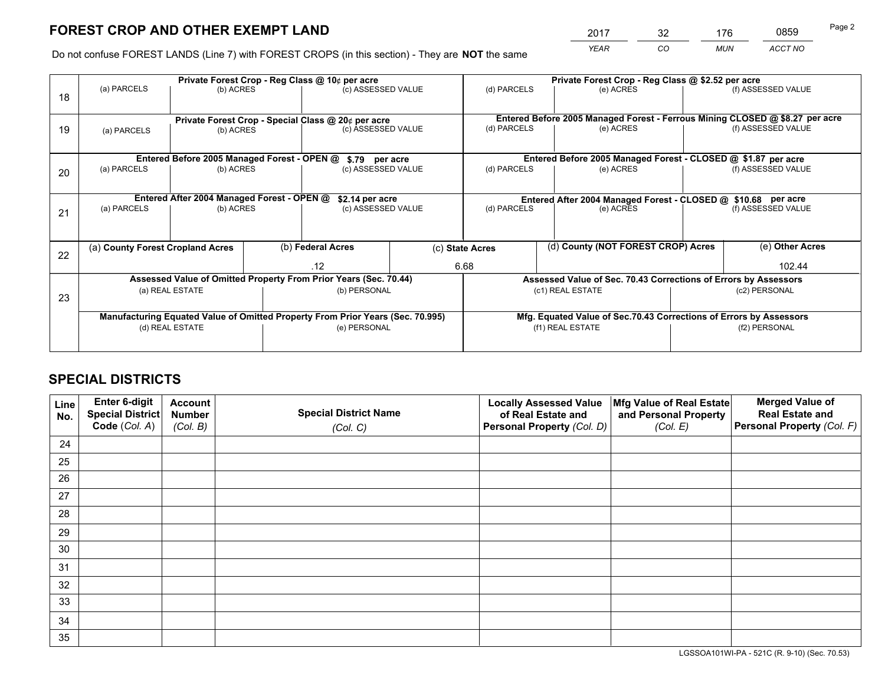# FOREST CROP AND OTHER EXEMPT LAND

| YEAR | CO | MUN | ACCT NO |
|---|---|---|---|
| 2017 | 32 | 176 | 0859 |

Do not confuse FOREST LANDS (Line 7) with FOREST CROPS (in this section) - They are **NOT** the same

| Line | Private Forest Crop - Reg Class @ 10¢ per acre | | | Private Forest Crop - Reg Class @ $2.52 per acre | | |
|---|---|---|---|---|---|---|
| 18 | (a) PARCELS | (b) ACRES | (c) ASSESSED VALUE | (d) PARCELS | (e) ACRES | (f) ASSESSED VALUE |
| | **Private Forest Crop - Special Class @ 20¢ per acre** | | | **Entered Before 2005 Managed Forest - Ferrous Mining CLOSED @ $8.27 per acre** | | |
| 19 | (a) PARCELS | (b) ACRES | (c) ASSESSED VALUE | (d) PARCELS | (e) ACRES | (f) ASSESSED VALUE |
| | **Entered Before 2005 Managed Forest - OPEN @ $.79 per acre** | | | **Entered Before 2005 Managed Forest - CLOSED @ $1.87 per acre** | | |
| 20 | (a) PARCELS | (b) ACRES | (c) ASSESSED VALUE | (d) PARCELS | (e) ACRES | (f) ASSESSED VALUE |
| | **Entered After 2004 Managed Forest - OPEN @ $2.14 per acre** | | | **Entered After 2004 Managed Forest - CLOSED @ $10.68 per acre** | | |
| 21 | (a) PARCELS | (b) ACRES | (c) ASSESSED VALUE | (d) PARCELS | (e) ACRES | (f) ASSESSED VALUE |

| Line | (a) County Forest Cropland Acres | (b) Federal Acres | (c) State Acres | (d) County (NOT FOREST CROP) Acres | (e) Other Acres |
|---|---|---|---|---|---|
| 22 | | .12 | 6.68 | | 102.44 |

| Line | Assessed Value of Omitted Property From Prior Years (Sec. 70.44) | | Assessed Value of Sec. 70.43 Corrections of Errors by Assessors | |
|---|---|---|---|---|
| 23 | (a) REAL ESTATE | (b) PERSONAL | (c1) REAL ESTATE | (c2) PERSONAL |
| | **Manufacturing Equated Value of Omitted Property From Prior Years (Sec. 70.995)** | | **Mfg. Equated Value of Sec.70.43 Corrections of Errors by Assessors** | |
| | (d) REAL ESTATE | (e) PERSONAL | (f1) REAL ESTATE | (f2) PERSONAL |

# SPECIAL DISTRICTS

| Line No. | Enter 6-digit Special District Code (Col. A) | Account Number (Col. B) | Special District Name (Col. C) | Locally Assessed Value of Real Estate and Personal Property (Col. D) | Mfg Value of Real Estate and Personal Property (Col. E) | Merged Value of Real Estate and Personal Property (Col. F) |
|---|---|---|---|---|---|---|
| 24 | | | | | | |
| 25 | | | | | | |
| 26 | | | | | | |
| 27 | | | | | | |
| 28 | | | | | | |
| 29 | | | | | | |
| 30 | | | | | | |
| 31 | | | | | | |
| 32 | | | | | | |
| 33 | | | | | | |
| 34 | | | | | | |
| 35 | | | | | | |

LGSSOA101WI-PA - 521C (R. 9-10) (Sec. 70.53)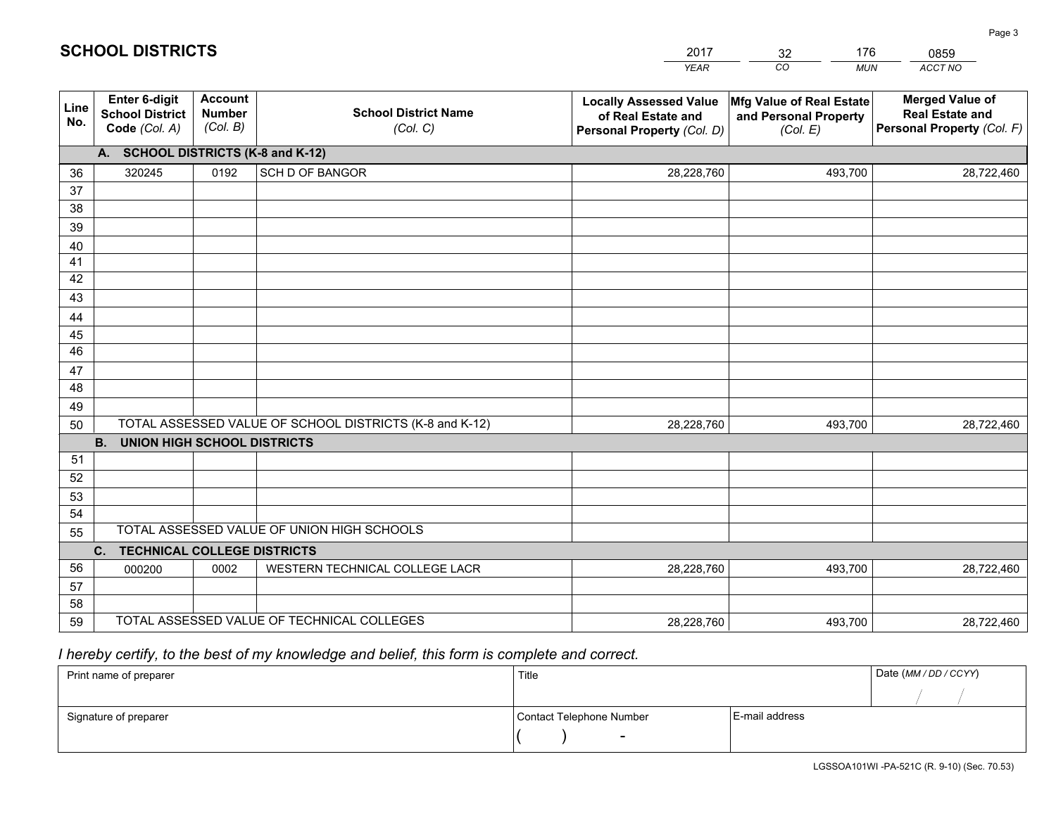# SCHOOL DISTRICTS

| 2017 | 32 | 176 | 0859 |
|---|---|---|---|
| *YEAR* | *CO* | *MUN* | *ACCT NO* |

| Line No. | Enter 6-digit School District Code *(Col. A)* | Account Number *(Col. B)* | School District Name *(Col. C)* | Locally Assessed Value of Real Estate and Personal Property *(Col. D)* | Mfg Value of Real Estate and Personal Property *(Col. E)* | Merged Value of Real Estate and Personal Property *(Col. F)* |
|---|---|---|---|---|---|---|
| **A. SCHOOL DISTRICTS (K-8 and K-12)** | | | | | | |
| 36 | 320245 | 0192 | SCH D OF BANGOR | 28,228,760 | 493,700 | 28,722,460 |
| 37 | | | | | | |
| 38 | | | | | | |
| 39 | | | | | | |
| 40 | | | | | | |
| 41 | | | | | | |
| 42 | | | | | | |
| 43 | | | | | | |
| 44 | | | | | | |
| 45 | | | | | | |
| 46 | | | | | | |
| 47 | | | | | | |
| 48 | | | | | | |
| 49 | | | | | | |
| 50 | TOTAL ASSESSED VALUE OF SCHOOL DISTRICTS (K-8 and K-12) | | | 28,228,760 | 493,700 | 28,722,460 |
| **B. UNION HIGH SCHOOL DISTRICTS** | | | | | | |
| 51 | | | | | | |
| 52 | | | | | | |
| 53 | | | | | | |
| 54 | | | | | | |
| 55 | TOTAL ASSESSED VALUE OF UNION HIGH SCHOOLS | | | | | |
| **C. TECHNICAL COLLEGE DISTRICTS** | | | | | | |
| 56 | 000200 | 0002 | WESTERN TECHNICAL COLLEGE LACR | 28,228,760 | 493,700 | 28,722,460 |
| 57 | | | | | | |
| 58 | | | | | | |
| 59 | TOTAL ASSESSED VALUE OF TECHNICAL COLLEGES | | | 28,228,760 | 493,700 | 28,722,460 |

*I hereby certify, to the best of my knowledge and belief, this form is complete and correct.*

| Print name of preparer | Title | | Date *(MM / DD / CCYY)* |
|---|---|---|---|
| | | | / / |
| Signature of preparer | Contact Telephone Number | E-mail address | |
| | ( ) - | | |

LGSSOA101WI -PA-521C (R. 9-10) (Sec. 70.53)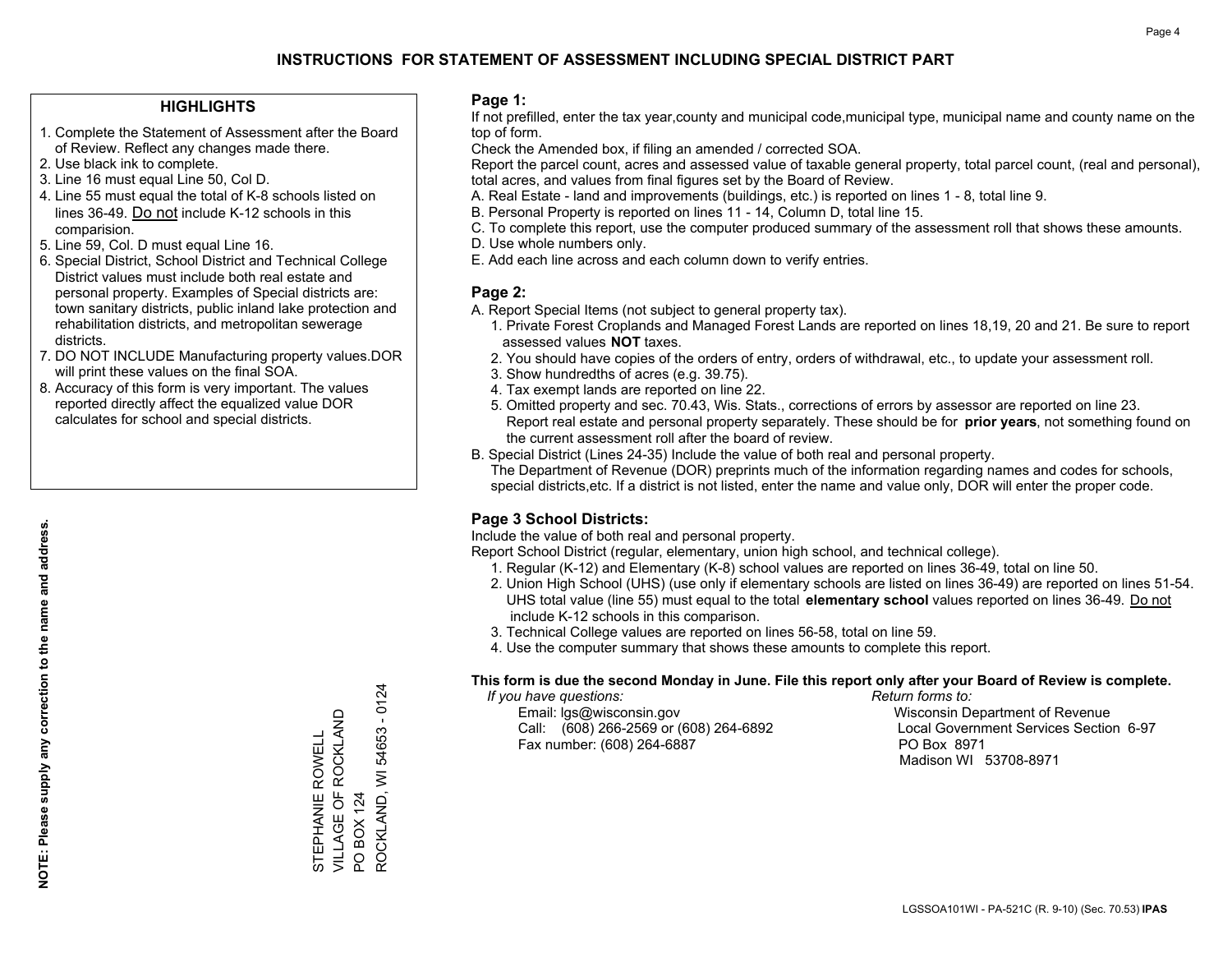# INSTRUCTIONS FOR STATEMENT OF ASSESSMENT INCLUDING SPECIAL DISTRICT PART

## HIGHLIGHTS

1. Complete the Statement of Assessment after the Board of Review. Reflect any changes made there.
2. Use black ink to complete.
3. Line 16 must equal Line 50, Col D.
4. Line 55 must equal the total of K-8 schools listed on lines 36-49. Do not include K-12 schools in this comparision.
5. Line 59, Col. D must equal Line 16.
6. Special District, School District and Technical College District values must include both real estate and personal property. Examples of Special districts are: town sanitary districts, public inland lake protection and rehabilitation districts, and metropolitan sewerage districts.
7. DO NOT INCLUDE Manufacturing property values.DOR will print these values on the final SOA.
8. Accuracy of this form is very important. The values reported directly affect the equalized value DOR calculates for school and special districts.

**NOTE: Please supply any correction to the name and address.**

STEPHANIE ROWELL
VILLAGE OF ROCKLAND
PO BOX 124
ROCKLAND, WI 54653 - 0124

## Page 1:

If not prefilled, enter the tax year,county and municipal code,municipal type, municipal name and county name on the top of form.

Check the Amended box, if filing an amended / corrected SOA.

Report the parcel count, acres and assessed value of taxable general property, total parcel count, (real and personal), total acres, and values from final figures set by the Board of Review.

A. Real Estate - land and improvements (buildings, etc.) is reported on lines 1 - 8, total line 9.
B. Personal Property is reported on lines 11 - 14, Column D, total line 15.
C. To complete this report, use the computer produced summary of the assessment roll that shows these amounts.
D. Use whole numbers only.
E. Add each line across and each column down to verify entries.

## Page 2:

A. Report Special Items (not subject to general property tax).
   1. Private Forest Croplands and Managed Forest Lands are reported on lines 18,19, 20 and 21. Be sure to report assessed values **NOT** taxes.
   2. You should have copies of the orders of entry, orders of withdrawal, etc., to update your assessment roll.
   3. Show hundredths of acres (e.g. 39.75).
   4. Tax exempt lands are reported on line 22.
   5. Omitted property and sec. 70.43, Wis. Stats., corrections of errors by assessor are reported on line 23. Report real estate and personal property separately. These should be for **prior years**, not something found on the current assessment roll after the board of review.
B. Special District (Lines 24-35) Include the value of both real and personal property.
   The Department of Revenue (DOR) preprints much of the information regarding names and codes for schools, special districts,etc. If a district is not listed, enter the name and value only, DOR will enter the proper code.

## Page 3 School Districts:

Include the value of both real and personal property.

Report School District (regular, elementary, union high school, and technical college).

1. Regular (K-12) and Elementary (K-8) school values are reported on lines 36-49, total on line 50.
2. Union High School (UHS) (use only if elementary schools are listed on lines 36-49) are reported on lines 51-54. UHS total value (line 55) must equal to the total **elementary school** values reported on lines 36-49. Do not include K-12 schools in this comparison.
3. Technical College values are reported on lines 56-58, total on line 59.
4. Use the computer summary that shows these amounts to complete this report.

**This form is due the second Monday in June. File this report only after your Board of Review is complete.**

*If you have questions:*
Email: lgs@wisconsin.gov
Call: (608) 266-2569 or (608) 264-6892
Fax number: (608) 264-6887

*Return forms to:*
Wisconsin Department of Revenue
Local Government Services Section 6-97
PO Box 8971
Madison WI 53708-8971

LGSSOA101WI - PA-521C (R. 9-10) (Sec. 70.53) **IPAS**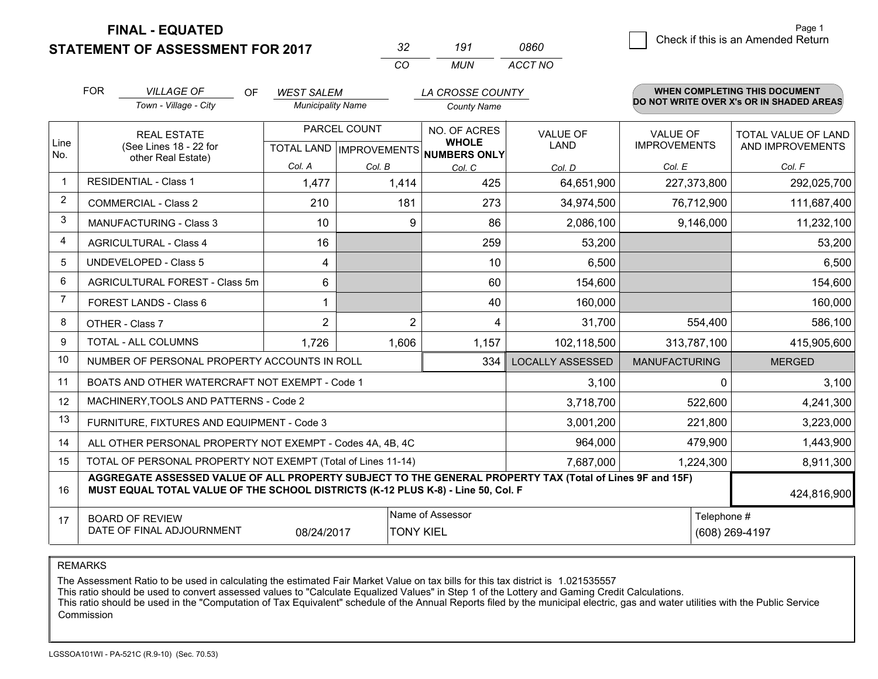**FINAL - EQUATED**
**STATEMENT OF ASSESSMENT FOR 2017**

| 32 | 191 | 0860 |
|---|---|---|
| CO | MUN | ACCT NO |

Page 1

☐ Check if this is an Amended Return

FOR *VILLAGE OF* (Town - Village - City) OF *WEST SALEM* (Municipality Name) *LA CROSSE COUNTY* (County Name)

**WHEN COMPLETING THIS DOCUMENT DO NOT WRITE OVER X's OR IN SHADED AREAS**

| Line No. | REAL ESTATE (See Lines 18 - 22 for other Real Estate) | PARCEL COUNT TOTAL LAND Col. A | PARCEL COUNT IMPROVEMENTS Col. B | NO. OF ACRES WHOLE NUMBERS ONLY Col. C | VALUE OF LAND Col. D | VALUE OF IMPROVEMENTS Col. E | TOTAL VALUE OF LAND AND IMPROVEMENTS Col. F |
|---|---|---|---|---|---|---|---|
| 1 | RESIDENTIAL - Class 1 | 1,477 | 1,414 | 425 | 64,651,900 | 227,373,800 | 292,025,700 |
| 2 | COMMERCIAL - Class 2 | 210 | 181 | 273 | 34,974,500 | 76,712,900 | 111,687,400 |
| 3 | MANUFACTURING - Class 3 | 10 | 9 | 86 | 2,086,100 | 9,146,000 | 11,232,100 |
| 4 | AGRICULTURAL - Class 4 | 16 | | 259 | 53,200 | | 53,200 |
| 5 | UNDEVELOPED - Class 5 | 4 | | 10 | 6,500 | | 6,500 |
| 6 | AGRICULTURAL FOREST - Class 5m | 6 | | 60 | 154,600 | | 154,600 |
| 7 | FOREST LANDS - Class 6 | 1 | | 40 | 160,000 | | 160,000 |
| 8 | OTHER - Class 7 | 2 | 2 | 4 | 31,700 | 554,400 | 586,100 |
| 9 | TOTAL - ALL COLUMNS | 1,726 | 1,606 | 1,157 | 102,118,500 | 313,787,100 | 415,905,600 |
| 10 | NUMBER OF PERSONAL PROPERTY ACCOUNTS IN ROLL | | | 334 | LOCALLY ASSESSED | MANUFACTURING | MERGED |
| 11 | BOATS AND OTHER WATERCRAFT NOT EXEMPT - Code 1 | | | | 3,100 | 0 | 3,100 |
| 12 | MACHINERY,TOOLS AND PATTERNS - Code 2 | | | | 3,718,700 | 522,600 | 4,241,300 |
| 13 | FURNITURE, FIXTURES AND EQUIPMENT - Code 3 | | | | 3,001,200 | 221,800 | 3,223,000 |
| 14 | ALL OTHER PERSONAL PROPERTY NOT EXEMPT - Codes 4A, 4B, 4C | | | | 964,000 | 479,900 | 1,443,900 |
| 15 | TOTAL OF PERSONAL PROPERTY NOT EXEMPT (Total of Lines 11-14) | | | | 7,687,000 | 1,224,300 | 8,911,300 |
| 16 | **AGGREGATE ASSESSED VALUE OF ALL PROPERTY SUBJECT TO THE GENERAL PROPERTY TAX (Total of Lines 9F and 15F) MUST EQUAL TOTAL VALUE OF THE SCHOOL DISTRICTS (K-12 PLUS K-8) - Line 50, Col. F** | | | | | | 424,816,900 |
| 17 | BOARD OF REVIEW DATE OF FINAL ADJOURNMENT | 08/24/2017 | Name of Assessor: TONY KIEL | | | Telephone #: (608) 269-4197 | |

REMARKS

The Assessment Ratio to be used in calculating the estimated Fair Market Value on tax bills for this tax district is 1.021535557
This ratio should be used to convert assessed values to "Calculate Equalized Values" in Step 1 of the Lottery and Gaming Credit Calculations.
This ratio should be used in the "Computation of Tax Equivalent" schedule of the Annual Reports filed by the municipal electric, gas and water utilities with the Public Service Commission

LGSSOA101WI - PA-521C (R.9-10) (Sec. 70.53)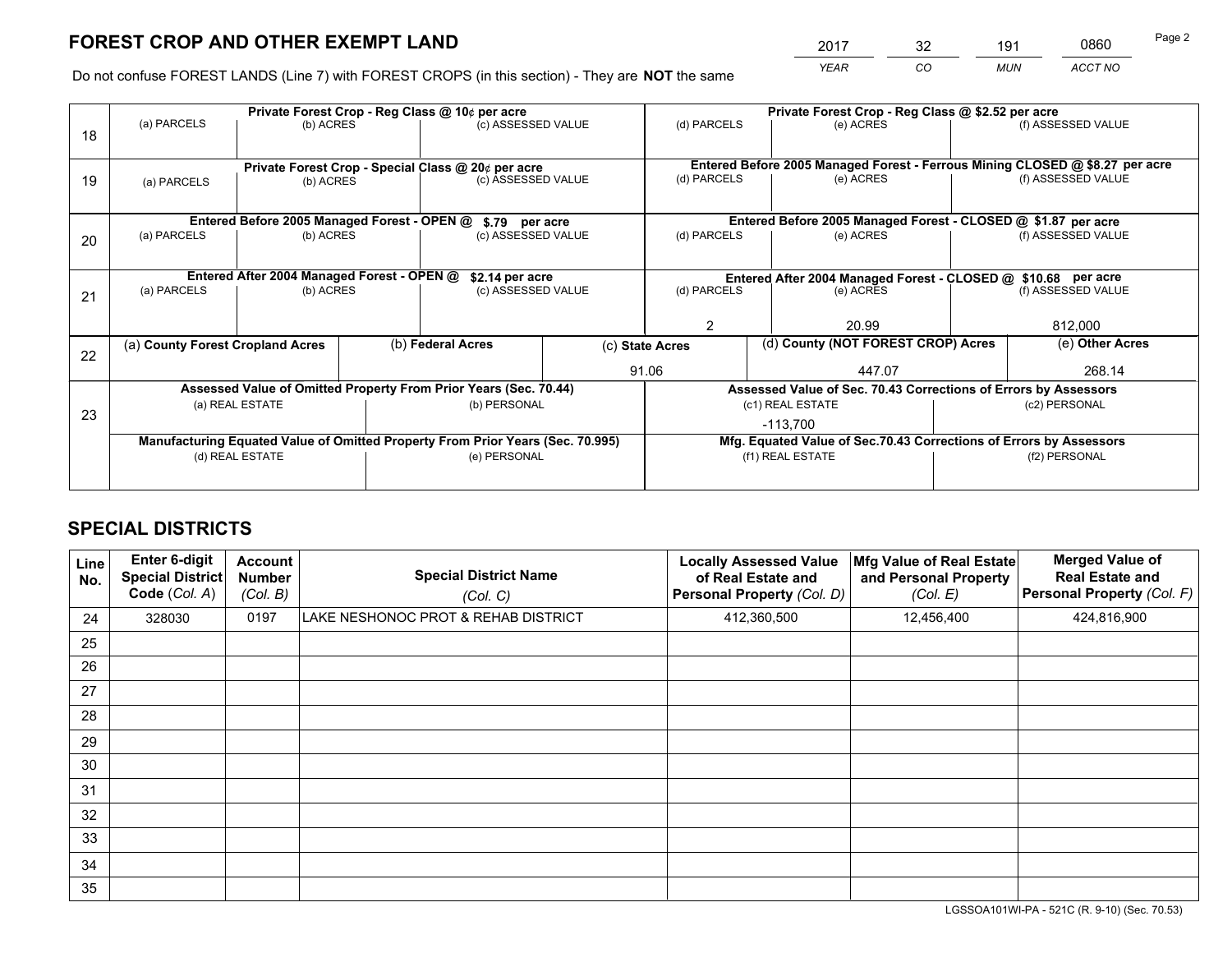# FOREST CROP AND OTHER EXEMPT LAND

| 2017 | 32 | 191 | 0860 |
|---|---|---|---|
| *YEAR* | *CO* | *MUN* | *ACCT NO* |

Do not confuse FOREST LANDS (Line 7) with FOREST CROPS (in this section) - They are **NOT** the same

| Line | (a) PARCELS | (b) ACRES | (c) ASSESSED VALUE | (d) PARCELS | (e) ACRES | (f) ASSESSED VALUE |
|---|---|---|---|---|---|---|
| 18 | Private Forest Crop - Reg Class @ 10¢ per acre | | | Private Forest Crop - Reg Class @ $2.52 per acre | | |
| | | | | | | |
| 19 | Private Forest Crop - Special Class @ 20¢ per acre | | | Entered Before 2005 Managed Forest - Ferrous Mining CLOSED @ $8.27 per acre | | |
| | | | | | | |
| 20 | Entered Before 2005 Managed Forest - OPEN @ $.79 per acre | | | Entered Before 2005 Managed Forest - CLOSED @ $1.87 per acre | | |
| | | | | | | |
| 21 | Entered After 2004 Managed Forest - OPEN @ $2.14 per acre | | | Entered After 2004 Managed Forest - CLOSED @ $10.68 per acre | | |
| | | | | 2 | 20.99 | 812,000 |

| Line | (a) **County Forest Cropland Acres** | (b) **Federal Acres** | (c) **State Acres** | (d) **County (NOT FOREST CROP) Acres** | (e) **Other Acres** |
|---|---|---|---|---|---|
| 22 | | | 91.06 | 447.07 | 268.14 |

| Line | Assessed Value of Omitted Property From Prior Years (Sec. 70.44) | | Assessed Value of Sec. 70.43 Corrections of Errors by Assessors | |
|---|---|---|---|---|
| 23 | (a) REAL ESTATE | (b) PERSONAL | (c1) REAL ESTATE | (c2) PERSONAL |
| | | | -113,700 | |
| | **Manufacturing Equated Value of Omitted Property From Prior Years (Sec. 70.995)** | | **Mfg. Equated Value of Sec.70.43 Corrections of Errors by Assessors** | |
| | (d) REAL ESTATE | (e) PERSONAL | (f1) REAL ESTATE | (f2) PERSONAL |
| | | | | |

# SPECIAL DISTRICTS

| Line No. | Enter 6-digit Special District Code (*Col. A*) | Account Number (*Col. B*) | Special District Name (*Col. C*) | Locally Assessed Value of Real Estate and Personal Property (*Col. D*) | Mfg Value of Real Estate and Personal Property (*Col. E*) | Merged Value of Real Estate and Personal Property (*Col. F*) |
|---|---|---|---|---|---|---|
| 24 | 328030 | 0197 | LAKE NESHONOC PROT & REHAB DISTRICT | 412,360,500 | 12,456,400 | 424,816,900 |
| 25 | | | | | | |
| 26 | | | | | | |
| 27 | | | | | | |
| 28 | | | | | | |
| 29 | | | | | | |
| 30 | | | | | | |
| 31 | | | | | | |
| 32 | | | | | | |
| 33 | | | | | | |
| 34 | | | | | | |
| 35 | | | | | | |

LGSSOA101WI-PA - 521C (R. 9-10) (Sec. 70.53)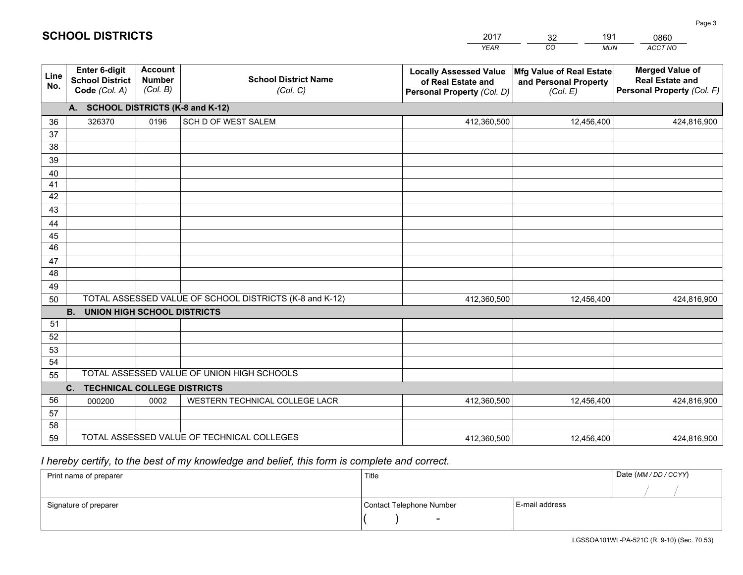# SCHOOL DISTRICTS

| 2017 | 32 | 191 | 0860 |
|---|---|---|---|
| *YEAR* | *CO* | *MUN* | *ACCT NO* |

| Line No. | Enter 6-digit School District Code *(Col. A)* | Account Number *(Col. B)* | School District Name *(Col. C)* | Locally Assessed Value of Real Estate and Personal Property *(Col. D)* | Mfg Value of Real Estate and Personal Property *(Col. E)* | Merged Value of Real Estate and Personal Property *(Col. F)* |
|---|---|---|---|---|---|---|
| | **A. SCHOOL DISTRICTS (K-8 and K-12)** | | | | | |
| 36 | 326370 | 0196 | SCH D OF WEST SALEM | 412,360,500 | 12,456,400 | 424,816,900 |
| 37 | | | | | | |
| 38 | | | | | | |
| 39 | | | | | | |
| 40 | | | | | | |
| 41 | | | | | | |
| 42 | | | | | | |
| 43 | | | | | | |
| 44 | | | | | | |
| 45 | | | | | | |
| 46 | | | | | | |
| 47 | | | | | | |
| 48 | | | | | | |
| 49 | | | | | | |
| 50 | TOTAL ASSESSED VALUE OF SCHOOL DISTRICTS (K-8 and K-12) | | | 412,360,500 | 12,456,400 | 424,816,900 |
| | **B. UNION HIGH SCHOOL DISTRICTS** | | | | | |
| 51 | | | | | | |
| 52 | | | | | | |
| 53 | | | | | | |
| 54 | | | | | | |
| 55 | TOTAL ASSESSED VALUE OF UNION HIGH SCHOOLS | | | | | |
| | **C. TECHNICAL COLLEGE DISTRICTS** | | | | | |
| 56 | 000200 | 0002 | WESTERN TECHNICAL COLLEGE LACR | 412,360,500 | 12,456,400 | 424,816,900 |
| 57 | | | | | | |
| 58 | | | | | | |
| 59 | TOTAL ASSESSED VALUE OF TECHNICAL COLLEGES | | | 412,360,500 | 12,456,400 | 424,816,900 |

*I hereby certify, to the best of my knowledge and belief, this form is complete and correct.*

| Print name of preparer | Title | | Date *(MM / DD / CCYY)* |
|---|---|---|---|
| | | | / / |
| Signature of preparer | Contact Telephone Number | E-mail address | |
| | ( ) - | | |

LGSSOA101WI -PA-521C (R. 9-10) (Sec. 70.53)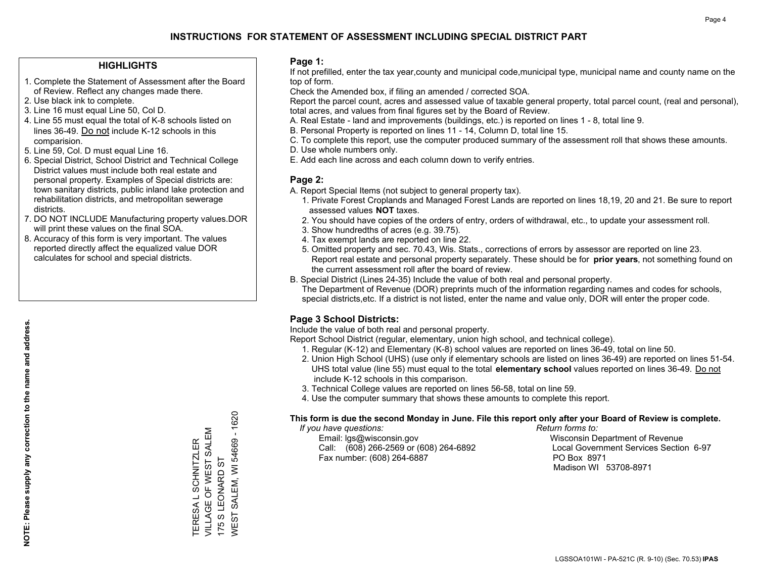# INSTRUCTIONS FOR STATEMENT OF ASSESSMENT INCLUDING SPECIAL DISTRICT PART

## HIGHLIGHTS

1. Complete the Statement of Assessment after the Board of Review. Reflect any changes made there.
2. Use black ink to complete.
3. Line 16 must equal Line 50, Col D.
4. Line 55 must equal the total of K-8 schools listed on lines 36-49. Do not include K-12 schools in this comparision.
5. Line 59, Col. D must equal Line 16.
6. Special District, School District and Technical College District values must include both real estate and personal property. Examples of Special districts are: town sanitary districts, public inland lake protection and rehabilitation districts, and metropolitan sewerage districts.
7. DO NOT INCLUDE Manufacturing property values.DOR will print these values on the final SOA.
8. Accuracy of this form is very important. The values reported directly affect the equalized value DOR calculates for school and special districts.

**NOTE: Please supply any correction to the name and address.**

TERESA L SCHNITZLER
VILLAGE OF WEST SALEM
175 S LEONARD ST
WEST SALEM, WI 54669 - 1620

## Page 1:

If not prefilled, enter the tax year,county and municipal code,municipal type, municipal name and county name on the top of form.

Check the Amended box, if filing an amended / corrected SOA.

Report the parcel count, acres and assessed value of taxable general property, total parcel count, (real and personal), total acres, and values from final figures set by the Board of Review.

A. Real Estate - land and improvements (buildings, etc.) is reported on lines 1 - 8, total line 9.
B. Personal Property is reported on lines 11 - 14, Column D, total line 15.
C. To complete this report, use the computer produced summary of the assessment roll that shows these amounts.
D. Use whole numbers only.
E. Add each line across and each column down to verify entries.

## Page 2:

A. Report Special Items (not subject to general property tax).
   1. Private Forest Croplands and Managed Forest Lands are reported on lines 18,19, 20 and 21. Be sure to report assessed values **NOT** taxes.
   2. You should have copies of the orders of entry, orders of withdrawal, etc., to update your assessment roll.
   3. Show hundredths of acres (e.g. 39.75).
   4. Tax exempt lands are reported on line 22.
   5. Omitted property and sec. 70.43, Wis. Stats., corrections of errors by assessor are reported on line 23. Report real estate and personal property separately. These should be for **prior years**, not something found on the current assessment roll after the board of review.

B. Special District (Lines 24-35) Include the value of both real and personal property.
The Department of Revenue (DOR) preprints much of the information regarding names and codes for schools, special districts,etc. If a district is not listed, enter the name and value only, DOR will enter the proper code.

## Page 3 School Districts:

Include the value of both real and personal property.

Report School District (regular, elementary, union high school, and technical college).

1. Regular (K-12) and Elementary (K-8) school values are reported on lines 36-49, total on line 50.
2. Union High School (UHS) (use only if elementary schools are listed on lines 36-49) are reported on lines 51-54. UHS total value (line 55) must equal to the total **elementary school** values reported on lines 36-49. Do not include K-12 schools in this comparison.
3. Technical College values are reported on lines 56-58, total on line 59.
4. Use the computer summary that shows these amounts to complete this report.

**This form is due the second Monday in June. File this report only after your Board of Review is complete.**

*If you have questions:*
Email: lgs@wisconsin.gov
Call: (608) 266-2569 or (608) 264-6892
Fax number: (608) 264-6887

*Return forms to:*
Wisconsin Department of Revenue
Local Government Services Section 6-97
PO Box 8971
Madison WI 53708-8971

LGSSOA101WI - PA-521C (R. 9-10) (Sec. 70.53) **IPAS**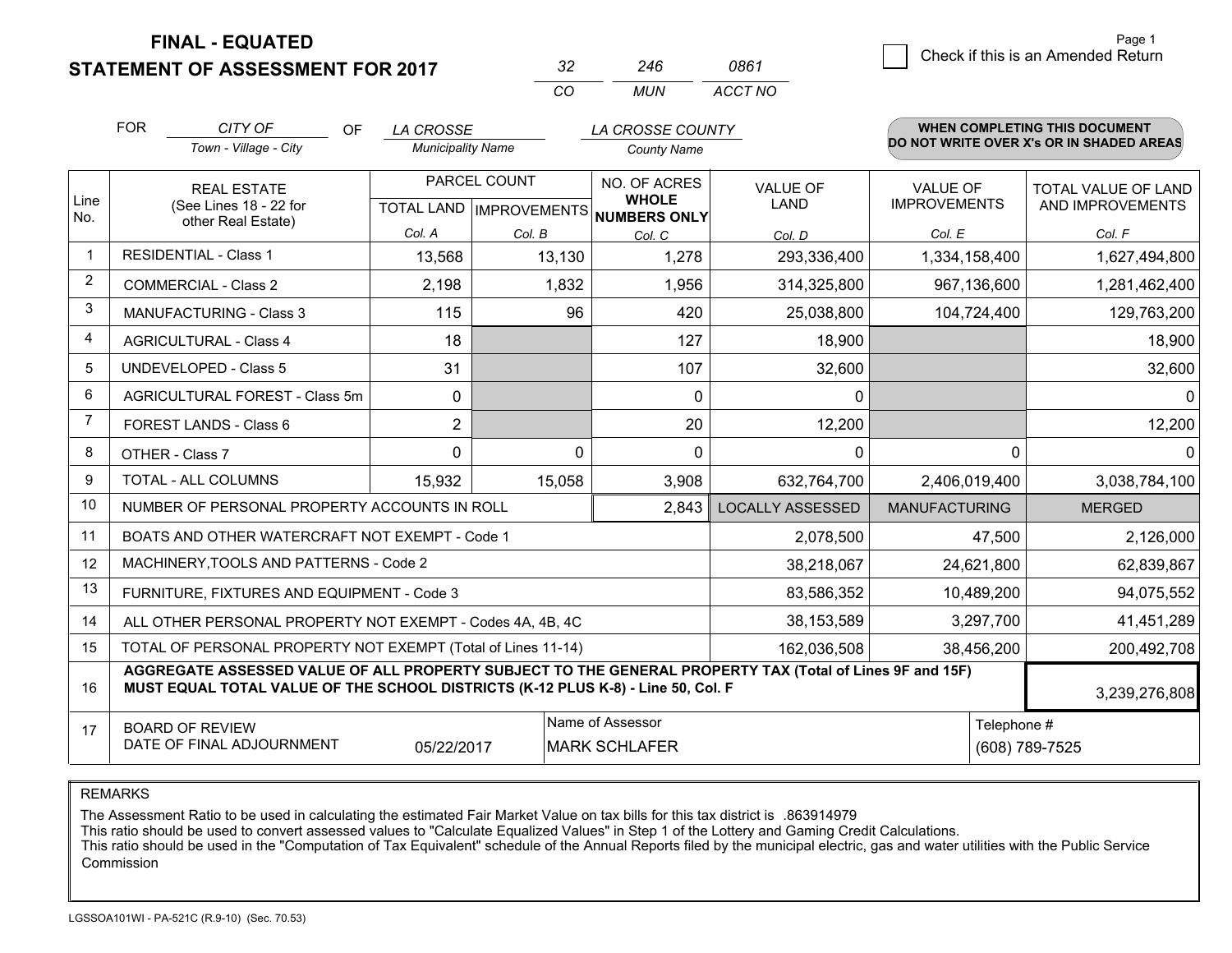**FINAL - EQUATED**
**STATEMENT OF ASSESSMENT FOR 2017**

| 32 | 246 | 0861 |
|---|---|---|
| CO | MUN | ACCT NO |

Page 1

☐ Check if this is an Amended Return

FOR *CITY OF* (Town - Village - City) OF *LA CROSSE* (Municipality Name) *LA CROSSE COUNTY* (County Name)

**WHEN COMPLETING THIS DOCUMENT DO NOT WRITE OVER X's OR IN SHADED AREAS**

| Line No. | REAL ESTATE (See Lines 18 - 22 for other Real Estate) | PARCEL COUNT | | NO. OF ACRES WHOLE NUMBERS ONLY | VALUE OF LAND | VALUE OF IMPROVEMENTS | TOTAL VALUE OF LAND AND IMPROVEMENTS |
|---|---|---|---|---|---|---|---|
| | | TOTAL LAND | IMPROVEMENTS | | | | |
| | | Col. A | Col. B | Col. C | Col. D | Col. E | Col. F |
| 1 | RESIDENTIAL - Class 1 | 13,568 | 13,130 | 1,278 | 293,336,400 | 1,334,158,400 | 1,627,494,800 |
| 2 | COMMERCIAL - Class 2 | 2,198 | 1,832 | 1,956 | 314,325,800 | 967,136,600 | 1,281,462,400 |
| 3 | MANUFACTURING - Class 3 | 115 | 96 | 420 | 25,038,800 | 104,724,400 | 129,763,200 |
| 4 | AGRICULTURAL - Class 4 | 18 | | 127 | 18,900 | | 18,900 |
| 5 | UNDEVELOPED - Class 5 | 31 | | 107 | 32,600 | | 32,600 |
| 6 | AGRICULTURAL FOREST - Class 5m | 0 | | 0 | 0 | | 0 |
| 7 | FOREST LANDS - Class 6 | 2 | | 20 | 12,200 | | 12,200 |
| 8 | OTHER - Class 7 | 0 | 0 | 0 | 0 | 0 | 0 |
| 9 | TOTAL - ALL COLUMNS | 15,932 | 15,058 | 3,908 | 632,764,700 | 2,406,019,400 | 3,038,784,100 |
| 10 | NUMBER OF PERSONAL PROPERTY ACCOUNTS IN ROLL | | | 2,843 | LOCALLY ASSESSED | MANUFACTURING | MERGED |
| 11 | BOATS AND OTHER WATERCRAFT NOT EXEMPT - Code 1 | | | | 2,078,500 | 47,500 | 2,126,000 |
| 12 | MACHINERY,TOOLS AND PATTERNS - Code 2 | | | | 38,218,067 | 24,621,800 | 62,839,867 |
| 13 | FURNITURE, FIXTURES AND EQUIPMENT - Code 3 | | | | 83,586,352 | 10,489,200 | 94,075,552 |
| 14 | ALL OTHER PERSONAL PROPERTY NOT EXEMPT - Codes 4A, 4B, 4C | | | | 38,153,589 | 3,297,700 | 41,451,289 |
| 15 | TOTAL OF PERSONAL PROPERTY NOT EXEMPT (Total of Lines 11-14) | | | | 162,036,508 | 38,456,200 | 200,492,708 |
| 16 | **AGGREGATE ASSESSED VALUE OF ALL PROPERTY SUBJECT TO THE GENERAL PROPERTY TAX (Total of Lines 9F and 15F) MUST EQUAL TOTAL VALUE OF THE SCHOOL DISTRICTS (K-12 PLUS K-8) - Line 50, Col. F** | | | | | | 3,239,276,808 |
| 17 | BOARD OF REVIEW DATE OF FINAL ADJOURNMENT | 05/22/2017 | Name of Assessor: MARK SCHLAFER | | | Telephone #: (608) 789-7525 | |

REMARKS

The Assessment Ratio to be used in calculating the estimated Fair Market Value on tax bills for this tax district is .863914979
This ratio should be used to convert assessed values to "Calculate Equalized Values" in Step 1 of the Lottery and Gaming Credit Calculations.
This ratio should be used in the "Computation of Tax Equivalent" schedule of the Annual Reports filed by the municipal electric, gas and water utilities with the Public Service Commission

LGSSOA101WI - PA-521C (R.9-10) (Sec. 70.53)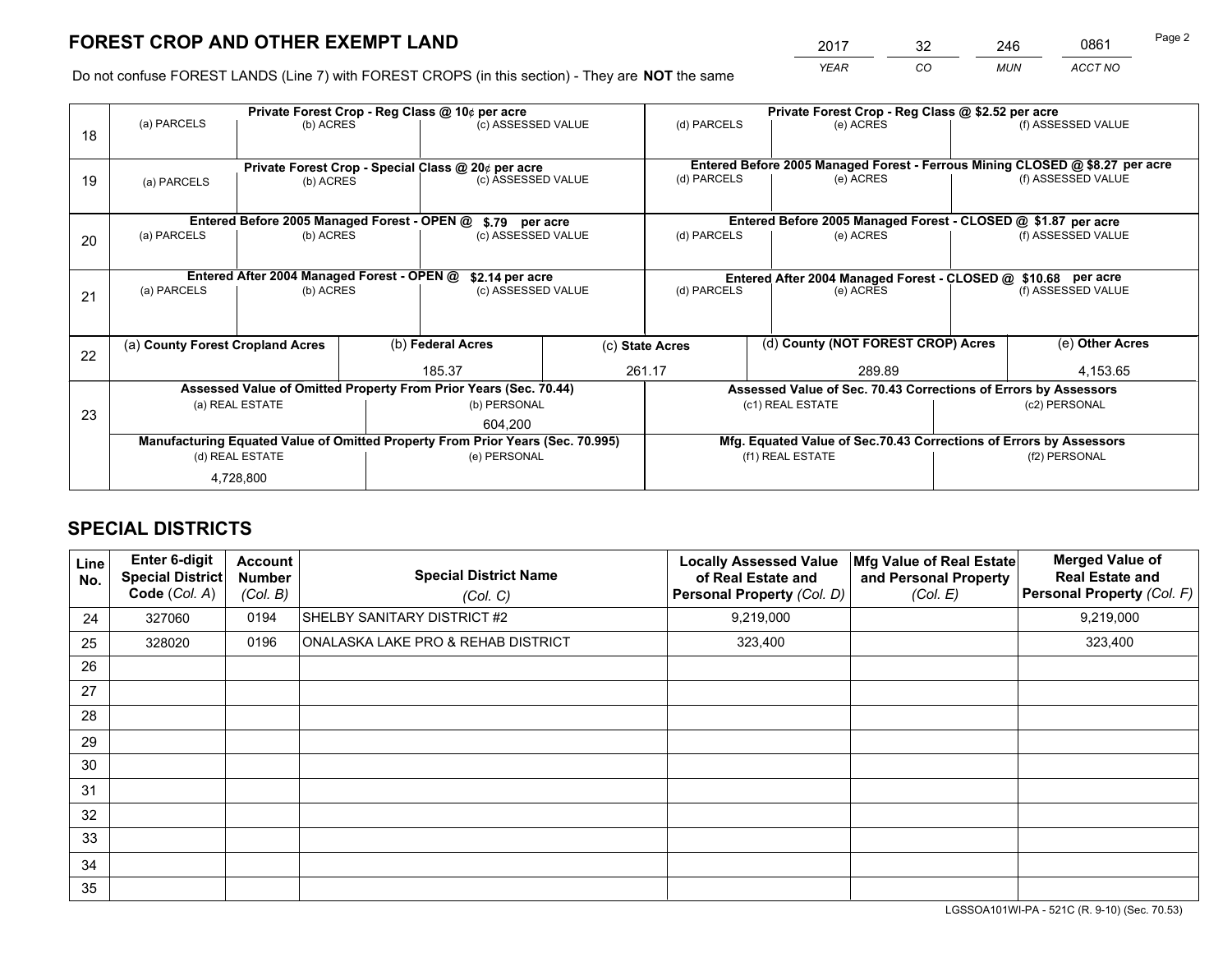# FOREST CROP AND OTHER EXEMPT LAND

| 2017 | 32 | 246 | 0861 |
|---|---|---|---|
| YEAR | CO | MUN | ACCT NO |

Do not confuse FOREST LANDS (Line 7) with FOREST CROPS (in this section) - They are **NOT** the same

| Line | Private Forest Crop - Reg Class @ 10¢ per acre | | | Private Forest Crop - Reg Class @ $2.52 per acre | | |
|---|---|---|---|---|---|---|
| 18 | (a) PARCELS | (b) ACRES | (c) ASSESSED VALUE | (d) PARCELS | (e) ACRES | (f) ASSESSED VALUE |
| | | | | | | |
| | **Private Forest Crop - Special Class @ 20¢ per acre** | | | **Entered Before 2005 Managed Forest - Ferrous Mining CLOSED @ $8.27 per acre** | | |
| 19 | (a) PARCELS | (b) ACRES | (c) ASSESSED VALUE | (d) PARCELS | (e) ACRES | (f) ASSESSED VALUE |
| | | | | | | |
| | **Entered Before 2005 Managed Forest - OPEN @ $.79 per acre** | | | **Entered Before 2005 Managed Forest - CLOSED @ $1.87 per acre** | | |
| 20 | (a) PARCELS | (b) ACRES | (c) ASSESSED VALUE | (d) PARCELS | (e) ACRES | (f) ASSESSED VALUE |
| | | | | | | |
| | **Entered After 2004 Managed Forest - OPEN @ $2.14 per acre** | | | **Entered After 2004 Managed Forest - CLOSED @ $10.68 per acre** | | |
| 21 | (a) PARCELS | (b) ACRES | (c) ASSESSED VALUE | (d) PARCELS | (e) ACRES | (f) ASSESSED VALUE |
| | | | | | | |

| Line | (a) County Forest Cropland Acres | (b) Federal Acres | (c) State Acres | (d) County (NOT FOREST CROP) Acres | (e) Other Acres |
|---|---|---|---|---|---|
| 22 | | 185.37 | 261.17 | 289.89 | 4,153.65 |

| Line | Assessed Value of Omitted Property From Prior Years (Sec. 70.44) | | Assessed Value of Sec. 70.43 Corrections of Errors by Assessors | |
|---|---|---|---|---|
| 23 | (a) REAL ESTATE | (b) PERSONAL | (c1) REAL ESTATE | (c2) PERSONAL |
| | | 604,200 | | |
| | **Manufacturing Equated Value of Omitted Property From Prior Years (Sec. 70.995)** | | **Mfg. Equated Value of Sec.70.43 Corrections of Errors by Assessors** | |
| | (d) REAL ESTATE | (e) PERSONAL | (f1) REAL ESTATE | (f2) PERSONAL |
| | 4,728,800 | | | |

# SPECIAL DISTRICTS

| Line No. | Enter 6-digit Special District Code (Col. A) | Account Number (Col. B) | Special District Name (Col. C) | Locally Assessed Value of Real Estate and Personal Property (Col. D) | Mfg Value of Real Estate and Personal Property (Col. E) | Merged Value of Real Estate and Personal Property (Col. F) |
|---|---|---|---|---|---|---|
| 24 | 327060 | 0194 | SHELBY SANITARY DISTRICT #2 | 9,219,000 | | 9,219,000 |
| 25 | 328020 | 0196 | ONALASKA LAKE PRO & REHAB DISTRICT | 323,400 | | 323,400 |
| 26 | | | | | | |
| 27 | | | | | | |
| 28 | | | | | | |
| 29 | | | | | | |
| 30 | | | | | | |
| 31 | | | | | | |
| 32 | | | | | | |
| 33 | | | | | | |
| 34 | | | | | | |
| 35 | | | | | | |

LGSSOA101WI-PA - 521C (R. 9-10) (Sec. 70.53)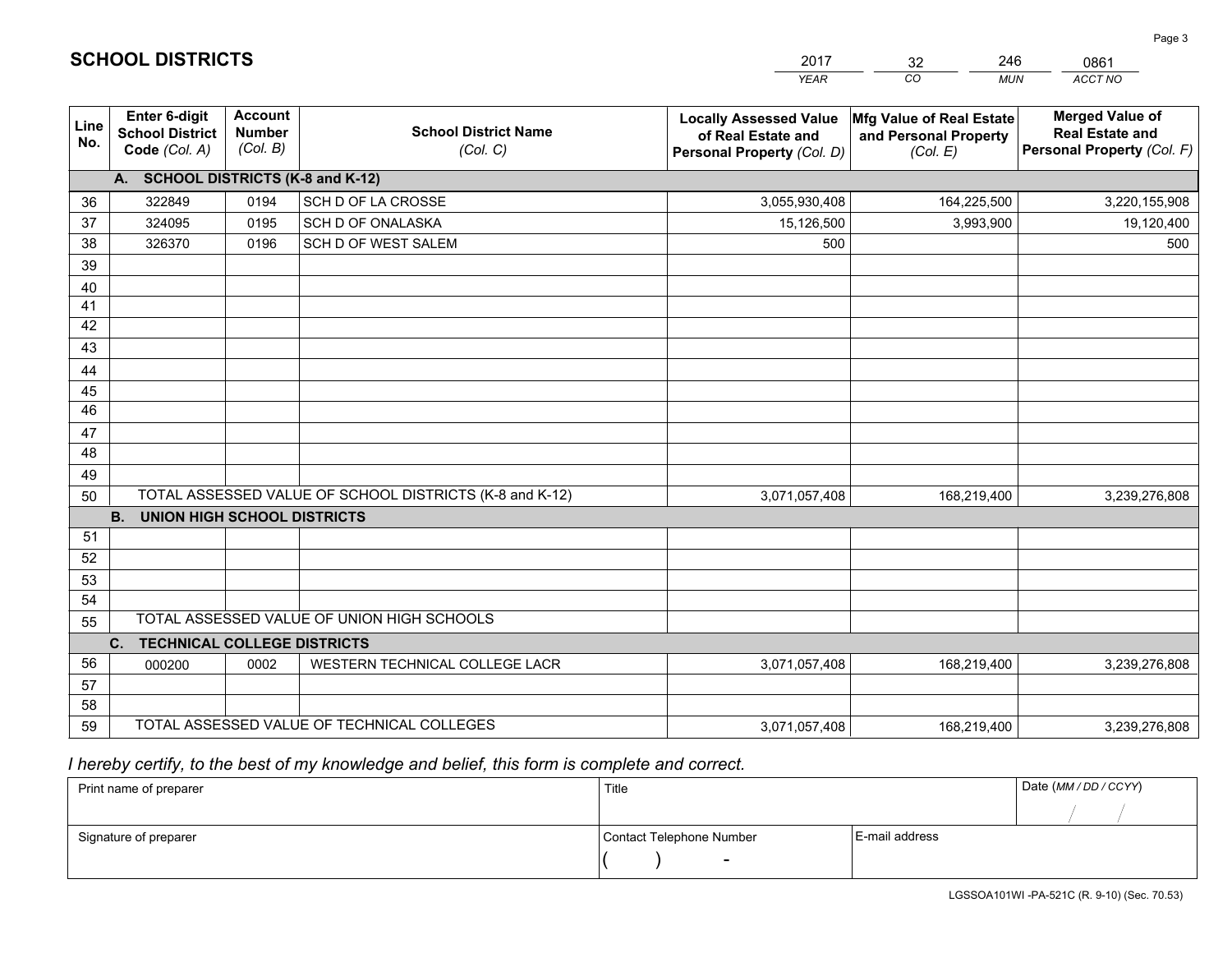# SCHOOL DISTRICTS

| 2017 | 32 | 246 | 0861 |
|---|---|---|---|
| *YEAR* | *CO* | *MUN* | *ACCT NO* |

| Line No. | Enter 6-digit School District Code *(Col. A)* | Account Number *(Col. B)* | School District Name *(Col. C)* | Locally Assessed Value of Real Estate and Personal Property *(Col. D)* | Mfg Value of Real Estate and Personal Property *(Col. E)* | Merged Value of Real Estate and Personal Property *(Col. F)* |
|---|---|---|---|---|---|---|
| | **A. SCHOOL DISTRICTS (K-8 and K-12)** | | | | | |
| 36 | 322849 | 0194 | SCH D OF LA CROSSE | 3,055,930,408 | 164,225,500 | 3,220,155,908 |
| 37 | 324095 | 0195 | SCH D OF ONALASKA | 15,126,500 | 3,993,900 | 19,120,400 |
| 38 | 326370 | 0196 | SCH D OF WEST SALEM | 500 | | 500 |
| 39 | | | | | | |
| 40 | | | | | | |
| 41 | | | | | | |
| 42 | | | | | | |
| 43 | | | | | | |
| 44 | | | | | | |
| 45 | | | | | | |
| 46 | | | | | | |
| 47 | | | | | | |
| 48 | | | | | | |
| 49 | | | | | | |
| 50 | TOTAL ASSESSED VALUE OF SCHOOL DISTRICTS (K-8 and K-12) | | | 3,071,057,408 | 168,219,400 | 3,239,276,808 |
| | **B. UNION HIGH SCHOOL DISTRICTS** | | | | | |
| 51 | | | | | | |
| 52 | | | | | | |
| 53 | | | | | | |
| 54 | | | | | | |
| 55 | TOTAL ASSESSED VALUE OF UNION HIGH SCHOOLS | | | | | |
| | **C. TECHNICAL COLLEGE DISTRICTS** | | | | | |
| 56 | 000200 | 0002 | WESTERN TECHNICAL COLLEGE LACR | 3,071,057,408 | 168,219,400 | 3,239,276,808 |
| 57 | | | | | | |
| 58 | | | | | | |
| 59 | TOTAL ASSESSED VALUE OF TECHNICAL COLLEGES | | | 3,071,057,408 | 168,219,400 | 3,239,276,808 |

*I hereby certify, to the best of my knowledge and belief, this form is complete and correct.*

| Print name of preparer | Title | | Date *(MM / DD / CCYY)* |
|---|---|---|---|
| | | | / / |
| Signature of preparer | Contact Telephone Number | E-mail address | |
| | ( ) - | | |

LGSSOA101WI -PA-521C (R. 9-10) (Sec. 70.53)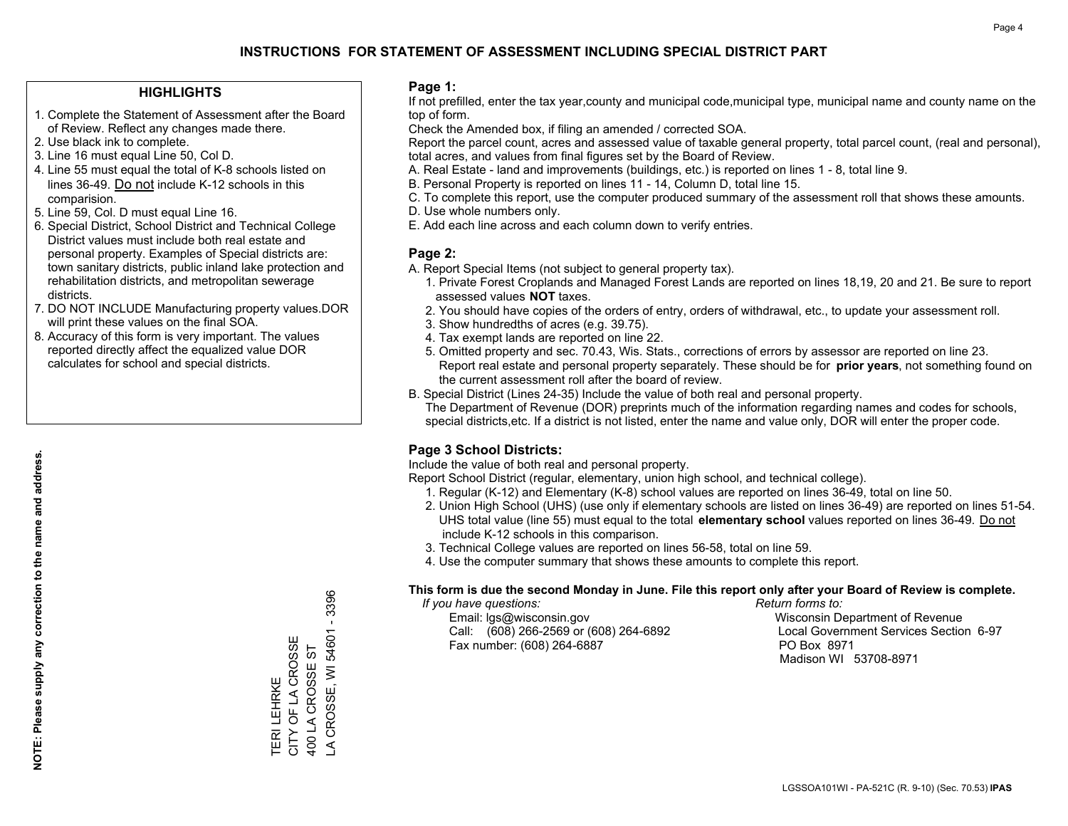# INSTRUCTIONS FOR STATEMENT OF ASSESSMENT INCLUDING SPECIAL DISTRICT PART

## HIGHLIGHTS

1. Complete the Statement of Assessment after the Board of Review. Reflect any changes made there.
2. Use black ink to complete.
3. Line 16 must equal Line 50, Col D.
4. Line 55 must equal the total of K-8 schools listed on lines 36-49. Do not include K-12 schools in this comparision.
5. Line 59, Col. D must equal Line 16.
6. Special District, School District and Technical College District values must include both real estate and personal property. Examples of Special districts are: town sanitary districts, public inland lake protection and rehabilitation districts, and metropolitan sewerage districts.
7. DO NOT INCLUDE Manufacturing property values.DOR will print these values on the final SOA.
8. Accuracy of this form is very important. The values reported directly affect the equalized value DOR calculates for school and special districts.

**NOTE: Please supply any correction to the name and address.**

TERI LEHRKE
CITY OF LA CROSSE
400 LA CROSSE ST
LA CROSSE, WI 54601 - 3396

## Page 1:

If not prefilled, enter the tax year,county and municipal code,municipal type, municipal name and county name on the top of form.

Check the Amended box, if filing an amended / corrected SOA.

Report the parcel count, acres and assessed value of taxable general property, total parcel count, (real and personal), total acres, and values from final figures set by the Board of Review.

A. Real Estate - land and improvements (buildings, etc.) is reported on lines 1 - 8, total line 9.
B. Personal Property is reported on lines 11 - 14, Column D, total line 15.
C. To complete this report, use the computer produced summary of the assessment roll that shows these amounts.
D. Use whole numbers only.
E. Add each line across and each column down to verify entries.

## Page 2:

A. Report Special Items (not subject to general property tax).
   1. Private Forest Croplands and Managed Forest Lands are reported on lines 18,19, 20 and 21. Be sure to report assessed values **NOT** taxes.
   2. You should have copies of the orders of entry, orders of withdrawal, etc., to update your assessment roll.
   3. Show hundredths of acres (e.g. 39.75).
   4. Tax exempt lands are reported on line 22.
   5. Omitted property and sec. 70.43, Wis. Stats., corrections of errors by assessor are reported on line 23. Report real estate and personal property separately. These should be for **prior years**, not something found on the current assessment roll after the board of review.
B. Special District (Lines 24-35) Include the value of both real and personal property.
   The Department of Revenue (DOR) preprints much of the information regarding names and codes for schools, special districts,etc. If a district is not listed, enter the name and value only, DOR will enter the proper code.

## Page 3 School Districts:

Include the value of both real and personal property.

Report School District (regular, elementary, union high school, and technical college).

1. Regular (K-12) and Elementary (K-8) school values are reported on lines 36-49, total on line 50.
2. Union High School (UHS) (use only if elementary schools are listed on lines 36-49) are reported on lines 51-54. UHS total value (line 55) must equal to the total **elementary school** values reported on lines 36-49. Do not include K-12 schools in this comparison.
3. Technical College values are reported on lines 56-58, total on line 59.
4. Use the computer summary that shows these amounts to complete this report.

**This form is due the second Monday in June. File this report only after your Board of Review is complete.**

*If you have questions:*
Email: lgs@wisconsin.gov
Call: (608) 266-2569 or (608) 264-6892
Fax number: (608) 264-6887

*Return forms to:*
Wisconsin Department of Revenue
Local Government Services Section 6-97
PO Box 8971
Madison WI 53708-8971

LGSSOA101WI - PA-521C (R. 9-10) (Sec. 70.53) **IPAS**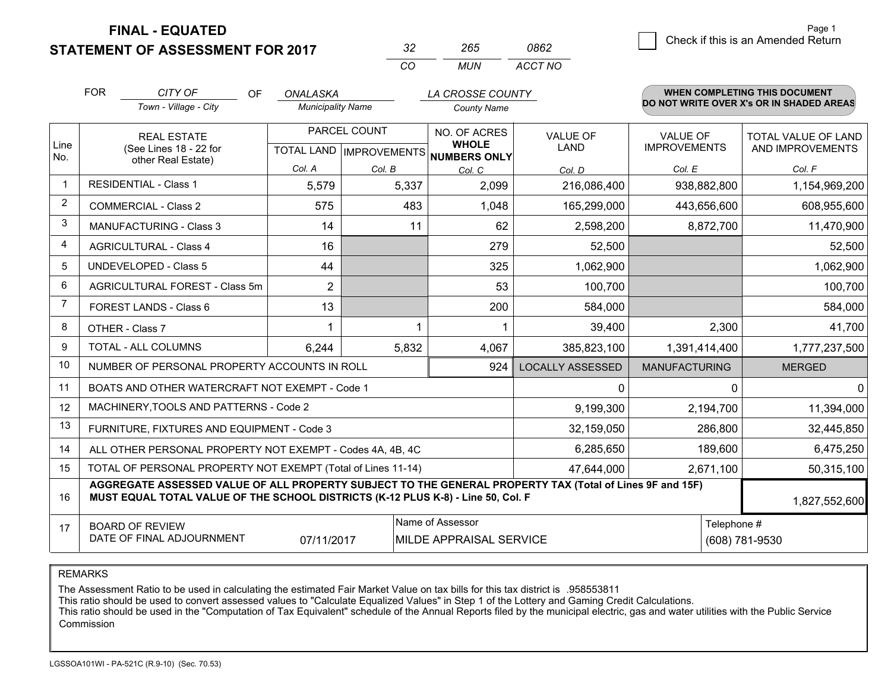**FINAL - EQUATED**

**STATEMENT OF ASSESSMENT FOR 2017**

| 32 | 265 | 0862 |
|---|---|---|
| CO | MUN | ACCT NO |

Check if this is an Amended Return

FOR *CITY OF* (Town - Village - City) OF *ONALASKA* (Municipality Name) *LA CROSSE COUNTY* (County Name)

**WHEN COMPLETING THIS DOCUMENT DO NOT WRITE OVER X's OR IN SHADED AREAS**

| Line No. | REAL ESTATE (See Lines 18 - 22 for other Real Estate) | PARCEL COUNT TOTAL LAND Col. A | PARCEL COUNT IMPROVEMENTS Col. B | NO. OF ACRES WHOLE NUMBERS ONLY Col. C | VALUE OF LAND Col. D | VALUE OF IMPROVEMENTS Col. E | TOTAL VALUE OF LAND AND IMPROVEMENTS Col. F |
|---|---|---|---|---|---|---|---|
| 1 | RESIDENTIAL - Class 1 | 5,579 | 5,337 | 2,099 | 216,086,400 | 938,882,800 | 1,154,969,200 |
| 2 | COMMERCIAL - Class 2 | 575 | 483 | 1,048 | 165,299,000 | 443,656,600 | 608,955,600 |
| 3 | MANUFACTURING - Class 3 | 14 | 11 | 62 | 2,598,200 | 8,872,700 | 11,470,900 |
| 4 | AGRICULTURAL - Class 4 | 16 | | 279 | 52,500 | | 52,500 |
| 5 | UNDEVELOPED - Class 5 | 44 | | 325 | 1,062,900 | | 1,062,900 |
| 6 | AGRICULTURAL FOREST - Class 5m | 2 | | 53 | 100,700 | | 100,700 |
| 7 | FOREST LANDS - Class 6 | 13 | | 200 | 584,000 | | 584,000 |
| 8 | OTHER - Class 7 | 1 | 1 | 1 | 39,400 | 2,300 | 41,700 |
| 9 | TOTAL - ALL COLUMNS | 6,244 | 5,832 | 4,067 | 385,823,100 | 1,391,414,400 | 1,777,237,500 |
| 10 | NUMBER OF PERSONAL PROPERTY ACCOUNTS IN ROLL | | | 924 | LOCALLY ASSESSED | MANUFACTURING | MERGED |
| 11 | BOATS AND OTHER WATERCRAFT NOT EXEMPT - Code 1 | | | | 0 | 0 | 0 |
| 12 | MACHINERY,TOOLS AND PATTERNS - Code 2 | | | | 9,199,300 | 2,194,700 | 11,394,000 |
| 13 | FURNITURE, FIXTURES AND EQUIPMENT - Code 3 | | | | 32,159,050 | 286,800 | 32,445,850 |
| 14 | ALL OTHER PERSONAL PROPERTY NOT EXEMPT - Codes 4A, 4B, 4C | | | | 6,285,650 | 189,600 | 6,475,250 |
| 15 | TOTAL OF PERSONAL PROPERTY NOT EXEMPT (Total of Lines 11-14) | | | | 47,644,000 | 2,671,100 | 50,315,100 |
| 16 | **AGGREGATE ASSESSED VALUE OF ALL PROPERTY SUBJECT TO THE GENERAL PROPERTY TAX (Total of Lines 9F and 15F) MUST EQUAL TOTAL VALUE OF THE SCHOOL DISTRICTS (K-12 PLUS K-8) - Line 50, Col. F** | | | | | | 1,827,552,600 |
| 17 | BOARD OF REVIEW DATE OF FINAL ADJOURNMENT | 07/11/2017 | Name of Assessor: MILDE APPRAISAL SERVICE | | | Telephone #: (608) 781-9530 | |

REMARKS

The Assessment Ratio to be used in calculating the estimated Fair Market Value on tax bills for this tax district is .958553811
This ratio should be used to convert assessed values to "Calculate Equalized Values" in Step 1 of the Lottery and Gaming Credit Calculations.
This ratio should be used in the "Computation of Tax Equivalent" schedule of the Annual Reports filed by the municipal electric, gas and water utilities with the Public Service Commission

LGSSOA101WI - PA-521C (R.9-10) (Sec. 70.53)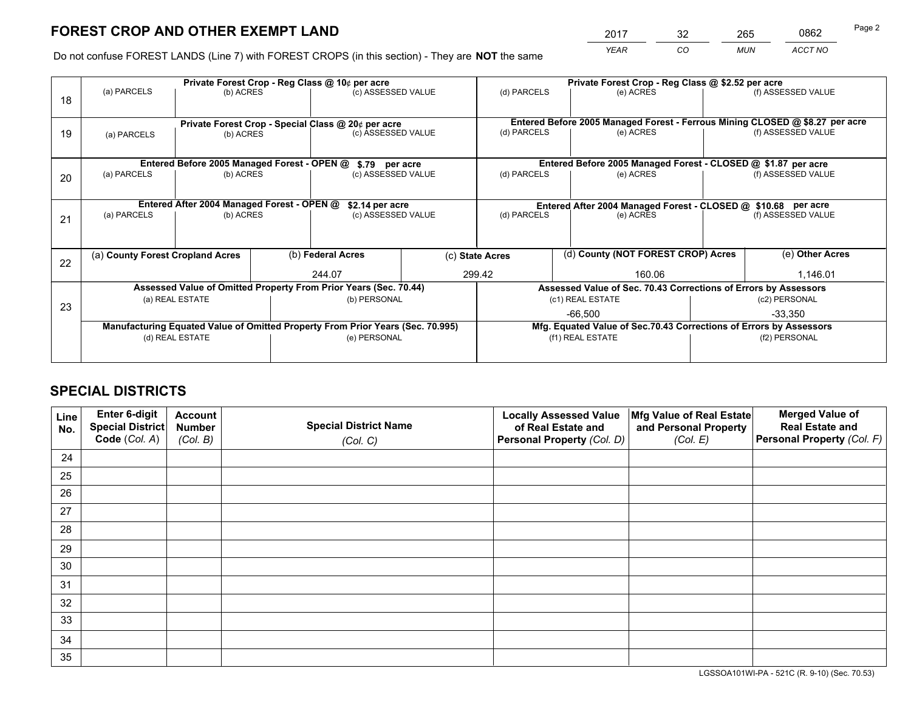# FOREST CROP AND OTHER EXEMPT LAND

| 2017 | 32 | 265 | 0862 |
|---|---|---|---|
| *YEAR* | *CO* | *MUN* | *ACCT NO* |

Do not confuse FOREST LANDS (Line 7) with FOREST CROPS (in this section) - They are **NOT** the same

| Line | | | | | | |
|---|---|---|---|---|---|---|
| 18 | **Private Forest Crop - Reg Class @ 10¢ per acre** | | | **Private Forest Crop - Reg Class @ $2.52 per acre** | | |
| | (a) PARCELS | (b) ACRES | (c) ASSESSED VALUE | (d) PARCELS | (e) ACRES | (f) ASSESSED VALUE |
| | | | | | | |
| 19 | **Private Forest Crop - Special Class @ 20¢ per acre** | | | **Entered Before 2005 Managed Forest - Ferrous Mining CLOSED @ $8.27 per acre** | | |
| | (a) PARCELS | (b) ACRES | (c) ASSESSED VALUE | (d) PARCELS | (e) ACRES | (f) ASSESSED VALUE |
| | | | | | | |
| 20 | **Entered Before 2005 Managed Forest - OPEN @ $.79 per acre** | | | **Entered Before 2005 Managed Forest - CLOSED @ $1.87 per acre** | | |
| | (a) PARCELS | (b) ACRES | (c) ASSESSED VALUE | (d) PARCELS | (e) ACRES | (f) ASSESSED VALUE |
| | | | | | | |
| 21 | **Entered After 2004 Managed Forest - OPEN @ $2.14 per acre** | | | **Entered After 2004 Managed Forest - CLOSED @ $10.68 per acre** | | |
| | (a) PARCELS | (b) ACRES | (c) ASSESSED VALUE | (d) PARCELS | (e) ACRES | (f) ASSESSED VALUE |
| | | | | | | |

| Line | (a) County Forest Cropland Acres | (b) Federal Acres | (c) State Acres | (d) County (NOT FOREST CROP) Acres | (e) Other Acres |
|---|---|---|---|---|---|
| 22 | | 244.07 | 299.42 | 160.06 | 1,146.01 |

| Line | | | | |
|---|---|---|---|---|
| 23 | **Assessed Value of Omitted Property From Prior Years (Sec. 70.44)** | | **Assessed Value of Sec. 70.43 Corrections of Errors by Assessors** | |
| | (a) REAL ESTATE | (b) PERSONAL | (c1) REAL ESTATE | (c2) PERSONAL |
| | | | -66,500 | -33,350 |
| | **Manufacturing Equated Value of Omitted Property From Prior Years (Sec. 70.995)** | | **Mfg. Equated Value of Sec.70.43 Corrections of Errors by Assessors** | |
| | (d) REAL ESTATE | (e) PERSONAL | (f1) REAL ESTATE | (f2) PERSONAL |
| | | | | |

# SPECIAL DISTRICTS

| Line No. | Enter 6-digit Special District Code (*Col. A*) | Account Number (*Col. B*) | Special District Name (*Col. C*) | Locally Assessed Value of Real Estate and Personal Property (*Col. D*) | Mfg Value of Real Estate and Personal Property (*Col. E*) | Merged Value of Real Estate and Personal Property (*Col. F*) |
|---|---|---|---|---|---|---|
| 24 | | | | | | |
| 25 | | | | | | |
| 26 | | | | | | |
| 27 | | | | | | |
| 28 | | | | | | |
| 29 | | | | | | |
| 30 | | | | | | |
| 31 | | | | | | |
| 32 | | | | | | |
| 33 | | | | | | |
| 34 | | | | | | |
| 35 | | | | | | |

LGSSOA101WI-PA - 521C (R. 9-10) (Sec. 70.53)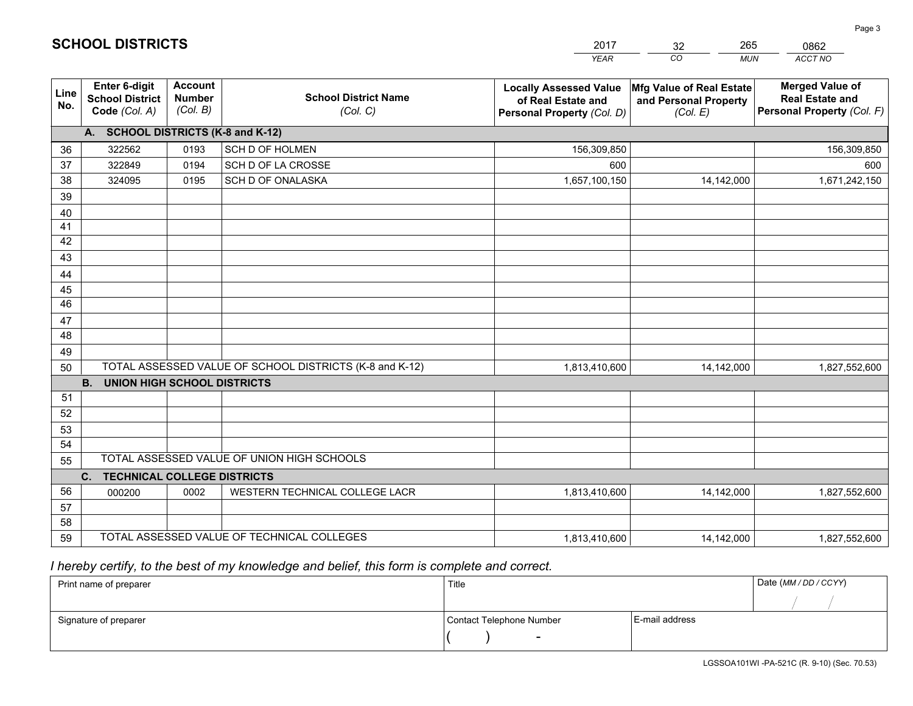# SCHOOL DISTRICTS

| 2017 | 32 | 265 | 0862 |
|---|---|---|---|
| *YEAR* | *CO* | *MUN* | *ACCT NO* |

| Line No. | Enter 6-digit School District Code *(Col. A)* | Account Number *(Col. B)* | School District Name *(Col. C)* | Locally Assessed Value of Real Estate and Personal Property *(Col. D)* | Mfg Value of Real Estate and Personal Property *(Col. E)* | Merged Value of Real Estate and Personal Property *(Col. F)* |
|---|---|---|---|---|---|---|
| | **A. SCHOOL DISTRICTS (K-8 and K-12)** | | | | | |
| 36 | 322562 | 0193 | SCH D OF HOLMEN | 156,309,850 | | 156,309,850 |
| 37 | 322849 | 0194 | SCH D OF LA CROSSE | 600 | | 600 |
| 38 | 324095 | 0195 | SCH D OF ONALASKA | 1,657,100,150 | 14,142,000 | 1,671,242,150 |
| 39 | | | | | | |
| 40 | | | | | | |
| 41 | | | | | | |
| 42 | | | | | | |
| 43 | | | | | | |
| 44 | | | | | | |
| 45 | | | | | | |
| 46 | | | | | | |
| 47 | | | | | | |
| 48 | | | | | | |
| 49 | | | | | | |
| 50 | TOTAL ASSESSED VALUE OF SCHOOL DISTRICTS (K-8 and K-12) | | | 1,813,410,600 | 14,142,000 | 1,827,552,600 |
| | **B. UNION HIGH SCHOOL DISTRICTS** | | | | | |
| 51 | | | | | | |
| 52 | | | | | | |
| 53 | | | | | | |
| 54 | | | | | | |
| 55 | TOTAL ASSESSED VALUE OF UNION HIGH SCHOOLS | | | | | |
| | **C. TECHNICAL COLLEGE DISTRICTS** | | | | | |
| 56 | 000200 | 0002 | WESTERN TECHNICAL COLLEGE LACR | 1,813,410,600 | 14,142,000 | 1,827,552,600 |
| 57 | | | | | | |
| 58 | | | | | | |
| 59 | TOTAL ASSESSED VALUE OF TECHNICAL COLLEGES | | | 1,813,410,600 | 14,142,000 | 1,827,552,600 |

*I hereby certify, to the best of my knowledge and belief, this form is complete and correct.*

| Print name of preparer | Title | | Date *(MM / DD / CCYY)* |
|---|---|---|---|
| | | | / / |
| Signature of preparer | Contact Telephone Number | E-mail address | |
| | ( ) - | | |

LGSSOA101WI -PA-521C (R. 9-10) (Sec. 70.53)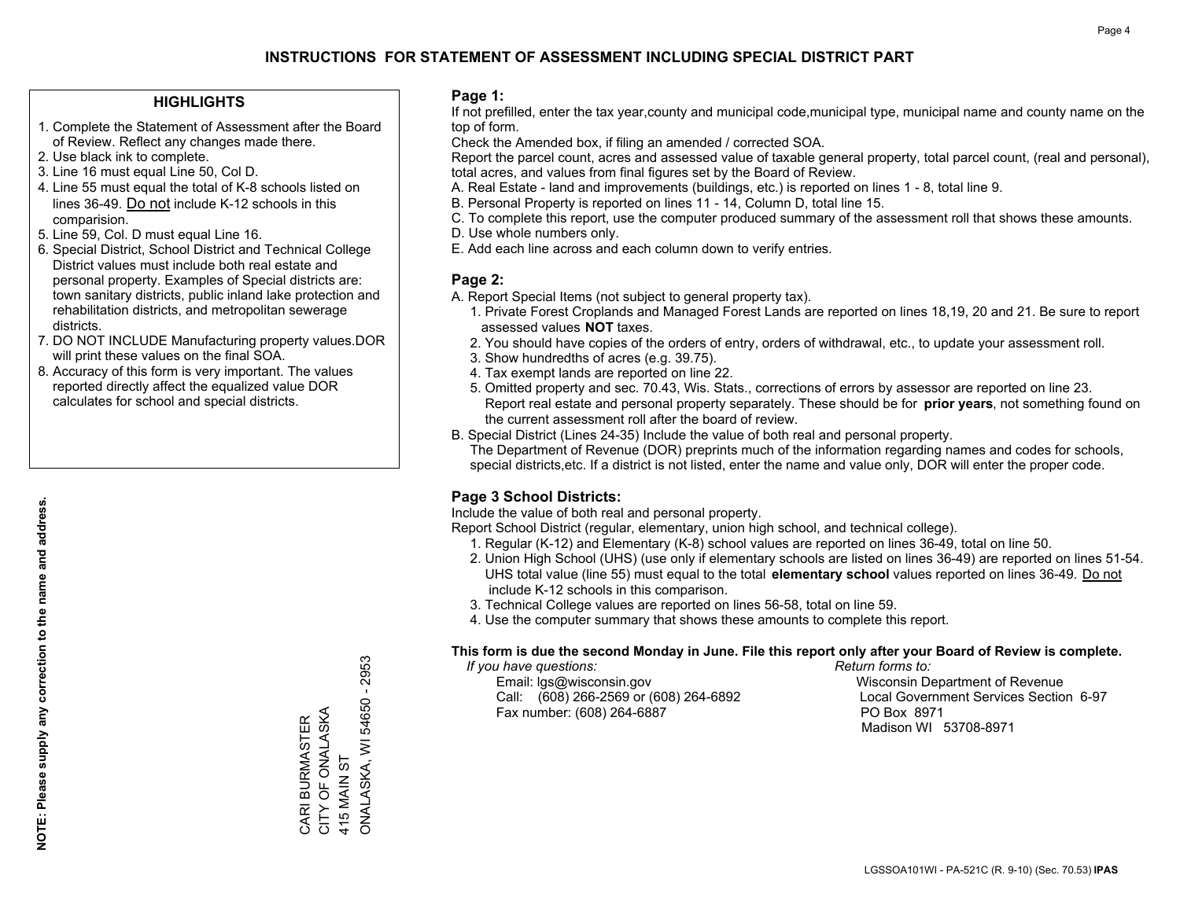# INSTRUCTIONS FOR STATEMENT OF ASSESSMENT INCLUDING SPECIAL DISTRICT PART

## HIGHLIGHTS

1. Complete the Statement of Assessment after the Board of Review. Reflect any changes made there.
2. Use black ink to complete.
3. Line 16 must equal Line 50, Col D.
4. Line 55 must equal the total of K-8 schools listed on lines 36-49. Do not include K-12 schools in this comparision.
5. Line 59, Col. D must equal Line 16.
6. Special District, School District and Technical College District values must include both real estate and personal property. Examples of Special districts are: town sanitary districts, public inland lake protection and rehabilitation districts, and metropolitan sewerage districts.
7. DO NOT INCLUDE Manufacturing property values.DOR will print these values on the final SOA.
8. Accuracy of this form is very important. The values reported directly affect the equalized value DOR calculates for school and special districts.

**NOTE: Please supply any correction to the name and address.**

CARI BURMASTER
CITY OF ONALASKA
415 MAIN ST
ONALASKA, WI 54650 - 2953

## Page 1:

If not prefilled, enter the tax year,county and municipal code,municipal type, municipal name and county name on the top of form.

Check the Amended box, if filing an amended / corrected SOA.

Report the parcel count, acres and assessed value of taxable general property, total parcel count, (real and personal), total acres, and values from final figures set by the Board of Review.

A. Real Estate - land and improvements (buildings, etc.) is reported on lines 1 - 8, total line 9.
B. Personal Property is reported on lines 11 - 14, Column D, total line 15.
C. To complete this report, use the computer produced summary of the assessment roll that shows these amounts.
D. Use whole numbers only.
E. Add each line across and each column down to verify entries.

## Page 2:

A. Report Special Items (not subject to general property tax).
   1. Private Forest Croplands and Managed Forest Lands are reported on lines 18,19, 20 and 21. Be sure to report assessed values **NOT** taxes.
   2. You should have copies of the orders of entry, orders of withdrawal, etc., to update your assessment roll.
   3. Show hundredths of acres (e.g. 39.75).
   4. Tax exempt lands are reported on line 22.
   5. Omitted property and sec. 70.43, Wis. Stats., corrections of errors by assessor are reported on line 23. Report real estate and personal property separately. These should be for **prior years**, not something found on the current assessment roll after the board of review.
B. Special District (Lines 24-35) Include the value of both real and personal property.
   The Department of Revenue (DOR) preprints much of the information regarding names and codes for schools, special districts,etc. If a district is not listed, enter the name and value only, DOR will enter the proper code.

## Page 3 School Districts:

Include the value of both real and personal property.

Report School District (regular, elementary, union high school, and technical college).

1. Regular (K-12) and Elementary (K-8) school values are reported on lines 36-49, total on line 50.
2. Union High School (UHS) (use only if elementary schools are listed on lines 36-49) are reported on lines 51-54. UHS total value (line 55) must equal to the total **elementary school** values reported on lines 36-49. Do not include K-12 schools in this comparison.
3. Technical College values are reported on lines 56-58, total on line 59.
4. Use the computer summary that shows these amounts to complete this report.

**This form is due the second Monday in June. File this report only after your Board of Review is complete.**

*If you have questions:*
Email: lgs@wisconsin.gov
Call: (608) 266-2569 or (608) 264-6892
Fax number: (608) 264-6887

*Return forms to:*
Wisconsin Department of Revenue
Local Government Services Section 6-97
PO Box 8971
Madison WI 53708-8971

LGSSOA101WI - PA-521C (R. 9-10) (Sec. 70.53) **IPAS**